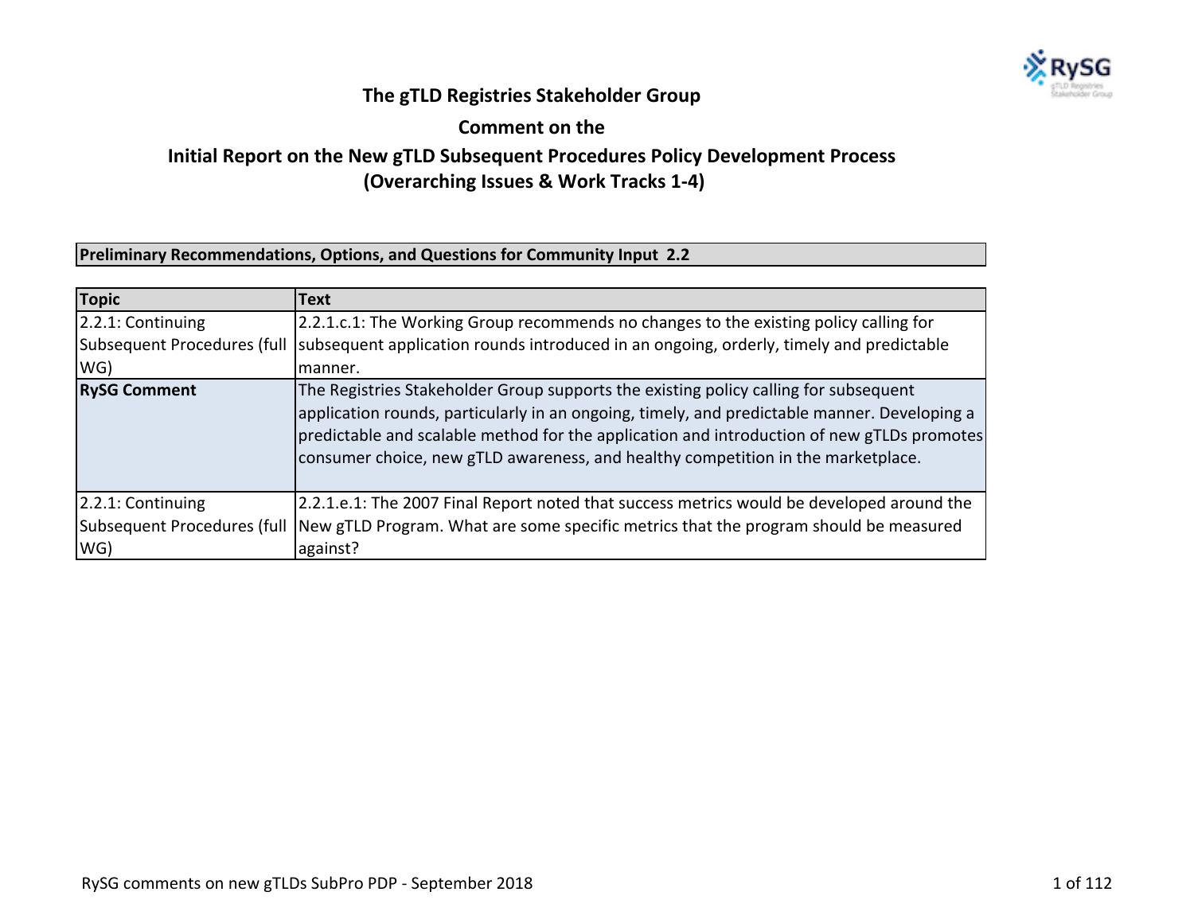**The gTLD Registries Stakeholder Group**

**Comment on the**

**Initial Report on the New gTLD Subsequent Procedures Policy Development Process (Overarching Issues & Work Tracks 1-4)**

**Preliminary Recommendations, Options, and Questions for Community Input 2.2**

| Topic | Text |
|---|---|
| 2.2.1: Continuing Subsequent Procedures (full WG) | 2.2.1.c.1: The Working Group recommends no changes to the existing policy calling for subsequent application rounds introduced in an ongoing, orderly, timely and predictable manner. |
| **RySG Comment** | The Registries Stakeholder Group supports the existing policy calling for subsequent application rounds, particularly in an ongoing, timely, and predictable manner. Developing a predictable and scalable method for the application and introduction of new gTLDs promotes consumer choice, new gTLD awareness, and healthy competition in the marketplace. |
| 2.2.1: Continuing Subsequent Procedures (full WG) | 2.2.1.e.1: The 2007 Final Report noted that success metrics would be developed around the New gTLD Program. What are some specific metrics that the program should be measured against? |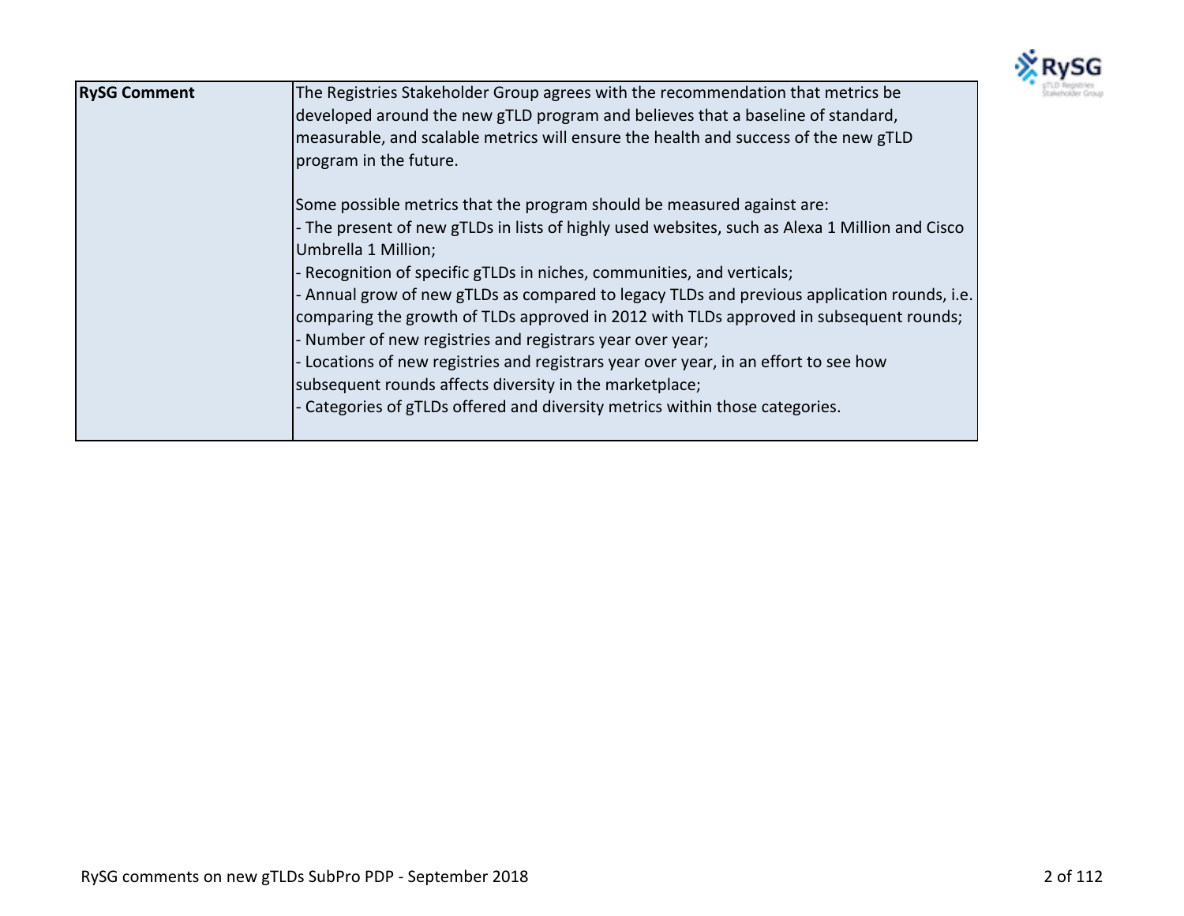| RySG Comment | The Registries Stakeholder Group agrees with the recommendation that metrics be developed around the new gTLD program and believes that a baseline of standard, measurable, and scalable metrics will ensure the health and success of the new gTLD program in the future.<br><br>Some possible metrics that the program should be measured against are:<br>- The present of new gTLDs in lists of highly used websites, such as Alexa 1 Million and Cisco Umbrella 1 Million;<br>- Recognition of specific gTLDs in niches, communities, and verticals;<br>- Annual grow of new gTLDs as compared to legacy TLDs and previous application rounds, i.e. comparing the growth of TLDs approved in 2012 with TLDs approved in subsequent rounds;<br>- Number of new registries and registrars year over year;<br>- Locations of new registries and registrars year over year, in an effort to see how subsequent rounds affects diversity in the marketplace;<br>- Categories of gTLDs offered and diversity metrics within those categories. |
|---|---|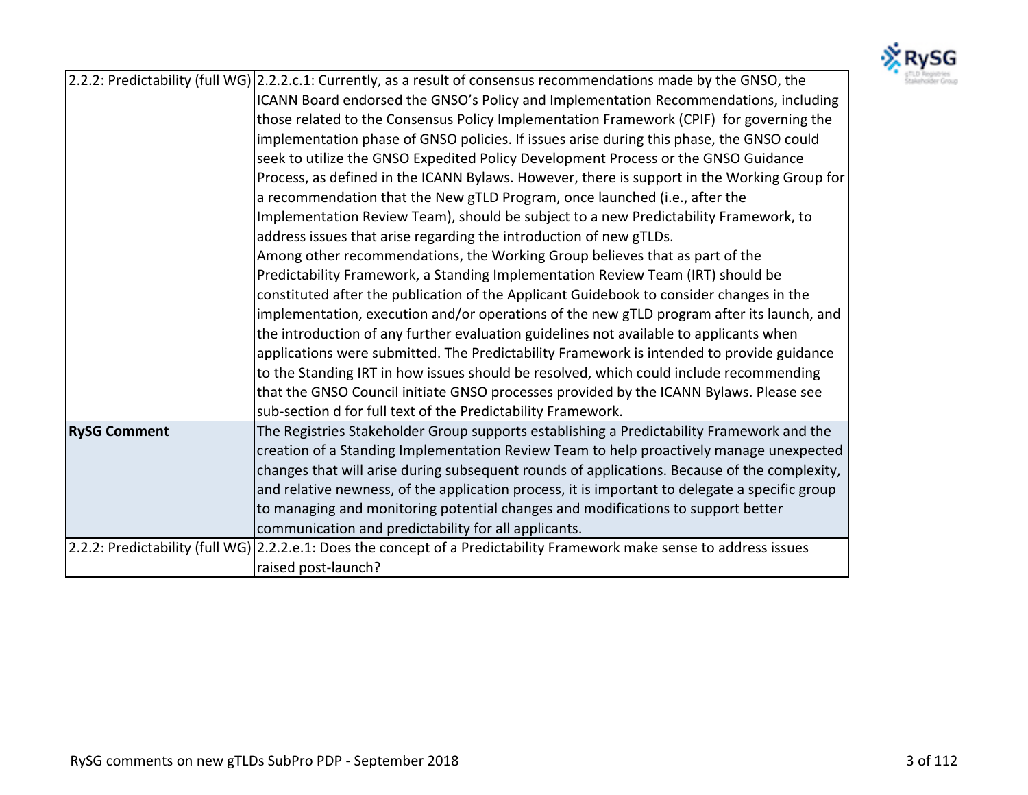| | |
|---|---|
| 2.2.2: Predictability (full WG) | 2.2.2.c.1: Currently, as a result of consensus recommendations made by the GNSO, the ICANN Board endorsed the GNSO's Policy and Implementation Recommendations, including those related to the Consensus Policy Implementation Framework (CPIF) for governing the implementation phase of GNSO policies. If issues arise during this phase, the GNSO could seek to utilize the GNSO Expedited Policy Development Process or the GNSO Guidance Process, as defined in the ICANN Bylaws. However, there is support in the Working Group for a recommendation that the New gTLD Program, once launched (i.e., after the Implementation Review Team), should be subject to a new Predictability Framework, to address issues that arise regarding the introduction of new gTLDs.<br>Among other recommendations, the Working Group believes that as part of the Predictability Framework, a Standing Implementation Review Team (IRT) should be constituted after the publication of the Applicant Guidebook to consider changes in the implementation, execution and/or operations of the new gTLD program after its launch, and the introduction of any further evaluation guidelines not available to applicants when applications were submitted. The Predictability Framework is intended to provide guidance to the Standing IRT in how issues should be resolved, which could include recommending that the GNSO Council initiate GNSO processes provided by the ICANN Bylaws. Please see sub-section d for full text of the Predictability Framework. |
| **RySG Comment** | The Registries Stakeholder Group supports establishing a Predictability Framework and the creation of a Standing Implementation Review Team to help proactively manage unexpected changes that will arise during subsequent rounds of applications. Because of the complexity, and relative newness, of the application process, it is important to delegate a specific group to managing and monitoring potential changes and modifications to support better communication and predictability for all applicants. |
| 2.2.2: Predictability (full WG) | 2.2.2.e.1: Does the concept of a Predictability Framework make sense to address issues raised post-launch? |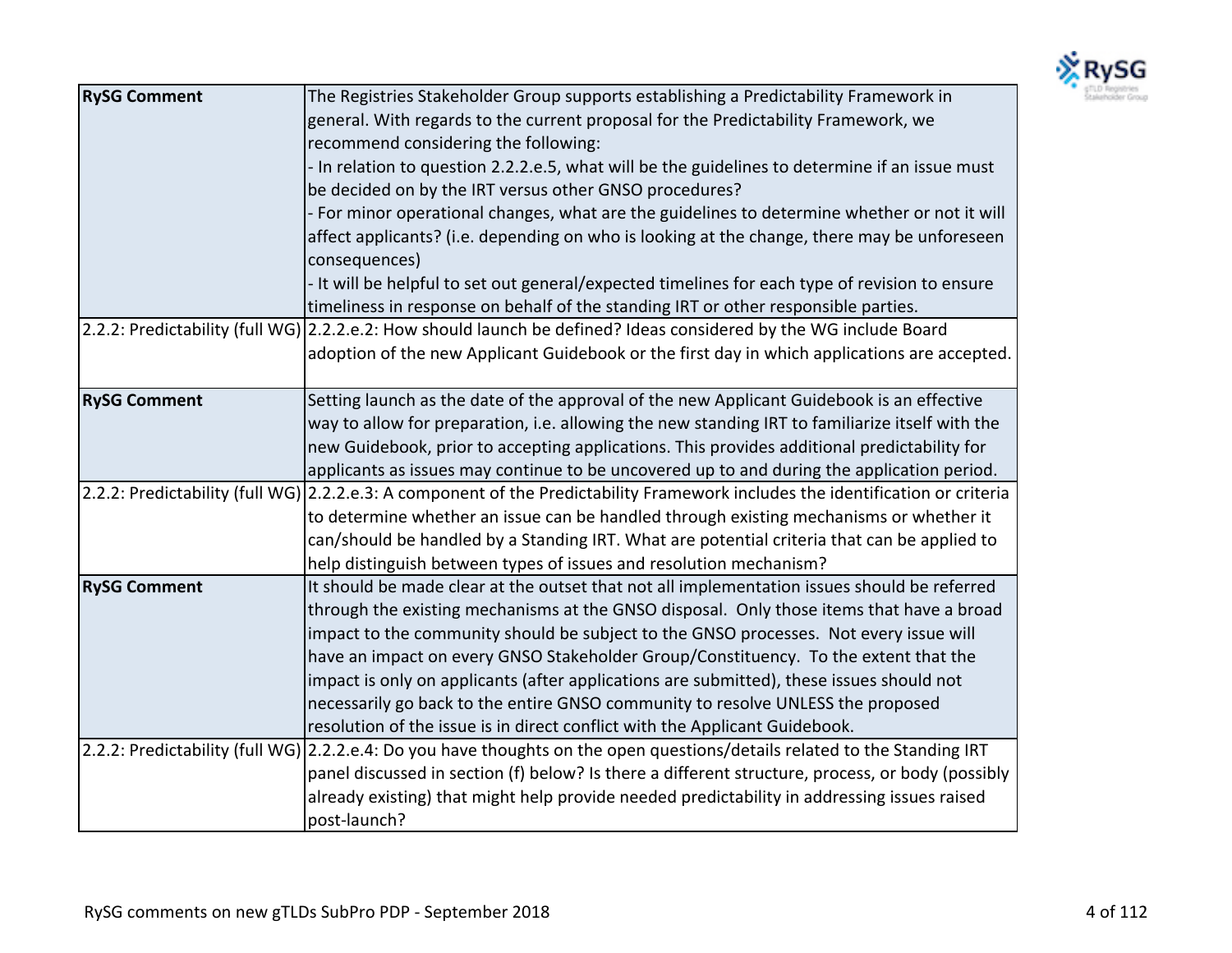| | |
|---|---|
| **RySG Comment** | The Registries Stakeholder Group supports establishing a Predictability Framework in general. With regards to the current proposal for the Predictability Framework, we recommend considering the following:<br>- In relation to question 2.2.2.e.5, what will be the guidelines to determine if an issue must be decided on by the IRT versus other GNSO procedures?<br>- For minor operational changes, what are the guidelines to determine whether or not it will affect applicants? (i.e. depending on who is looking at the change, there may be unforeseen consequences)<br>- It will be helpful to set out general/expected timelines for each type of revision to ensure timeliness in response on behalf of the standing IRT or other responsible parties. |
| 2.2.2: Predictability (full WG) | 2.2.2.e.2: How should launch be defined? Ideas considered by the WG include Board adoption of the new Applicant Guidebook or the first day in which applications are accepted. |
| **RySG Comment** | Setting launch as the date of the approval of the new Applicant Guidebook is an effective way to allow for preparation, i.e. allowing the new standing IRT to familiarize itself with the new Guidebook, prior to accepting applications. This provides additional predictability for applicants as issues may continue to be uncovered up to and during the application period. |
| 2.2.2: Predictability (full WG) | 2.2.2.e.3: A component of the Predictability Framework includes the identification or criteria to determine whether an issue can be handled through existing mechanisms or whether it can/should be handled by a Standing IRT. What are potential criteria that can be applied to help distinguish between types of issues and resolution mechanism? |
| **RySG Comment** | It should be made clear at the outset that not all implementation issues should be referred through the existing mechanisms at the GNSO disposal. Only those items that have a broad impact to the community should be subject to the GNSO processes. Not every issue will have an impact on every GNSO Stakeholder Group/Constituency. To the extent that the impact is only on applicants (after applications are submitted), these issues should not necessarily go back to the entire GNSO community to resolve UNLESS the proposed resolution of the issue is in direct conflict with the Applicant Guidebook. |
| 2.2.2: Predictability (full WG) | 2.2.2.e.4: Do you have thoughts on the open questions/details related to the Standing IRT panel discussed in section (f) below? Is there a different structure, process, or body (possibly already existing) that might help provide needed predictability in addressing issues raised post-launch? |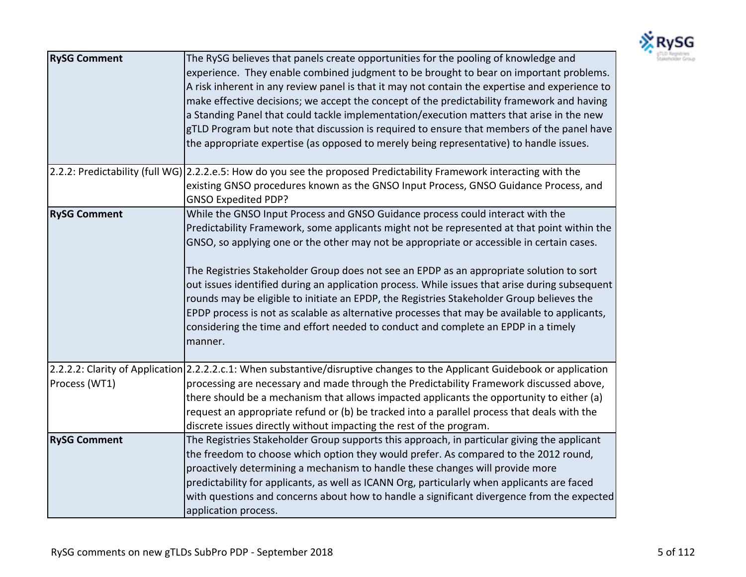| | |
|---|---|
| **RySG Comment** | The RySG believes that panels create opportunities for the pooling of knowledge and experience. They enable combined judgment to be brought to bear on important problems. A risk inherent in any review panel is that it may not contain the expertise and experience to make effective decisions; we accept the concept of the predictability framework and having a Standing Panel that could tackle implementation/execution matters that arise in the new gTLD Program but note that discussion is required to ensure that members of the panel have the appropriate expertise (as opposed to merely being representative) to handle issues. |
| 2.2.2: Predictability (full WG) | 2.2.2.e.5: How do you see the proposed Predictability Framework interacting with the existing GNSO procedures known as the GNSO Input Process, GNSO Guidance Process, and GNSO Expedited PDP? |
| **RySG Comment** | While the GNSO Input Process and GNSO Guidance process could interact with the Predictability Framework, some applicants might not be represented at that point within the GNSO, so applying one or the other may not be appropriate or accessible in certain cases.<br><br>The Registries Stakeholder Group does not see an EPDP as an appropriate solution to sort out issues identified during an application process. While issues that arise during subsequent rounds may be eligible to initiate an EPDP, the Registries Stakeholder Group believes the EPDP process is not as scalable as alternative processes that may be available to applicants, considering the time and effort needed to conduct and complete an EPDP in a timely manner. |
| 2.2.2.2: Clarity of Application Process (WT1) | 2.2.2.2.c.1: When substantive/disruptive changes to the Applicant Guidebook or application processing are necessary and made through the Predictability Framework discussed above, there should be a mechanism that allows impacted applicants the opportunity to either (a) request an appropriate refund or (b) be tracked into a parallel process that deals with the discrete issues directly without impacting the rest of the program. |
| **RySG Comment** | The Registries Stakeholder Group supports this approach, in particular giving the applicant the freedom to choose which option they would prefer. As compared to the 2012 round, proactively determining a mechanism to handle these changes will provide more predictability for applicants, as well as ICANN Org, particularly when applicants are faced with questions and concerns about how to handle a significant divergence from the expected application process. |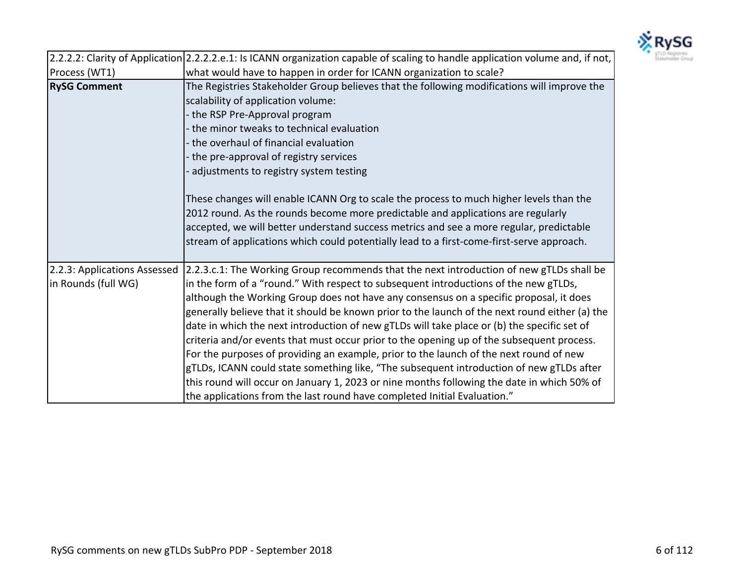| 2.2.2: Clarity of Application Process (WT1) | 2.2.2.e.1: Is ICANN organization capable of scaling to handle application volume and, if not, what would have to happen in order for ICANN organization to scale? |
|---|---|
| **RySG Comment** | The Registries Stakeholder Group believes that the following modifications will improve the scalability of application volume:<br>- the RSP Pre-Approval program<br>- the minor tweaks to technical evaluation<br>- the overhaul of financial evaluation<br>- the pre-approval of registry services<br>- adjustments to registry system testing<br><br>These changes will enable ICANN Org to scale the process to much higher levels than the 2012 round. As the rounds become more predictable and applications are regularly accepted, we will better understand success metrics and see a more regular, predictable stream of applications which could potentially lead to a first-come-first-serve approach. |
| 2.2.3: Applications Assessed in Rounds (full WG) | 2.2.3.c.1: The Working Group recommends that the next introduction of new gTLDs shall be in the form of a "round." With respect to subsequent introductions of the new gTLDs, although the Working Group does not have any consensus on a specific proposal, it does generally believe that it should be known prior to the launch of the next round either (a) the date in which the next introduction of new gTLDs will take place or (b) the specific set of criteria and/or events that must occur prior to the opening up of the subsequent process. For the purposes of providing an example, prior to the launch of the next round of new gTLDs, ICANN could state something like, "The subsequent introduction of new gTLDs after this round will occur on January 1, 2023 or nine months following the date in which 50% of the applications from the last round have completed Initial Evaluation." |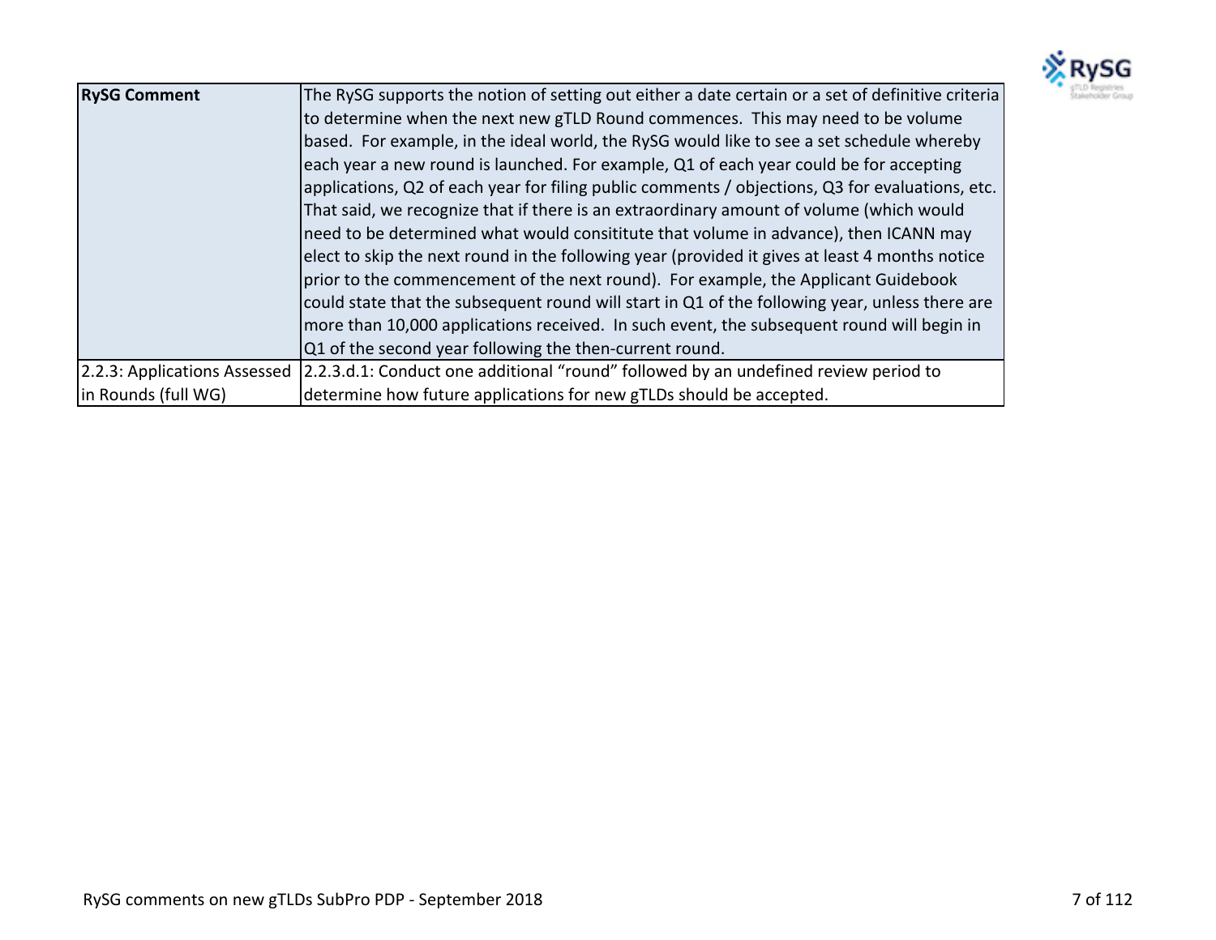| | |
|---|---|
| **RySG Comment** | The RySG supports the notion of setting out either a date certain or a set of definitive criteria to determine when the next new gTLD Round commences. This may need to be volume based. For example, in the ideal world, the RySG would like to see a set schedule whereby each year a new round is launched. For example, Q1 of each year could be for accepting applications, Q2 of each year for filing public comments / objections, Q3 for evaluations, etc. That said, we recognize that if there is an extraordinary amount of volume (which would need to be determined what would consititute that volume in advance), then ICANN may elect to skip the next round in the following year (provided it gives at least 4 months notice prior to the commencement of the next round). For example, the Applicant Guidebook could state that the subsequent round will start in Q1 of the following year, unless there are more than 10,000 applications received. In such event, the subsequent round will begin in Q1 of the second year following the then-current round. |
| 2.2.3: Applications Assessed in Rounds (full WG) | 2.2.3.d.1: Conduct one additional "round" followed by an undefined review period to determine how future applications for new gTLDs should be accepted. |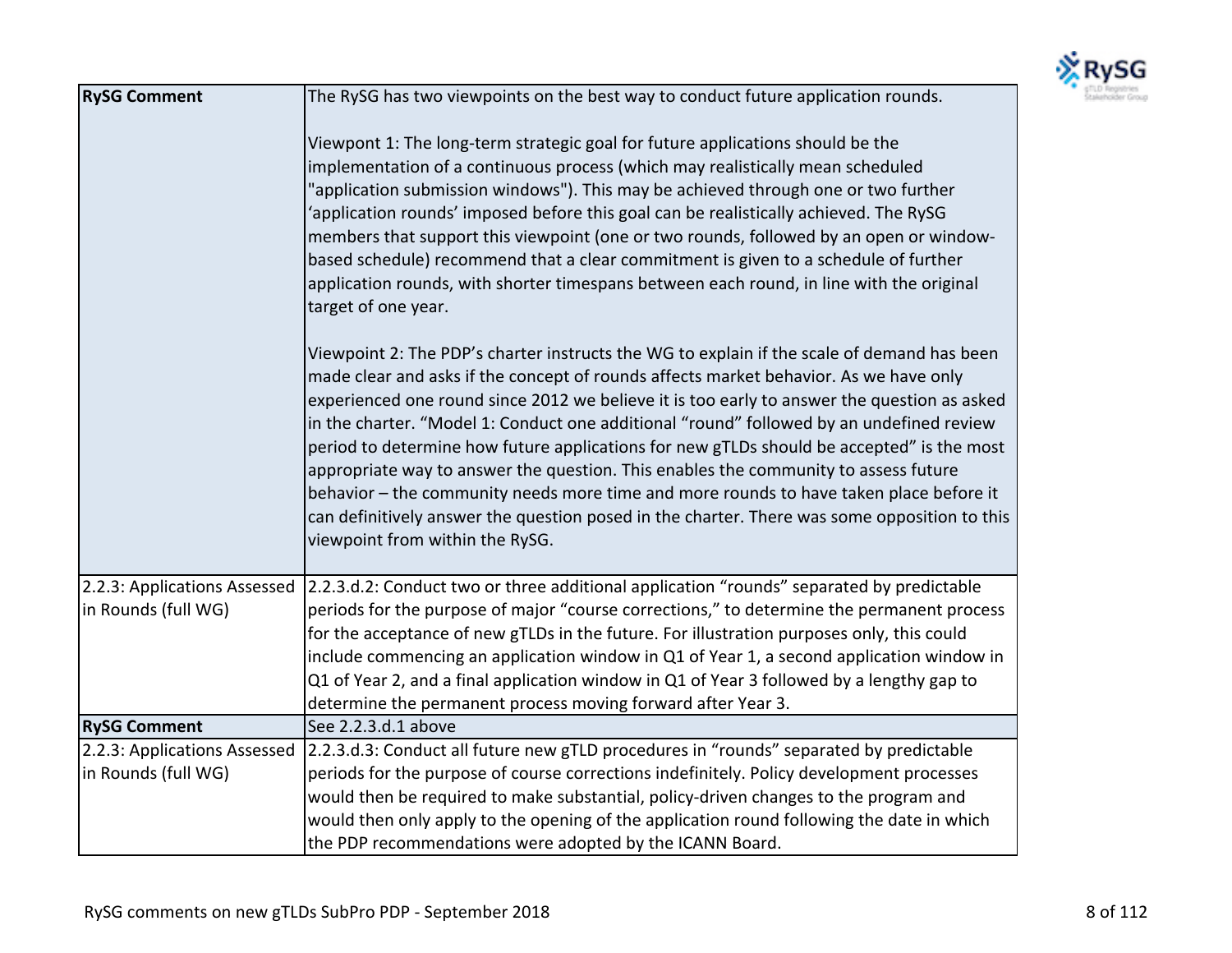| | |
|---|---|
| **RySG Comment** | The RySG has two viewpoints on the best way to conduct future application rounds.<br><br>Viewpont 1: The long-term strategic goal for future applications should be the implementation of a continuous process (which may realistically mean scheduled "application submission windows"). This may be achieved through one or two further 'application rounds' imposed before this goal can be realistically achieved. The RySG members that support this viewpoint (one or two rounds, followed by an open or window-based schedule) recommend that a clear commitment is given to a schedule of further application rounds, with shorter timespans between each round, in line with the original target of one year.<br><br>Viewpoint 2: The PDP's charter instructs the WG to explain if the scale of demand has been made clear and asks if the concept of rounds affects market behavior. As we have only experienced one round since 2012 we believe it is too early to answer the question as asked in the charter. "Model 1: Conduct one additional "round" followed by an undefined review period to determine how future applications for new gTLDs should be accepted" is the most appropriate way to answer the question. This enables the community to assess future behavior – the community needs more time and more rounds to have taken place before it can definitively answer the question posed in the charter. There was some opposition to this viewpoint from within the RySG. |
| 2.2.3: Applications Assessed in Rounds (full WG) | 2.2.3.d.2: Conduct two or three additional application "rounds" separated by predictable periods for the purpose of major "course corrections," to determine the permanent process for the acceptance of new gTLDs in the future. For illustration purposes only, this could include commencing an application window in Q1 of Year 1, a second application window in Q1 of Year 2, and a final application window in Q1 of Year 3 followed by a lengthy gap to determine the permanent process moving forward after Year 3. |
| **RySG Comment** | See 2.2.3.d.1 above |
| 2.2.3: Applications Assessed in Rounds (full WG) | 2.2.3.d.3: Conduct all future new gTLD procedures in "rounds" separated by predictable periods for the purpose of course corrections indefinitely. Policy development processes would then be required to make substantial, policy-driven changes to the program and would then only apply to the opening of the application round following the date in which the PDP recommendations were adopted by the ICANN Board. |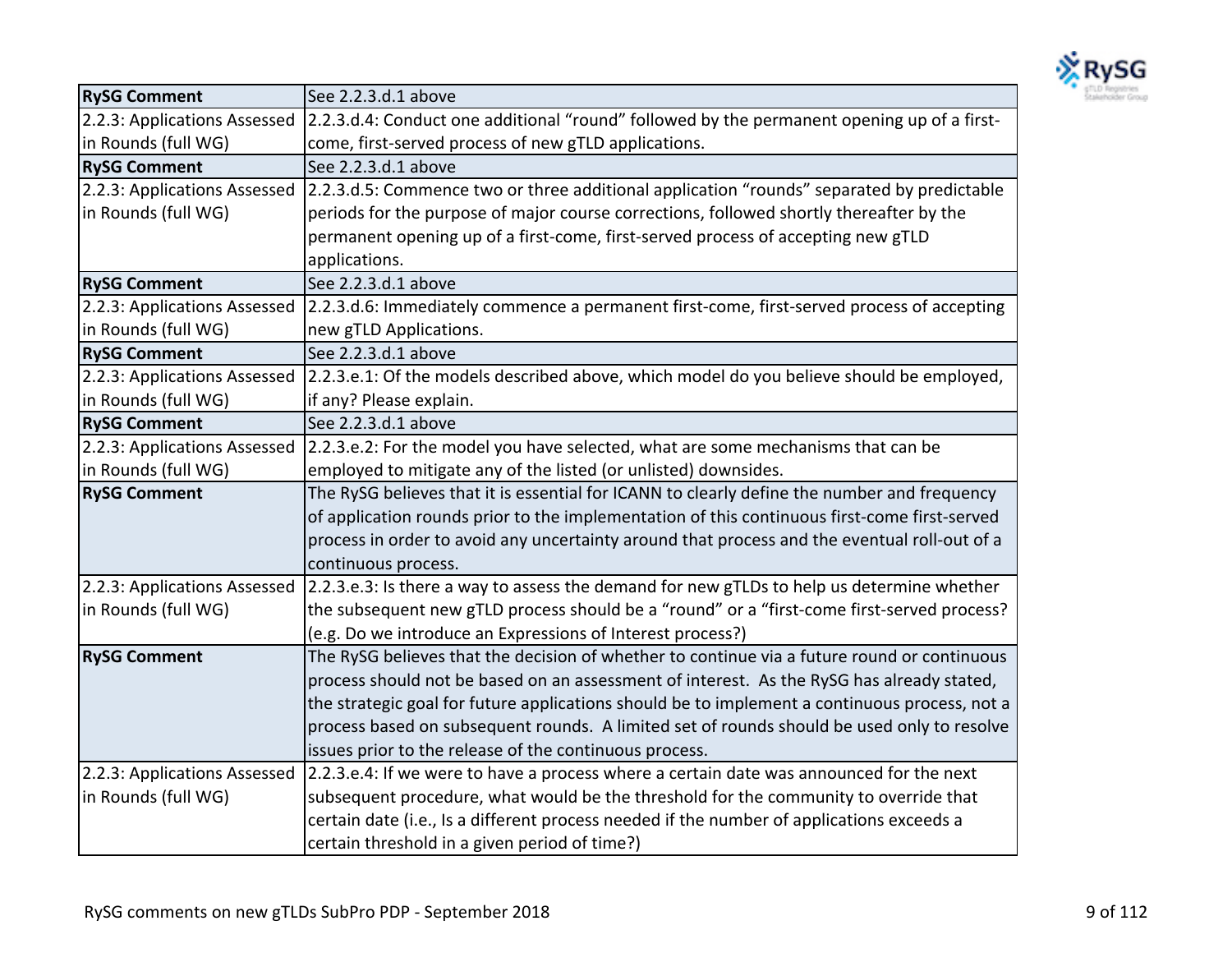| RySG Comment | See 2.2.3.d.1 above |
|---|---|
| 2.2.3: Applications Assessed in Rounds (full WG) | 2.2.3.d.4: Conduct one additional "round" followed by the permanent opening up of a first-come, first-served process of new gTLD applications. |
| **RySG Comment** | See 2.2.3.d.1 above |
| 2.2.3: Applications Assessed in Rounds (full WG) | 2.2.3.d.5: Commence two or three additional application "rounds" separated by predictable periods for the purpose of major course corrections, followed shortly thereafter by the permanent opening up of a first-come, first-served process of accepting new gTLD applications. |
| **RySG Comment** | See 2.2.3.d.1 above |
| 2.2.3: Applications Assessed in Rounds (full WG) | 2.2.3.d.6: Immediately commence a permanent first-come, first-served process of accepting new gTLD Applications. |
| **RySG Comment** | See 2.2.3.d.1 above |
| 2.2.3: Applications Assessed in Rounds (full WG) | 2.2.3.e.1: Of the models described above, which model do you believe should be employed, if any? Please explain. |
| **RySG Comment** | See 2.2.3.d.1 above |
| 2.2.3: Applications Assessed in Rounds (full WG) | 2.2.3.e.2: For the model you have selected, what are some mechanisms that can be employed to mitigate any of the listed (or unlisted) downsides. |
| **RySG Comment** | The RySG believes that it is essential for ICANN to clearly define the number and frequency of application rounds prior to the implementation of this continuous first-come first-served process in order to avoid any uncertainty around that process and the eventual roll-out of a continuous process. |
| 2.2.3: Applications Assessed in Rounds (full WG) | 2.2.3.e.3: Is there a way to assess the demand for new gTLDs to help us determine whether the subsequent new gTLD process should be a "round" or a "first-come first-served process? (e.g. Do we introduce an Expressions of Interest process?) |
| **RySG Comment** | The RySG believes that the decision of whether to continue via a future round or continuous process should not be based on an assessment of interest. As the RySG has already stated, the strategic goal for future applications should be to implement a continuous process, not a process based on subsequent rounds. A limited set of rounds should be used only to resolve issues prior to the release of the continuous process. |
| 2.2.3: Applications Assessed in Rounds (full WG) | 2.2.3.e.4: If we were to have a process where a certain date was announced for the next subsequent procedure, what would be the threshold for the community to override that certain date (i.e., Is a different process needed if the number of applications exceeds a certain threshold in a given period of time?) |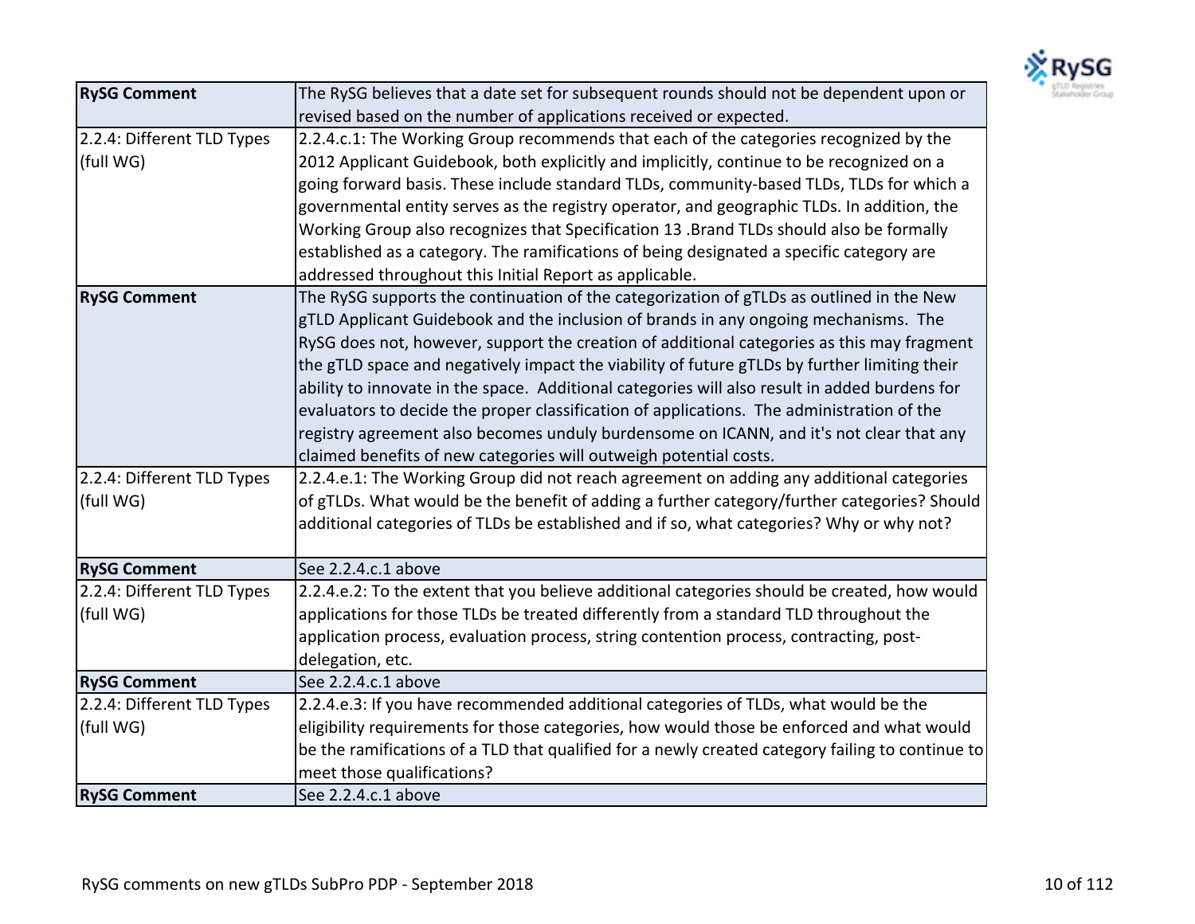| RySG Comment | The RySG believes that a date set for subsequent rounds should not be dependent upon or revised based on the number of applications received or expected. |
|---|---|
| 2.2.4: Different TLD Types (full WG) | 2.2.4.c.1: The Working Group recommends that each of the categories recognized by the 2012 Applicant Guidebook, both explicitly and implicitly, continue to be recognized on a going forward basis. These include standard TLDs, community-based TLDs, TLDs for which a governmental entity serves as the registry operator, and geographic TLDs. In addition, the Working Group also recognizes that Specification 13 .Brand TLDs should also be formally established as a category. The ramifications of being designated a specific category are addressed throughout this Initial Report as applicable. |
| **RySG Comment** | The RySG supports the continuation of the categorization of gTLDs as outlined in the New gTLD Applicant Guidebook and the inclusion of brands in any ongoing mechanisms. The RySG does not, however, support the creation of additional categories as this may fragment the gTLD space and negatively impact the viability of future gTLDs by further limiting their ability to innovate in the space. Additional categories will also result in added burdens for evaluators to decide the proper classification of applications. The administration of the registry agreement also becomes unduly burdensome on ICANN, and it's not clear that any claimed benefits of new categories will outweigh potential costs. |
| 2.2.4: Different TLD Types (full WG) | 2.2.4.e.1: The Working Group did not reach agreement on adding any additional categories of gTLDs. What would be the benefit of adding a further category/further categories? Should additional categories of TLDs be established and if so, what categories? Why or why not? |
| **RySG Comment** | See 2.2.4.c.1 above |
| 2.2.4: Different TLD Types (full WG) | 2.2.4.e.2: To the extent that you believe additional categories should be created, how would applications for those TLDs be treated differently from a standard TLD throughout the application process, evaluation process, string contention process, contracting, post-delegation, etc. |
| **RySG Comment** | See 2.2.4.c.1 above |
| 2.2.4: Different TLD Types (full WG) | 2.2.4.e.3: If you have recommended additional categories of TLDs, what would be the eligibility requirements for those categories, how would those be enforced and what would be the ramifications of a TLD that qualified for a newly created category failing to continue to meet those qualifications? |
| **RySG Comment** | See 2.2.4.c.1 above |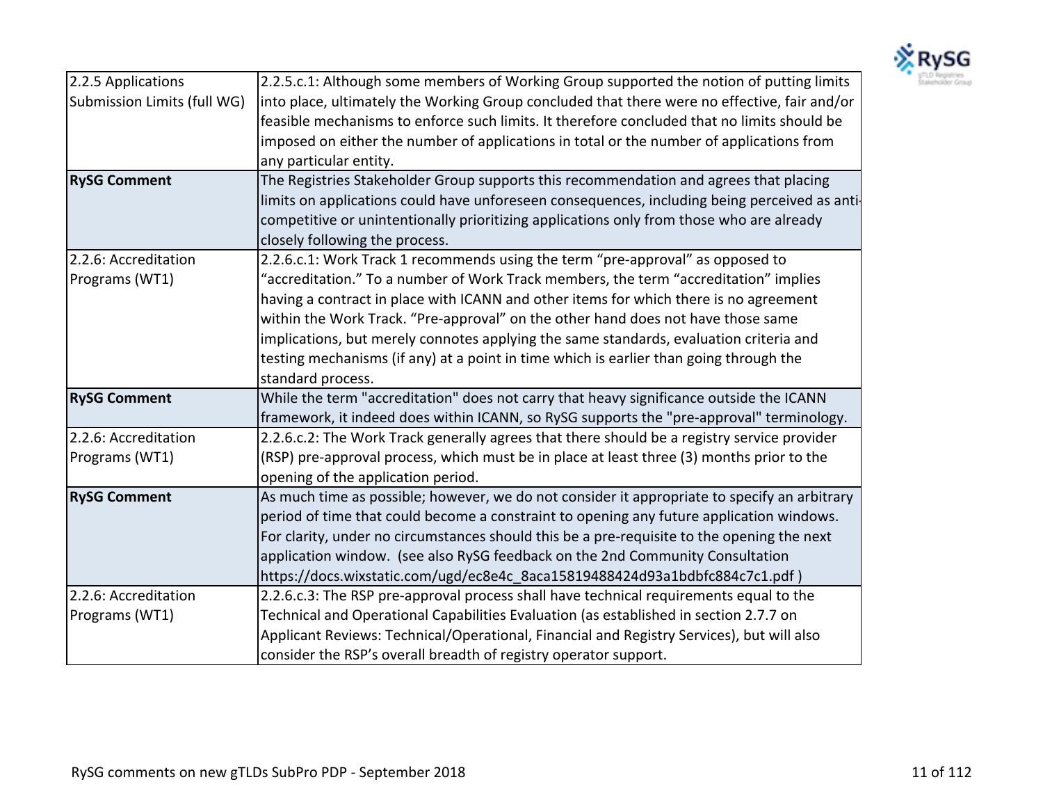| | |
|---|---|
| 2.2.5 Applications Submission Limits (full WG) | 2.2.5.c.1: Although some members of Working Group supported the notion of putting limits into place, ultimately the Working Group concluded that there were no effective, fair and/or feasible mechanisms to enforce such limits. It therefore concluded that no limits should be imposed on either the number of applications in total or the number of applications from any particular entity. |
| **RySG Comment** | The Registries Stakeholder Group supports this recommendation and agrees that placing limits on applications could have unforeseen consequences, including being perceived as anti-competitive or unintentionally prioritizing applications only from those who are already closely following the process. |
| 2.2.6: Accreditation Programs (WT1) | 2.2.6.c.1: Work Track 1 recommends using the term "pre-approval" as opposed to "accreditation." To a number of Work Track members, the term "accreditation" implies having a contract in place with ICANN and other items for which there is no agreement within the Work Track. "Pre-approval" on the other hand does not have those same implications, but merely connotes applying the same standards, evaluation criteria and testing mechanisms (if any) at a point in time which is earlier than going through the standard process. |
| **RySG Comment** | While the term "accreditation" does not carry that heavy significance outside the ICANN framework, it indeed does within ICANN, so RySG supports the "pre-approval" terminology. |
| 2.2.6: Accreditation Programs (WT1) | 2.2.6.c.2: The Work Track generally agrees that there should be a registry service provider (RSP) pre-approval process, which must be in place at least three (3) months prior to the opening of the application period. |
| **RySG Comment** | As much time as possible; however, we do not consider it appropriate to specify an arbitrary period of time that could become a constraint to opening any future application windows. For clarity, under no circumstances should this be a pre-requisite to the opening the next application window. (see also RySG feedback on the 2nd Community Consultation https://docs.wixstatic.com/ugd/ec8e4c_8aca15819488424d93a1bdbfc884c7c1.pdf ) |
| 2.2.6: Accreditation Programs (WT1) | 2.2.6.c.3: The RSP pre-approval process shall have technical requirements equal to the Technical and Operational Capabilities Evaluation (as established in section 2.7.7 on Applicant Reviews: Technical/Operational, Financial and Registry Services), but will also consider the RSP's overall breadth of registry operator support. |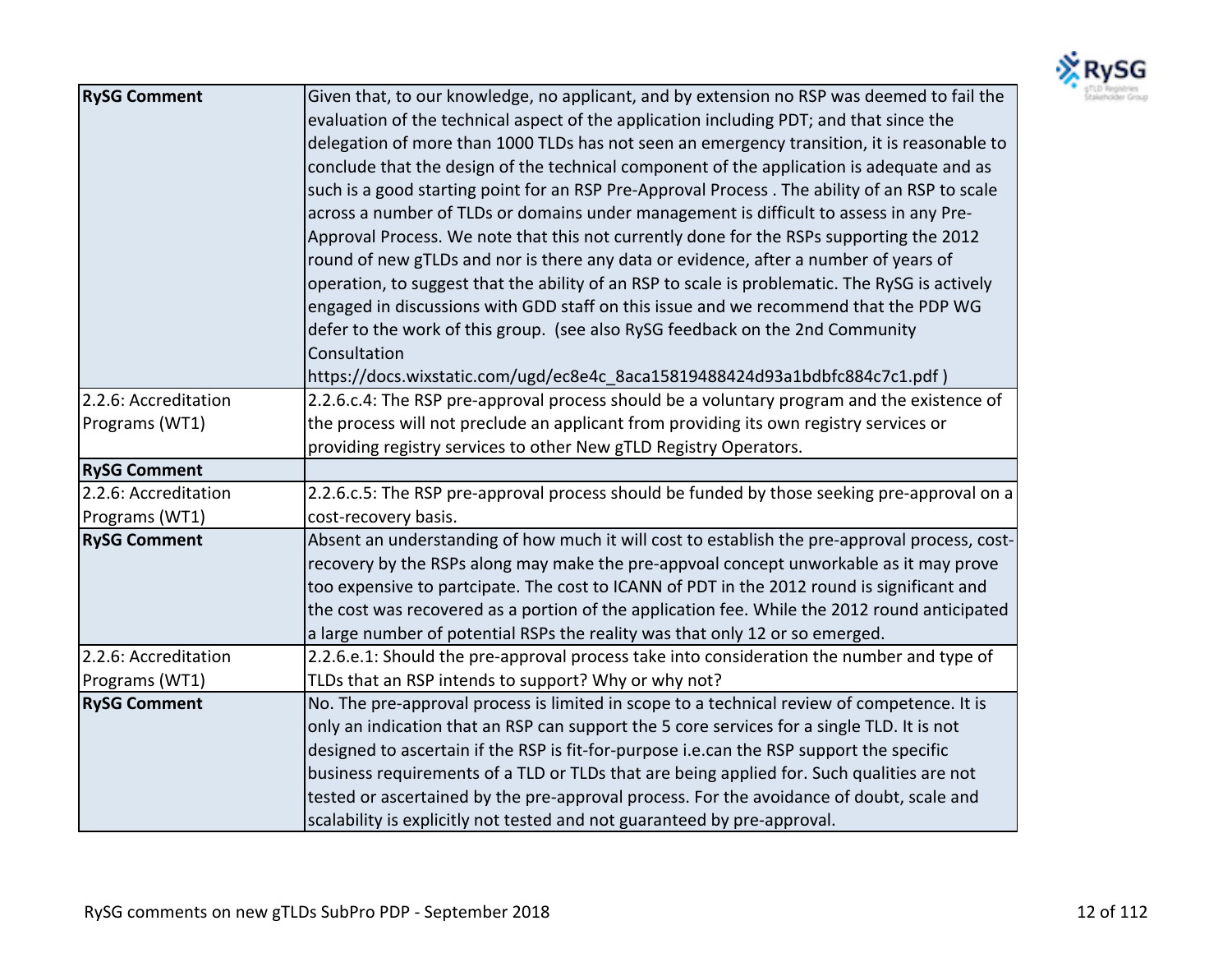| | |
|---|---|
| **RySG Comment** | Given that, to our knowledge, no applicant, and by extension no RSP was deemed to fail the evaluation of the technical aspect of the application including PDT; and that since the delegation of more than 1000 TLDs has not seen an emergency transition, it is reasonable to conclude that the design of the technical component of the application is adequate and as such is a good starting point for an RSP Pre-Approval Process . The ability of an RSP to scale across a number of TLDs or domains under management is difficult to assess in any Pre-Approval Process. We note that this not currently done for the RSPs supporting the 2012 round of new gTLDs and nor is there any data or evidence, after a number of years of operation, to suggest that the ability of an RSP to scale is problematic. The RySG is actively engaged in discussions with GDD staff on this issue and we recommend that the PDP WG defer to the work of this group. (see also RySG feedback on the 2nd Community Consultation https://docs.wixstatic.com/ugd/ec8e4c_8aca15819488424d93a1bdbfc884c7c1.pdf ) |
| 2.2.6: Accreditation Programs (WT1) | 2.2.6.c.4: The RSP pre-approval process should be a voluntary program and the existence of the process will not preclude an applicant from providing its own registry services or providing registry services to other New gTLD Registry Operators. |
| **RySG Comment** | |
| 2.2.6: Accreditation Programs (WT1) | 2.2.6.c.5: The RSP pre-approval process should be funded by those seeking pre-approval on a cost-recovery basis. |
| **RySG Comment** | Absent an understanding of how much it will cost to establish the pre-approval process, cost-recovery by the RSPs along may make the pre-appvoal concept unworkable as it may prove too expensive to partcipate. The cost to ICANN of PDT in the 2012 round is significant and the cost was recovered as a portion of the application fee. While the 2012 round anticipated a large number of potential RSPs the reality was that only 12 or so emerged. |
| 2.2.6: Accreditation Programs (WT1) | 2.2.6.e.1: Should the pre-approval process take into consideration the number and type of TLDs that an RSP intends to support? Why or why not? |
| **RySG Comment** | No. The pre-approval process is limited in scope to a technical review of competence. It is only an indication that an RSP can support the 5 core services for a single TLD. It is not designed to ascertain if the RSP is fit-for-purpose i.e.can the RSP support the specific business requirements of a TLD or TLDs that are being applied for. Such qualities are not tested or ascertained by the pre-approval process. For the avoidance of doubt, scale and scalability is explicitly not tested and not guaranteed by pre-approval. |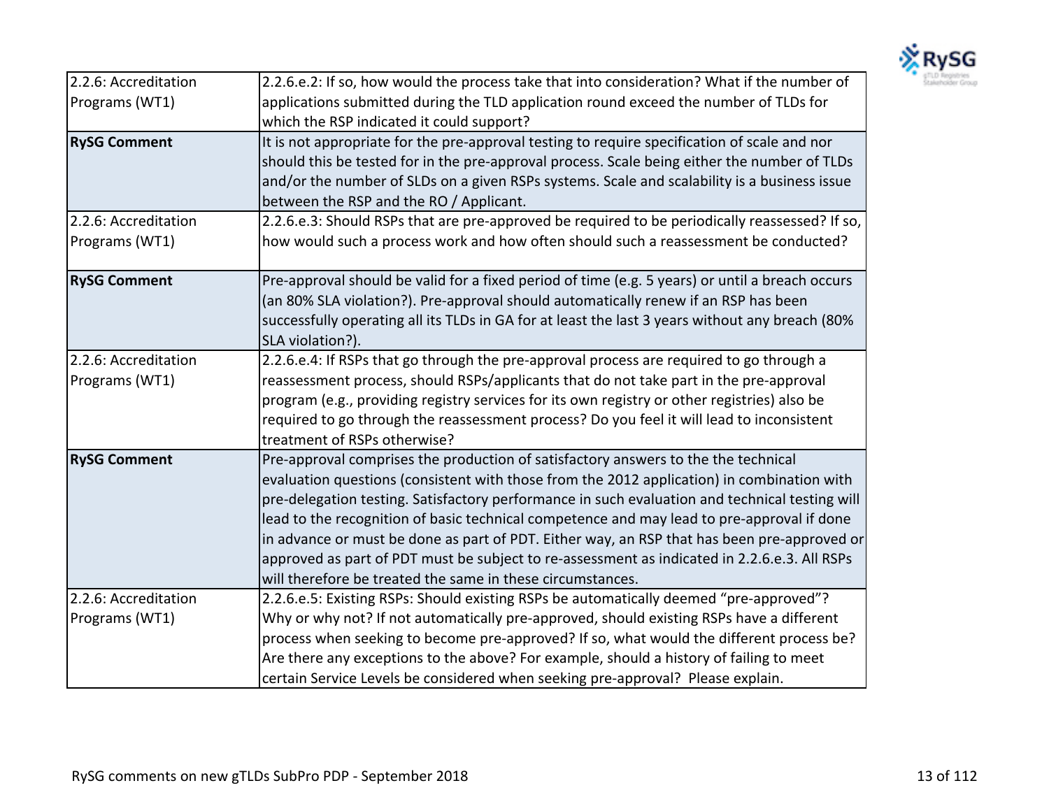| 2.2.6: Accreditation Programs (WT1) | 2.2.6.e.2: If so, how would the process take that into consideration? What if the number of applications submitted during the TLD application round exceed the number of TLDs for which the RSP indicated it could support? |
|---|---|
| **RySG Comment** | It is not appropriate for the pre-approval testing to require specification of scale and nor should this be tested for in the pre-approval process. Scale being either the number of TLDs and/or the number of SLDs on a given RSPs systems. Scale and scalability is a business issue between the RSP and the RO / Applicant. |
| 2.2.6: Accreditation Programs (WT1) | 2.2.6.e.3: Should RSPs that are pre-approved be required to be periodically reassessed? If so, how would such a process work and how often should such a reassessment be conducted? |
| **RySG Comment** | Pre-approval should be valid for a fixed period of time (e.g. 5 years) or until a breach occurs (an 80% SLA violation?). Pre-approval should automatically renew if an RSP has been successfully operating all its TLDs in GA for at least the last 3 years without any breach (80% SLA violation?). |
| 2.2.6: Accreditation Programs (WT1) | 2.2.6.e.4: If RSPs that go through the pre-approval process are required to go through a reassessment process, should RSPs/applicants that do not take part in the pre-approval program (e.g., providing registry services for its own registry or other registries) also be required to go through the reassessment process? Do you feel it will lead to inconsistent treatment of RSPs otherwise? |
| **RySG Comment** | Pre-approval comprises the production of satisfactory answers to the the technical evaluation questions (consistent with those from the 2012 application) in combination with pre-delegation testing. Satisfactory performance in such evaluation and technical testing will lead to the recognition of basic technical competence and may lead to pre-approval if done in advance or must be done as part of PDT. Either way, an RSP that has been pre-approved or approved as part of PDT must be subject to re-assessment as indicated in 2.2.6.e.3. All RSPs will therefore be treated the same in these circumstances. |
| 2.2.6: Accreditation Programs (WT1) | 2.2.6.e.5: Existing RSPs: Should existing RSPs be automatically deemed "pre-approved"? Why or why not? If not automatically pre-approved, should existing RSPs have a different process when seeking to become pre-approved? If so, what would the different process be? Are there any exceptions to the above? For example, should a history of failing to meet certain Service Levels be considered when seeking pre-approval? Please explain. |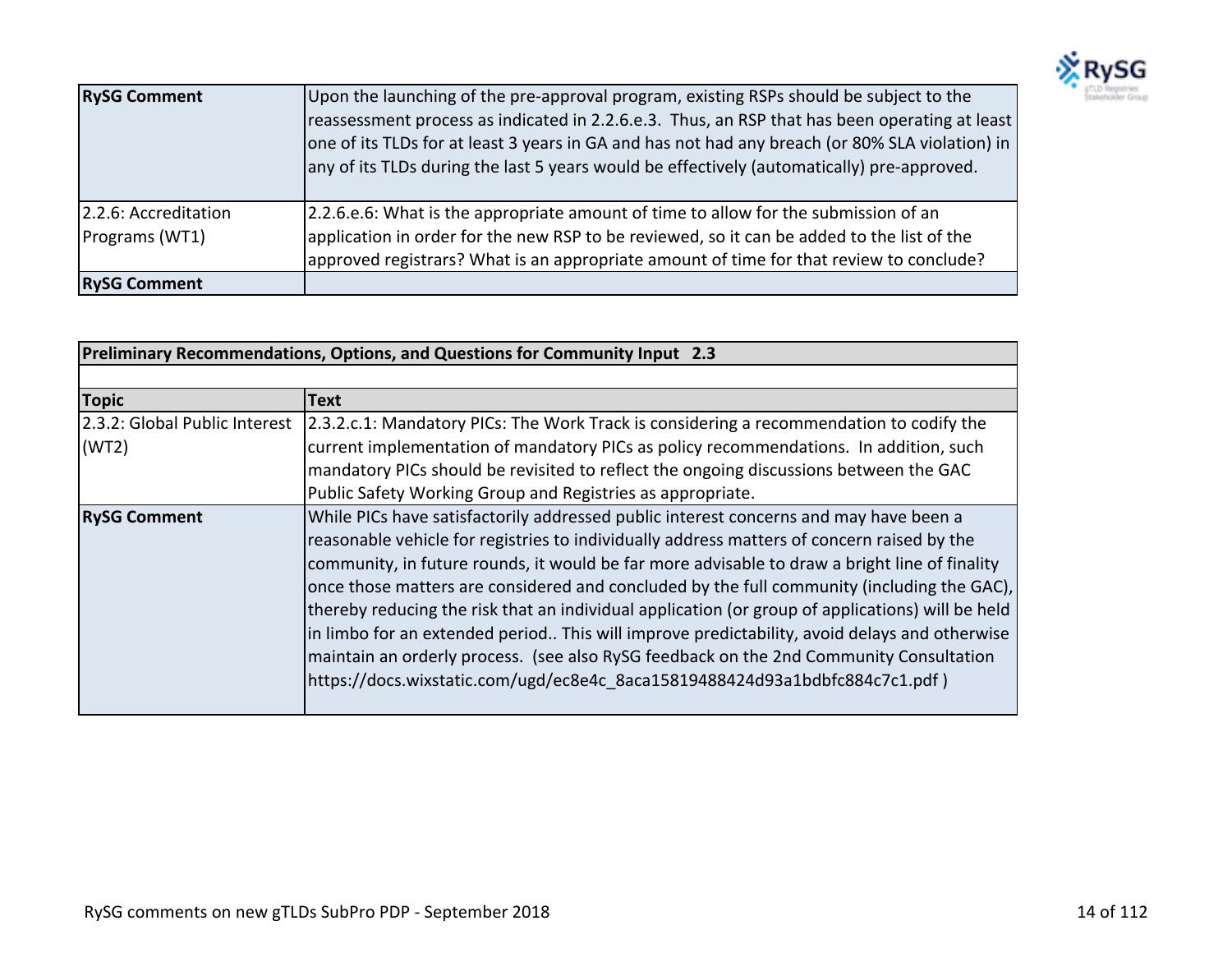| | |
|---|---|
| **RySG Comment** | Upon the launching of the pre-approval program, existing RSPs should be subject to the reassessment process as indicated in 2.2.6.e.3. Thus, an RSP that has been operating at least one of its TLDs for at least 3 years in GA and has not had any breach (or 80% SLA violation) in any of its TLDs during the last 5 years would be effectively (automatically) pre-approved. |
| 2.2.6: Accreditation Programs (WT1) | 2.2.6.e.6: What is the appropriate amount of time to allow for the submission of an application in order for the new RSP to be reviewed, so it can be added to the list of the approved registrars? What is an appropriate amount of time for that review to conclude? |
| **RySG Comment** | |

| **Preliminary Recommendations, Options, and Questions for Community Input 2.3** | |
|---|---|
| | |
| **Topic** | **Text** |
| 2.3.2: Global Public Interest (WT2) | 2.3.2.c.1: Mandatory PICs: The Work Track is considering a recommendation to codify the current implementation of mandatory PICs as policy recommendations. In addition, such mandatory PICs should be revisited to reflect the ongoing discussions between the GAC Public Safety Working Group and Registries as appropriate. |
| **RySG Comment** | While PICs have satisfactorily addressed public interest concerns and may have been a reasonable vehicle for registries to individually address matters of concern raised by the community, in future rounds, it would be far more advisable to draw a bright line of finality once those matters are considered and concluded by the full community (including the GAC), thereby reducing the risk that an individual application (or group of applications) will be held in limbo for an extended period.. This will improve predictability, avoid delays and otherwise maintain an orderly process. (see also RySG feedback on the 2nd Community Consultation https://docs.wixstatic.com/ugd/ec8e4c_8aca15819488424d93a1bdbfc884c7c1.pdf ) |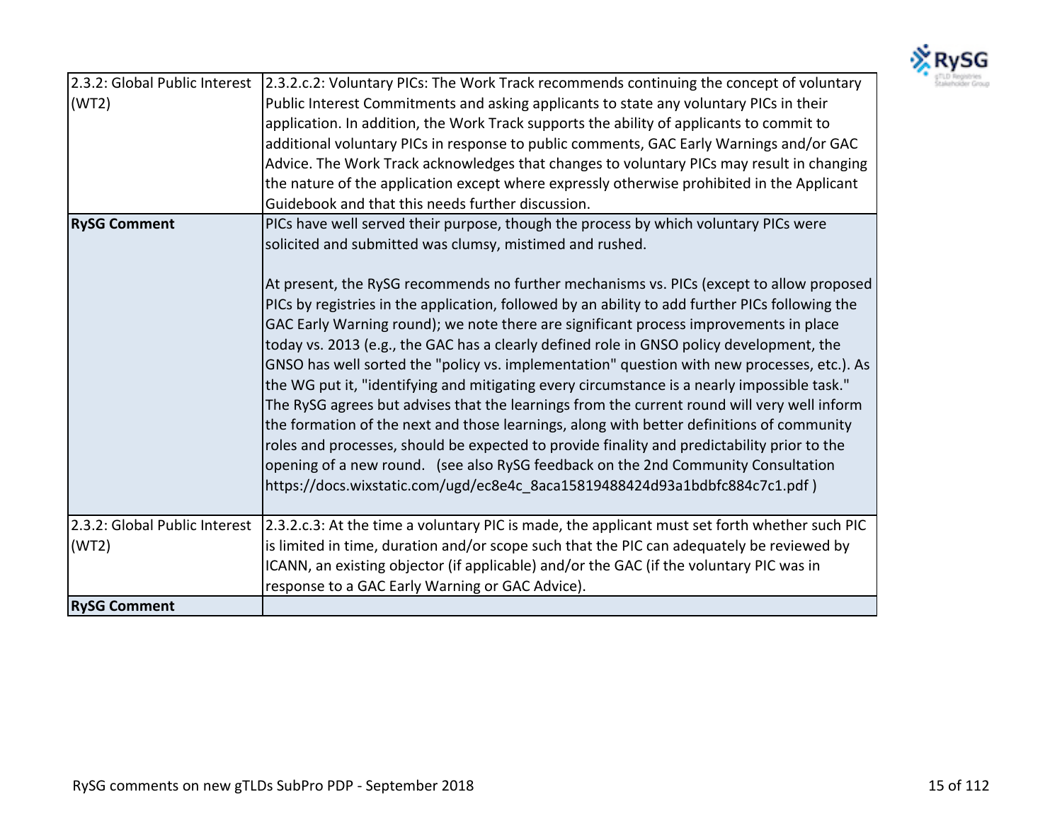| 2.3.2: Global Public Interest (WT2) | 2.3.2.c.2: Voluntary PICs: The Work Track recommends continuing the concept of voluntary Public Interest Commitments and asking applicants to state any voluntary PICs in their application. In addition, the Work Track supports the ability of applicants to commit to additional voluntary PICs in response to public comments, GAC Early Warnings and/or GAC Advice. The Work Track acknowledges that changes to voluntary PICs may result in changing the nature of the application except where expressly otherwise prohibited in the Applicant Guidebook and that this needs further discussion. |
|---|---|
| **RySG Comment** | PICs have well served their purpose, though the process by which voluntary PICs were solicited and submitted was clumsy, mistimed and rushed.<br><br>At present, the RySG recommends no further mechanisms vs. PICs (except to allow proposed PICs by registries in the application, followed by an ability to add further PICs following the GAC Early Warning round); we note there are significant process improvements in place today vs. 2013 (e.g., the GAC has a clearly defined role in GNSO policy development, the GNSO has well sorted the "policy vs. implementation" question with new processes, etc.). As the WG put it, "identifying and mitigating every circumstance is a nearly impossible task." The RySG agrees but advises that the learnings from the current round will very well inform the formation of the next and those learnings, along with better definitions of community roles and processes, should be expected to provide finality and predictability prior to the opening of a new round. (see also RySG feedback on the 2nd Community Consultation https://docs.wixstatic.com/ugd/ec8e4c_8aca15819488424d93a1bdbfc884c7c1.pdf ) |
| 2.3.2: Global Public Interest (WT2) | 2.3.2.c.3: At the time a voluntary PIC is made, the applicant must set forth whether such PIC is limited in time, duration and/or scope such that the PIC can adequately be reviewed by ICANN, an existing objector (if applicable) and/or the GAC (if the voluntary PIC was in response to a GAC Early Warning or GAC Advice). |
| **RySG Comment** | |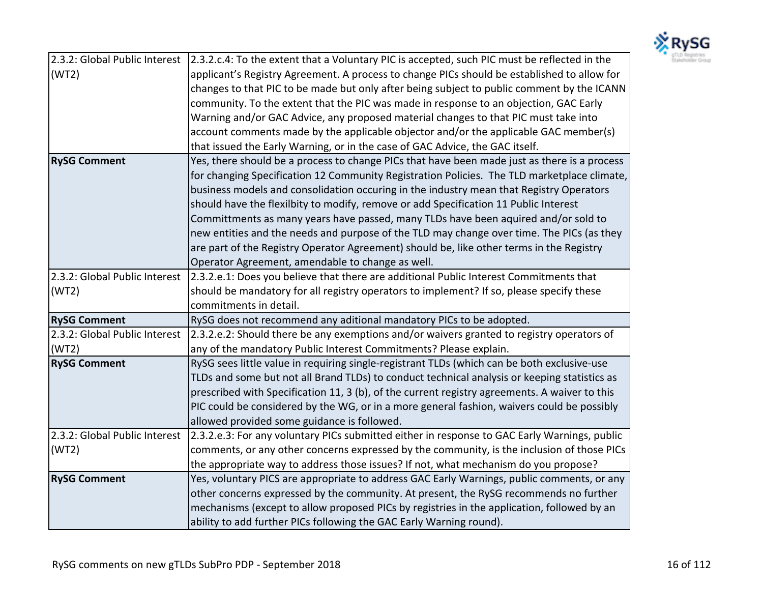| 2.3.2: Global Public Interest (WT2) | 2.3.2.c.4: To the extent that a Voluntary PIC is accepted, such PIC must be reflected in the applicant's Registry Agreement. A process to change PICs should be established to allow for changes to that PIC to be made but only after being subject to public comment by the ICANN community. To the extent that the PIC was made in response to an objection, GAC Early Warning and/or GAC Advice, any proposed material changes to that PIC must take into account comments made by the applicable objector and/or the applicable GAC member(s) that issued the Early Warning, or in the case of GAC Advice, the GAC itself. |
|---|---|
| **RySG Comment** | Yes, there should be a process to change PICs that have been made just as there is a process for changing Specification 12 Community Registration Policies. The TLD marketplace climate, business models and consolidation occuring in the industry mean that Registry Operators should have the flexilbity to modify, remove or add Specification 11 Public Interest Committments as many years have passed, many TLDs have been aquired and/or sold to new entities and the needs and purpose of the TLD may change over time. The PICs (as they are part of the Registry Operator Agreement) should be, like other terms in the Registry Operator Agreement, amendable to change as well. |
| 2.3.2: Global Public Interest (WT2) | 2.3.2.e.1: Does you believe that there are additional Public Interest Commitments that should be mandatory for all registry operators to implement? If so, please specify these commitments in detail. |
| **RySG Comment** | RySG does not recommend any aditional mandatory PICs to be adopted. |
| 2.3.2: Global Public Interest (WT2) | 2.3.2.e.2: Should there be any exemptions and/or waivers granted to registry operators of any of the mandatory Public Interest Commitments? Please explain. |
| **RySG Comment** | RySG sees little value in requiring single-registrant TLDs (which can be both exclusive-use TLDs and some but not all Brand TLDs) to conduct technical analysis or keeping statistics as prescribed with Specification 11, 3 (b), of the current registry agreements. A waiver to this PIC could be considered by the WG, or in a more general fashion, waivers could be possibly allowed provided some guidance is followed. |
| 2.3.2: Global Public Interest (WT2) | 2.3.2.e.3: For any voluntary PICs submitted either in response to GAC Early Warnings, public comments, or any other concerns expressed by the community, is the inclusion of those PICs the appropriate way to address those issues? If not, what mechanism do you propose? |
| **RySG Comment** | Yes, voluntary PICS are appropriate to address GAC Early Warnings, public comments, or any other concerns expressed by the community. At present, the RySG recommends no further mechanisms (except to allow proposed PICs by registries in the application, followed by an ability to add further PICs following the GAC Early Warning round). |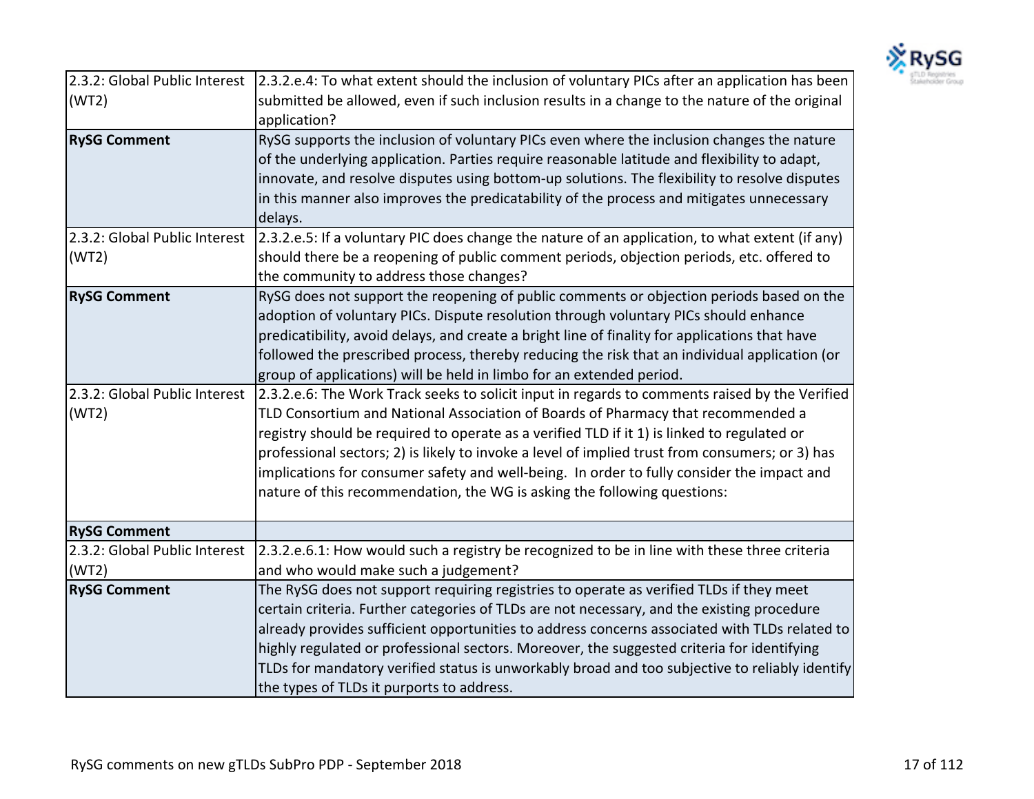| | |
|---|---|
| 2.3.2: Global Public Interest (WT2) | 2.3.2.e.4: To what extent should the inclusion of voluntary PICs after an application has been submitted be allowed, even if such inclusion results in a change to the nature of the original application? |
| **RySG Comment** | RySG supports the inclusion of voluntary PICs even where the inclusion changes the nature of the underlying application. Parties require reasonable latitude and flexibility to adapt, innovate, and resolve disputes using bottom-up solutions. The flexibility to resolve disputes in this manner also improves the predicatability of the process and mitigates unnecessary delays. |
| 2.3.2: Global Public Interest (WT2) | 2.3.2.e.5: If a voluntary PIC does change the nature of an application, to what extent (if any) should there be a reopening of public comment periods, objection periods, etc. offered to the community to address those changes? |
| **RySG Comment** | RySG does not support the reopening of public comments or objection periods based on the adoption of voluntary PICs. Dispute resolution through voluntary PICs should enhance predicatibility, avoid delays, and create a bright line of finality for applications that have followed the prescribed process, thereby reducing the risk that an individual application (or group of applications) will be held in limbo for an extended period. |
| 2.3.2: Global Public Interest (WT2) | 2.3.2.e.6: The Work Track seeks to solicit input in regards to comments raised by the Verified TLD Consortium and National Association of Boards of Pharmacy that recommended a registry should be required to operate as a verified TLD if it 1) is linked to regulated or professional sectors; 2) is likely to invoke a level of implied trust from consumers; or 3) has implications for consumer safety and well-being. In order to fully consider the impact and nature of this recommendation, the WG is asking the following questions: |
| **RySG Comment** | |
| 2.3.2: Global Public Interest (WT2) | 2.3.2.e.6.1: How would such a registry be recognized to be in line with these three criteria and who would make such a judgement? |
| **RySG Comment** | The RySG does not support requiring registries to operate as verified TLDs if they meet certain criteria. Further categories of TLDs are not necessary, and the existing procedure already provides sufficient opportunities to address concerns associated with TLDs related to highly regulated or professional sectors. Moreover, the suggested criteria for identifying TLDs for mandatory verified status is unworkably broad and too subjective to reliably identify the types of TLDs it purports to address. |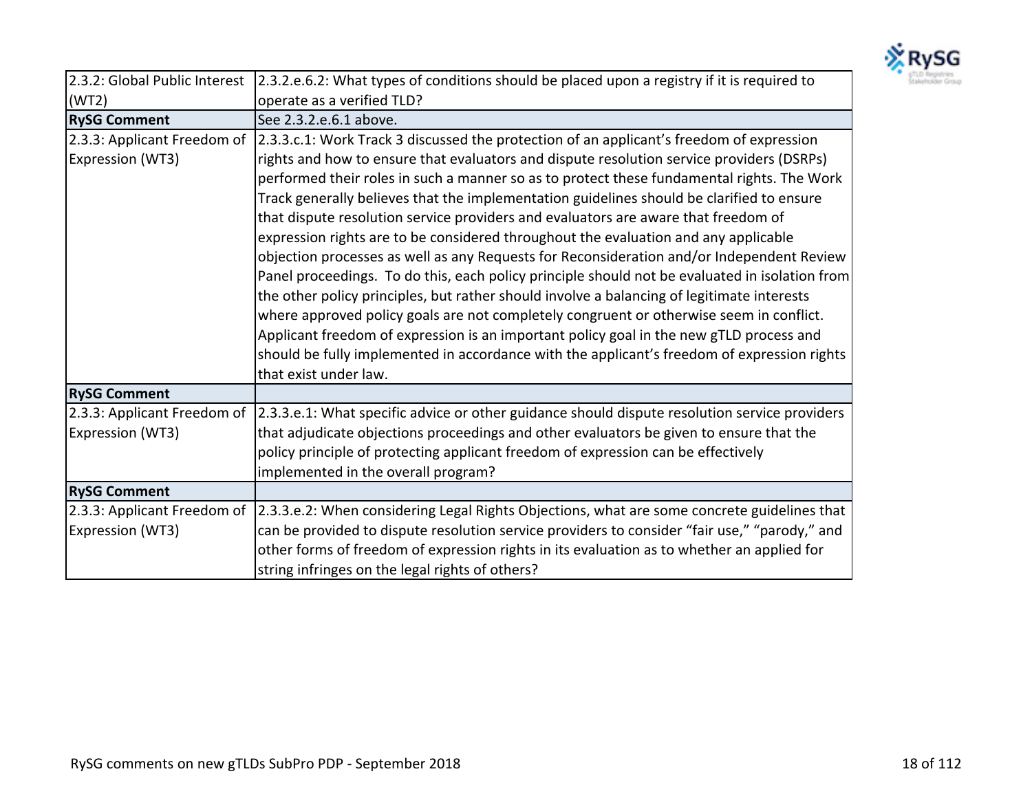| | |
|---|---|
| 2.3.2: Global Public Interest (WT2) | 2.3.2.e.6.2: What types of conditions should be placed upon a registry if it is required to operate as a verified TLD? |
| **RySG Comment** | See 2.3.2.e.6.1 above. |
| 2.3.3: Applicant Freedom of Expression (WT3) | 2.3.3.c.1: Work Track 3 discussed the protection of an applicant's freedom of expression rights and how to ensure that evaluators and dispute resolution service providers (DSRPs) performed their roles in such a manner so as to protect these fundamental rights. The Work Track generally believes that the implementation guidelines should be clarified to ensure that dispute resolution service providers and evaluators are aware that freedom of expression rights are to be considered throughout the evaluation and any applicable objection processes as well as any Requests for Reconsideration and/or Independent Review Panel proceedings. To do this, each policy principle should not be evaluated in isolation from the other policy principles, but rather should involve a balancing of legitimate interests where approved policy goals are not completely congruent or otherwise seem in conflict. Applicant freedom of expression is an important policy goal in the new gTLD process and should be fully implemented in accordance with the applicant's freedom of expression rights that exist under law. |
| **RySG Comment** | |
| 2.3.3: Applicant Freedom of Expression (WT3) | 2.3.3.e.1: What specific advice or other guidance should dispute resolution service providers that adjudicate objections proceedings and other evaluators be given to ensure that the policy principle of protecting applicant freedom of expression can be effectively implemented in the overall program? |
| **RySG Comment** | |
| 2.3.3: Applicant Freedom of Expression (WT3) | 2.3.3.e.2: When considering Legal Rights Objections, what are some concrete guidelines that can be provided to dispute resolution service providers to consider "fair use," "parody," and other forms of freedom of expression rights in its evaluation as to whether an applied for string infringes on the legal rights of others? |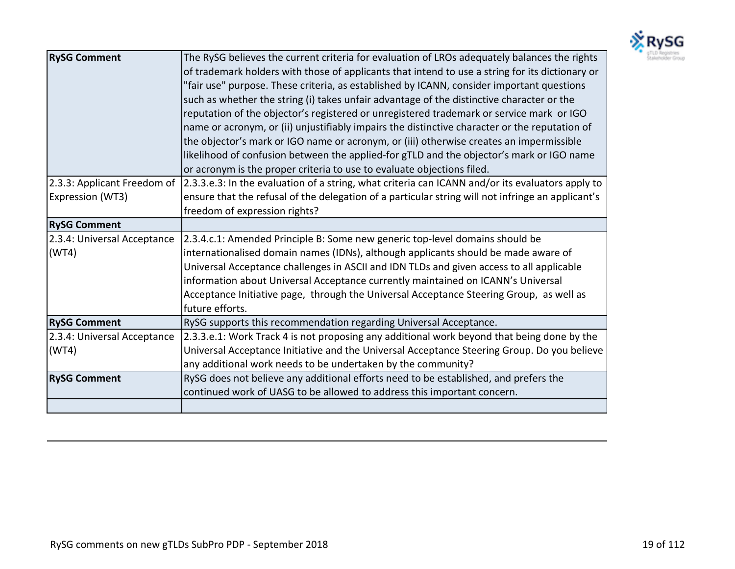| | |
|---|---|
| **RySG Comment** | The RySG believes the current criteria for evaluation of LROs adequately balances the rights of trademark holders with those of applicants that intend to use a string for its dictionary or "fair use" purpose. These criteria, as established by ICANN, consider important questions such as whether the string (i) takes unfair advantage of the distinctive character or the reputation of the objector's registered or unregistered trademark or service mark or IGO name or acronym, or (ii) unjustifiably impairs the distinctive character or the reputation of the objector's mark or IGO name or acronym, or (iii) otherwise creates an impermissible likelihood of confusion between the applied-for gTLD and the objector's mark or IGO name or acronym is the proper criteria to use to evaluate objections filed. |
| 2.3.3: Applicant Freedom of Expression (WT3) | 2.3.3.e.3: In the evaluation of a string, what criteria can ICANN and/or its evaluators apply to ensure that the refusal of the delegation of a particular string will not infringe an applicant's freedom of expression rights? |
| **RySG Comment** | |
| 2.3.4: Universal Acceptance (WT4) | 2.3.4.c.1: Amended Principle B: Some new generic top-level domains should be internationalised domain names (IDNs), although applicants should be made aware of Universal Acceptance challenges in ASCII and IDN TLDs and given access to all applicable information about Universal Acceptance currently maintained on ICANN's Universal Acceptance Initiative page, through the Universal Acceptance Steering Group, as well as future efforts. |
| **RySG Comment** | RySG supports this recommendation regarding Universal Acceptance. |
| 2.3.4: Universal Acceptance (WT4) | 2.3.3.e.1: Work Track 4 is not proposing any additional work beyond that being done by the Universal Acceptance Initiative and the Universal Acceptance Steering Group. Do you believe any additional work needs to be undertaken by the community? |
| **RySG Comment** | RySG does not believe any additional efforts need to be established, and prefers the continued work of UASG to be allowed to address this important concern. |
| | |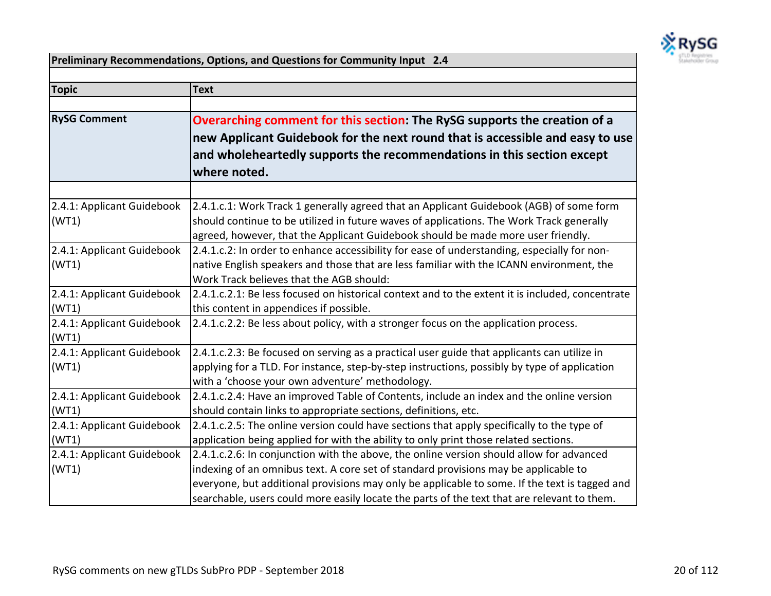| Preliminary Recommendations, Options, and Questions for Community Input 2.4 | |
|---|---|
| **Topic** | **Text** |
| | |
| **RySG Comment** | **Overarching comment for this section: The RySG supports the creation of a new Applicant Guidebook for the next round that is accessible and easy to use and wholeheartedly supports the recommendations in this section except where noted.** |
| | |
| 2.4.1: Applicant Guidebook (WT1) | 2.4.1.c.1: Work Track 1 generally agreed that an Applicant Guidebook (AGB) of some form should continue to be utilized in future waves of applications. The Work Track generally agreed, however, that the Applicant Guidebook should be made more user friendly. |
| 2.4.1: Applicant Guidebook (WT1) | 2.4.1.c.2: In order to enhance accessibility for ease of understanding, especially for non-native English speakers and those that are less familiar with the ICANN environment, the Work Track believes that the AGB should: |
| 2.4.1: Applicant Guidebook (WT1) | 2.4.1.c.2.1: Be less focused on historical context and to the extent it is included, concentrate this content in appendices if possible. |
| 2.4.1: Applicant Guidebook (WT1) | 2.4.1.c.2.2: Be less about policy, with a stronger focus on the application process. |
| 2.4.1: Applicant Guidebook (WT1) | 2.4.1.c.2.3: Be focused on serving as a practical user guide that applicants can utilize in applying for a TLD. For instance, step-by-step instructions, possibly by type of application with a 'choose your own adventure' methodology. |
| 2.4.1: Applicant Guidebook (WT1) | 2.4.1.c.2.4: Have an improved Table of Contents, include an index and the online version should contain links to appropriate sections, definitions, etc. |
| 2.4.1: Applicant Guidebook (WT1) | 2.4.1.c.2.5: The online version could have sections that apply specifically to the type of application being applied for with the ability to only print those related sections. |
| 2.4.1: Applicant Guidebook (WT1) | 2.4.1.c.2.6: In conjunction with the above, the online version should allow for advanced indexing of an omnibus text. A core set of standard provisions may be applicable to everyone, but additional provisions may only be applicable to some. If the text is tagged and searchable, users could more easily locate the parts of the text that are relevant to them. |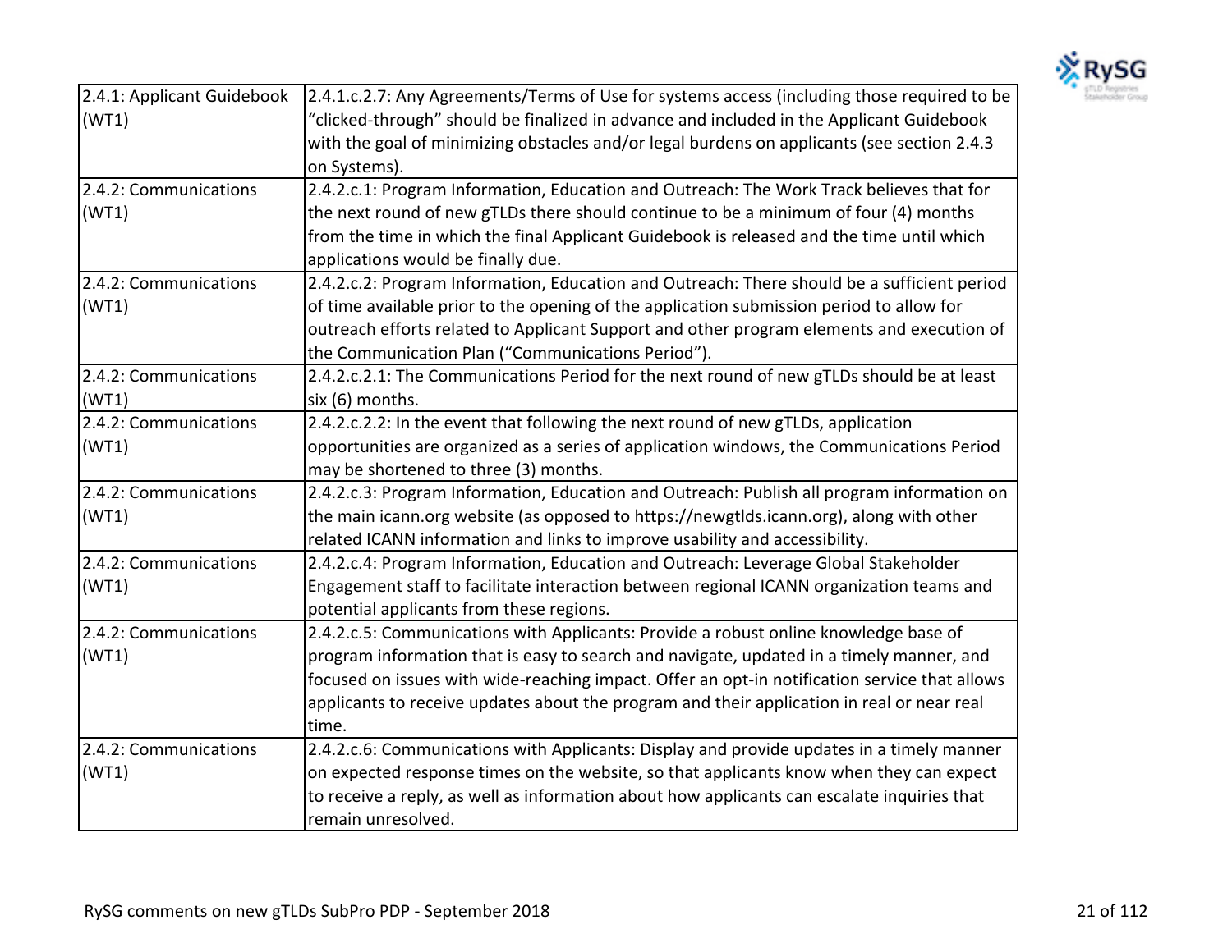| 2.4.1: Applicant Guidebook (WT1) | 2.4.1.c.2.7: Any Agreements/Terms of Use for systems access (including those required to be "clicked-through" should be finalized in advance and included in the Applicant Guidebook with the goal of minimizing obstacles and/or legal burdens on applicants (see section 2.4.3 on Systems). |
|---|---|
| 2.4.2: Communications (WT1) | 2.4.2.c.1: Program Information, Education and Outreach: The Work Track believes that for the next round of new gTLDs there should continue to be a minimum of four (4) months from the time in which the final Applicant Guidebook is released and the time until which applications would be finally due. |
| 2.4.2: Communications (WT1) | 2.4.2.c.2: Program Information, Education and Outreach: There should be a sufficient period of time available prior to the opening of the application submission period to allow for outreach efforts related to Applicant Support and other program elements and execution of the Communication Plan ("Communications Period"). |
| 2.4.2: Communications (WT1) | 2.4.2.c.2.1: The Communications Period for the next round of new gTLDs should be at least six (6) months. |
| 2.4.2: Communications (WT1) | 2.4.2.c.2.2: In the event that following the next round of new gTLDs, application opportunities are organized as a series of application windows, the Communications Period may be shortened to three (3) months. |
| 2.4.2: Communications (WT1) | 2.4.2.c.3: Program Information, Education and Outreach: Publish all program information on the main icann.org website (as opposed to https://newgtlds.icann.org), along with other related ICANN information and links to improve usability and accessibility. |
| 2.4.2: Communications (WT1) | 2.4.2.c.4: Program Information, Education and Outreach: Leverage Global Stakeholder Engagement staff to facilitate interaction between regional ICANN organization teams and potential applicants from these regions. |
| 2.4.2: Communications (WT1) | 2.4.2.c.5: Communications with Applicants: Provide a robust online knowledge base of program information that is easy to search and navigate, updated in a timely manner, and focused on issues with wide-reaching impact. Offer an opt-in notification service that allows applicants to receive updates about the program and their application in real or near real time. |
| 2.4.2: Communications (WT1) | 2.4.2.c.6: Communications with Applicants: Display and provide updates in a timely manner on expected response times on the website, so that applicants know when they can expect to receive a reply, as well as information about how applicants can escalate inquiries that remain unresolved. |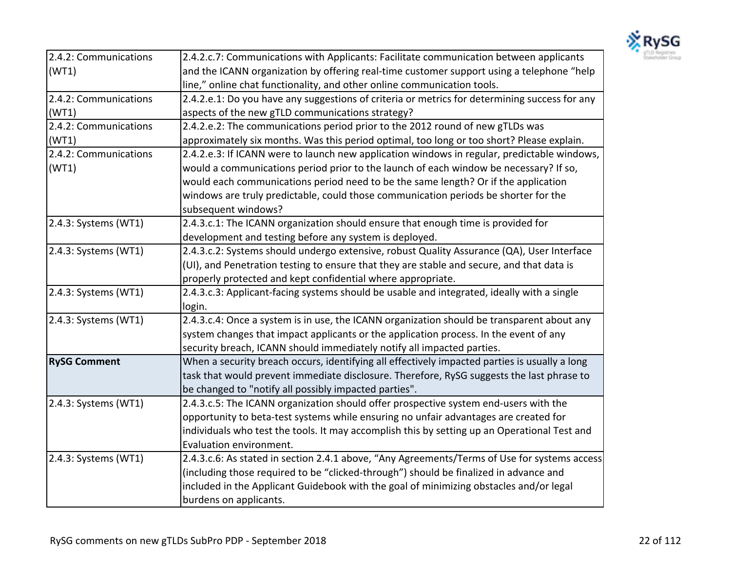| | |
|---|---|
| 2.4.2: Communications (WT1) | 2.4.2.c.7: Communications with Applicants: Facilitate communication between applicants and the ICANN organization by offering real-time customer support using a telephone “help line,” online chat functionality, and other online communication tools. |
| 2.4.2: Communications (WT1) | 2.4.2.e.1: Do you have any suggestions of criteria or metrics for determining success for any aspects of the new gTLD communications strategy? |
| 2.4.2: Communications (WT1) | 2.4.2.e.2: The communications period prior to the 2012 round of new gTLDs was approximately six months. Was this period optimal, too long or too short? Please explain. |
| 2.4.2: Communications (WT1) | 2.4.2.e.3: If ICANN were to launch new application windows in regular, predictable windows, would a communications period prior to the launch of each window be necessary? If so, would each communications period need to be the same length? Or if the application windows are truly predictable, could those communication periods be shorter for the subsequent windows? |
| 2.4.3: Systems (WT1) | 2.4.3.c.1: The ICANN organization should ensure that enough time is provided for development and testing before any system is deployed. |
| 2.4.3: Systems (WT1) | 2.4.3.c.2: Systems should undergo extensive, robust Quality Assurance (QA), User Interface (UI), and Penetration testing to ensure that they are stable and secure, and that data is properly protected and kept confidential where appropriate. |
| 2.4.3: Systems (WT1) | 2.4.3.c.3: Applicant-facing systems should be usable and integrated, ideally with a single login. |
| 2.4.3: Systems (WT1) | 2.4.3.c.4: Once a system is in use, the ICANN organization should be transparent about any system changes that impact applicants or the application process. In the event of any security breach, ICANN should immediately notify all impacted parties. |
| **RySG Comment** | When a security breach occurs, identifying all effectively impacted parties is usually a long task that would prevent immediate disclosure. Therefore, RySG suggests the last phrase to be changed to "notify all possibly impacted parties". |
| 2.4.3: Systems (WT1) | 2.4.3.c.5: The ICANN organization should offer prospective system end-users with the opportunity to beta-test systems while ensuring no unfair advantages are created for individuals who test the tools. It may accomplish this by setting up an Operational Test and Evaluation environment. |
| 2.4.3: Systems (WT1) | 2.4.3.c.6: As stated in section 2.4.1 above, “Any Agreements/Terms of Use for systems access (including those required to be “clicked-through”) should be finalized in advance and included in the Applicant Guidebook with the goal of minimizing obstacles and/or legal burdens on applicants. |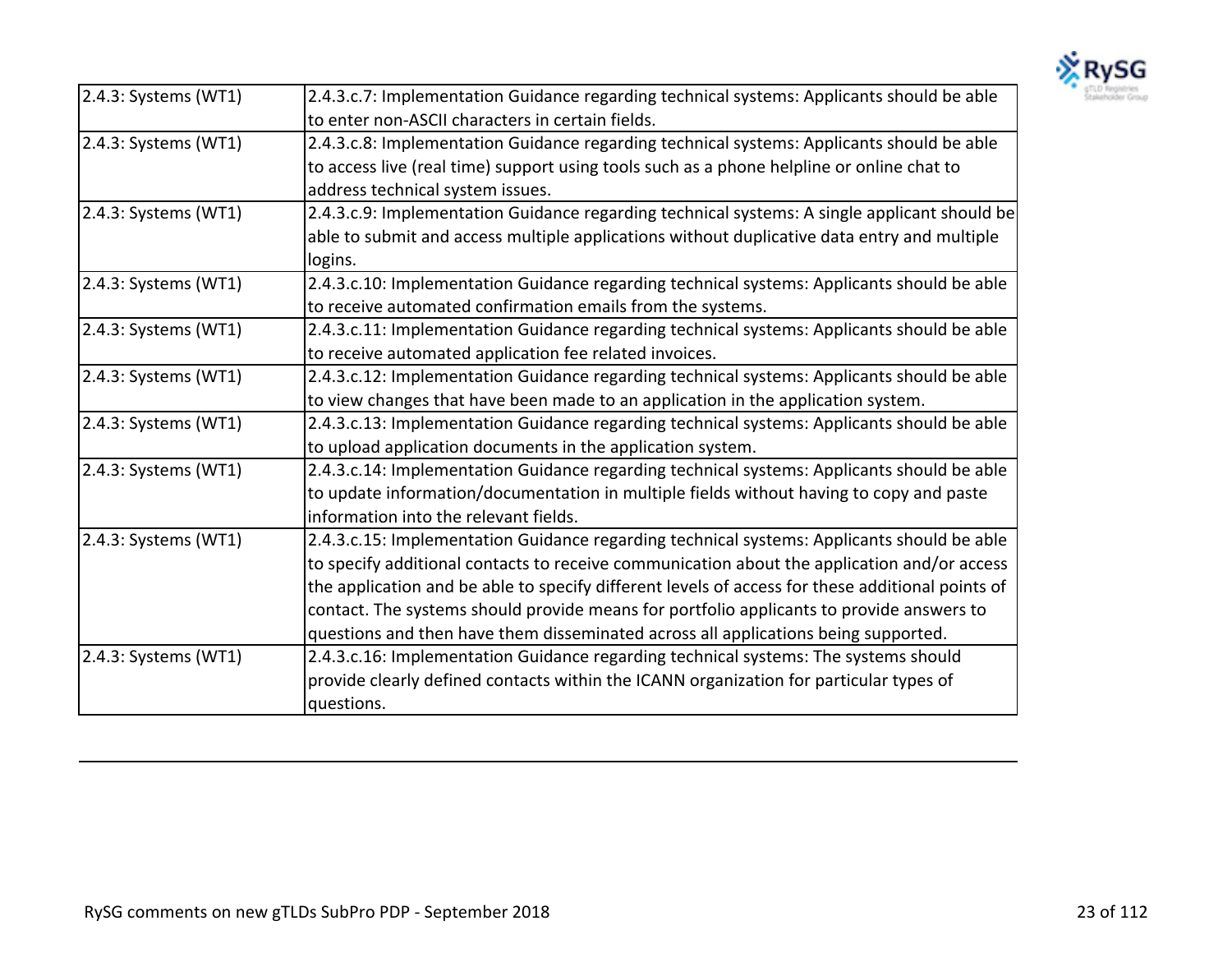| | |
|---|---|
| 2.4.3: Systems (WT1) | 2.4.3.c.7: Implementation Guidance regarding technical systems: Applicants should be able to enter non-ASCII characters in certain fields. |
| 2.4.3: Systems (WT1) | 2.4.3.c.8: Implementation Guidance regarding technical systems: Applicants should be able to access live (real time) support using tools such as a phone helpline or online chat to address technical system issues. |
| 2.4.3: Systems (WT1) | 2.4.3.c.9: Implementation Guidance regarding technical systems: A single applicant should be able to submit and access multiple applications without duplicative data entry and multiple logins. |
| 2.4.3: Systems (WT1) | 2.4.3.c.10: Implementation Guidance regarding technical systems: Applicants should be able to receive automated confirmation emails from the systems. |
| 2.4.3: Systems (WT1) | 2.4.3.c.11: Implementation Guidance regarding technical systems: Applicants should be able to receive automated application fee related invoices. |
| 2.4.3: Systems (WT1) | 2.4.3.c.12: Implementation Guidance regarding technical systems: Applicants should be able to view changes that have been made to an application in the application system. |
| 2.4.3: Systems (WT1) | 2.4.3.c.13: Implementation Guidance regarding technical systems: Applicants should be able to upload application documents in the application system. |
| 2.4.3: Systems (WT1) | 2.4.3.c.14: Implementation Guidance regarding technical systems: Applicants should be able to update information/documentation in multiple fields without having to copy and paste information into the relevant fields. |
| 2.4.3: Systems (WT1) | 2.4.3.c.15: Implementation Guidance regarding technical systems: Applicants should be able to specify additional contacts to receive communication about the application and/or access the application and be able to specify different levels of access for these additional points of contact. The systems should provide means for portfolio applicants to provide answers to questions and then have them disseminated across all applications being supported. |
| 2.4.3: Systems (WT1) | 2.4.3.c.16: Implementation Guidance regarding technical systems: The systems should provide clearly defined contacts within the ICANN organization for particular types of questions. |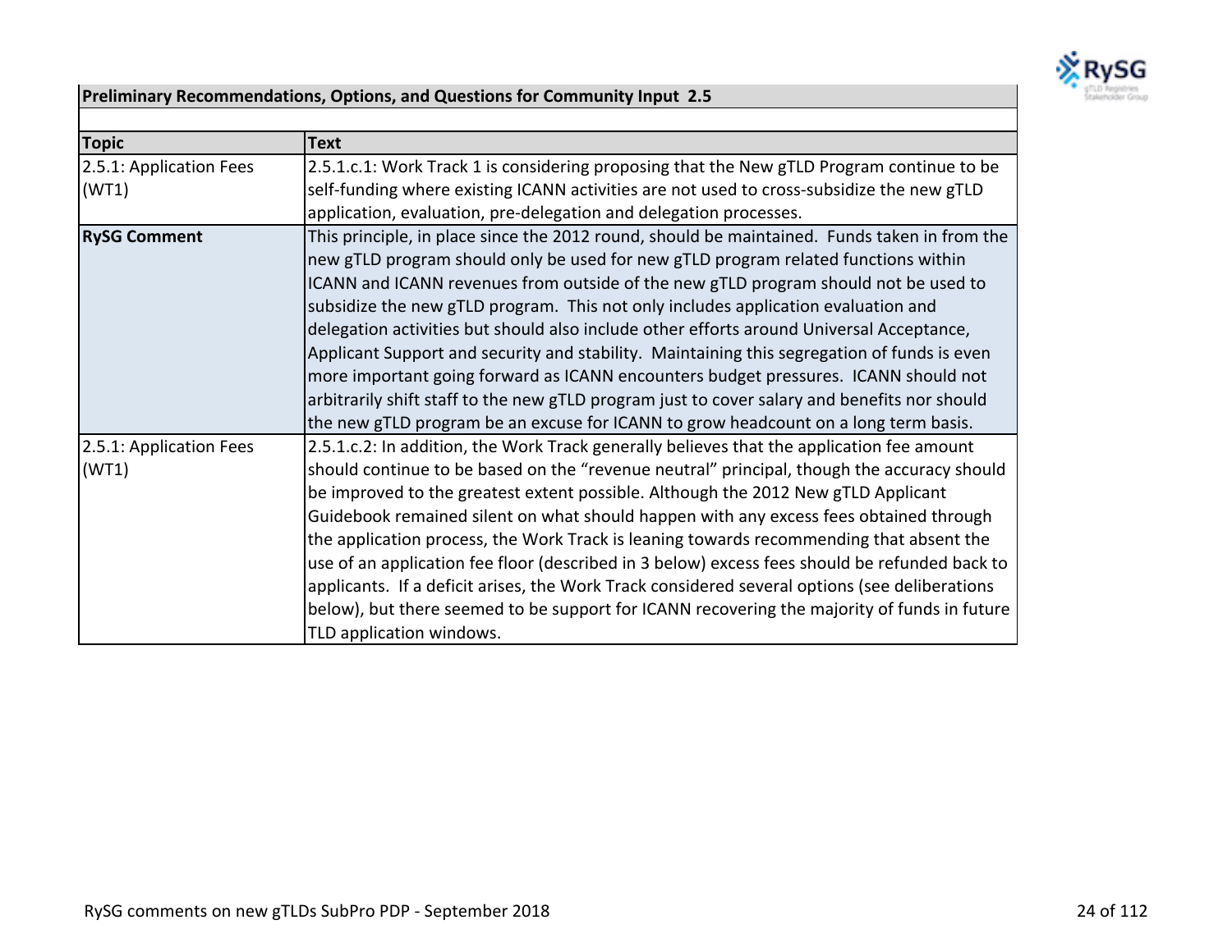| **Preliminary Recommendations, Options, and Questions for Community Input 2.5** | |
|---|---|
| **Topic** | **Text** |
| 2.5.1: Application Fees (WT1) | 2.5.1.c.1: Work Track 1 is considering proposing that the New gTLD Program continue to be self-funding where existing ICANN activities are not used to cross-subsidize the new gTLD application, evaluation, pre-delegation and delegation processes. |
| **RySG Comment** | This principle, in place since the 2012 round, should be maintained. Funds taken in from the new gTLD program should only be used for new gTLD program related functions within ICANN and ICANN revenues from outside of the new gTLD program should not be used to subsidize the new gTLD program. This not only includes application evaluation and delegation activities but should also include other efforts around Universal Acceptance, Applicant Support and security and stability. Maintaining this segregation of funds is even more important going forward as ICANN encounters budget pressures. ICANN should not arbitrarily shift staff to the new gTLD program just to cover salary and benefits nor should the new gTLD program be an excuse for ICANN to grow headcount on a long term basis. |
| 2.5.1: Application Fees (WT1) | 2.5.1.c.2: In addition, the Work Track generally believes that the application fee amount should continue to be based on the “revenue neutral” principal, though the accuracy should be improved to the greatest extent possible. Although the 2012 New gTLD Applicant Guidebook remained silent on what should happen with any excess fees obtained through the application process, the Work Track is leaning towards recommending that absent the use of an application fee floor (described in 3 below) excess fees should be refunded back to applicants. If a deficit arises, the Work Track considered several options (see deliberations below), but there seemed to be support for ICANN recovering the majority of funds in future TLD application windows. |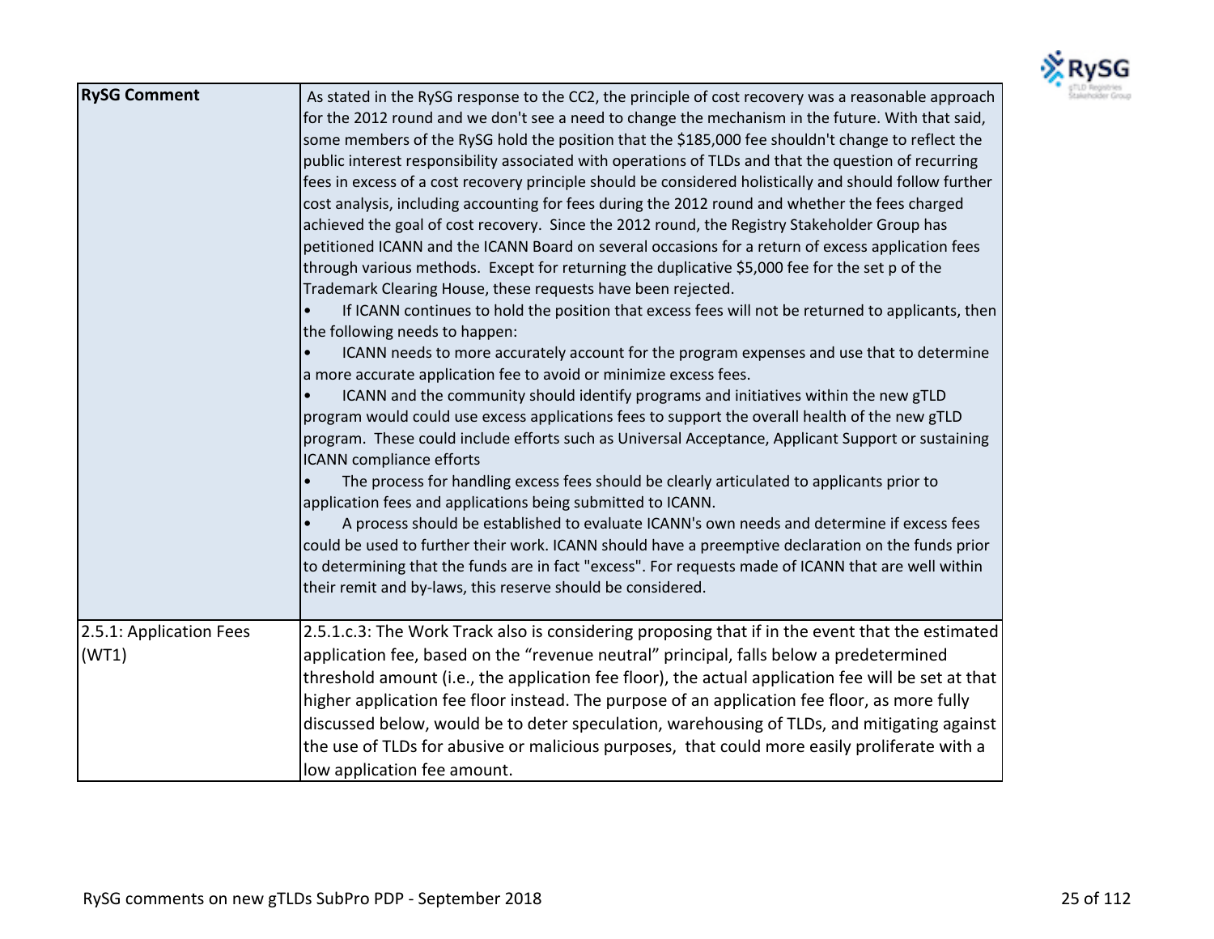| | |
|---|---|
| **RySG Comment** | As stated in the RySG response to the CC2, the principle of cost recovery was a reasonable approach for the 2012 round and we don't see a need to change the mechanism in the future. With that said, some members of the RySG hold the position that the $185,000 fee shouldn't change to reflect the public interest responsibility associated with operations of TLDs and that the question of recurring fees in excess of a cost recovery principle should be considered holistically and should follow further cost analysis, including accounting for fees during the 2012 round and whether the fees charged achieved the goal of cost recovery. Since the 2012 round, the Registry Stakeholder Group has petitioned ICANN and the ICANN Board on several occasions for a return of excess application fees through various methods. Except for returning the duplicative $5,000 fee for the set p of the Trademark Clearing House, these requests have been rejected.<br>• If ICANN continues to hold the position that excess fees will not be returned to applicants, then the following needs to happen:<br>• ICANN needs to more accurately account for the program expenses and use that to determine a more accurate application fee to avoid or minimize excess fees.<br>• ICANN and the community should identify programs and initiatives within the new gTLD program would could use excess applications fees to support the overall health of the new gTLD program. These could include efforts such as Universal Acceptance, Applicant Support or sustaining ICANN compliance efforts<br>• The process for handling excess fees should be clearly articulated to applicants prior to application fees and applications being submitted to ICANN.<br>• A process should be established to evaluate ICANN's own needs and determine if excess fees could be used to further their work. ICANN should have a preemptive declaration on the funds prior to determining that the funds are in fact "excess". For requests made of ICANN that are well within their remit and by-laws, this reserve should be considered. |
| 2.5.1: Application Fees (WT1) | 2.5.1.c.3: The Work Track also is considering proposing that if in the event that the estimated application fee, based on the "revenue neutral" principal, falls below a predetermined threshold amount (i.e., the application fee floor), the actual application fee will be set at that higher application fee floor instead. The purpose of an application fee floor, as more fully discussed below, would be to deter speculation, warehousing of TLDs, and mitigating against the use of TLDs for abusive or malicious purposes, that could more easily proliferate with a low application fee amount. |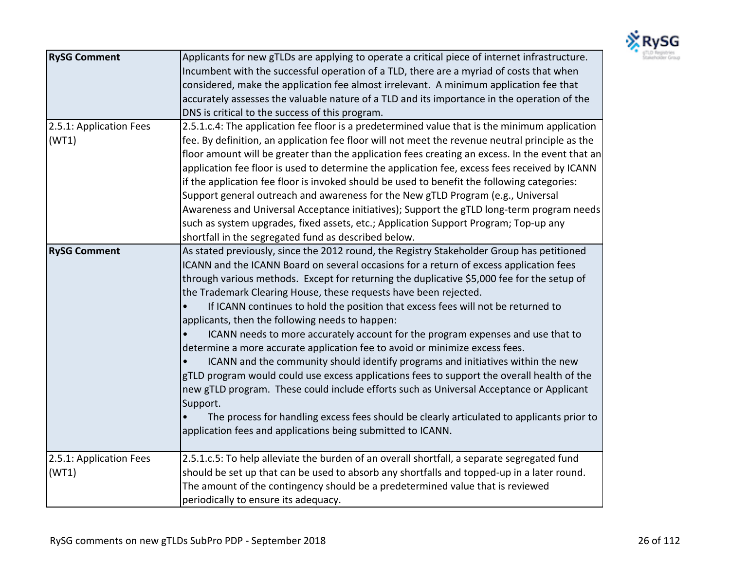| | |
|---|---|
| **RySG Comment** | Applicants for new gTLDs are applying to operate a critical piece of internet infrastructure. Incumbent with the successful operation of a TLD, there are a myriad of costs that when considered, make the application fee almost irrelevant. A minimum application fee that accurately assesses the valuable nature of a TLD and its importance in the operation of the DNS is critical to the success of this program. |
| 2.5.1: Application Fees (WT1) | 2.5.1.c.4: The application fee floor is a predetermined value that is the minimum application fee. By definition, an application fee floor will not meet the revenue neutral principle as the floor amount will be greater than the application fees creating an excess. In the event that an application fee floor is used to determine the application fee, excess fees received by ICANN if the application fee floor is invoked should be used to benefit the following categories: Support general outreach and awareness for the New gTLD Program (e.g., Universal Awareness and Universal Acceptance initiatives); Support the gTLD long-term program needs such as system upgrades, fixed assets, etc.; Application Support Program; Top-up any shortfall in the segregated fund as described below. |
| **RySG Comment** | As stated previously, since the 2012 round, the Registry Stakeholder Group has petitioned ICANN and the ICANN Board on several occasions for a return of excess application fees through various methods. Except for returning the duplicative $5,000 fee for the setup of the Trademark Clearing House, these requests have been rejected.<br>• If ICANN continues to hold the position that excess fees will not be returned to applicants, then the following needs to happen:<br>• ICANN needs to more accurately account for the program expenses and use that to determine a more accurate application fee to avoid or minimize excess fees.<br>• ICANN and the community should identify programs and initiatives within the new gTLD program would could use excess applications fees to support the overall health of the new gTLD program. These could include efforts such as Universal Acceptance or Applicant Support.<br>• The process for handling excess fees should be clearly articulated to applicants prior to application fees and applications being submitted to ICANN. |
| 2.5.1: Application Fees (WT1) | 2.5.1.c.5: To help alleviate the burden of an overall shortfall, a separate segregated fund should be set up that can be used to absorb any shortfalls and topped-up in a later round. The amount of the contingency should be a predetermined value that is reviewed periodically to ensure its adequacy. |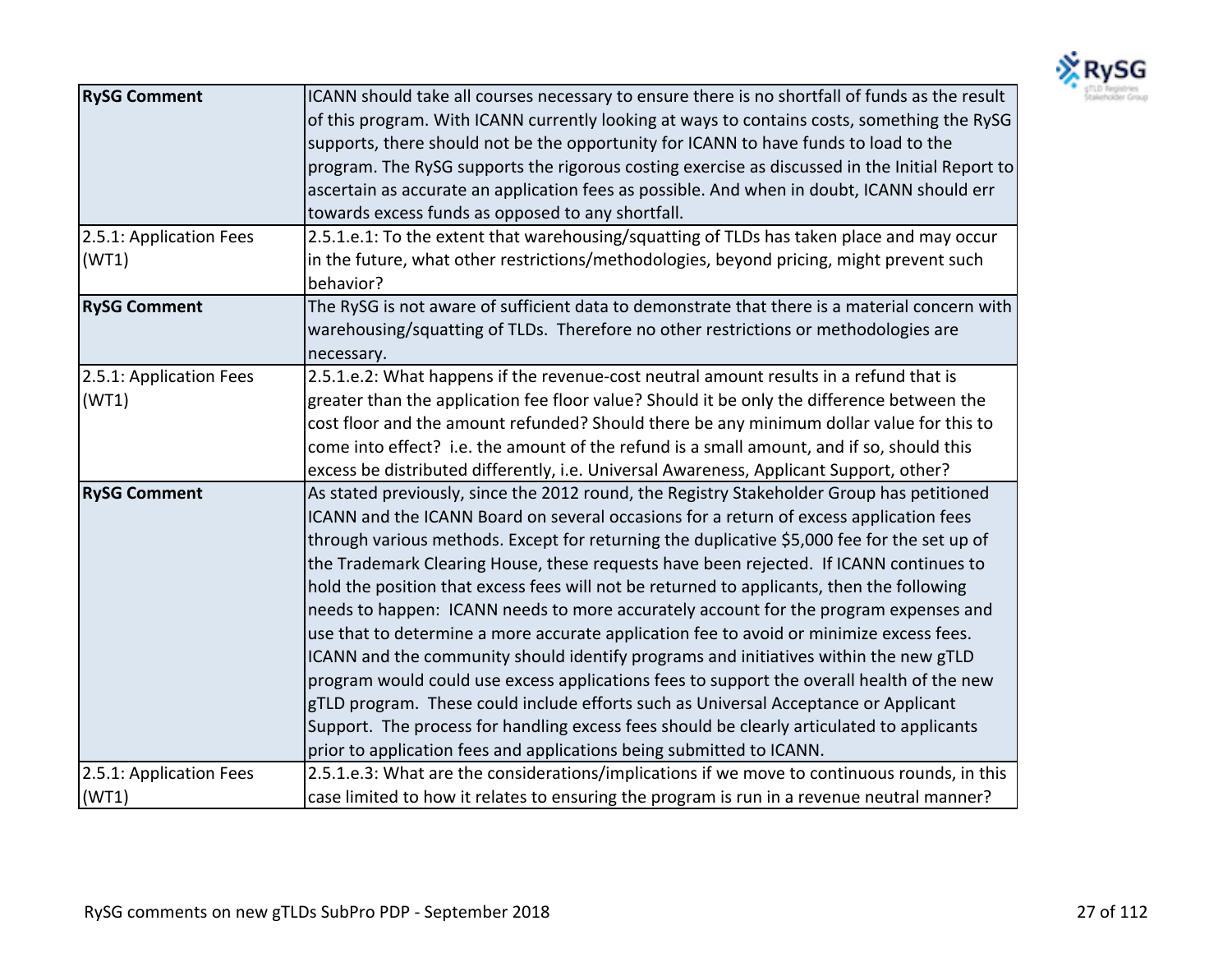| | |
|---|---|
| **RySG Comment** | ICANN should take all courses necessary to ensure there is no shortfall of funds as the result of this program. With ICANN currently looking at ways to contains costs, something the RySG supports, there should not be the opportunity for ICANN to have funds to load to the program. The RySG supports the rigorous costing exercise as discussed in the Initial Report to ascertain as accurate an application fees as possible. And when in doubt, ICANN should err towards excess funds as opposed to any shortfall. |
| 2.5.1: Application Fees (WT1) | 2.5.1.e.1: To the extent that warehousing/squatting of TLDs has taken place and may occur in the future, what other restrictions/methodologies, beyond pricing, might prevent such behavior? |
| **RySG Comment** | The RySG is not aware of sufficient data to demonstrate that there is a material concern with warehousing/squatting of TLDs. Therefore no other restrictions or methodologies are necessary. |
| 2.5.1: Application Fees (WT1) | 2.5.1.e.2: What happens if the revenue-cost neutral amount results in a refund that is greater than the application fee floor value? Should it be only the difference between the cost floor and the amount refunded? Should there be any minimum dollar value for this to come into effect? i.e. the amount of the refund is a small amount, and if so, should this excess be distributed differently, i.e. Universal Awareness, Applicant Support, other? |
| **RySG Comment** | As stated previously, since the 2012 round, the Registry Stakeholder Group has petitioned ICANN and the ICANN Board on several occasions for a return of excess application fees through various methods. Except for returning the duplicative $5,000 fee for the set up of the Trademark Clearing House, these requests have been rejected. If ICANN continues to hold the position that excess fees will not be returned to applicants, then the following needs to happen: ICANN needs to more accurately account for the program expenses and use that to determine a more accurate application fee to avoid or minimize excess fees. ICANN and the community should identify programs and initiatives within the new gTLD program would could use excess applications fees to support the overall health of the new gTLD program. These could include efforts such as Universal Acceptance or Applicant Support. The process for handling excess fees should be clearly articulated to applicants prior to application fees and applications being submitted to ICANN. |
| 2.5.1: Application Fees (WT1) | 2.5.1.e.3: What are the considerations/implications if we move to continuous rounds, in this case limited to how it relates to ensuring the program is run in a revenue neutral manner? |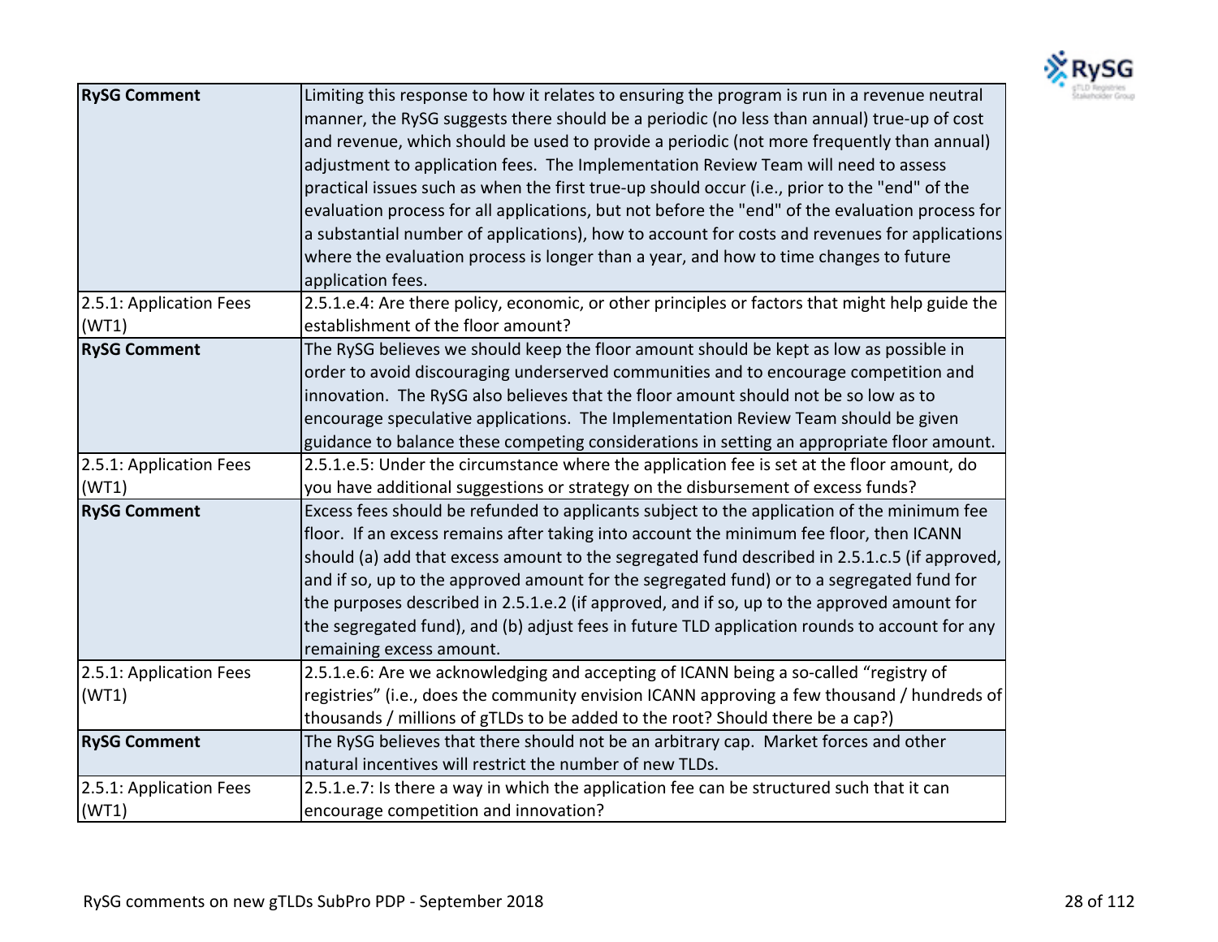| | |
|---|---|
| **RySG Comment** | Limiting this response to how it relates to ensuring the program is run in a revenue neutral manner, the RySG suggests there should be a periodic (no less than annual) true-up of cost and revenue, which should be used to provide a periodic (not more frequently than annual) adjustment to application fees. The Implementation Review Team will need to assess practical issues such as when the first true-up should occur (i.e., prior to the "end" of the evaluation process for all applications, but not before the "end" of the evaluation process for a substantial number of applications), how to account for costs and revenues for applications where the evaluation process is longer than a year, and how to time changes to future application fees. |
| 2.5.1: Application Fees (WT1) | 2.5.1.e.4: Are there policy, economic, or other principles or factors that might help guide the establishment of the floor amount? |
| **RySG Comment** | The RySG believes we should keep the floor amount should be kept as low as possible in order to avoid discouraging underserved communities and to encourage competition and innovation. The RySG also believes that the floor amount should not be so low as to encourage speculative applications. The Implementation Review Team should be given guidance to balance these competing considerations in setting an appropriate floor amount. |
| 2.5.1: Application Fees (WT1) | 2.5.1.e.5: Under the circumstance where the application fee is set at the floor amount, do you have additional suggestions or strategy on the disbursement of excess funds? |
| **RySG Comment** | Excess fees should be refunded to applicants subject to the application of the minimum fee floor. If an excess remains after taking into account the minimum fee floor, then ICANN should (a) add that excess amount to the segregated fund described in 2.5.1.c.5 (if approved, and if so, up to the approved amount for the segregated fund) or to a segregated fund for the purposes described in 2.5.1.e.2 (if approved, and if so, up to the approved amount for the segregated fund), and (b) adjust fees in future TLD application rounds to account for any remaining excess amount. |
| 2.5.1: Application Fees (WT1) | 2.5.1.e.6: Are we acknowledging and accepting of ICANN being a so-called "registry of registries" (i.e., does the community envision ICANN approving a few thousand / hundreds of thousands / millions of gTLDs to be added to the root? Should there be a cap?) |
| **RySG Comment** | The RySG believes that there should not be an arbitrary cap. Market forces and other natural incentives will restrict the number of new TLDs. |
| 2.5.1: Application Fees (WT1) | 2.5.1.e.7: Is there a way in which the application fee can be structured such that it can encourage competition and innovation? |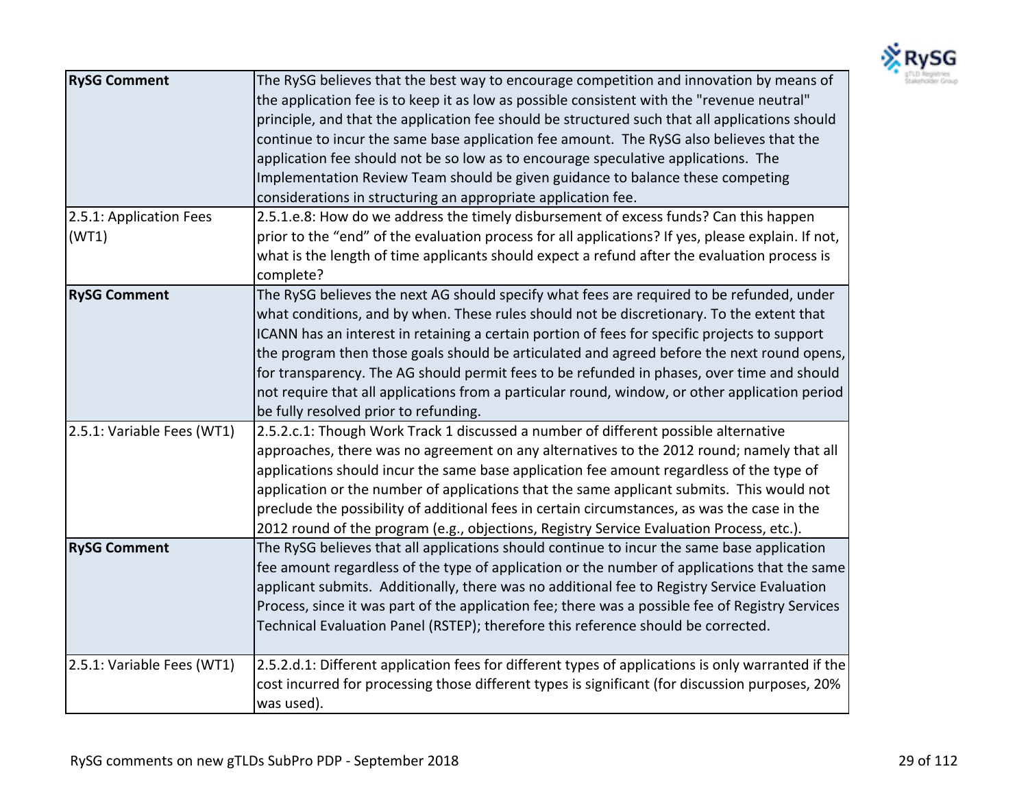| | |
|---|---|
| **RySG Comment** | The RySG believes that the best way to encourage competition and innovation by means of the application fee is to keep it as low as possible consistent with the "revenue neutral" principle, and that the application fee should be structured such that all applications should continue to incur the same base application fee amount. The RySG also believes that the application fee should not be so low as to encourage speculative applications. The Implementation Review Team should be given guidance to balance these competing considerations in structuring an appropriate application fee. |
| 2.5.1: Application Fees (WT1) | 2.5.1.e.8: How do we address the timely disbursement of excess funds? Can this happen prior to the "end" of the evaluation process for all applications? If yes, please explain. If not, what is the length of time applicants should expect a refund after the evaluation process is complete? |
| **RySG Comment** | The RySG believes the next AG should specify what fees are required to be refunded, under what conditions, and by when. These rules should not be discretionary. To the extent that ICANN has an interest in retaining a certain portion of fees for specific projects to support the program then those goals should be articulated and agreed before the next round opens, for transparency. The AG should permit fees to be refunded in phases, over time and should not require that all applications from a particular round, window, or other application period be fully resolved prior to refunding. |
| 2.5.1: Variable Fees (WT1) | 2.5.2.c.1: Though Work Track 1 discussed a number of different possible alternative approaches, there was no agreement on any alternatives to the 2012 round; namely that all applications should incur the same base application fee amount regardless of the type of application or the number of applications that the same applicant submits. This would not preclude the possibility of additional fees in certain circumstances, as was the case in the 2012 round of the program (e.g., objections, Registry Service Evaluation Process, etc.). |
| **RySG Comment** | The RySG believes that all applications should continue to incur the same base application fee amount regardless of the type of application or the number of applications that the same applicant submits. Additionally, there was no additional fee to Registry Service Evaluation Process, since it was part of the application fee; there was a possible fee of Registry Services Technical Evaluation Panel (RSTEP); therefore this reference should be corrected. |
| 2.5.1: Variable Fees (WT1) | 2.5.2.d.1: Different application fees for different types of applications is only warranted if the cost incurred for processing those different types is significant (for discussion purposes, 20% was used). |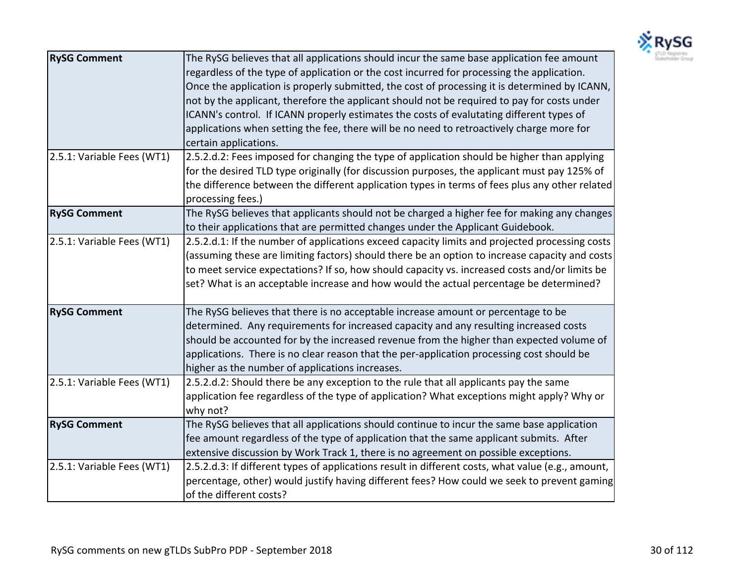| | |
|---|---|
| **RySG Comment** | The RySG believes that all applications should incur the same base application fee amount regardless of the type of application or the cost incurred for processing the application. Once the application is properly submitted, the cost of processing it is determined by ICANN, not by the applicant, therefore the applicant should not be required to pay for costs under ICANN's control. If ICANN properly estimates the costs of evalutating different types of applications when setting the fee, there will be no need to retroactively charge more for certain applications. |
| 2.5.1: Variable Fees (WT1) | 2.5.2.d.2: Fees imposed for changing the type of application should be higher than applying for the desired TLD type originally (for discussion purposes, the applicant must pay 125% of the difference between the different application types in terms of fees plus any other related processing fees.) |
| **RySG Comment** | The RySG believes that applicants should not be charged a higher fee for making any changes to their applications that are permitted changes under the Applicant Guidebook. |
| 2.5.1: Variable Fees (WT1) | 2.5.2.d.1: If the number of applications exceed capacity limits and projected processing costs (assuming these are limiting factors) should there be an option to increase capacity and costs to meet service expectations? If so, how should capacity vs. increased costs and/or limits be set? What is an acceptable increase and how would the actual percentage be determined? |
| **RySG Comment** | The RySG believes that there is no acceptable increase amount or percentage to be determined. Any requirements for increased capacity and any resulting increased costs should be accounted for by the increased revenue from the higher than expected volume of applications. There is no clear reason that the per-application processing cost should be higher as the number of applications increases. |
| 2.5.1: Variable Fees (WT1) | 2.5.2.d.2: Should there be any exception to the rule that all applicants pay the same application fee regardless of the type of application? What exceptions might apply? Why or why not? |
| **RySG Comment** | The RySG believes that all applications should continue to incur the same base application fee amount regardless of the type of application that the same applicant submits. After extensive discussion by Work Track 1, there is no agreement on possible exceptions. |
| 2.5.1: Variable Fees (WT1) | 2.5.2.d.3: If different types of applications result in different costs, what value (e.g., amount, percentage, other) would justify having different fees? How could we seek to prevent gaming of the different costs? |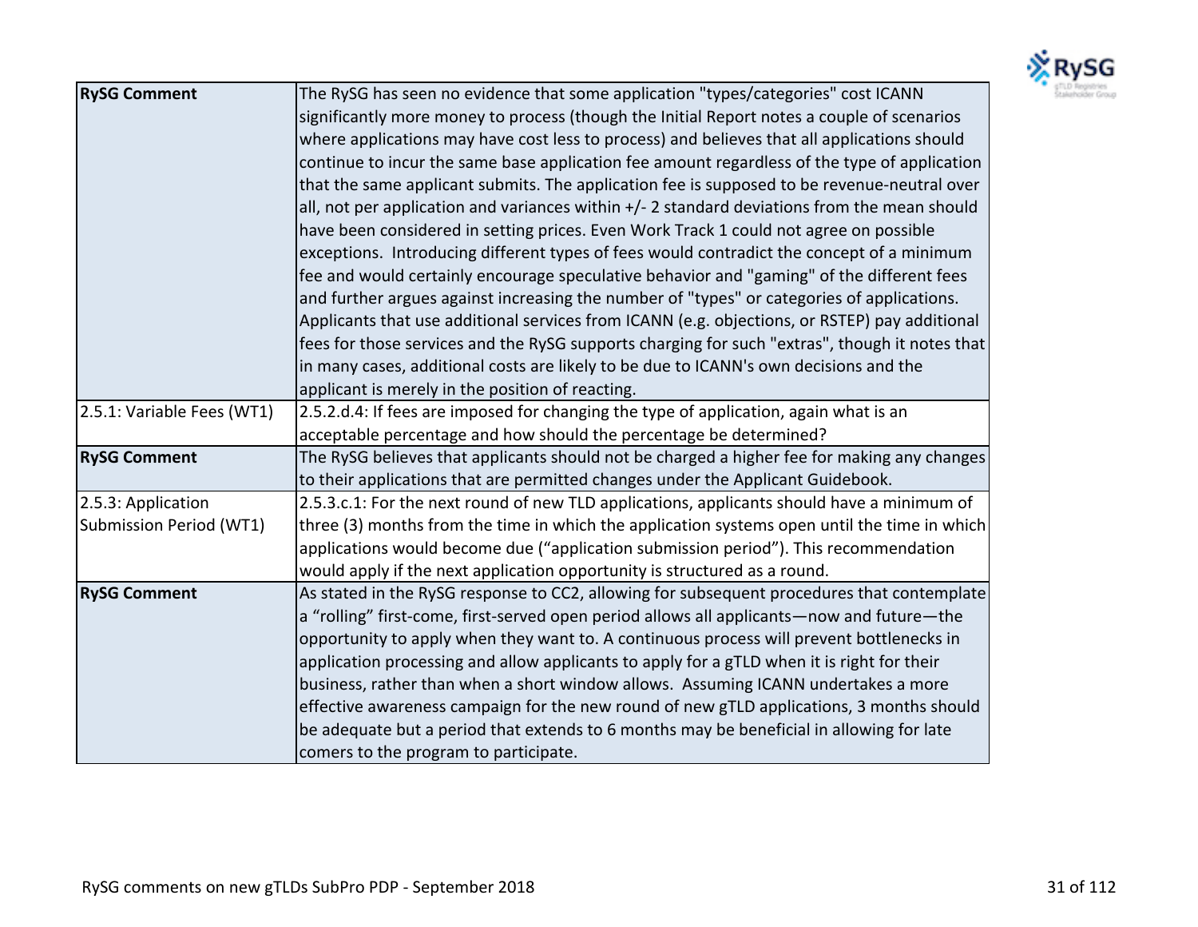| | |
|---|---|
| **RySG Comment** | The RySG has seen no evidence that some application "types/categories" cost ICANN significantly more money to process (though the Initial Report notes a couple of scenarios where applications may have cost less to process) and believes that all applications should continue to incur the same base application fee amount regardless of the type of application that the same applicant submits. The application fee is supposed to be revenue-neutral over all, not per application and variances within +/- 2 standard deviations from the mean should have been considered in setting prices. Even Work Track 1 could not agree on possible exceptions. Introducing different types of fees would contradict the concept of a minimum fee and would certainly encourage speculative behavior and "gaming" of the different fees and further argues against increasing the number of "types" or categories of applications. Applicants that use additional services from ICANN (e.g. objections, or RSTEP) pay additional fees for those services and the RySG supports charging for such "extras", though it notes that in many cases, additional costs are likely to be due to ICANN's own decisions and the applicant is merely in the position of reacting. |
| 2.5.1: Variable Fees (WT1) | 2.5.2.d.4: If fees are imposed for changing the type of application, again what is an acceptable percentage and how should the percentage be determined? |
| **RySG Comment** | The RySG believes that applicants should not be charged a higher fee for making any changes to their applications that are permitted changes under the Applicant Guidebook. |
| 2.5.3: Application Submission Period (WT1) | 2.5.3.c.1: For the next round of new TLD applications, applicants should have a minimum of three (3) months from the time in which the application systems open until the time in which applications would become due ("application submission period"). This recommendation would apply if the next application opportunity is structured as a round. |
| **RySG Comment** | As stated in the RySG response to CC2, allowing for subsequent procedures that contemplate a "rolling" first-come, first-served open period allows all applicants—now and future—the opportunity to apply when they want to. A continuous process will prevent bottlenecks in application processing and allow applicants to apply for a gTLD when it is right for their business, rather than when a short window allows. Assuming ICANN undertakes a more effective awareness campaign for the new round of new gTLD applications, 3 months should be adequate but a period that extends to 6 months may be beneficial in allowing for late comers to the program to participate. |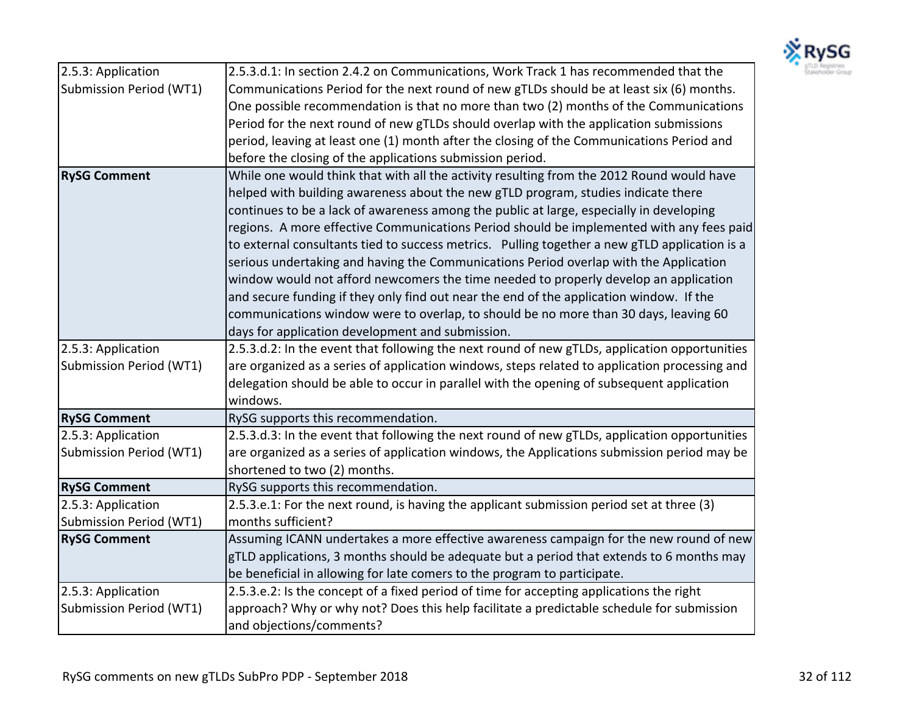| | |
|---|---|
| 2.5.3: Application Submission Period (WT1) | 2.5.3.d.1: In section 2.4.2 on Communications, Work Track 1 has recommended that the Communications Period for the next round of new gTLDs should be at least six (6) months. One possible recommendation is that no more than two (2) months of the Communications Period for the next round of new gTLDs should overlap with the application submissions period, leaving at least one (1) month after the closing of the Communications Period and before the closing of the applications submission period. |
| **RySG Comment** | While one would think that with all the activity resulting from the 2012 Round would have helped with building awareness about the new gTLD program, studies indicate there continues to be a lack of awareness among the public at large, especially in developing regions. A more effective Communications Period should be implemented with any fees paid to external consultants tied to success metrics. Pulling together a new gTLD application is a serious undertaking and having the Communications Period overlap with the Application window would not afford newcomers the time needed to properly develop an application and secure funding if they only find out near the end of the application window. If the communications window were to overlap, to should be no more than 30 days, leaving 60 days for application development and submission. |
| 2.5.3: Application Submission Period (WT1) | 2.5.3.d.2: In the event that following the next round of new gTLDs, application opportunities are organized as a series of application windows, steps related to application processing and delegation should be able to occur in parallel with the opening of subsequent application windows. |
| **RySG Comment** | RySG supports this recommendation. |
| 2.5.3: Application Submission Period (WT1) | 2.5.3.d.3: In the event that following the next round of new gTLDs, application opportunities are organized as a series of application windows, the Applications submission period may be shortened to two (2) months. |
| **RySG Comment** | RySG supports this recommendation. |
| 2.5.3: Application Submission Period (WT1) | 2.5.3.e.1: For the next round, is having the applicant submission period set at three (3) months sufficient? |
| **RySG Comment** | Assuming ICANN undertakes a more effective awareness campaign for the new round of new gTLD applications, 3 months should be adequate but a period that extends to 6 months may be beneficial in allowing for late comers to the program to participate. |
| 2.5.3: Application Submission Period (WT1) | 2.5.3.e.2: Is the concept of a fixed period of time for accepting applications the right approach? Why or why not? Does this help facilitate a predictable schedule for submission and objections/comments? |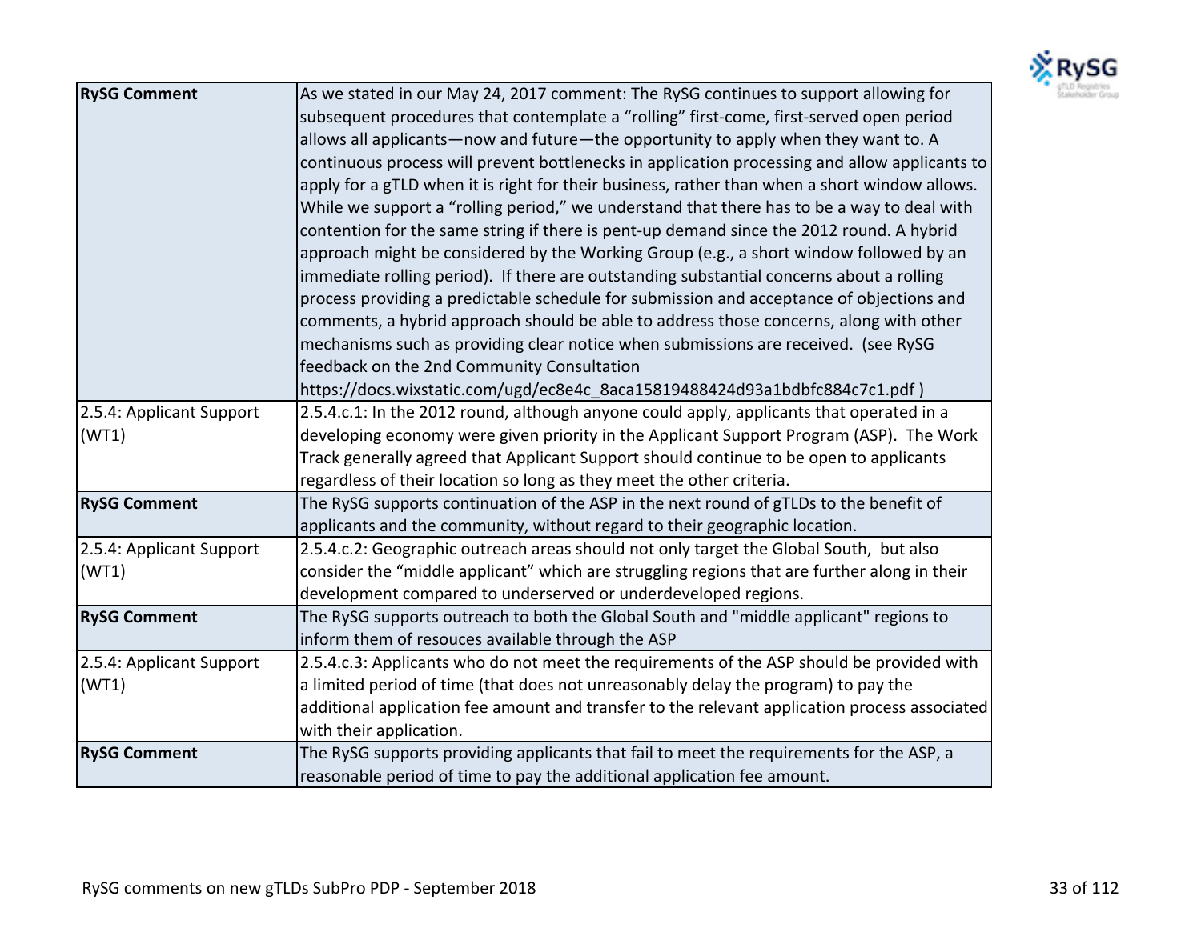| | |
|---|---|
| **RySG Comment** | As we stated in our May 24, 2017 comment: The RySG continues to support allowing for subsequent procedures that contemplate a "rolling" first-come, first-served open period allows all applicants—now and future—the opportunity to apply when they want to. A continuous process will prevent bottlenecks in application processing and allow applicants to apply for a gTLD when it is right for their business, rather than when a short window allows. While we support a "rolling period," we understand that there has to be a way to deal with contention for the same string if there is pent-up demand since the 2012 round. A hybrid approach might be considered by the Working Group (e.g., a short window followed by an immediate rolling period). If there are outstanding substantial concerns about a rolling process providing a predictable schedule for submission and acceptance of objections and comments, a hybrid approach should be able to address those concerns, along with other mechanisms such as providing clear notice when submissions are received. (see RySG feedback on the 2nd Community Consultation https://docs.wixstatic.com/ugd/ec8e4c_8aca15819488424d93a1bdbfc884c7c1.pdf ) |
| 2.5.4: Applicant Support (WT1) | 2.5.4.c.1: In the 2012 round, although anyone could apply, applicants that operated in a developing economy were given priority in the Applicant Support Program (ASP). The Work Track generally agreed that Applicant Support should continue to be open to applicants regardless of their location so long as they meet the other criteria. |
| **RySG Comment** | The RySG supports continuation of the ASP in the next round of gTLDs to the benefit of applicants and the community, without regard to their geographic location. |
| 2.5.4: Applicant Support (WT1) | 2.5.4.c.2: Geographic outreach areas should not only target the Global South, but also consider the "middle applicant" which are struggling regions that are further along in their development compared to underserved or underdeveloped regions. |
| **RySG Comment** | The RySG supports outreach to both the Global South and "middle applicant" regions to inform them of resouces available through the ASP |
| 2.5.4: Applicant Support (WT1) | 2.5.4.c.3: Applicants who do not meet the requirements of the ASP should be provided with a limited period of time (that does not unreasonably delay the program) to pay the additional application fee amount and transfer to the relevant application process associated with their application. |
| **RySG Comment** | The RySG supports providing applicants that fail to meet the requirements for the ASP, a reasonable period of time to pay the additional application fee amount. |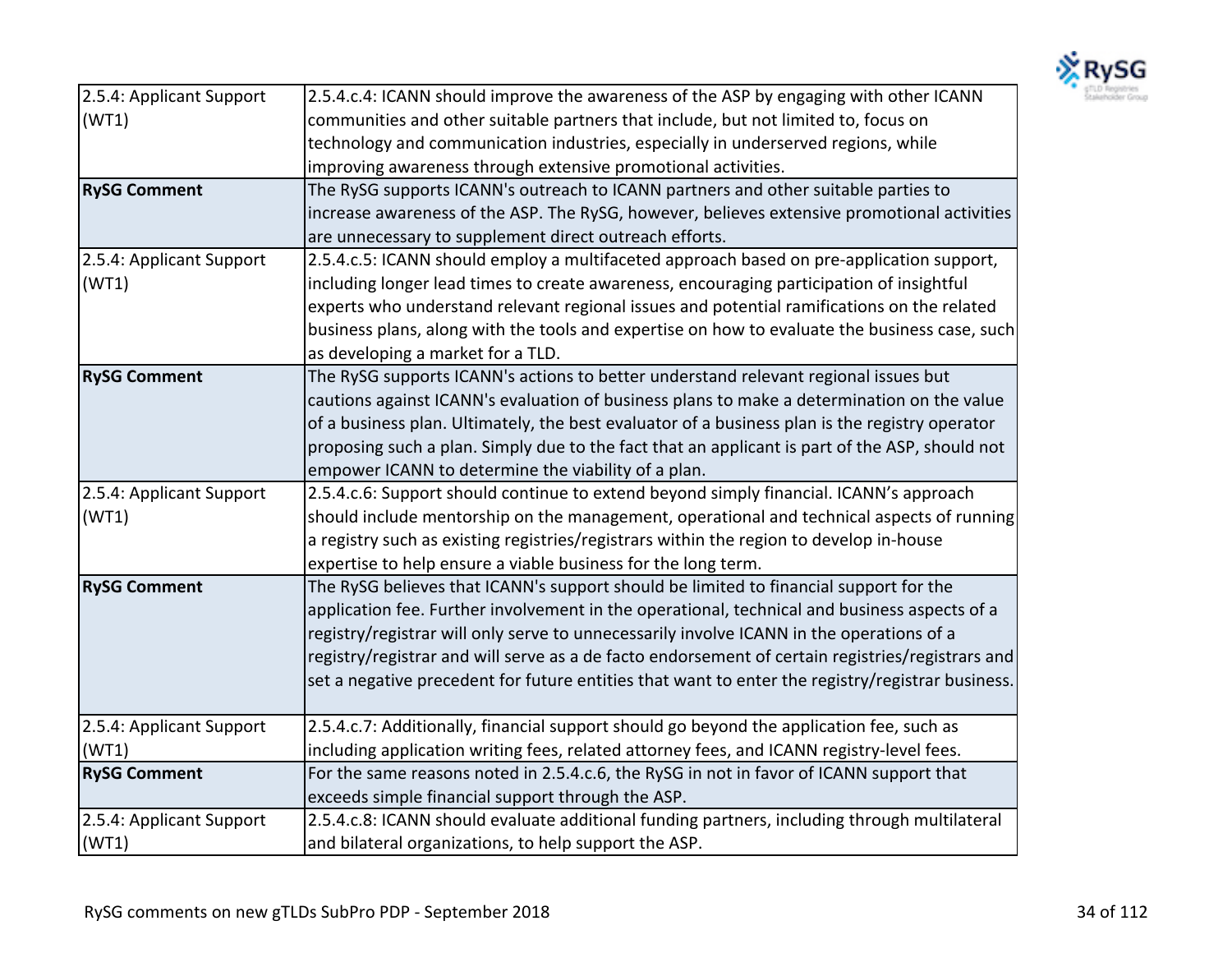| 2.5.4: Applicant Support (WT1) | 2.5.4.c.4: ICANN should improve the awareness of the ASP by engaging with other ICANN communities and other suitable partners that include, but not limited to, focus on technology and communication industries, especially in underserved regions, while improving awareness through extensive promotional activities. |
|---|---|
| **RySG Comment** | The RySG supports ICANN's outreach to ICANN partners and other suitable parties to increase awareness of the ASP. The RySG, however, believes extensive promotional activities are unnecessary to supplement direct outreach efforts. |
| 2.5.4: Applicant Support (WT1) | 2.5.4.c.5: ICANN should employ a multifaceted approach based on pre-application support, including longer lead times to create awareness, encouraging participation of insightful experts who understand relevant regional issues and potential ramifications on the related business plans, along with the tools and expertise on how to evaluate the business case, such as developing a market for a TLD. |
| **RySG Comment** | The RySG supports ICANN's actions to better understand relevant regional issues but cautions against ICANN's evaluation of business plans to make a determination on the value of a business plan. Ultimately, the best evaluator of a business plan is the registry operator proposing such a plan. Simply due to the fact that an applicant is part of the ASP, should not empower ICANN to determine the viability of a plan. |
| 2.5.4: Applicant Support (WT1) | 2.5.4.c.6: Support should continue to extend beyond simply financial. ICANN's approach should include mentorship on the management, operational and technical aspects of running a registry such as existing registries/registrars within the region to develop in-house expertise to help ensure a viable business for the long term. |
| **RySG Comment** | The RySG believes that ICANN's support should be limited to financial support for the application fee. Further involvement in the operational, technical and business aspects of a registry/registrar will only serve to unnecessarily involve ICANN in the operations of a registry/registrar and will serve as a de facto endorsement of certain registries/registrars and set a negative precedent for future entities that want to enter the registry/registrar business. |
| 2.5.4: Applicant Support (WT1) | 2.5.4.c.7: Additionally, financial support should go beyond the application fee, such as including application writing fees, related attorney fees, and ICANN registry-level fees. |
| **RySG Comment** | For the same reasons noted in 2.5.4.c.6, the RySG in not in favor of ICANN support that exceeds simple financial support through the ASP. |
| 2.5.4: Applicant Support (WT1) | 2.5.4.c.8: ICANN should evaluate additional funding partners, including through multilateral and bilateral organizations, to help support the ASP. |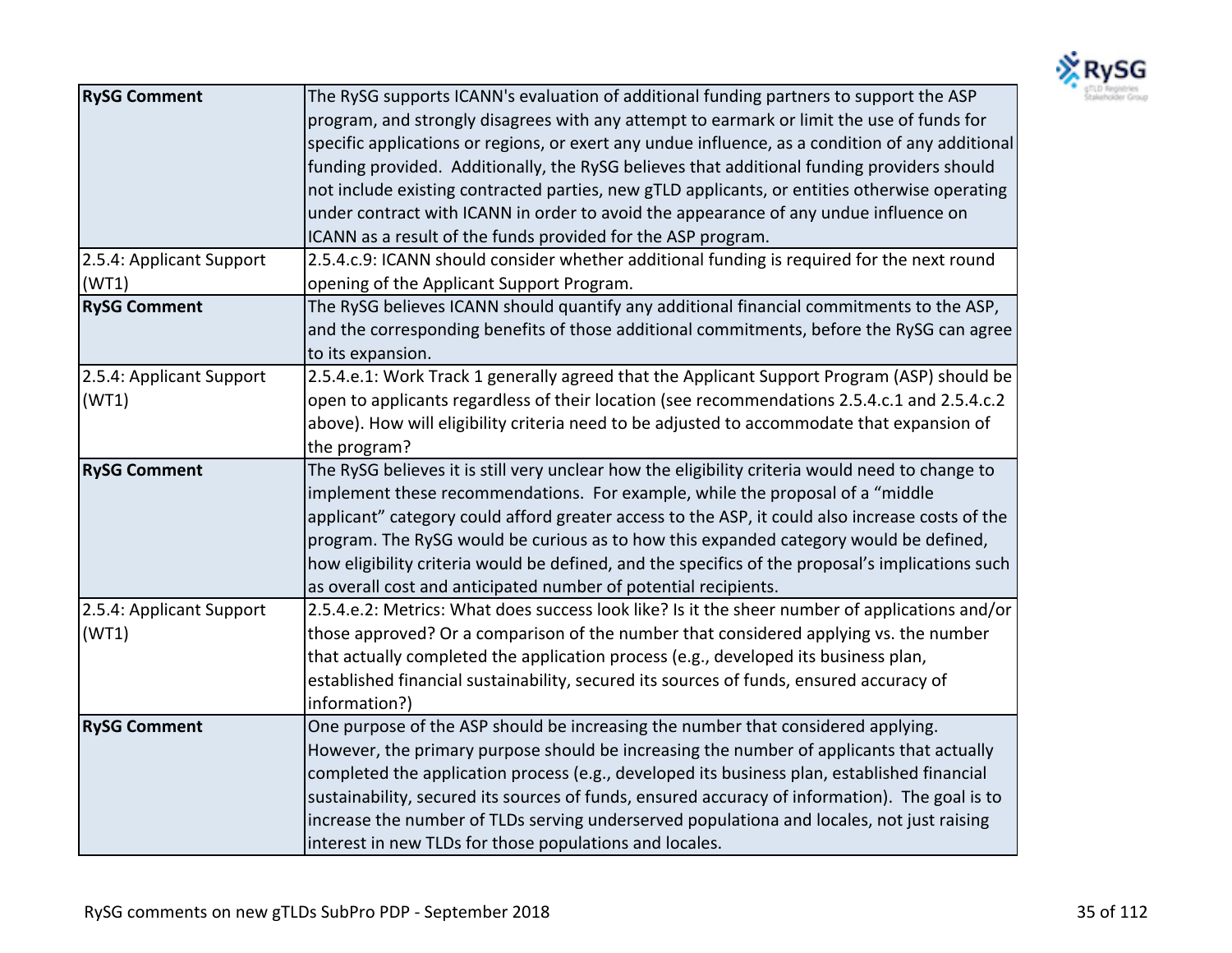| | |
|---|---|
| **RySG Comment** | The RySG supports ICANN's evaluation of additional funding partners to support the ASP program, and strongly disagrees with any attempt to earmark or limit the use of funds for specific applications or regions, or exert any undue influence, as a condition of any additional funding provided. Additionally, the RySG believes that additional funding providers should not include existing contracted parties, new gTLD applicants, or entities otherwise operating under contract with ICANN in order to avoid the appearance of any undue influence on ICANN as a result of the funds provided for the ASP program. |
| 2.5.4: Applicant Support (WT1) | 2.5.4.c.9: ICANN should consider whether additional funding is required for the next round opening of the Applicant Support Program. |
| **RySG Comment** | The RySG believes ICANN should quantify any additional financial commitments to the ASP, and the corresponding benefits of those additional commitments, before the RySG can agree to its expansion. |
| 2.5.4: Applicant Support (WT1) | 2.5.4.e.1: Work Track 1 generally agreed that the Applicant Support Program (ASP) should be open to applicants regardless of their location (see recommendations 2.5.4.c.1 and 2.5.4.c.2 above). How will eligibility criteria need to be adjusted to accommodate that expansion of the program? |
| **RySG Comment** | The RySG believes it is still very unclear how the eligibility criteria would need to change to implement these recommendations. For example, while the proposal of a "middle applicant" category could afford greater access to the ASP, it could also increase costs of the program. The RySG would be curious as to how this expanded category would be defined, how eligibility criteria would be defined, and the specifics of the proposal's implications such as overall cost and anticipated number of potential recipients. |
| 2.5.4: Applicant Support (WT1) | 2.5.4.e.2: Metrics: What does success look like? Is it the sheer number of applications and/or those approved? Or a comparison of the number that considered applying vs. the number that actually completed the application process (e.g., developed its business plan, established financial sustainability, secured its sources of funds, ensured accuracy of information?) |
| **RySG Comment** | One purpose of the ASP should be increasing the number that considered applying. However, the primary purpose should be increasing the number of applicants that actually completed the application process (e.g., developed its business plan, established financial sustainability, secured its sources of funds, ensured accuracy of information). The goal is to increase the number of TLDs serving underserved populationa and locales, not just raising interest in new TLDs for those populations and locales. |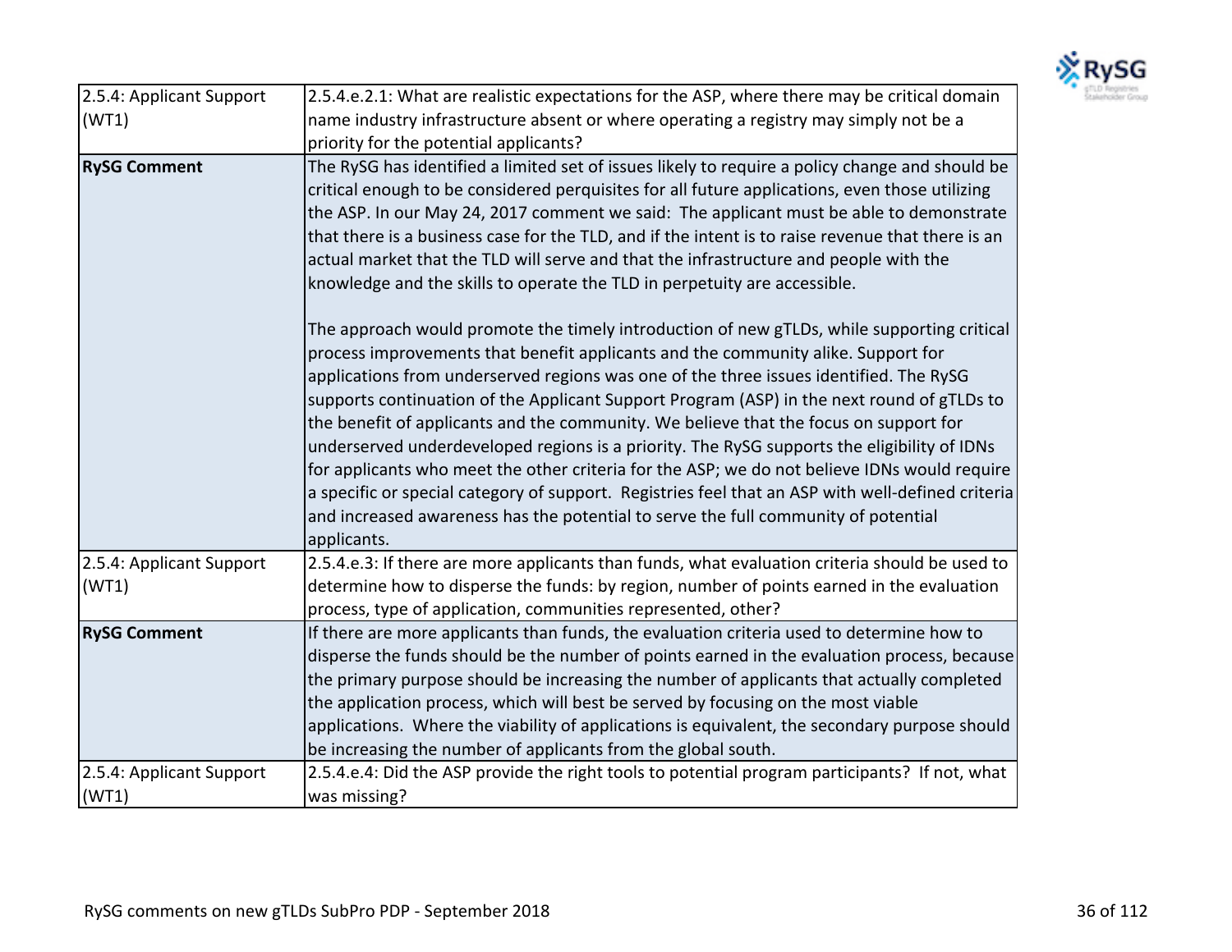| | |
|---|---|
| 2.5.4: Applicant Support (WT1) | 2.5.4.e.2.1: What are realistic expectations for the ASP, where there may be critical domain name industry infrastructure absent or where operating a registry may simply not be a priority for the potential applicants? |
| **RySG Comment** | The RySG has identified a limited set of issues likely to require a policy change and should be critical enough to be considered perquisites for all future applications, even those utilizing the ASP. In our May 24, 2017 comment we said: The applicant must be able to demonstrate that there is a business case for the TLD, and if the intent is to raise revenue that there is an actual market that the TLD will serve and that the infrastructure and people with the knowledge and the skills to operate the TLD in perpetuity are accessible.<br><br>The approach would promote the timely introduction of new gTLDs, while supporting critical process improvements that benefit applicants and the community alike. Support for applications from underserved regions was one of the three issues identified. The RySG supports continuation of the Applicant Support Program (ASP) in the next round of gTLDs to the benefit of applicants and the community. We believe that the focus on support for underserved underdeveloped regions is a priority. The RySG supports the eligibility of IDNs for applicants who meet the other criteria for the ASP; we do not believe IDNs would require a specific or special category of support. Registries feel that an ASP with well-defined criteria and increased awareness has the potential to serve the full community of potential applicants. |
| 2.5.4: Applicant Support (WT1) | 2.5.4.e.3: If there are more applicants than funds, what evaluation criteria should be used to determine how to disperse the funds: by region, number of points earned in the evaluation process, type of application, communities represented, other? |
| **RySG Comment** | If there are more applicants than funds, the evaluation criteria used to determine how to disperse the funds should be the number of points earned in the evaluation process, because the primary purpose should be increasing the number of applicants that actually completed the application process, which will best be served by focusing on the most viable applications. Where the viability of applications is equivalent, the secondary purpose should be increasing the number of applicants from the global south. |
| 2.5.4: Applicant Support (WT1) | 2.5.4.e.4: Did the ASP provide the right tools to potential program participants? If not, what was missing? |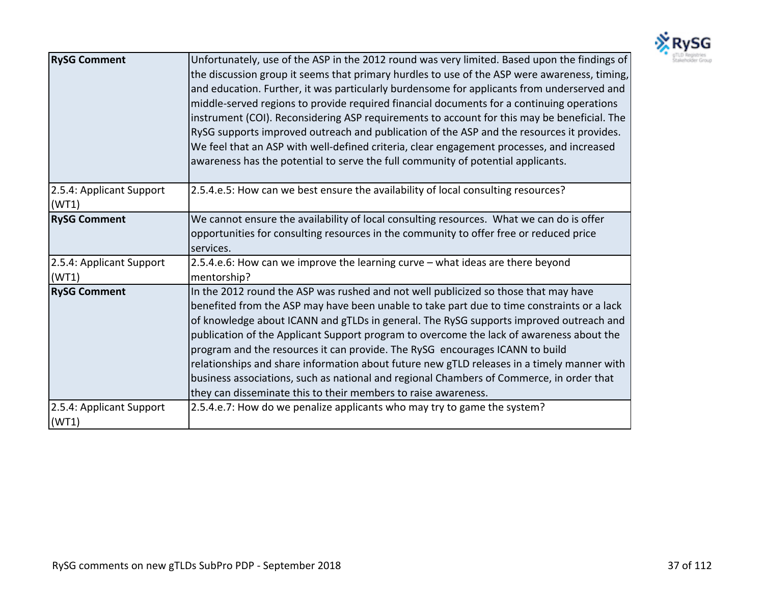| | |
|---|---|
| **RySG Comment** | Unfortunately, use of the ASP in the 2012 round was very limited. Based upon the findings of the discussion group it seems that primary hurdles to use of the ASP were awareness, timing, and education. Further, it was particularly burdensome for applicants from underserved and middle-served regions to provide required financial documents for a continuing operations instrument (COI). Reconsidering ASP requirements to account for this may be beneficial. The RySG supports improved outreach and publication of the ASP and the resources it provides. We feel that an ASP with well-defined criteria, clear engagement processes, and increased awareness has the potential to serve the full community of potential applicants. |
| 2.5.4: Applicant Support (WT1) | 2.5.4.e.5: How can we best ensure the availability of local consulting resources? |
| **RySG Comment** | We cannot ensure the availability of local consulting resources. What we can do is offer opportunities for consulting resources in the community to offer free or reduced price services. |
| 2.5.4: Applicant Support (WT1) | 2.5.4.e.6: How can we improve the learning curve – what ideas are there beyond mentorship? |
| **RySG Comment** | In the 2012 round the ASP was rushed and not well publicized so those that may have benefited from the ASP may have been unable to take part due to time constraints or a lack of knowledge about ICANN and gTLDs in general. The RySG supports improved outreach and publication of the Applicant Support program to overcome the lack of awareness about the program and the resources it can provide. The RySG encourages ICANN to build relationships and share information about future new gTLD releases in a timely manner with business associations, such as national and regional Chambers of Commerce, in order that they can disseminate this to their members to raise awareness. |
| 2.5.4: Applicant Support (WT1) | 2.5.4.e.7: How do we penalize applicants who may try to game the system? |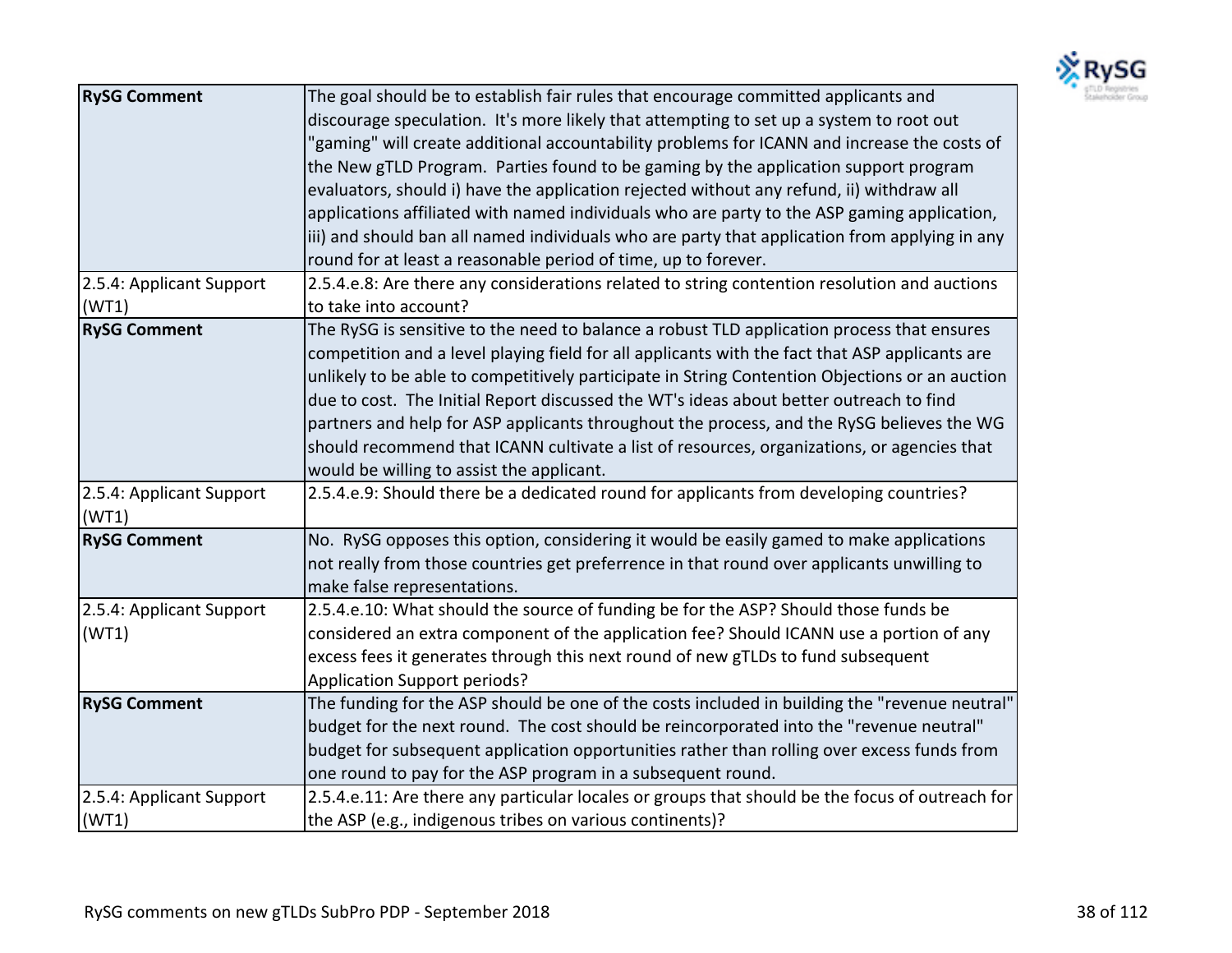| | |
|---|---|
| **RySG Comment** | The goal should be to establish fair rules that encourage committed applicants and discourage speculation. It's more likely that attempting to set up a system to root out "gaming" will create additional accountability problems for ICANN and increase the costs of the New gTLD Program. Parties found to be gaming by the application support program evaluators, should i) have the application rejected without any refund, ii) withdraw all applications affiliated with named individuals who are party to the ASP gaming application, iii) and should ban all named individuals who are party that application from applying in any round for at least a reasonable period of time, up to forever. |
| 2.5.4: Applicant Support (WT1) | 2.5.4.e.8: Are there any considerations related to string contention resolution and auctions to take into account? |
| **RySG Comment** | The RySG is sensitive to the need to balance a robust TLD application process that ensures competition and a level playing field for all applicants with the fact that ASP applicants are unlikely to be able to competitively participate in String Contention Objections or an auction due to cost. The Initial Report discussed the WT's ideas about better outreach to find partners and help for ASP applicants throughout the process, and the RySG believes the WG should recommend that ICANN cultivate a list of resources, organizations, or agencies that would be willing to assist the applicant. |
| 2.5.4: Applicant Support (WT1) | 2.5.4.e.9: Should there be a dedicated round for applicants from developing countries? |
| **RySG Comment** | No. RySG opposes this option, considering it would be easily gamed to make applications not really from those countries get preferrence in that round over applicants unwilling to make false representations. |
| 2.5.4: Applicant Support (WT1) | 2.5.4.e.10: What should the source of funding be for the ASP? Should those funds be considered an extra component of the application fee? Should ICANN use a portion of any excess fees it generates through this next round of new gTLDs to fund subsequent Application Support periods? |
| **RySG Comment** | The funding for the ASP should be one of the costs included in building the "revenue neutral" budget for the next round. The cost should be reincorporated into the "revenue neutral" budget for subsequent application opportunities rather than rolling over excess funds from one round to pay for the ASP program in a subsequent round. |
| 2.5.4: Applicant Support (WT1) | 2.5.4.e.11: Are there any particular locales or groups that should be the focus of outreach for the ASP (e.g., indigenous tribes on various continents)? |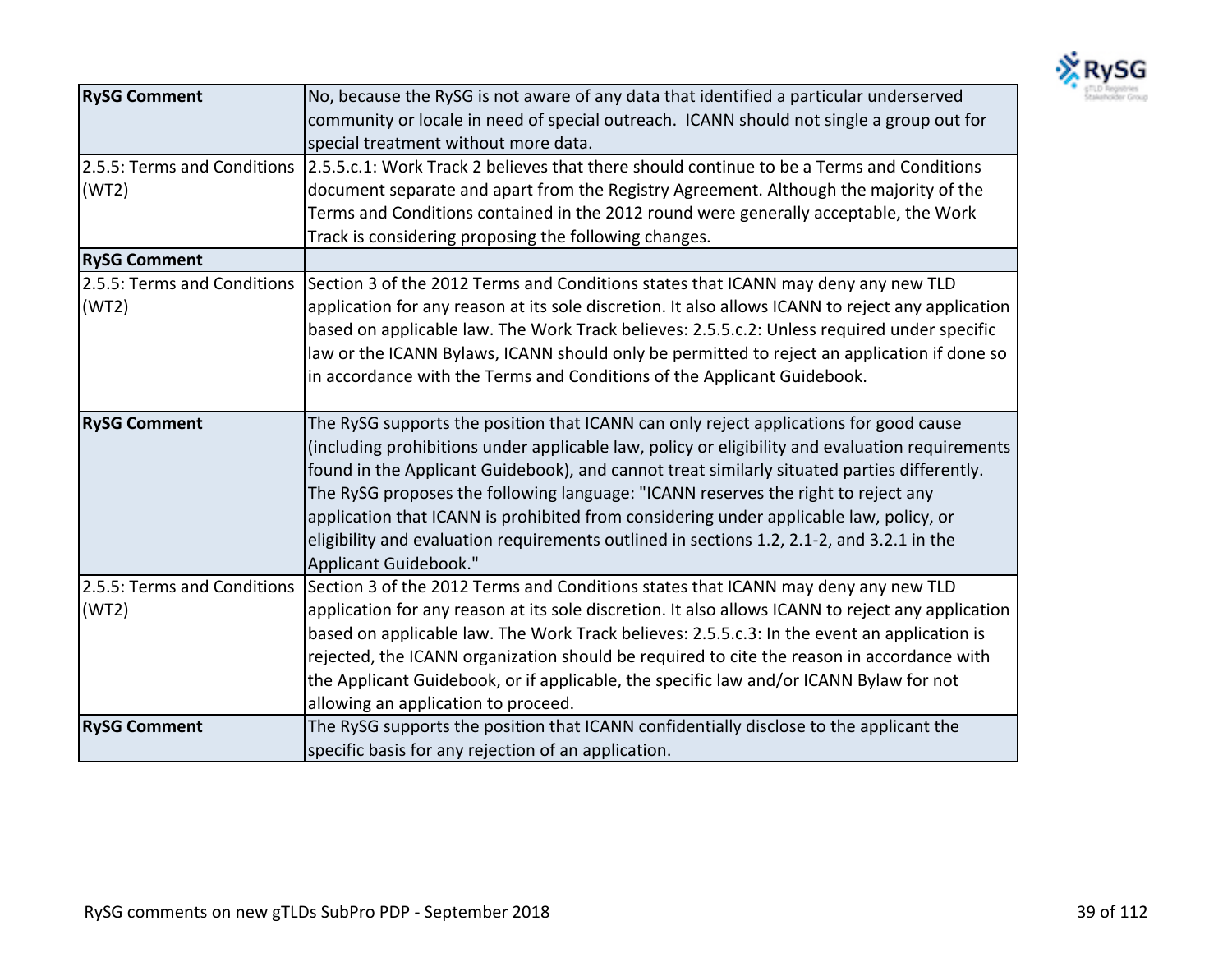| | |
|---|---|
| **RySG Comment** | No, because the RySG is not aware of any data that identified a particular underserved community or locale in need of special outreach. ICANN should not single a group out for special treatment without more data. |
| 2.5.5: Terms and Conditions (WT2) | 2.5.5.c.1: Work Track 2 believes that there should continue to be a Terms and Conditions document separate and apart from the Registry Agreement. Although the majority of the Terms and Conditions contained in the 2012 round were generally acceptable, the Work Track is considering proposing the following changes. |
| **RySG Comment** | |
| 2.5.5: Terms and Conditions (WT2) | Section 3 of the 2012 Terms and Conditions states that ICANN may deny any new TLD application for any reason at its sole discretion. It also allows ICANN to reject any application based on applicable law. The Work Track believes: 2.5.5.c.2: Unless required under specific law or the ICANN Bylaws, ICANN should only be permitted to reject an application if done so in accordance with the Terms and Conditions of the Applicant Guidebook. |
| **RySG Comment** | The RySG supports the position that ICANN can only reject applications for good cause (including prohibitions under applicable law, policy or eligibility and evaluation requirements found in the Applicant Guidebook), and cannot treat similarly situated parties differently. The RySG proposes the following language: "ICANN reserves the right to reject any application that ICANN is prohibited from considering under applicable law, policy, or eligibility and evaluation requirements outlined in sections 1.2, 2.1-2, and 3.2.1 in the Applicant Guidebook." |
| 2.5.5: Terms and Conditions (WT2) | Section 3 of the 2012 Terms and Conditions states that ICANN may deny any new TLD application for any reason at its sole discretion. It also allows ICANN to reject any application based on applicable law. The Work Track believes: 2.5.5.c.3: In the event an application is rejected, the ICANN organization should be required to cite the reason in accordance with the Applicant Guidebook, or if applicable, the specific law and/or ICANN Bylaw for not allowing an application to proceed. |
| **RySG Comment** | The RySG supports the position that ICANN confidentially disclose to the applicant the specific basis for any rejection of an application. |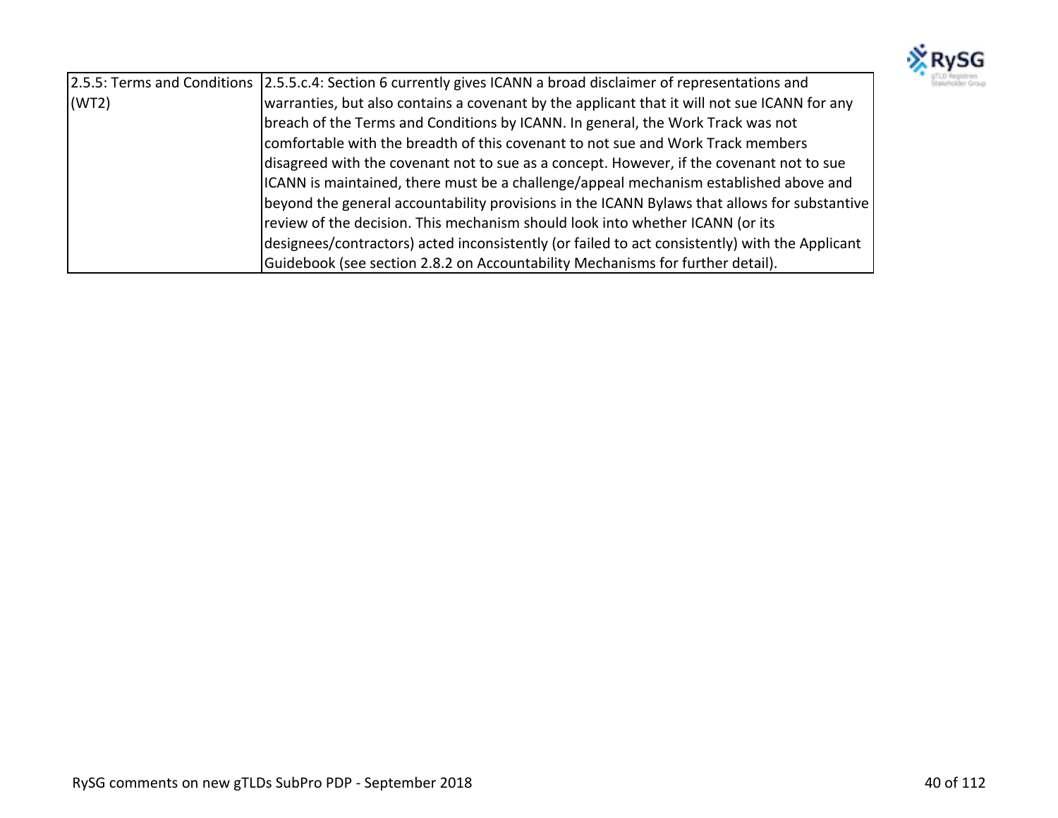| | |
|---|---|
| 2.5.5: Terms and Conditions (WT2) | 2.5.5.c.4: Section 6 currently gives ICANN a broad disclaimer of representations and warranties, but also contains a covenant by the applicant that it will not sue ICANN for any breach of the Terms and Conditions by ICANN. In general, the Work Track was not comfortable with the breadth of this covenant to not sue and Work Track members disagreed with the covenant not to sue as a concept. However, if the covenant not to sue ICANN is maintained, there must be a challenge/appeal mechanism established above and beyond the general accountability provisions in the ICANN Bylaws that allows for substantive review of the decision. This mechanism should look into whether ICANN (or its designees/contractors) acted inconsistently (or failed to act consistently) with the Applicant Guidebook (see section 2.8.2 on Accountability Mechanisms for further detail). |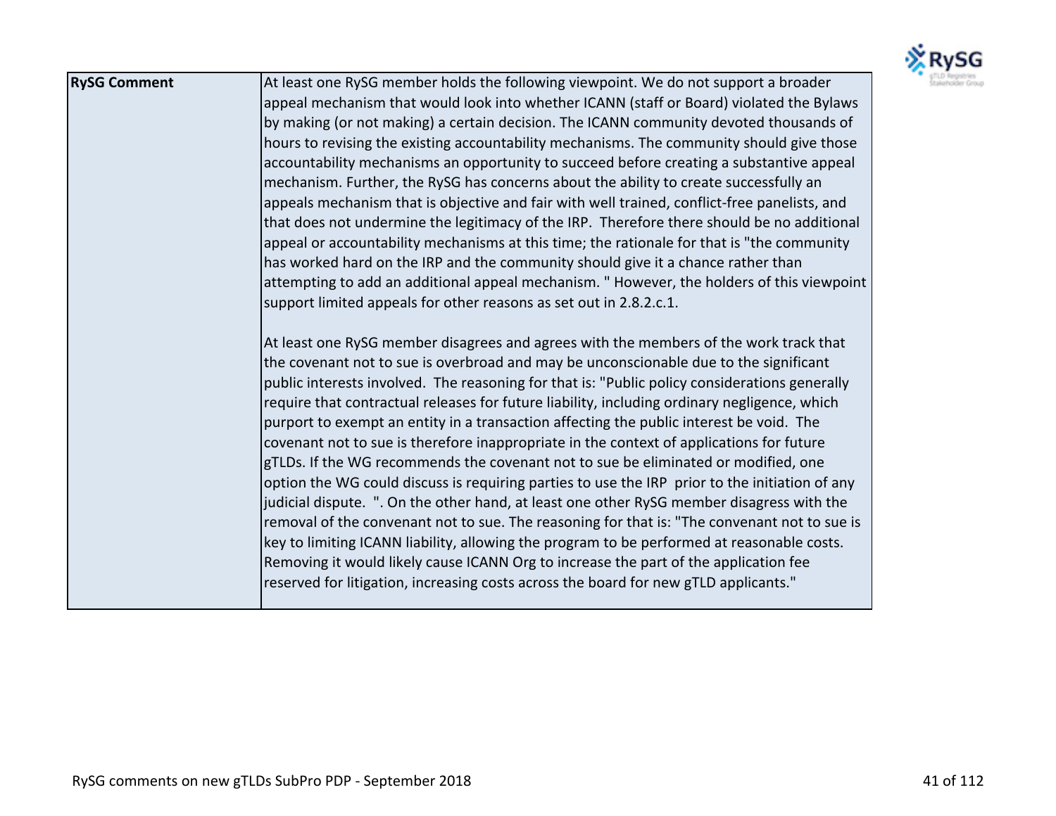| RySG Comment | At least one RySG member holds the following viewpoint. We do not support a broader appeal mechanism that would look into whether ICANN (staff or Board) violated the Bylaws by making (or not making) a certain decision. The ICANN community devoted thousands of hours to revising the existing accountability mechanisms. The community should give those accountability mechanisms an opportunity to succeed before creating a substantive appeal mechanism. Further, the RySG has concerns about the ability to create successfully an appeals mechanism that is objective and fair with well trained, conflict-free panelists, and that does not undermine the legitimacy of the IRP. Therefore there should be no additional appeal or accountability mechanisms at this time; the rationale for that is "the community has worked hard on the IRP and the community should give it a chance rather than attempting to add an additional appeal mechanism. " However, the holders of this viewpoint support limited appeals for other reasons as set out in 2.8.2.c.1.<br><br>At least one RySG member disagrees and agrees with the members of the work track that the covenant not to sue is overbroad and may be unconscionable due to the significant public interests involved. The reasoning for that is: "Public policy considerations generally require that contractual releases for future liability, including ordinary negligence, which purport to exempt an entity in a transaction affecting the public interest be void. The covenant not to sue is therefore inappropriate in the context of applications for future gTLDs. If the WG recommends the covenant not to sue be eliminated or modified, one option the WG could discuss is requiring parties to use the IRP prior to the initiation of any judicial dispute. ". On the other hand, at least one other RySG member disagress with the removal of the covenant not to sue. The reasoning for that is: "The convenant not to sue is key to limiting ICANN liability, allowing the program to be performed at reasonable costs. Removing it would likely cause ICANN Org to increase the part of the application fee reserved for litigation, increasing costs across the board for new gTLD applicants." |
|---|---|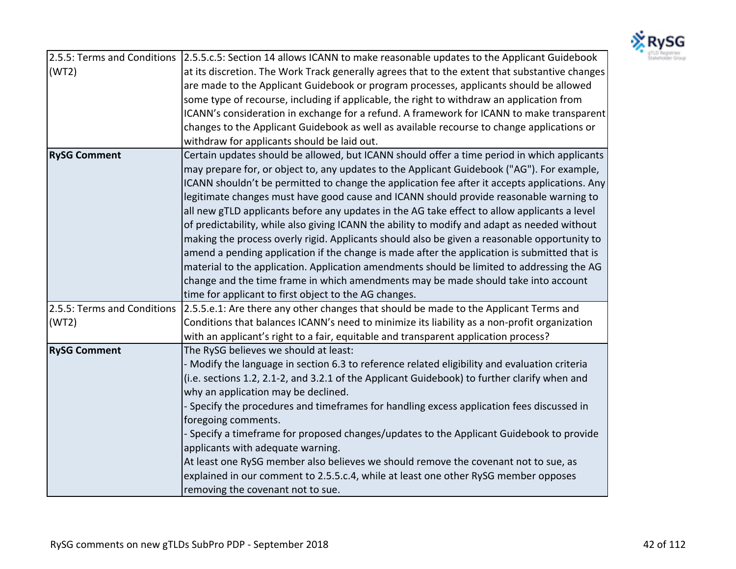| | |
|---|---|
| 2.5.5: Terms and Conditions (WT2) | 2.5.5.c.5: Section 14 allows ICANN to make reasonable updates to the Applicant Guidebook at its discretion. The Work Track generally agrees that to the extent that substantive changes are made to the Applicant Guidebook or program processes, applicants should be allowed some type of recourse, including if applicable, the right to withdraw an application from ICANN's consideration in exchange for a refund. A framework for ICANN to make transparent changes to the Applicant Guidebook as well as available recourse to change applications or withdraw for applicants should be laid out. |
| **RySG Comment** | Certain updates should be allowed, but ICANN should offer a time period in which applicants may prepare for, or object to, any updates to the Applicant Guidebook ("AG"). For example, ICANN shouldn't be permitted to change the application fee after it accepts applications. Any legitimate changes must have good cause and ICANN should provide reasonable warning to all new gTLD applicants before any updates in the AG take effect to allow applicants a level of predictability, while also giving ICANN the ability to modify and adapt as needed without making the process overly rigid. Applicants should also be given a reasonable opportunity to amend a pending application if the change is made after the application is submitted that is material to the application. Application amendments should be limited to addressing the AG change and the time frame in which amendments may be made should take into account time for applicant to first object to the AG changes. |
| 2.5.5: Terms and Conditions (WT2) | 2.5.5.e.1: Are there any other changes that should be made to the Applicant Terms and Conditions that balances ICANN's need to minimize its liability as a non-profit organization with an applicant's right to a fair, equitable and transparent application process? |
| **RySG Comment** | The RySG believes we should at least:<br>- Modify the language in section 6.3 to reference related eligibility and evaluation criteria (i.e. sections 1.2, 2.1-2, and 3.2.1 of the Applicant Guidebook) to further clarify when and why an application may be declined.<br>- Specify the procedures and timeframes for handling excess application fees discussed in foregoing comments.<br>- Specify a timeframe for proposed changes/updates to the Applicant Guidebook to provide applicants with adequate warning.<br>At least one RySG member also believes we should remove the covenant not to sue, as explained in our comment to 2.5.5.c.4, while at least one other RySG member opposes removing the covenant not to sue. |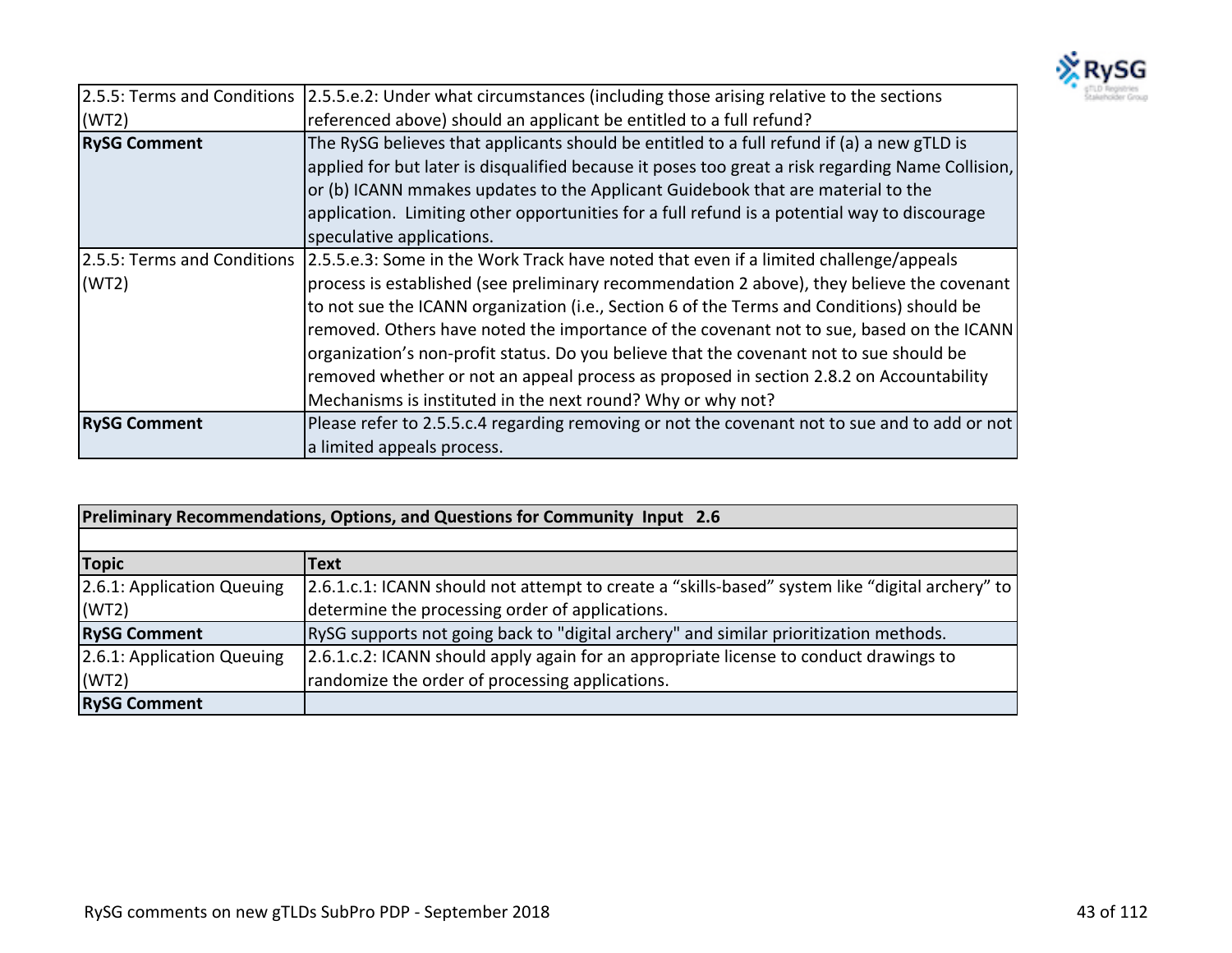| | |
|---|---|
| 2.5.5: Terms and Conditions (WT2) | 2.5.5.e.2: Under what circumstances (including those arising relative to the sections referenced above) should an applicant be entitled to a full refund? |
| **RySG Comment** | The RySG believes that applicants should be entitled to a full refund if (a) a new gTLD is applied for but later is disqualified because it poses too great a risk regarding Name Collision, or (b) ICANN mmakes updates to the Applicant Guidebook that are material to the application. Limiting other opportunities for a full refund is a potential way to discourage speculative applications. |
| 2.5.5: Terms and Conditions (WT2) | 2.5.5.e.3: Some in the Work Track have noted that even if a limited challenge/appeals process is established (see preliminary recommendation 2 above), they believe the covenant to not sue the ICANN organization (i.e., Section 6 of the Terms and Conditions) should be removed. Others have noted the importance of the covenant not to sue, based on the ICANN organization's non-profit status. Do you believe that the covenant not to sue should be removed whether or not an appeal process as proposed in section 2.8.2 on Accountability Mechanisms is instituted in the next round? Why or why not? |
| **RySG Comment** | Please refer to 2.5.5.c.4 regarding removing or not the covenant not to sue and to add or not a limited appeals process. |

| **Preliminary Recommendations, Options, and Questions for Community Input 2.6** | |
|---|---|
| | |
| **Topic** | **Text** |
| 2.6.1: Application Queuing (WT2) | 2.6.1.c.1: ICANN should not attempt to create a "skills-based" system like "digital archery" to determine the processing order of applications. |
| **RySG Comment** | RySG supports not going back to "digital archery" and similar prioritization methods. |
| 2.6.1: Application Queuing (WT2) | 2.6.1.c.2: ICANN should apply again for an appropriate license to conduct drawings to randomize the order of processing applications. |
| **RySG Comment** | |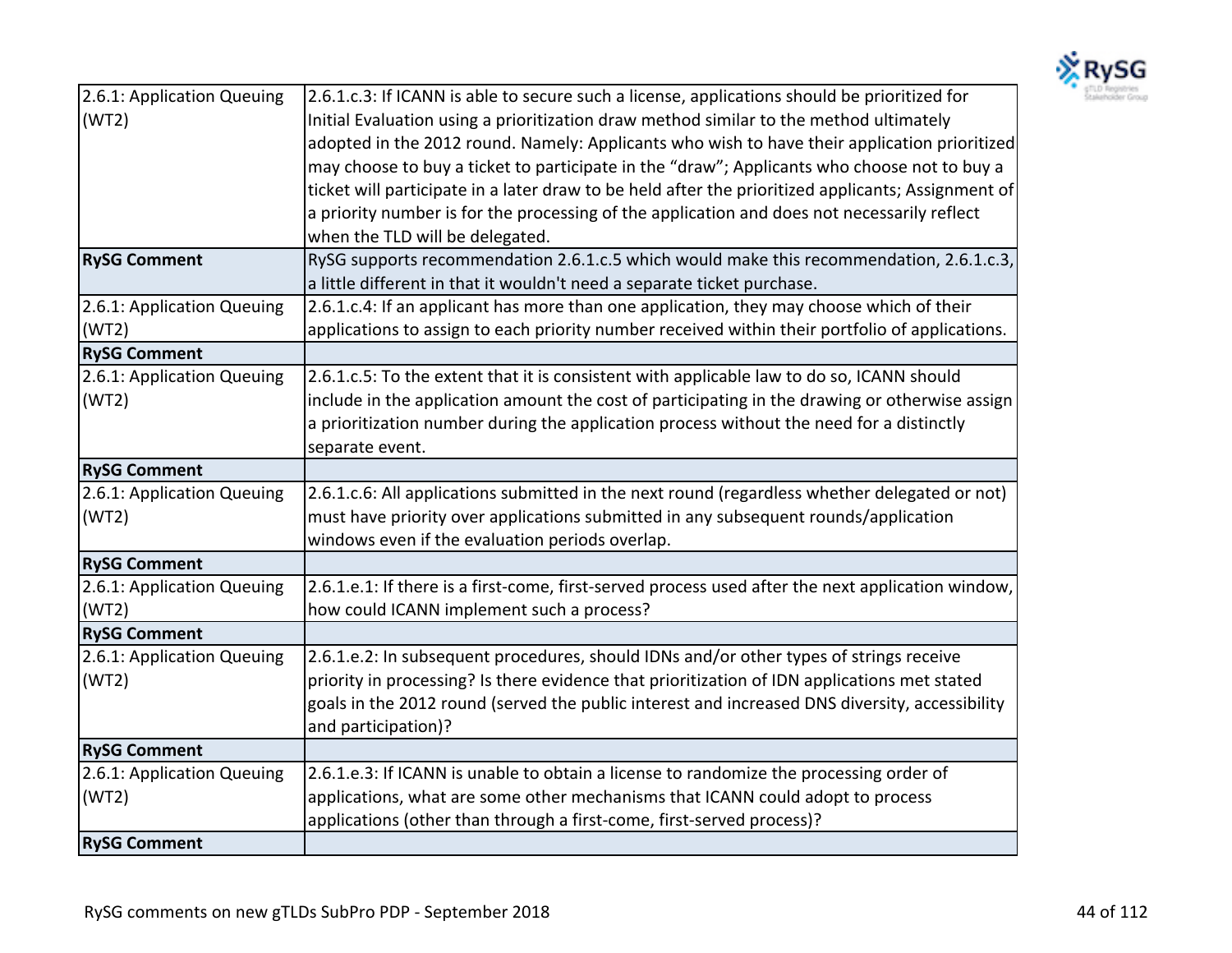| | |
|---|---|
| 2.6.1: Application Queuing (WT2) | 2.6.1.c.3: If ICANN is able to secure such a license, applications should be prioritized for Initial Evaluation using a prioritization draw method similar to the method ultimately adopted in the 2012 round. Namely: Applicants who wish to have their application prioritized may choose to buy a ticket to participate in the "draw"; Applicants who choose not to buy a ticket will participate in a later draw to be held after the prioritized applicants; Assignment of a priority number is for the processing of the application and does not necessarily reflect when the TLD will be delegated. |
| **RySG Comment** | RySG supports recommendation 2.6.1.c.5 which would make this recommendation, 2.6.1.c.3, a little different in that it wouldn't need a separate ticket purchase. |
| 2.6.1: Application Queuing (WT2) | 2.6.1.c.4: If an applicant has more than one application, they may choose which of their applications to assign to each priority number received within their portfolio of applications. |
| **RySG Comment** | |
| 2.6.1: Application Queuing (WT2) | 2.6.1.c.5: To the extent that it is consistent with applicable law to do so, ICANN should include in the application amount the cost of participating in the drawing or otherwise assign a prioritization number during the application process without the need for a distinctly separate event. |
| **RySG Comment** | |
| 2.6.1: Application Queuing (WT2) | 2.6.1.c.6: All applications submitted in the next round (regardless whether delegated or not) must have priority over applications submitted in any subsequent rounds/application windows even if the evaluation periods overlap. |
| **RySG Comment** | |
| 2.6.1: Application Queuing (WT2) | 2.6.1.e.1: If there is a first-come, first-served process used after the next application window, how could ICANN implement such a process? |
| **RySG Comment** | |
| 2.6.1: Application Queuing (WT2) | 2.6.1.e.2: In subsequent procedures, should IDNs and/or other types of strings receive priority in processing? Is there evidence that prioritization of IDN applications met stated goals in the 2012 round (served the public interest and increased DNS diversity, accessibility and participation)? |
| **RySG Comment** | |
| 2.6.1: Application Queuing (WT2) | 2.6.1.e.3: If ICANN is unable to obtain a license to randomize the processing order of applications, what are some other mechanisms that ICANN could adopt to process applications (other than through a first-come, first-served process)? |
| **RySG Comment** | |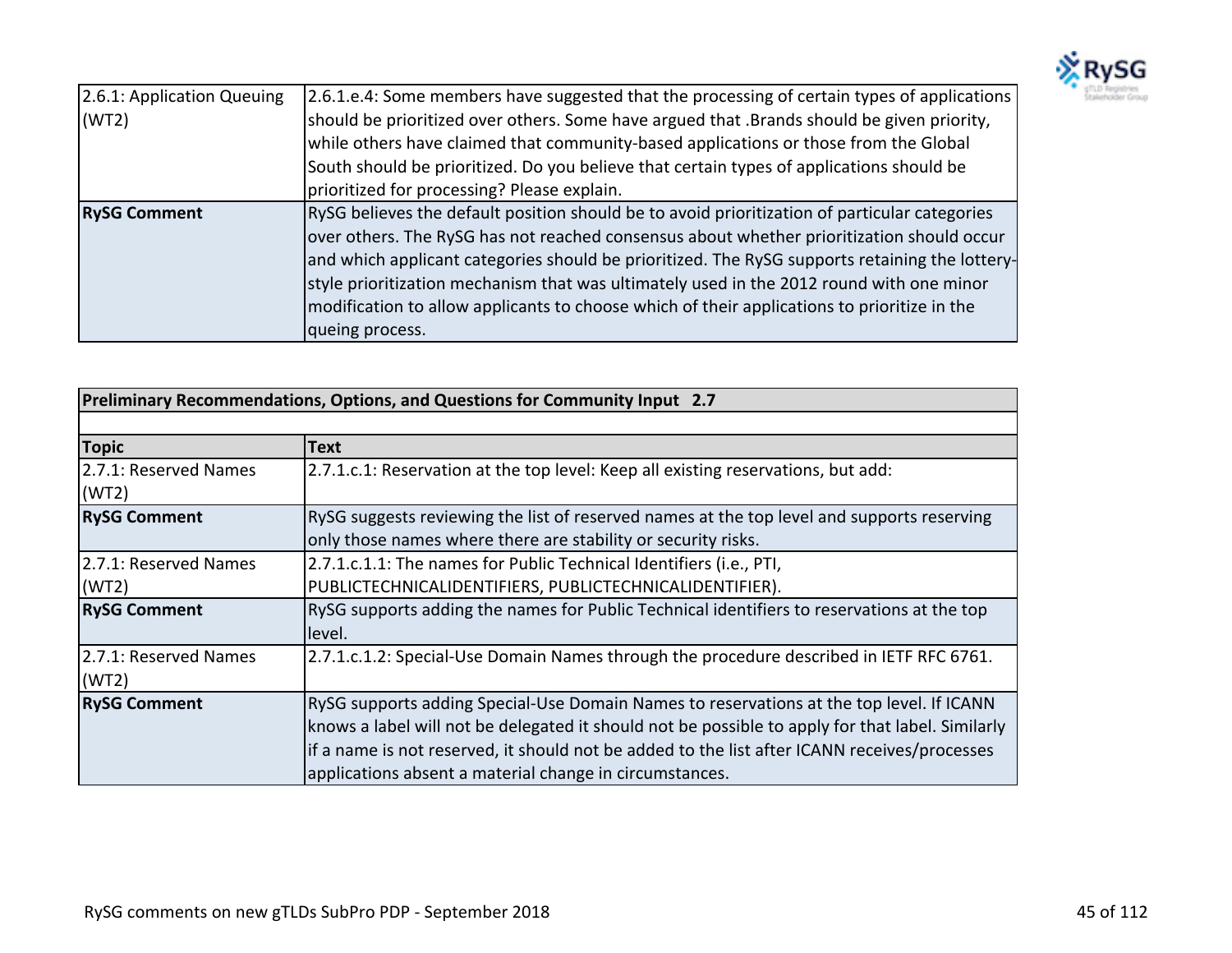| 2.6.1: Application Queuing (WT2) | 2.6.1.e.4: Some members have suggested that the processing of certain types of applications should be prioritized over others. Some have argued that .Brands should be given priority, while others have claimed that community-based applications or those from the Global South should be prioritized. Do you believe that certain types of applications should be prioritized for processing? Please explain. |
|---|---|
| **RySG Comment** | RySG believes the default position should be to avoid prioritization of particular categories over others. The RySG has not reached consensus about whether prioritization should occur and which applicant categories should be prioritized. The RySG supports retaining the lottery-style prioritization mechanism that was ultimately used in the 2012 round with one minor modification to allow applicants to choose which of their applications to prioritize in the queing process. |

| **Preliminary Recommendations, Options, and Questions for Community Input 2.7** | |
|---|---|
| | |
| **Topic** | **Text** |
| 2.7.1: Reserved Names (WT2) | 2.7.1.c.1: Reservation at the top level: Keep all existing reservations, but add: |
| **RySG Comment** | RySG suggests reviewing the list of reserved names at the top level and supports reserving only those names where there are stability or security risks. |
| 2.7.1: Reserved Names (WT2) | 2.7.1.c.1.1: The names for Public Technical Identifiers (i.e., PTI, PUBLICTECHNICALIDENTIFIERS, PUBLICTECHNICALIDENTIFIER). |
| **RySG Comment** | RySG supports adding the names for Public Technical identifiers to reservations at the top level. |
| 2.7.1: Reserved Names (WT2) | 2.7.1.c.1.2: Special-Use Domain Names through the procedure described in IETF RFC 6761. |
| **RySG Comment** | RySG supports adding Special-Use Domain Names to reservations at the top level. If ICANN knows a label will not be delegated it should not be possible to apply for that label. Similarly if a name is not reserved, it should not be added to the list after ICANN receives/processes applications absent a material change in circumstances. |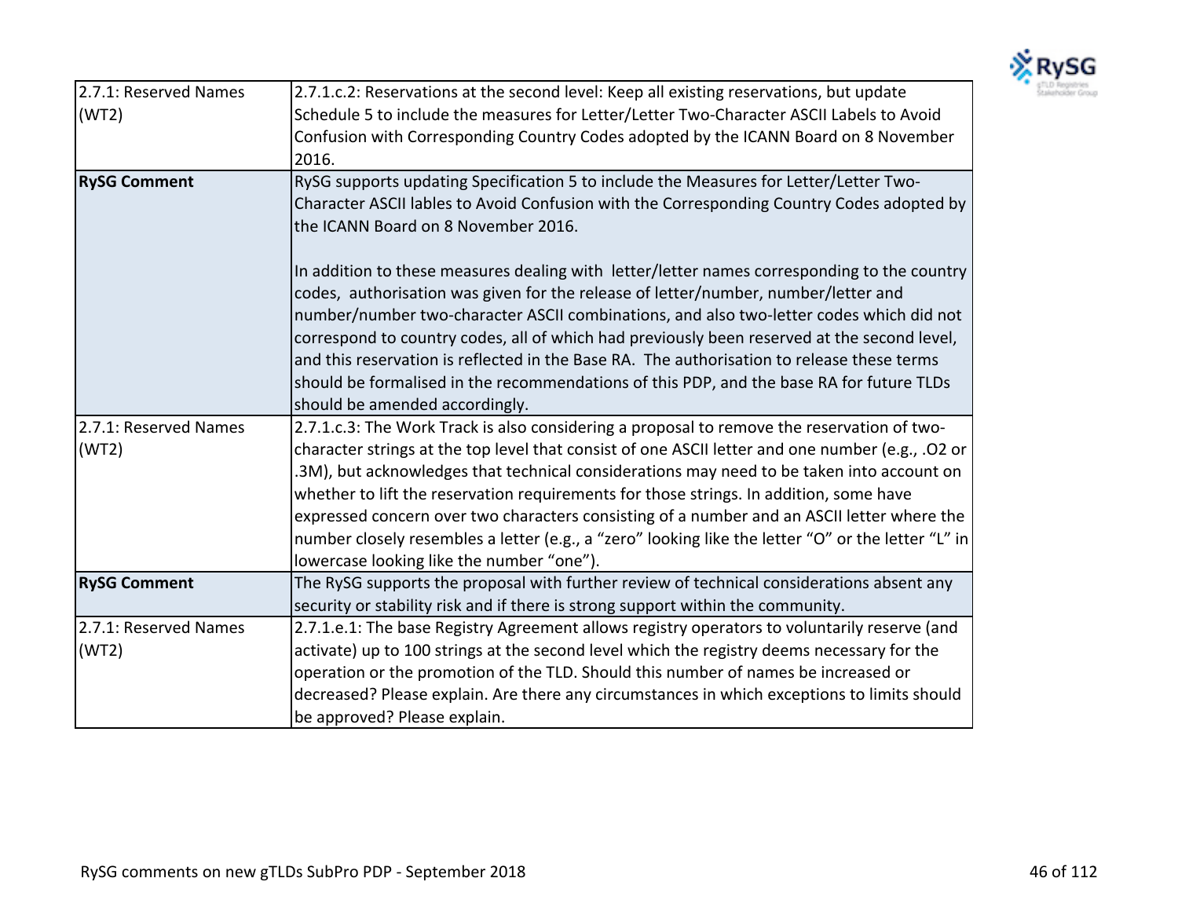| | |
|---|---|
| 2.7.1: Reserved Names (WT2) | 2.7.1.c.2: Reservations at the second level: Keep all existing reservations, but update Schedule 5 to include the measures for Letter/Letter Two-Character ASCII Labels to Avoid Confusion with Corresponding Country Codes adopted by the ICANN Board on 8 November 2016. |
| **RySG Comment** | RySG supports updating Specification 5 to include the Measures for Letter/Letter Two-Character ASCII lables to Avoid Confusion with the Corresponding Country Codes adopted by the ICANN Board on 8 November 2016.<br><br>In addition to these measures dealing with letter/letter names corresponding to the country codes, authorisation was given for the release of letter/number, number/letter and number/number two-character ASCII combinations, and also two-letter codes which did not correspond to country codes, all of which had previously been reserved at the second level, and this reservation is reflected in the Base RA. The authorisation to release these terms should be formalised in the recommendations of this PDP, and the base RA for future TLDs should be amended accordingly. |
| 2.7.1: Reserved Names (WT2) | 2.7.1.c.3: The Work Track is also considering a proposal to remove the reservation of two-character strings at the top level that consist of one ASCII letter and one number (e.g., .O2 or .3M), but acknowledges that technical considerations may need to be taken into account on whether to lift the reservation requirements for those strings. In addition, some have expressed concern over two characters consisting of a number and an ASCII letter where the number closely resembles a letter (e.g., a "zero" looking like the letter "O" or the letter "L" in lowercase looking like the number "one"). |
| **RySG Comment** | The RySG supports the proposal with further review of technical considerations absent any security or stability risk and if there is strong support within the community. |
| 2.7.1: Reserved Names (WT2) | 2.7.1.e.1: The base Registry Agreement allows registry operators to voluntarily reserve (and activate) up to 100 strings at the second level which the registry deems necessary for the operation or the promotion of the TLD. Should this number of names be increased or decreased? Please explain. Are there any circumstances in which exceptions to limits should be approved? Please explain. |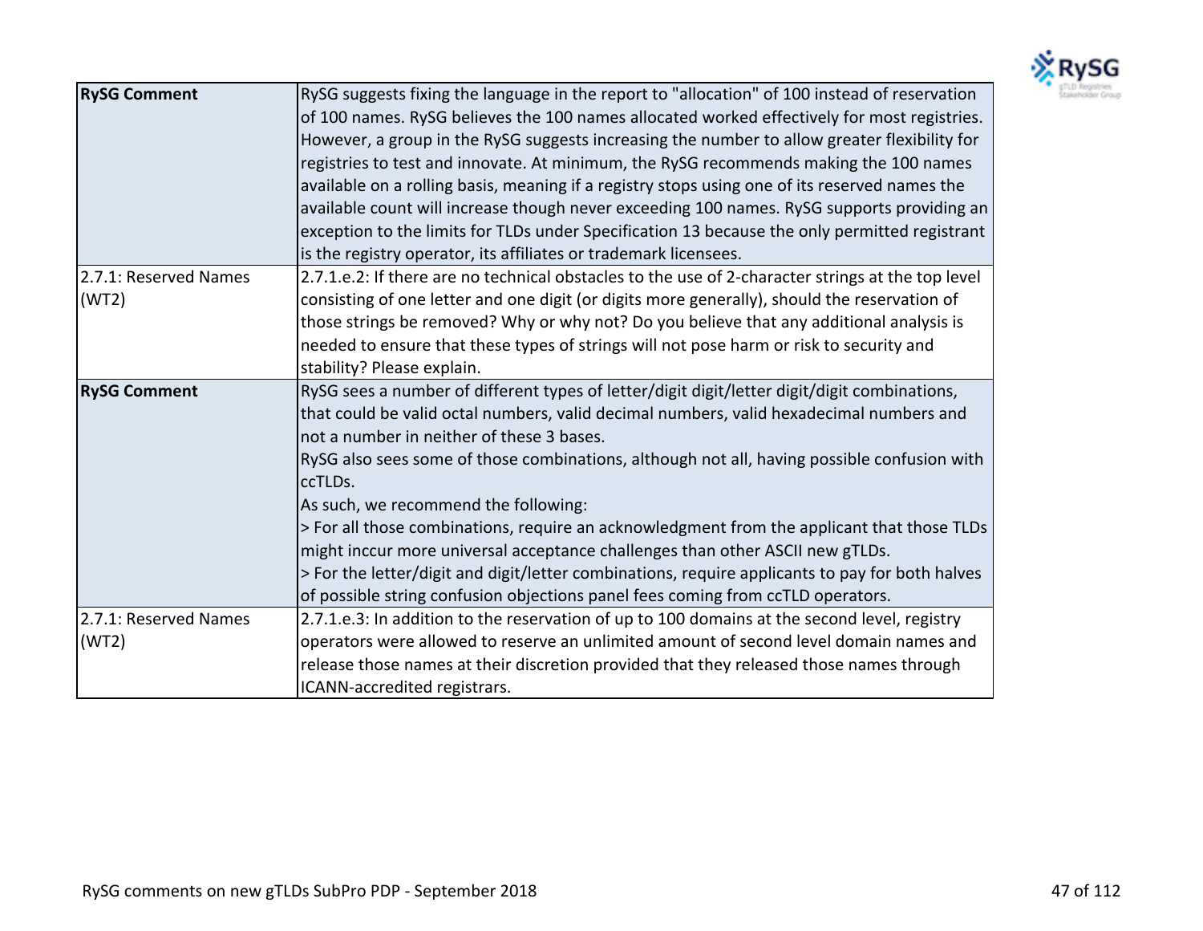| | |
|---|---|
| **RySG Comment** | RySG suggests fixing the language in the report to "allocation" of 100 instead of reservation of 100 names. RySG believes the 100 names allocated worked effectively for most registries. However, a group in the RySG suggests increasing the number to allow greater flexibility for registries to test and innovate. At minimum, the RySG recommends making the 100 names available on a rolling basis, meaning if a registry stops using one of its reserved names the available count will increase though never exceeding 100 names. RySG supports providing an exception to the limits for TLDs under Specification 13 because the only permitted registrant is the registry operator, its affiliates or trademark licensees. |
| 2.7.1: Reserved Names (WT2) | 2.7.1.e.2: If there are no technical obstacles to the use of 2-character strings at the top level consisting of one letter and one digit (or digits more generally), should the reservation of those strings be removed? Why or why not? Do you believe that any additional analysis is needed to ensure that these types of strings will not pose harm or risk to security and stability? Please explain. |
| **RySG Comment** | RySG sees a number of different types of letter/digit digit/letter digit/digit combinations, that could be valid octal numbers, valid decimal numbers, valid hexadecimal numbers and not a number in neither of these 3 bases.<br>RySG also sees some of those combinations, although not all, having possible confusion with ccTLDs.<br>As such, we recommend the following:<br>> For all those combinations, require an acknowledgment from the applicant that those TLDs might inccur more universal acceptance challenges than other ASCII new gTLDs.<br>> For the letter/digit and digit/letter combinations, require applicants to pay for both halves of possible string confusion objections panel fees coming from ccTLD operators. |
| 2.7.1: Reserved Names (WT2) | 2.7.1.e.3: In addition to the reservation of up to 100 domains at the second level, registry operators were allowed to reserve an unlimited amount of second level domain names and release those names at their discretion provided that they released those names through ICANN-accredited registrars. |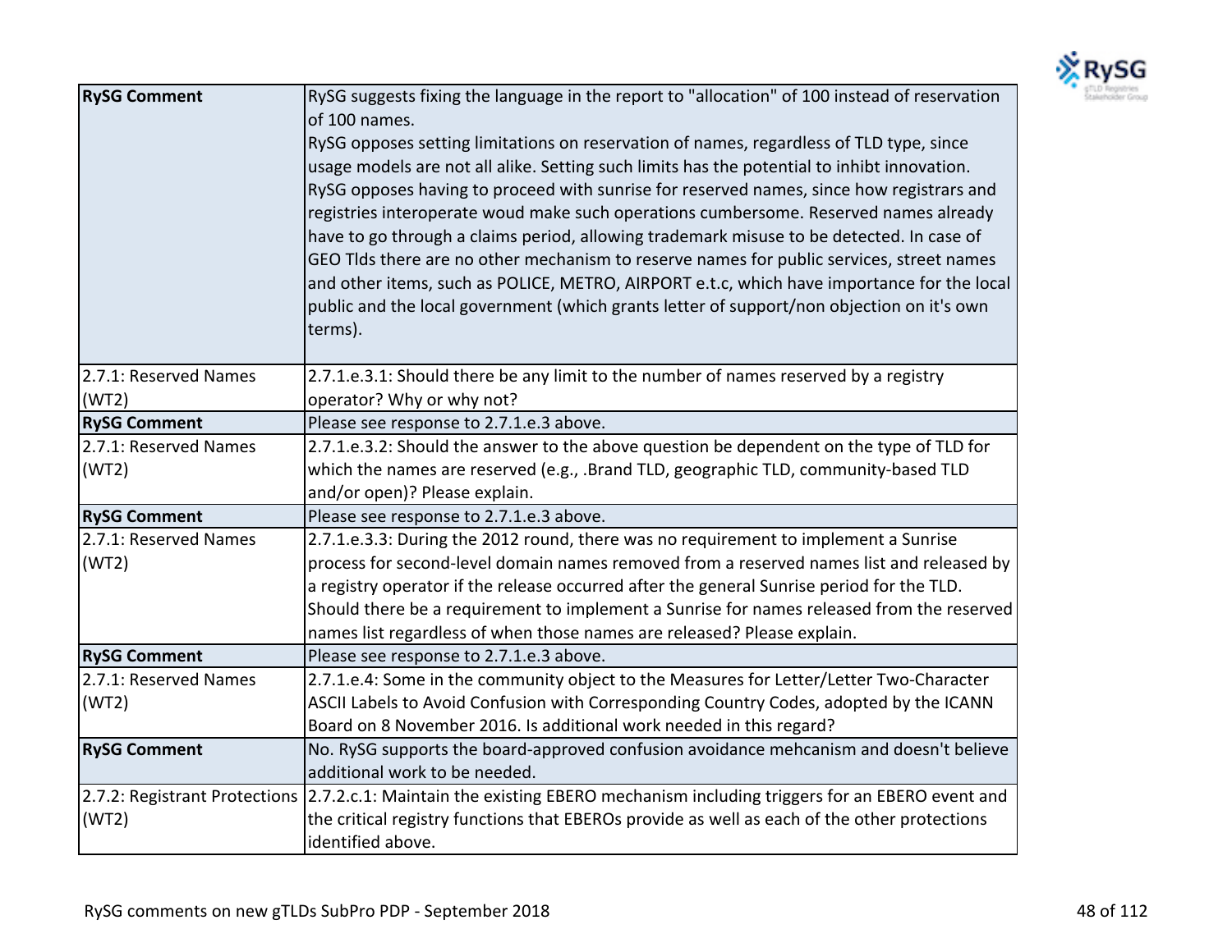| **RySG Comment** | RySG suggests fixing the language in the report to "allocation" of 100 instead of reservation of 100 names.<br>RySG opposes setting limitations on reservation of names, regardless of TLD type, since usage models are not all alike. Setting such limits has the potential to inhibt innovation.<br>RySG opposes having to proceed with sunrise for reserved names, since how registrars and registries interoperate woud make such operations cumbersome. Reserved names already have to go through a claims period, allowing trademark misuse to be detected. In case of GEO Tlds there are no other mechanism to reserve names for public services, street names and other items, such as POLICE, METRO, AIRPORT e.t.c, which have importance for the local public and the local government (which grants letter of support/non objection on it's own terms). |
|---|---|
| 2.7.1: Reserved Names (WT2) | 2.7.1.e.3.1: Should there be any limit to the number of names reserved by a registry operator? Why or why not? |
| **RySG Comment** | Please see response to 2.7.1.e.3 above. |
| 2.7.1: Reserved Names (WT2) | 2.7.1.e.3.2: Should the answer to the above question be dependent on the type of TLD for which the names are reserved (e.g., .Brand TLD, geographic TLD, community-based TLD and/or open)? Please explain. |
| **RySG Comment** | Please see response to 2.7.1.e.3 above. |
| 2.7.1: Reserved Names (WT2) | 2.7.1.e.3.3: During the 2012 round, there was no requirement to implement a Sunrise process for second-level domain names removed from a reserved names list and released by a registry operator if the release occurred after the general Sunrise period for the TLD. Should there be a requirement to implement a Sunrise for names released from the reserved names list regardless of when those names are released? Please explain. |
| **RySG Comment** | Please see response to 2.7.1.e.3 above. |
| 2.7.1: Reserved Names (WT2) | 2.7.1.e.4: Some in the community object to the Measures for Letter/Letter Two-Character ASCII Labels to Avoid Confusion with Corresponding Country Codes, adopted by the ICANN Board on 8 November 2016. Is additional work needed in this regard? |
| **RySG Comment** | No. RySG supports the board-approved confusion avoidance mehcanism and doesn't believe additional work to be needed. |
| 2.7.2: Registrant Protections (WT2) | 2.7.2.c.1: Maintain the existing EBERO mechanism including triggers for an EBERO event and the critical registry functions that EBEROs provide as well as each of the other protections identified above. |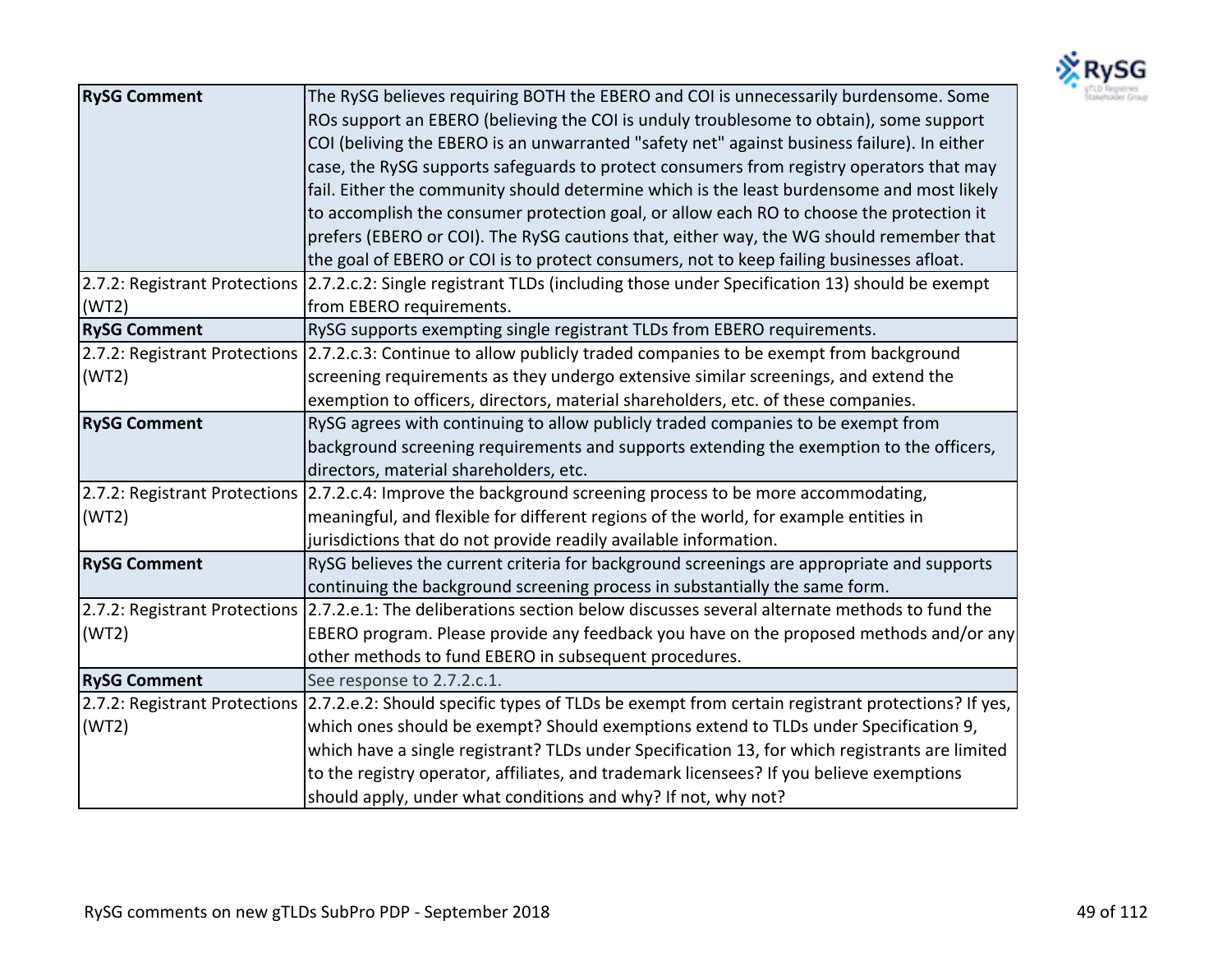| | |
|---|---|
| **RySG Comment** | The RySG believes requiring BOTH the EBERO and COI is unnecessarily burdensome. Some ROs support an EBERO (believing the COI is unduly troublesome to obtain), some support COI (beliving the EBERO is an unwarranted "safety net" against business failure). In either case, the RySG supports safeguards to protect consumers from registry operators that may fail. Either the community should determine which is the least burdensome and most likely to accomplish the consumer protection goal, or allow each RO to choose the protection it prefers (EBERO or COI). The RySG cautions that, either way, the WG should remember that the goal of EBERO or COI is to protect consumers, not to keep failing businesses afloat. |
| 2.7.2: Registrant Protections (WT2) | 2.7.2.c.2: Single registrant TLDs (including those under Specification 13) should be exempt from EBERO requirements. |
| **RySG Comment** | RySG supports exempting single registrant TLDs from EBERO requirements. |
| 2.7.2: Registrant Protections (WT2) | 2.7.2.c.3: Continue to allow publicly traded companies to be exempt from background screening requirements as they undergo extensive similar screenings, and extend the exemption to officers, directors, material shareholders, etc. of these companies. |
| **RySG Comment** | RySG agrees with continuing to allow publicly traded companies to be exempt from background screening requirements and supports extending the exemption to the officers, directors, material shareholders, etc. |
| 2.7.2: Registrant Protections (WT2) | 2.7.2.c.4: Improve the background screening process to be more accommodating, meaningful, and flexible for different regions of the world, for example entities in jurisdictions that do not provide readily available information. |
| **RySG Comment** | RySG believes the current criteria for background screenings are appropriate and supports continuing the background screening process in substantially the same form. |
| 2.7.2: Registrant Protections (WT2) | 2.7.2.e.1: The deliberations section below discusses several alternate methods to fund the EBERO program. Please provide any feedback you have on the proposed methods and/or any other methods to fund EBERO in subsequent procedures. |
| **RySG Comment** | See response to 2.7.2.c.1. |
| 2.7.2: Registrant Protections (WT2) | 2.7.2.e.2: Should specific types of TLDs be exempt from certain registrant protections? If yes, which ones should be exempt? Should exemptions extend to TLDs under Specification 9, which have a single registrant? TLDs under Specification 13, for which registrants are limited to the registry operator, affiliates, and trademark licensees? If you believe exemptions should apply, under what conditions and why? If not, why not? |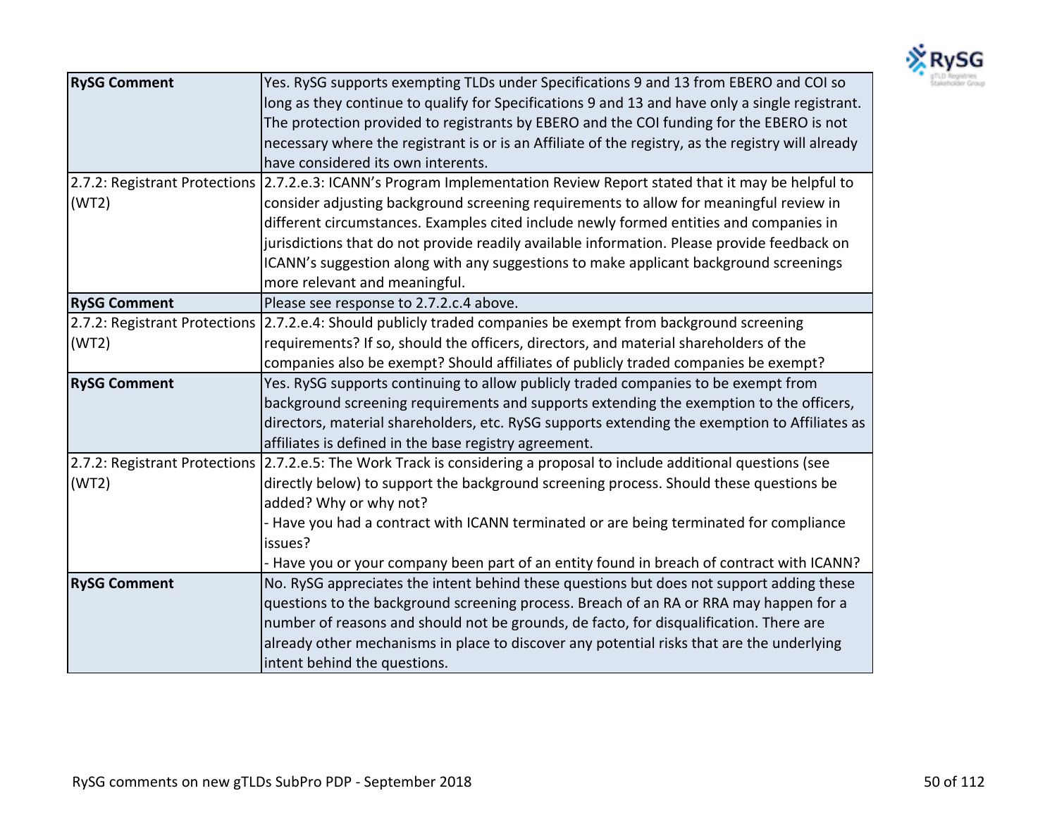| | |
|---|---|
| **RySG Comment** | Yes. RySG supports exempting TLDs under Specifications 9 and 13 from EBERO and COI so long as they continue to qualify for Specifications 9 and 13 and have only a single registrant. The protection provided to registrants by EBERO and the COI funding for the EBERO is not necessary where the registrant is or is an Affiliate of the registry, as the registry will already have considered its own interents. |
| 2.7.2: Registrant Protections (WT2) | 2.7.2.e.3: ICANN's Program Implementation Review Report stated that it may be helpful to consider adjusting background screening requirements to allow for meaningful review in different circumstances. Examples cited include newly formed entities and companies in jurisdictions that do not provide readily available information. Please provide feedback on ICANN's suggestion along with any suggestions to make applicant background screenings more relevant and meaningful. |
| **RySG Comment** | Please see response to 2.7.2.c.4 above. |
| 2.7.2: Registrant Protections (WT2) | 2.7.2.e.4: Should publicly traded companies be exempt from background screening requirements? If so, should the officers, directors, and material shareholders of the companies also be exempt? Should affiliates of publicly traded companies be exempt? |
| **RySG Comment** | Yes. RySG supports continuing to allow publicly traded companies to be exempt from background screening requirements and supports extending the exemption to the officers, directors, material shareholders, etc. RySG supports extending the exemption to Affiliates as affiliates is defined in the base registry agreement. |
| 2.7.2: Registrant Protections (WT2) | 2.7.2.e.5: The Work Track is considering a proposal to include additional questions (see directly below) to support the background screening process. Should these questions be added? Why or why not?<br>- Have you had a contract with ICANN terminated or are being terminated for compliance issues?<br>- Have you or your company been part of an entity found in breach of contract with ICANN? |
| **RySG Comment** | No. RySG appreciates the intent behind these questions but does not support adding these questions to the background screening process. Breach of an RA or RRA may happen for a number of reasons and should not be grounds, de facto, for disqualification. There are already other mechanisms in place to discover any potential risks that are the underlying intent behind the questions. |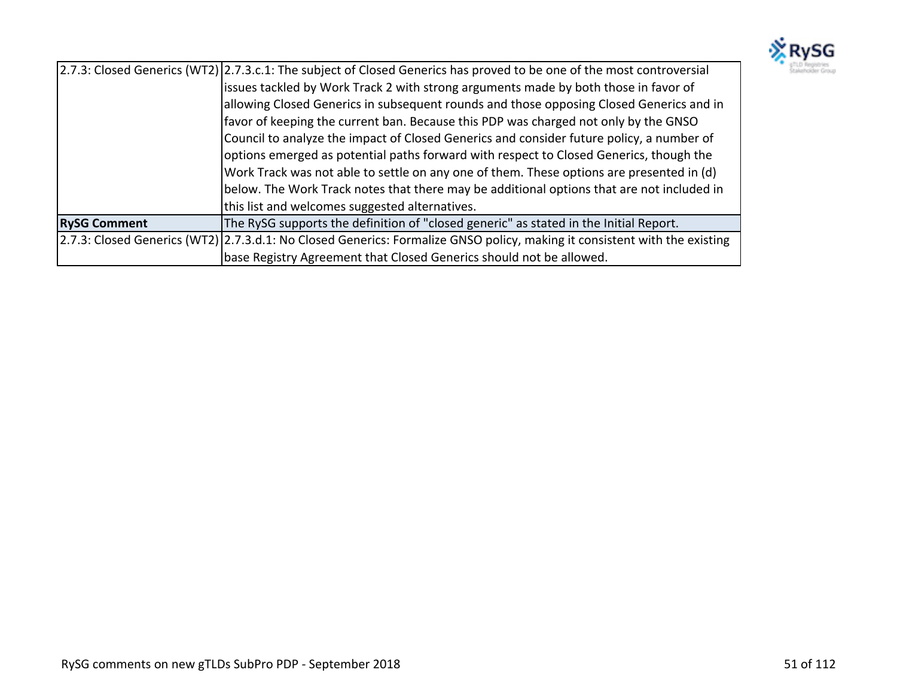| | |
|---|---|
| 2.7.3: Closed Generics (WT2) | 2.7.3.c.1: The subject of Closed Generics has proved to be one of the most controversial issues tackled by Work Track 2 with strong arguments made by both those in favor of allowing Closed Generics in subsequent rounds and those opposing Closed Generics and in favor of keeping the current ban. Because this PDP was charged not only by the GNSO Council to analyze the impact of Closed Generics and consider future policy, a number of options emerged as potential paths forward with respect to Closed Generics, though the Work Track was not able to settle on any one of them. These options are presented in (d) below. The Work Track notes that there may be additional options that are not included in this list and welcomes suggested alternatives. |
| **RySG Comment** | The RySG supports the definition of "closed generic" as stated in the Initial Report. |
| 2.7.3: Closed Generics (WT2) | 2.7.3.d.1: No Closed Generics: Formalize GNSO policy, making it consistent with the existing base Registry Agreement that Closed Generics should not be allowed. |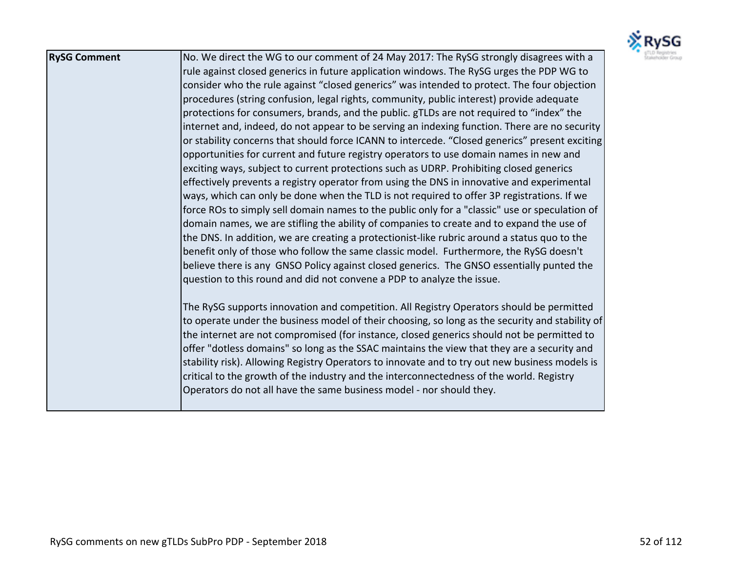| RySG Comment | No. We direct the WG to our comment of 24 May 2017: The RySG strongly disagrees with a rule against closed generics in future application windows. The RySG urges the PDP WG to consider who the rule against "closed generics" was intended to protect. The four objection procedures (string confusion, legal rights, community, public interest) provide adequate protections for consumers, brands, and the public. gTLDs are not required to "index" the internet and, indeed, do not appear to be serving an indexing function. There are no security or stability concerns that should force ICANN to intercede. "Closed generics" present exciting opportunities for current and future registry operators to use domain names in new and exciting ways, subject to current protections such as UDRP. Prohibiting closed generics effectively prevents a registry operator from using the DNS in innovative and experimental ways, which can only be done when the TLD is not required to offer 3P registrations. If we force ROs to simply sell domain names to the public only for a "classic" use or speculation of domain names, we are stifling the ability of companies to create and to expand the use of the DNS. In addition, we are creating a protectionist-like rubric around a status quo to the benefit only of those who follow the same classic model. Furthermore, the RySG doesn't believe there is any GNSO Policy against closed generics. The GNSO essentially punted the question to this round and did not convene a PDP to analyze the issue.<br><br>The RySG supports innovation and competition. All Registry Operators should be permitted to operate under the business model of their choosing, so long as the security and stability of the internet are not compromised (for instance, closed generics should not be permitted to offer "dotless domains" so long as the SSAC maintains the view that they are a security and stability risk). Allowing Registry Operators to innovate and to try out new business models is critical to the growth of the industry and the interconnectedness of the world. Registry Operators do not all have the same business model - nor should they. |
|---|---|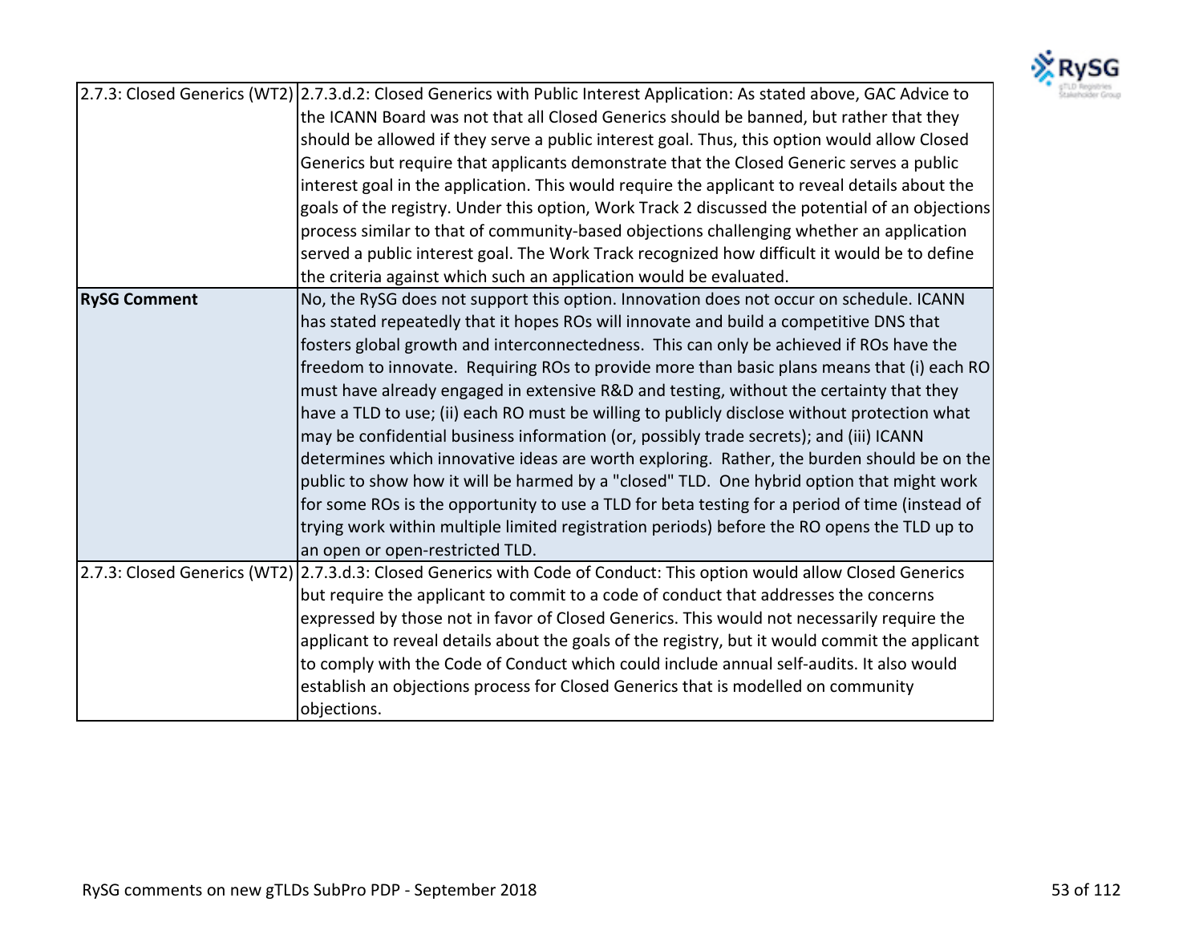| | |
|---|---|
| 2.7.3: Closed Generics (WT2) | 2.7.3.d.2: Closed Generics with Public Interest Application: As stated above, GAC Advice to the ICANN Board was not that all Closed Generics should be banned, but rather that they should be allowed if they serve a public interest goal. Thus, this option would allow Closed Generics but require that applicants demonstrate that the Closed Generic serves a public interest goal in the application. This would require the applicant to reveal details about the goals of the registry. Under this option, Work Track 2 discussed the potential of an objections process similar to that of community-based objections challenging whether an application served a public interest goal. The Work Track recognized how difficult it would be to define the criteria against which such an application would be evaluated. |
| **RySG Comment** | No, the RySG does not support this option. Innovation does not occur on schedule. ICANN has stated repeatedly that it hopes ROs will innovate and build a competitive DNS that fosters global growth and interconnectedness. This can only be achieved if ROs have the freedom to innovate. Requiring ROs to provide more than basic plans means that (i) each RO must have already engaged in extensive R&D and testing, without the certainty that they have a TLD to use; (ii) each RO must be willing to publicly disclose without protection what may be confidential business information (or, possibly trade secrets); and (iii) ICANN determines which innovative ideas are worth exploring. Rather, the burden should be on the public to show how it will be harmed by a "closed" TLD. One hybrid option that might work for some ROs is the opportunity to use a TLD for beta testing for a period of time (instead of trying work within multiple limited registration periods) before the RO opens the TLD up to an open or open-restricted TLD. |
| 2.7.3: Closed Generics (WT2) | 2.7.3.d.3: Closed Generics with Code of Conduct: This option would allow Closed Generics but require the applicant to commit to a code of conduct that addresses the concerns expressed by those not in favor of Closed Generics. This would not necessarily require the applicant to reveal details about the goals of the registry, but it would commit the applicant to comply with the Code of Conduct which could include annual self-audits. It also would establish an objections process for Closed Generics that is modelled on community objections. |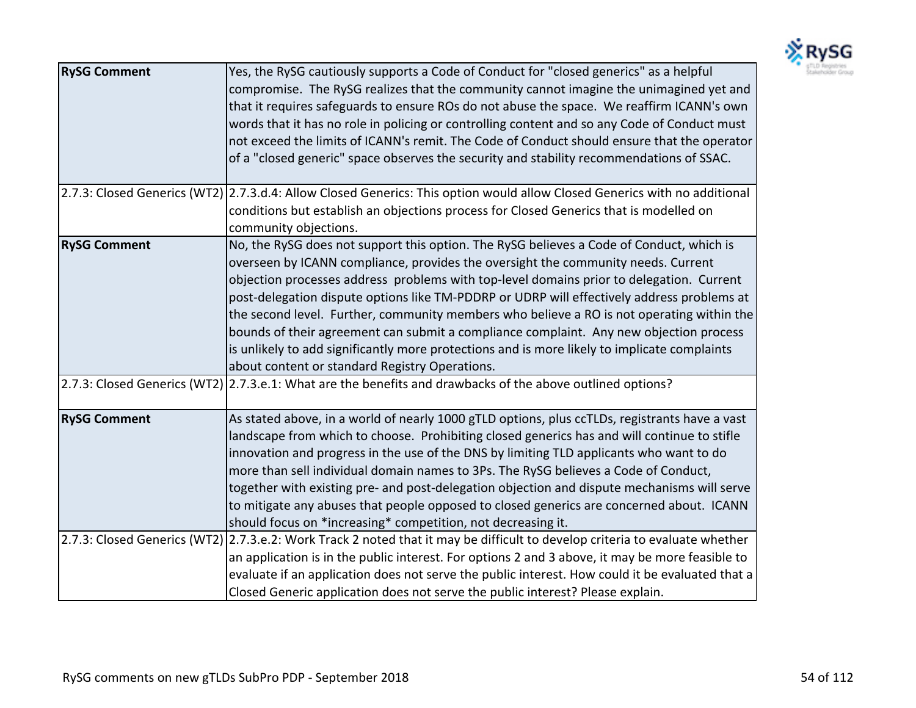| | |
|---|---|
| **RySG Comment** | Yes, the RySG cautiously supports a Code of Conduct for "closed generics" as a helpful compromise. The RySG realizes that the community cannot imagine the unimagined yet and that it requires safeguards to ensure ROs do not abuse the space. We reaffirm ICANN's own words that it has no role in policing or controlling content and so any Code of Conduct must not exceed the limits of ICANN's remit. The Code of Conduct should ensure that the operator of a "closed generic" space observes the security and stability recommendations of SSAC. |
| 2.7.3: Closed Generics (WT2) | 2.7.3.d.4: Allow Closed Generics: This option would allow Closed Generics with no additional conditions but establish an objections process for Closed Generics that is modelled on community objections. |
| **RySG Comment** | No, the RySG does not support this option. The RySG believes a Code of Conduct, which is overseen by ICANN compliance, provides the oversight the community needs. Current objection processes address problems with top-level domains prior to delegation. Current post-delegation dispute options like TM-PDDRP or UDRP will effectively address problems at the second level. Further, community members who believe a RO is not operating within the bounds of their agreement can submit a compliance complaint. Any new objection process is unlikely to add significantly more protections and is more likely to implicate complaints about content or standard Registry Operations. |
| 2.7.3: Closed Generics (WT2) | 2.7.3.e.1: What are the benefits and drawbacks of the above outlined options? |
| **RySG Comment** | As stated above, in a world of nearly 1000 gTLD options, plus ccTLDs, registrants have a vast landscape from which to choose. Prohibiting closed generics has and will continue to stifle innovation and progress in the use of the DNS by limiting TLD applicants who want to do more than sell individual domain names to 3Ps. The RySG believes a Code of Conduct, together with existing pre- and post-delegation objection and dispute mechanisms will serve to mitigate any abuses that people opposed to closed generics are concerned about. ICANN should focus on *increasing* competition, not decreasing it. |
| 2.7.3: Closed Generics (WT2) | 2.7.3.e.2: Work Track 2 noted that it may be difficult to develop criteria to evaluate whether an application is in the public interest. For options 2 and 3 above, it may be more feasible to evaluate if an application does not serve the public interest. How could it be evaluated that a Closed Generic application does not serve the public interest? Please explain. |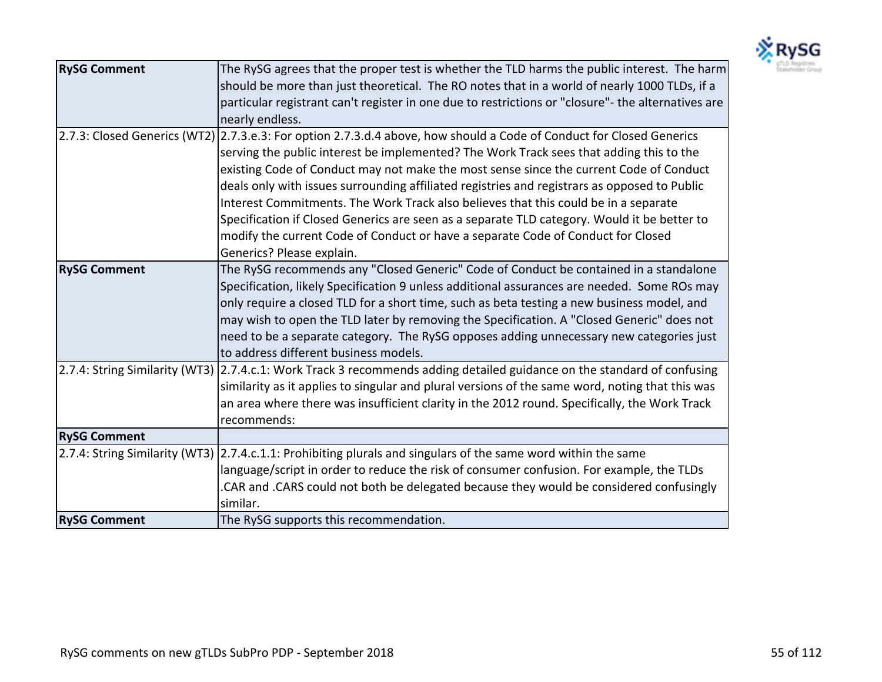| | |
|---|---|
| **RySG Comment** | The RySG agrees that the proper test is whether the TLD harms the public interest. The harm should be more than just theoretical. The RO notes that in a world of nearly 1000 TLDs, if a particular registrant can't register in one due to restrictions or "closure"- the alternatives are nearly endless. |
| 2.7.3: Closed Generics (WT2) | 2.7.3.e.3: For option 2.7.3.d.4 above, how should a Code of Conduct for Closed Generics serving the public interest be implemented? The Work Track sees that adding this to the existing Code of Conduct may not make the most sense since the current Code of Conduct deals only with issues surrounding affiliated registries and registrars as opposed to Public Interest Commitments. The Work Track also believes that this could be in a separate Specification if Closed Generics are seen as a separate TLD category. Would it be better to modify the current Code of Conduct or have a separate Code of Conduct for Closed Generics? Please explain. |
| **RySG Comment** | The RySG recommends any "Closed Generic" Code of Conduct be contained in a standalone Specification, likely Specification 9 unless additional assurances are needed. Some ROs may only require a closed TLD for a short time, such as beta testing a new business model, and may wish to open the TLD later by removing the Specification. A "Closed Generic" does not need to be a separate category. The RySG opposes adding unnecessary new categories just to address different business models. |
| 2.7.4: String Similarity (WT3) | 2.7.4.c.1: Work Track 3 recommends adding detailed guidance on the standard of confusing similarity as it applies to singular and plural versions of the same word, noting that this was an area where there was insufficient clarity in the 2012 round. Specifically, the Work Track recommends: |
| **RySG Comment** | |
| 2.7.4: String Similarity (WT3) | 2.7.4.c.1.1: Prohibiting plurals and singulars of the same word within the same language/script in order to reduce the risk of consumer confusion. For example, the TLDs .CAR and .CARS could not both be delegated because they would be considered confusingly similar. |
| **RySG Comment** | The RySG supports this recommendation. |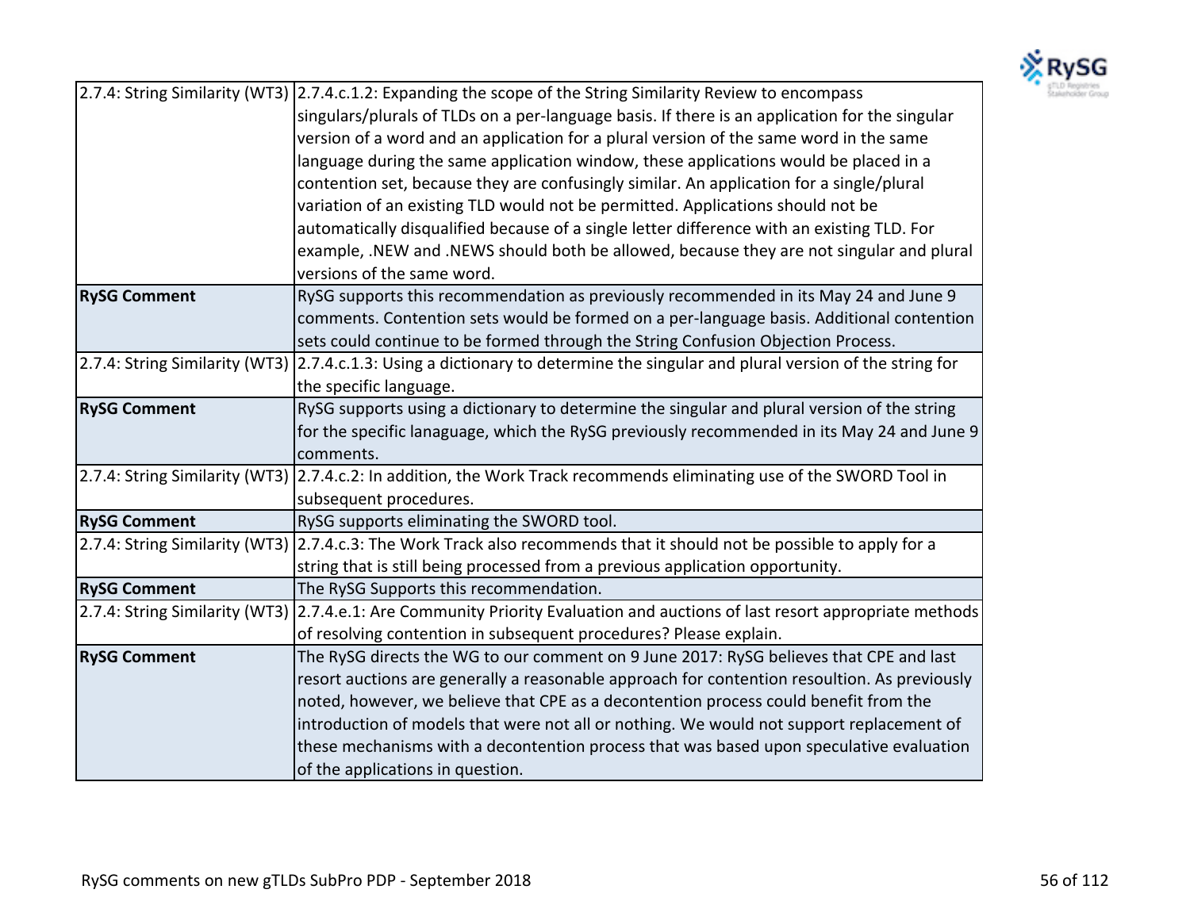| | |
|---|---|
| 2.7.4: String Similarity (WT3) | 2.7.4.c.1.2: Expanding the scope of the String Similarity Review to encompass singulars/plurals of TLDs on a per-language basis. If there is an application for the singular version of a word and an application for a plural version of the same word in the same language during the same application window, these applications would be placed in a contention set, because they are confusingly similar. An application for a single/plural variation of an existing TLD would not be permitted. Applications should not be automatically disqualified because of a single letter difference with an existing TLD. For example, .NEW and .NEWS should both be allowed, because they are not singular and plural versions of the same word. |
| **RySG Comment** | RySG supports this recommendation as previously recommended in its May 24 and June 9 comments. Contention sets would be formed on a per-language basis. Additional contention sets could continue to be formed through the String Confusion Objection Process. |
| 2.7.4: String Similarity (WT3) | 2.7.4.c.1.3: Using a dictionary to determine the singular and plural version of the string for the specific language. |
| **RySG Comment** | RySG supports using a dictionary to determine the singular and plural version of the string for the specific lanaguage, which the RySG previously recommended in its May 24 and June 9 comments. |
| 2.7.4: String Similarity (WT3) | 2.7.4.c.2: In addition, the Work Track recommends eliminating use of the SWORD Tool in subsequent procedures. |
| **RySG Comment** | RySG supports eliminating the SWORD tool. |
| 2.7.4: String Similarity (WT3) | 2.7.4.c.3: The Work Track also recommends that it should not be possible to apply for a string that is still being processed from a previous application opportunity. |
| **RySG Comment** | The RySG Supports this recommendation. |
| 2.7.4: String Similarity (WT3) | 2.7.4.e.1: Are Community Priority Evaluation and auctions of last resort appropriate methods of resolving contention in subsequent procedures? Please explain. |
| **RySG Comment** | The RySG directs the WG to our comment on 9 June 2017: RySG believes that CPE and last resort auctions are generally a reasonable approach for contention resoultion. As previously noted, however, we believe that CPE as a decontention process could benefit from the introduction of models that were not all or nothing. We would not support replacement of these mechanisms with a decontention process that was based upon speculative evaluation of the applications in question. |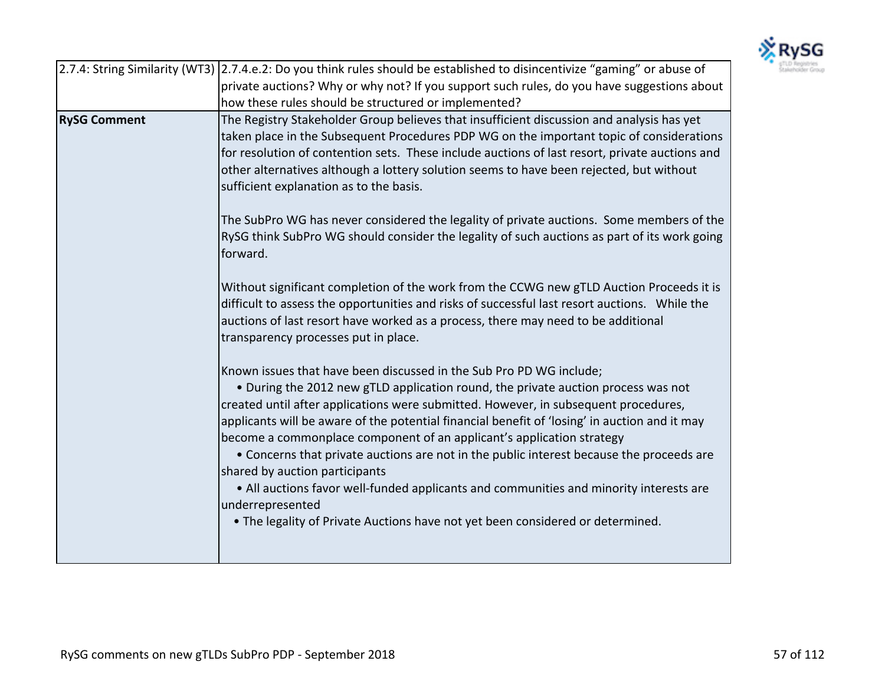| 2.7.4: String Similarity (WT3) | 2.7.4.e.2: Do you think rules should be established to disincentivize "gaming" or abuse of private auctions? Why or why not? If you support such rules, do you have suggestions about how these rules should be structured or implemented? |
|---|---|
| **RySG Comment** | The Registry Stakeholder Group believes that insufficient discussion and analysis has yet taken place in the Subsequent Procedures PDP WG on the important topic of considerations for resolution of contention sets. These include auctions of last resort, private auctions and other alternatives although a lottery solution seems to have been rejected, but without sufficient explanation as to the basis.<br><br>The SubPro WG has never considered the legality of private auctions. Some members of the RySG think SubPro WG should consider the legality of such auctions as part of its work going forward.<br><br>Without significant completion of the work from the CCWG new gTLD Auction Proceeds it is difficult to assess the opportunities and risks of successful last resort auctions. While the auctions of last resort have worked as a process, there may need to be additional transparency processes put in place.<br><br>Known issues that have been discussed in the Sub Pro PD WG include;<br>• During the 2012 new gTLD application round, the private auction process was not created until after applications were submitted. However, in subsequent procedures, applicants will be aware of the potential financial benefit of 'losing' in auction and it may become a commonplace component of an applicant's application strategy<br>• Concerns that private auctions are not in the public interest because the proceeds are shared by auction participants<br>• All auctions favor well-funded applicants and communities and minority interests are underrepresented<br>• The legality of Private Auctions have not yet been considered or determined. |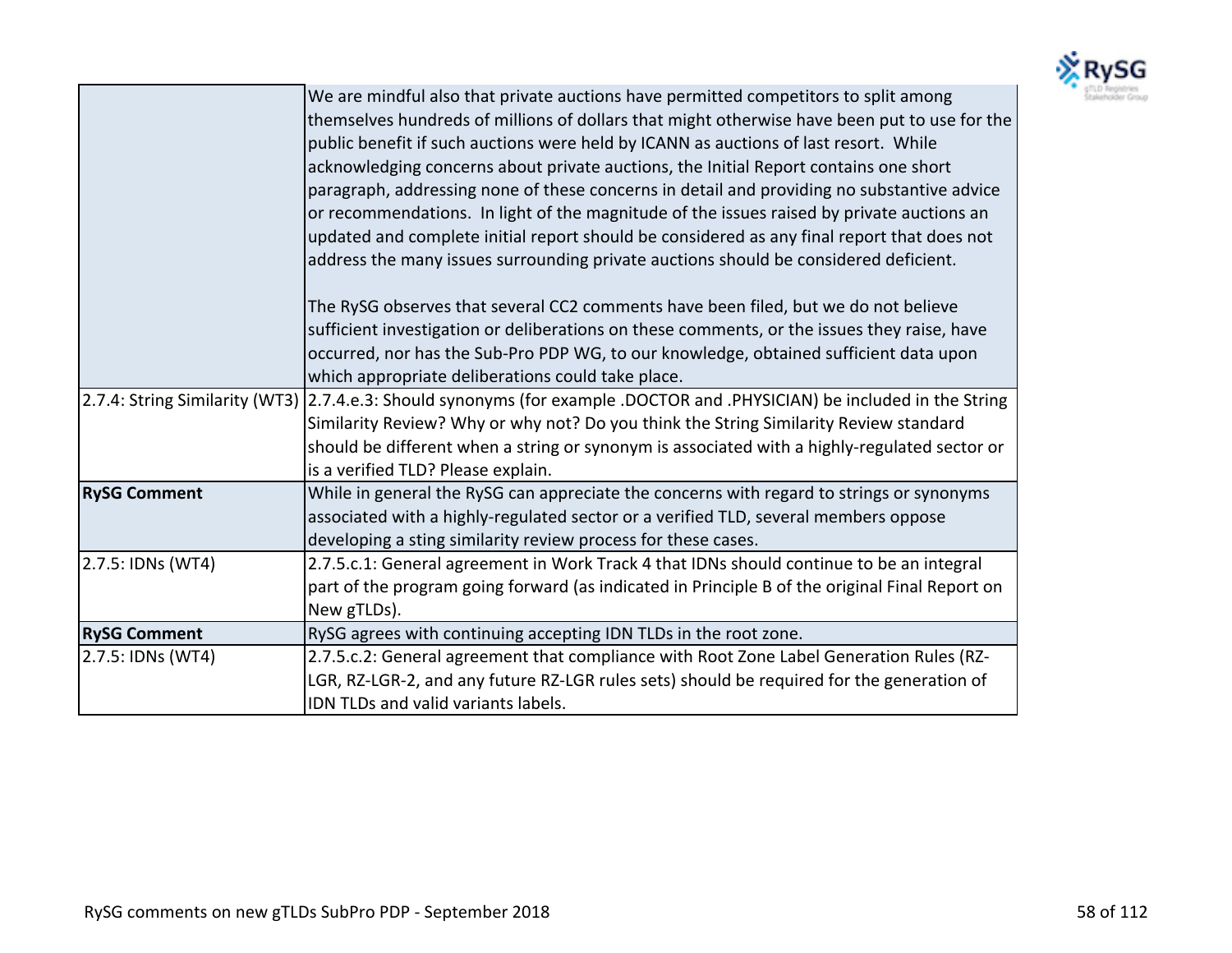| | |
|---|---|
| | We are mindful also that private auctions have permitted competitors to split among themselves hundreds of millions of dollars that might otherwise have been put to use for the public benefit if such auctions were held by ICANN as auctions of last resort. While acknowledging concerns about private auctions, the Initial Report contains one short paragraph, addressing none of these concerns in detail and providing no substantive advice or recommendations. In light of the magnitude of the issues raised by private auctions an updated and complete initial report should be considered as any final report that does not address the many issues surrounding private auctions should be considered deficient.<br><br>The RySG observes that several CC2 comments have been filed, but we do not believe sufficient investigation or deliberations on these comments, or the issues they raise, have occurred, nor has the Sub-Pro PDP WG, to our knowledge, obtained sufficient data upon which appropriate deliberations could take place. |
| 2.7.4: String Similarity (WT3) | 2.7.4.e.3: Should synonyms (for example .DOCTOR and .PHYSICIAN) be included in the String Similarity Review? Why or why not? Do you think the String Similarity Review standard should be different when a string or synonym is associated with a highly-regulated sector or is a verified TLD? Please explain. |
| **RySG Comment** | While in general the RySG can appreciate the concerns with regard to strings or synonyms associated with a highly-regulated sector or a verified TLD, several members oppose developing a sting similarity review process for these cases. |
| 2.7.5: IDNs (WT4) | 2.7.5.c.1: General agreement in Work Track 4 that IDNs should continue to be an integral part of the program going forward (as indicated in Principle B of the original Final Report on New gTLDs). |
| **RySG Comment** | RySG agrees with continuing accepting IDN TLDs in the root zone. |
| 2.7.5: IDNs (WT4) | 2.7.5.c.2: General agreement that compliance with Root Zone Label Generation Rules (RZ-LGR, RZ-LGR-2, and any future RZ-LGR rules sets) should be required for the generation of IDN TLDs and valid variants labels. |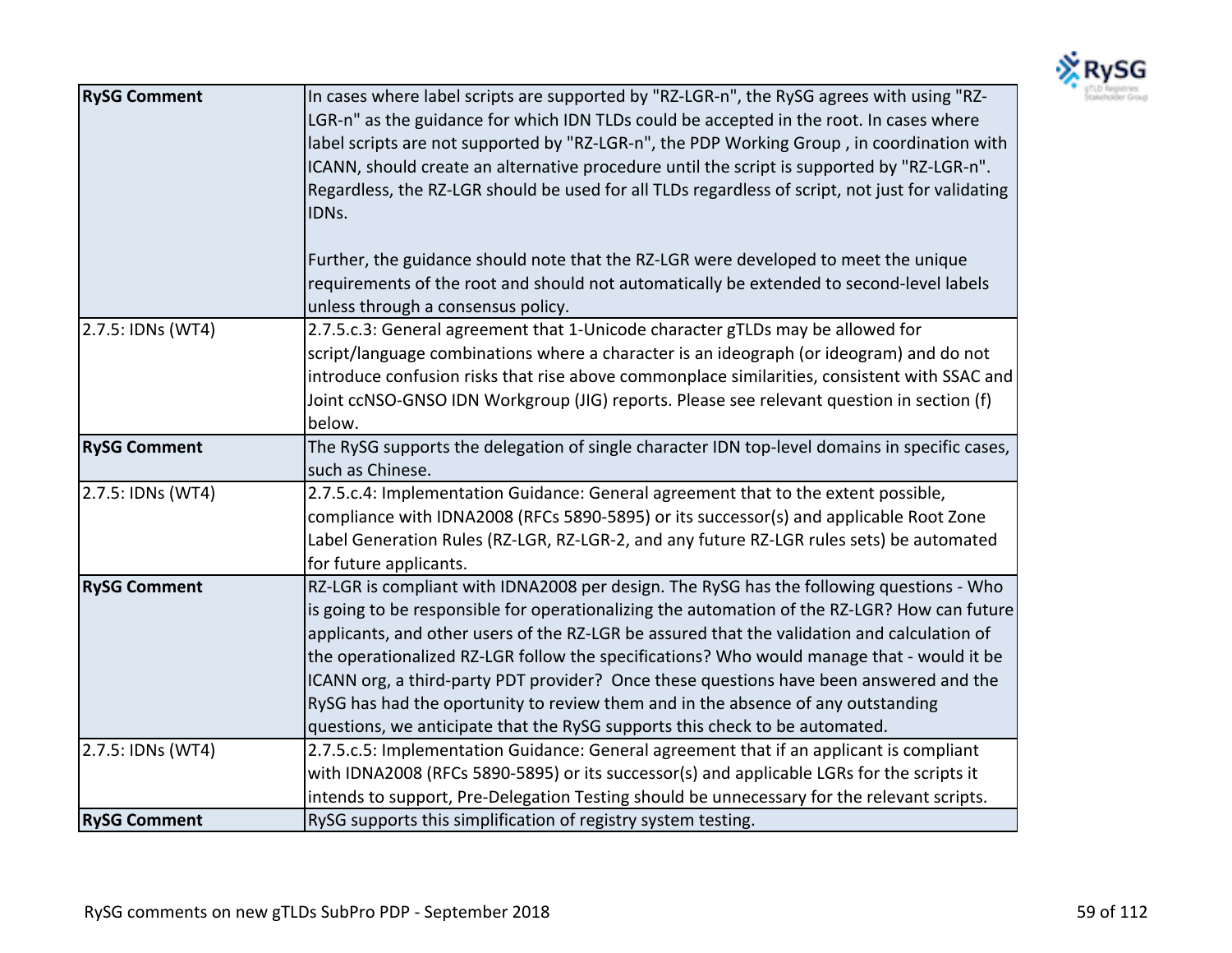| | |
|---|---|
| **RySG Comment** | In cases where label scripts are supported by "RZ-LGR-n", the RySG agrees with using "RZ-LGR-n" as the guidance for which IDN TLDs could be accepted in the root. In cases where label scripts are not supported by "RZ-LGR-n", the PDP Working Group , in coordination with ICANN, should create an alternative procedure until the script is supported by "RZ-LGR-n". Regardless, the RZ-LGR should be used for all TLDs regardless of script, not just for validating IDNs.<br><br>Further, the guidance should note that the RZ-LGR were developed to meet the unique requirements of the root and should not automatically be extended to second-level labels unless through a consensus policy. |
| 2.7.5: IDNs (WT4) | 2.7.5.c.3: General agreement that 1-Unicode character gTLDs may be allowed for script/language combinations where a character is an ideograph (or ideogram) and do not introduce confusion risks that rise above commonplace similarities, consistent with SSAC and Joint ccNSO-GNSO IDN Workgroup (JIG) reports. Please see relevant question in section (f) below. |
| **RySG Comment** | The RySG supports the delegation of single character IDN top-level domains in specific cases, such as Chinese. |
| 2.7.5: IDNs (WT4) | 2.7.5.c.4: Implementation Guidance: General agreement that to the extent possible, compliance with IDNA2008 (RFCs 5890-5895) or its successor(s) and applicable Root Zone Label Generation Rules (RZ-LGR, RZ-LGR-2, and any future RZ-LGR rules sets) be automated for future applicants. |
| **RySG Comment** | RZ-LGR is compliant with IDNA2008 per design. The RySG has the following questions - Who is going to be responsible for operationalizing the automation of the RZ-LGR? How can future applicants, and other users of the RZ-LGR be assured that the validation and calculation of the operationalized RZ-LGR follow the specifications? Who would manage that - would it be ICANN org, a third-party PDT provider? Once these questions have been answered and the RySG has had the oportunity to review them and in the absence of any outstanding questions, we anticipate that the RySG supports this check to be automated. |
| 2.7.5: IDNs (WT4) | 2.7.5.c.5: Implementation Guidance: General agreement that if an applicant is compliant with IDNA2008 (RFCs 5890-5895) or its successor(s) and applicable LGRs for the scripts it intends to support, Pre-Delegation Testing should be unnecessary for the relevant scripts. |
| **RySG Comment** | RySG supports this simplification of registry system testing. |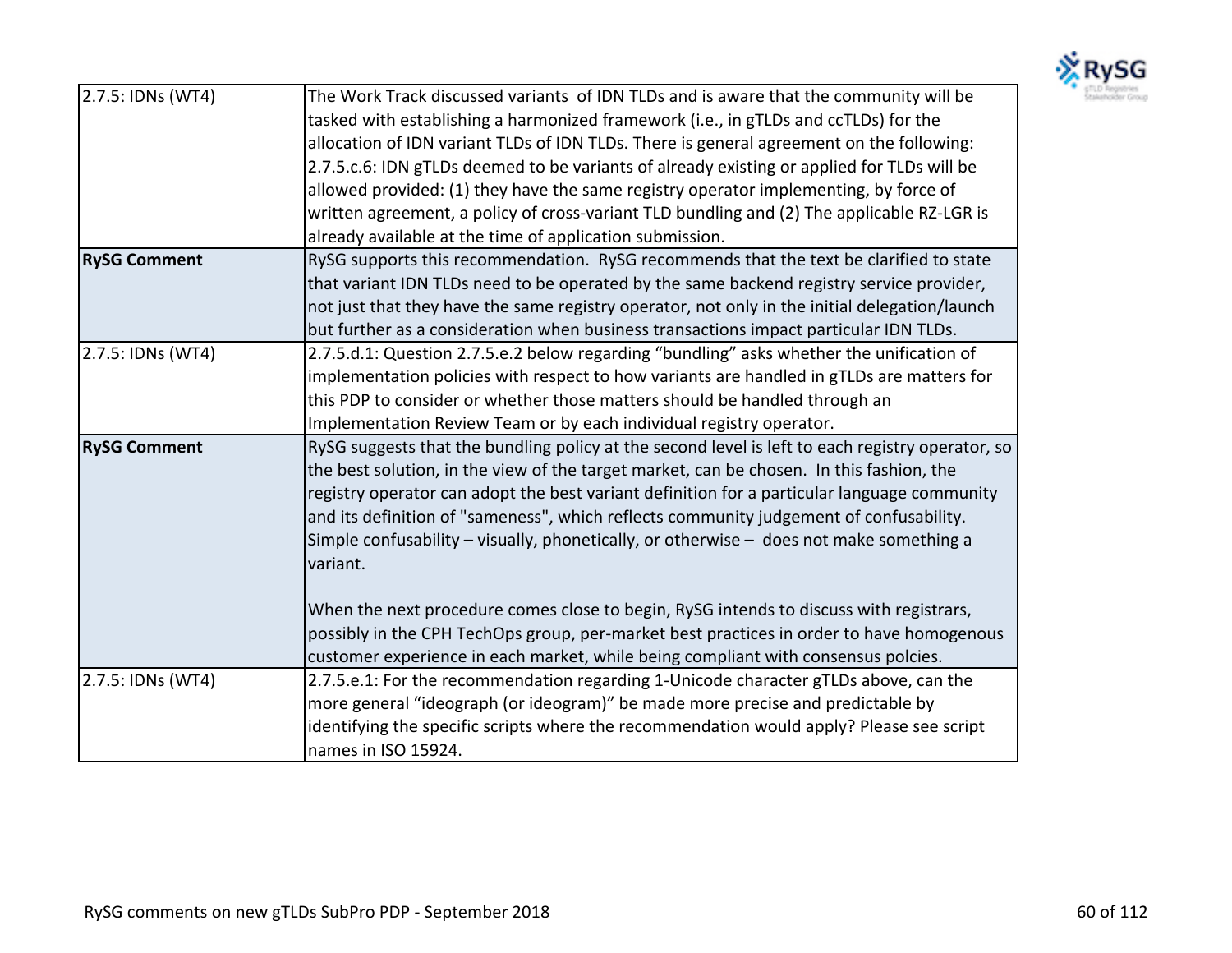| | |
|---|---|
| 2.7.5: IDNs (WT4) | The Work Track discussed variants of IDN TLDs and is aware that the community will be tasked with establishing a harmonized framework (i.e., in gTLDs and ccTLDs) for the allocation of IDN variant TLDs of IDN TLDs. There is general agreement on the following: 2.7.5.c.6: IDN gTLDs deemed to be variants of already existing or applied for TLDs will be allowed provided: (1) they have the same registry operator implementing, by force of written agreement, a policy of cross-variant TLD bundling and (2) The applicable RZ-LGR is already available at the time of application submission. |
| **RySG Comment** | RySG supports this recommendation. RySG recommends that the text be clarified to state that variant IDN TLDs need to be operated by the same backend registry service provider, not just that they have the same registry operator, not only in the initial delegation/launch but further as a consideration when business transactions impact particular IDN TLDs. |
| 2.7.5: IDNs (WT4) | 2.7.5.d.1: Question 2.7.5.e.2 below regarding "bundling" asks whether the unification of implementation policies with respect to how variants are handled in gTLDs are matters for this PDP to consider or whether those matters should be handled through an Implementation Review Team or by each individual registry operator. |
| **RySG Comment** | RySG suggests that the bundling policy at the second level is left to each registry operator, so the best solution, in the view of the target market, can be chosen. In this fashion, the registry operator can adopt the best variant definition for a particular language community and its definition of "sameness", which reflects community judgement of confusability. Simple confusability – visually, phonetically, or otherwise – does not make something a variant.<br><br>When the next procedure comes close to begin, RySG intends to discuss with registrars, possibly in the CPH TechOps group, per-market best practices in order to have homogenous customer experience in each market, while being compliant with consensus polcies. |
| 2.7.5: IDNs (WT4) | 2.7.5.e.1: For the recommendation regarding 1-Unicode character gTLDs above, can the more general "ideograph (or ideogram)" be made more precise and predictable by identifying the specific scripts where the recommendation would apply? Please see script names in ISO 15924. |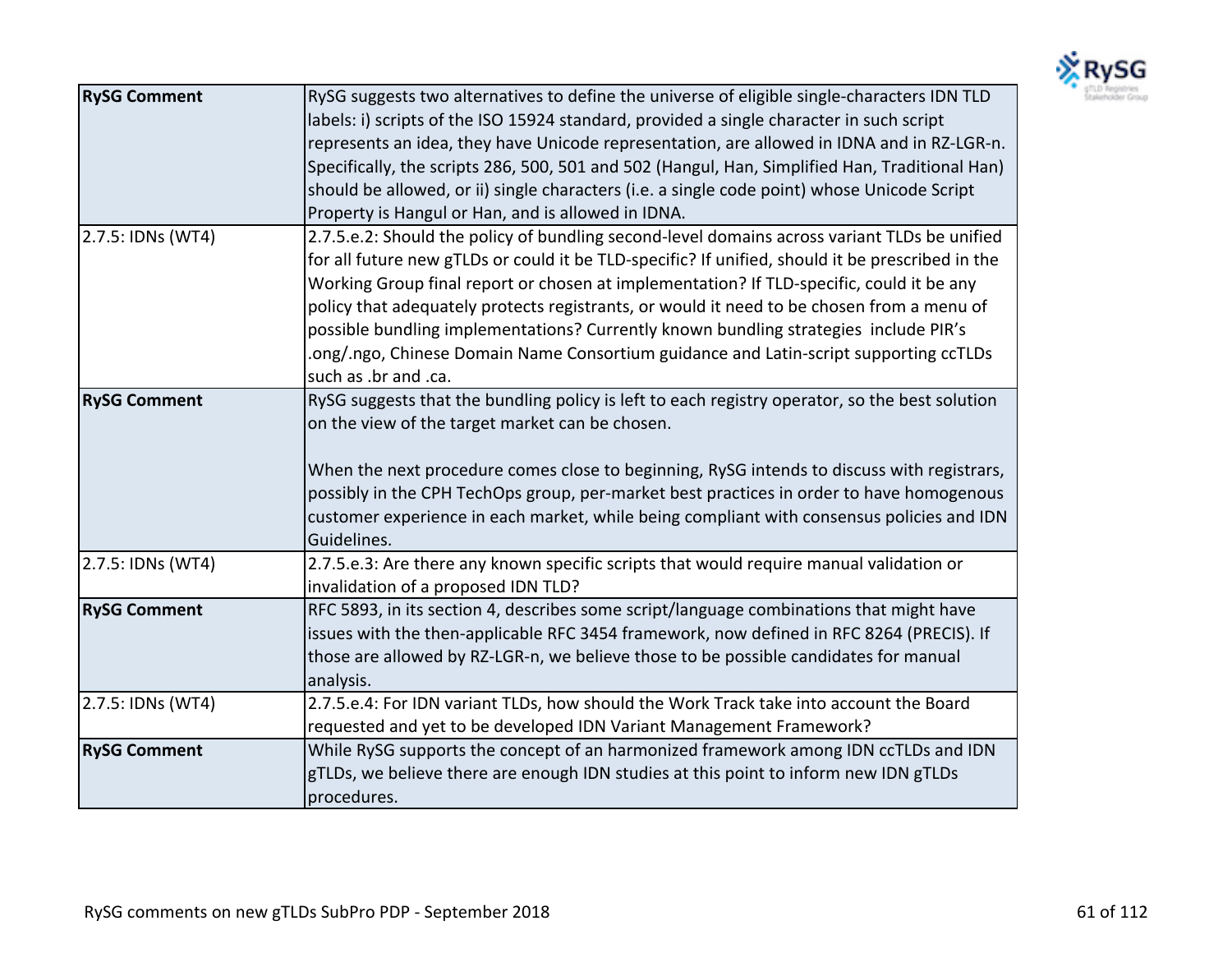| | |
|---|---|
| **RySG Comment** | RySG suggests two alternatives to define the universe of eligible single-characters IDN TLD labels: i) scripts of the ISO 15924 standard, provided a single character in such script represents an idea, they have Unicode representation, are allowed in IDNA and in RZ-LGR-n. Specifically, the scripts 286, 500, 501 and 502 (Hangul, Han, Simplified Han, Traditional Han) should be allowed, or ii) single characters (i.e. a single code point) whose Unicode Script Property is Hangul or Han, and is allowed in IDNA. |
| 2.7.5: IDNs (WT4) | 2.7.5.e.2: Should the policy of bundling second-level domains across variant TLDs be unified for all future new gTLDs or could it be TLD-specific? If unified, should it be prescribed in the Working Group final report or chosen at implementation? If TLD-specific, could it be any policy that adequately protects registrants, or would it need to be chosen from a menu of possible bundling implementations? Currently known bundling strategies include PIR's .ong/.ngo, Chinese Domain Name Consortium guidance and Latin-script supporting ccTLDs such as .br and .ca. |
| **RySG Comment** | RySG suggests that the bundling policy is left to each registry operator, so the best solution on the view of the target market can be chosen.<br><br>When the next procedure comes close to beginning, RySG intends to discuss with registrars, possibly in the CPH TechOps group, per-market best practices in order to have homogenous customer experience in each market, while being compliant with consensus policies and IDN Guidelines. |
| 2.7.5: IDNs (WT4) | 2.7.5.e.3: Are there any known specific scripts that would require manual validation or invalidation of a proposed IDN TLD? |
| **RySG Comment** | RFC 5893, in its section 4, describes some script/language combinations that might have issues with the then-applicable RFC 3454 framework, now defined in RFC 8264 (PRECIS). If those are allowed by RZ-LGR-n, we believe those to be possible candidates for manual analysis. |
| 2.7.5: IDNs (WT4) | 2.7.5.e.4: For IDN variant TLDs, how should the Work Track take into account the Board requested and yet to be developed IDN Variant Management Framework? |
| **RySG Comment** | While RySG supports the concept of an harmonized framework among IDN ccTLDs and IDN gTLDs, we believe there are enough IDN studies at this point to inform new IDN gTLDs procedures. |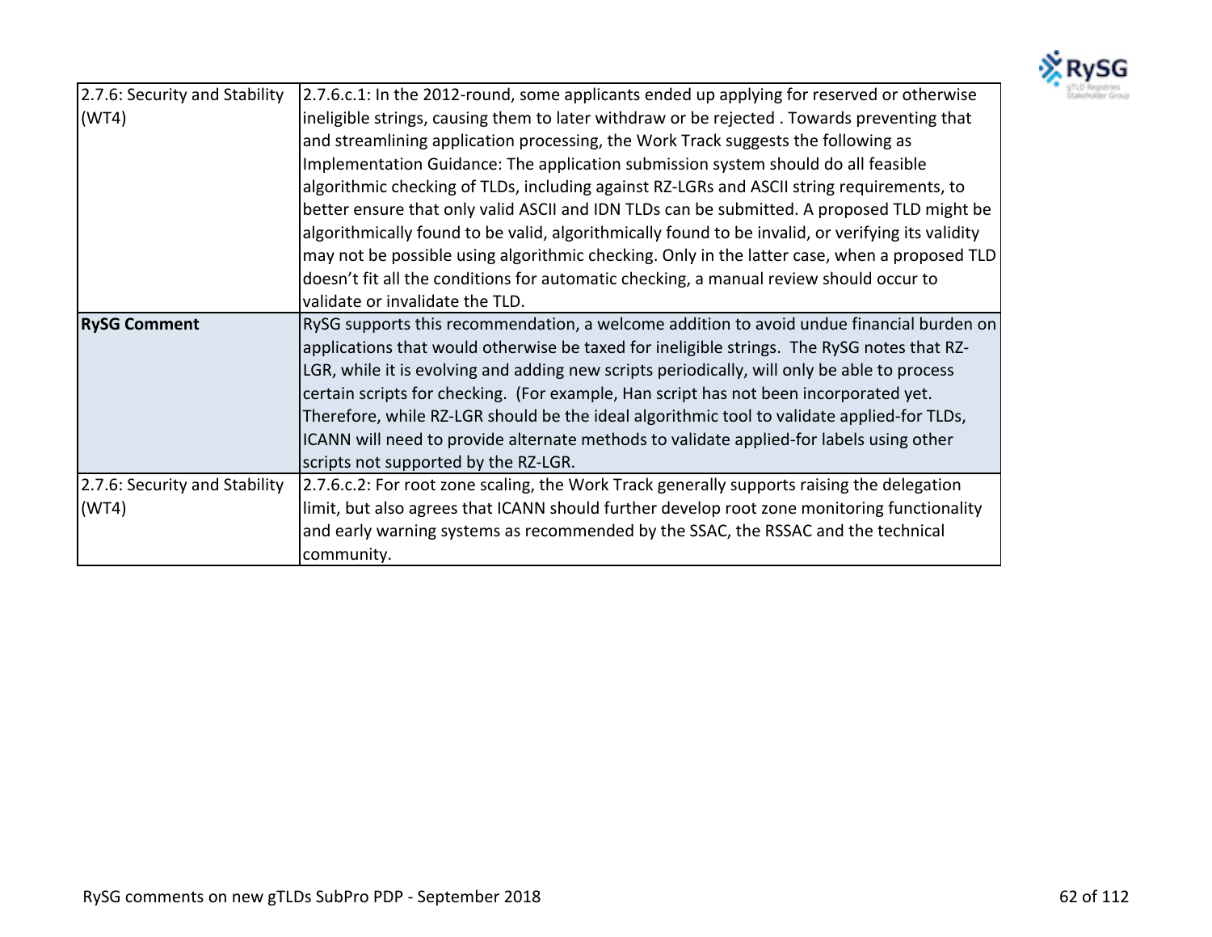| | |
|---|---|
| 2.7.6: Security and Stability (WT4) | 2.7.6.c.1: In the 2012-round, some applicants ended up applying for reserved or otherwise ineligible strings, causing them to later withdraw or be rejected . Towards preventing that and streamlining application processing, the Work Track suggests the following as Implementation Guidance: The application submission system should do all feasible algorithmic checking of TLDs, including against RZ-LGRs and ASCII string requirements, to better ensure that only valid ASCII and IDN TLDs can be submitted. A proposed TLD might be algorithmically found to be valid, algorithmically found to be invalid, or verifying its validity may not be possible using algorithmic checking. Only in the latter case, when a proposed TLD doesn't fit all the conditions for automatic checking, a manual review should occur to validate or invalidate the TLD. |
| **RySG Comment** | RySG supports this recommendation, a welcome addition to avoid undue financial burden on applications that would otherwise be taxed for ineligible strings. The RySG notes that RZ-LGR, while it is evolving and adding new scripts periodically, will only be able to process certain scripts for checking. (For example, Han script has not been incorporated yet. Therefore, while RZ-LGR should be the ideal algorithmic tool to validate applied-for TLDs, ICANN will need to provide alternate methods to validate applied-for labels using other scripts not supported by the RZ-LGR. |
| 2.7.6: Security and Stability (WT4) | 2.7.6.c.2: For root zone scaling, the Work Track generally supports raising the delegation limit, but also agrees that ICANN should further develop root zone monitoring functionality and early warning systems as recommended by the SSAC, the RSSAC and the technical community. |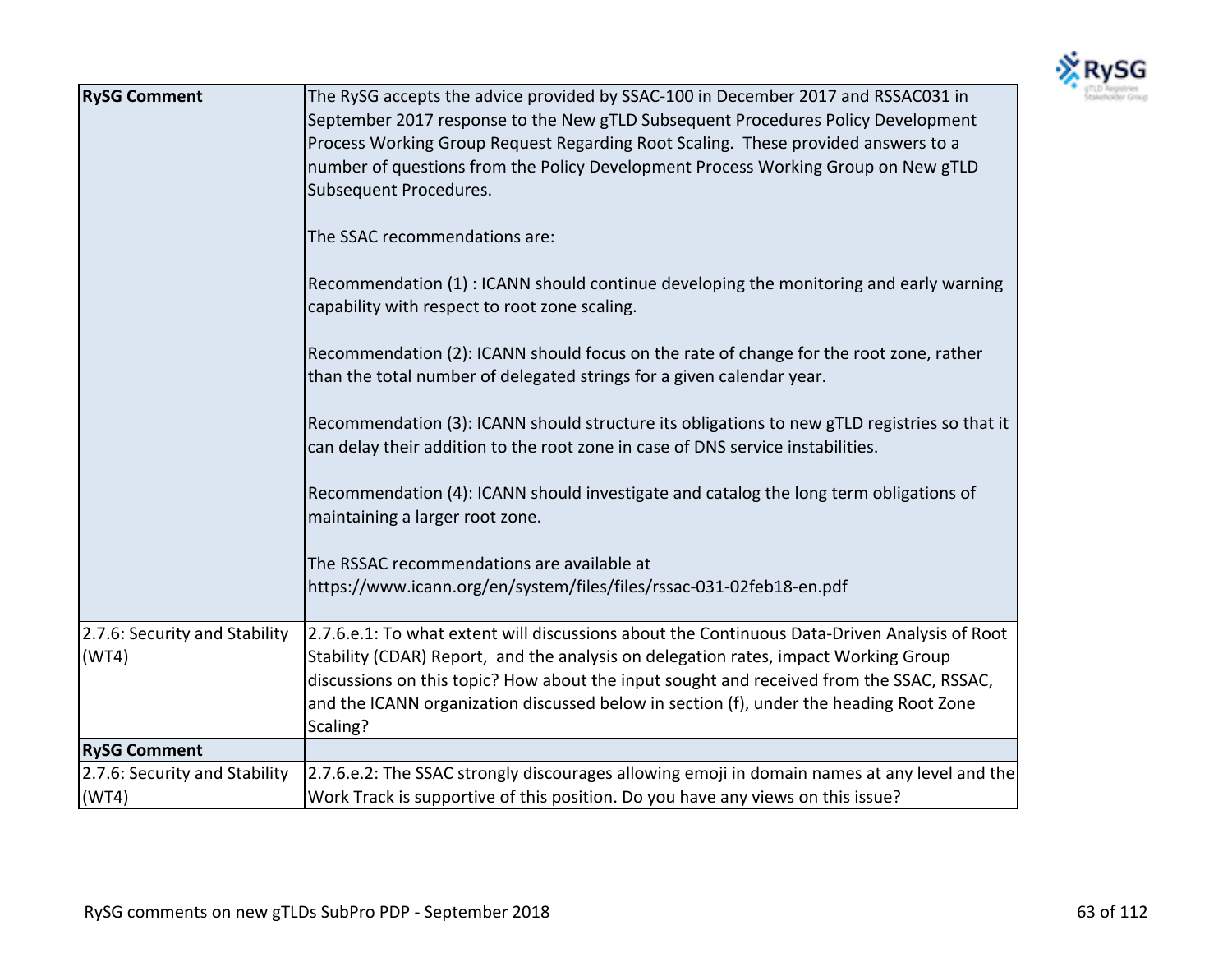| | |
|---|---|
| **RySG Comment** | The RySG accepts the advice provided by SSAC-100 in December 2017 and RSSAC031 in September 2017 response to the New gTLD Subsequent Procedures Policy Development Process Working Group Request Regarding Root Scaling. These provided answers to a number of questions from the Policy Development Process Working Group on New gTLD Subsequent Procedures.<br><br>The SSAC recommendations are:<br><br>Recommendation (1) : ICANN should continue developing the monitoring and early warning capability with respect to root zone scaling.<br><br>Recommendation (2): ICANN should focus on the rate of change for the root zone, rather than the total number of delegated strings for a given calendar year.<br><br>Recommendation (3): ICANN should structure its obligations to new gTLD registries so that it can delay their addition to the root zone in case of DNS service instabilities.<br><br>Recommendation (4): ICANN should investigate and catalog the long term obligations of maintaining a larger root zone.<br><br>The RSSAC recommendations are available at https://www.icann.org/en/system/files/files/rssac-031-02feb18-en.pdf |
| 2.7.6: Security and Stability (WT4) | 2.7.6.e.1: To what extent will discussions about the Continuous Data-Driven Analysis of Root Stability (CDAR) Report, and the analysis on delegation rates, impact Working Group discussions on this topic? How about the input sought and received from the SSAC, RSSAC, and the ICANN organization discussed below in section (f), under the heading Root Zone Scaling? |
| **RySG Comment** | |
| 2.7.6: Security and Stability (WT4) | 2.7.6.e.2: The SSAC strongly discourages allowing emoji in domain names at any level and the Work Track is supportive of this position. Do you have any views on this issue? |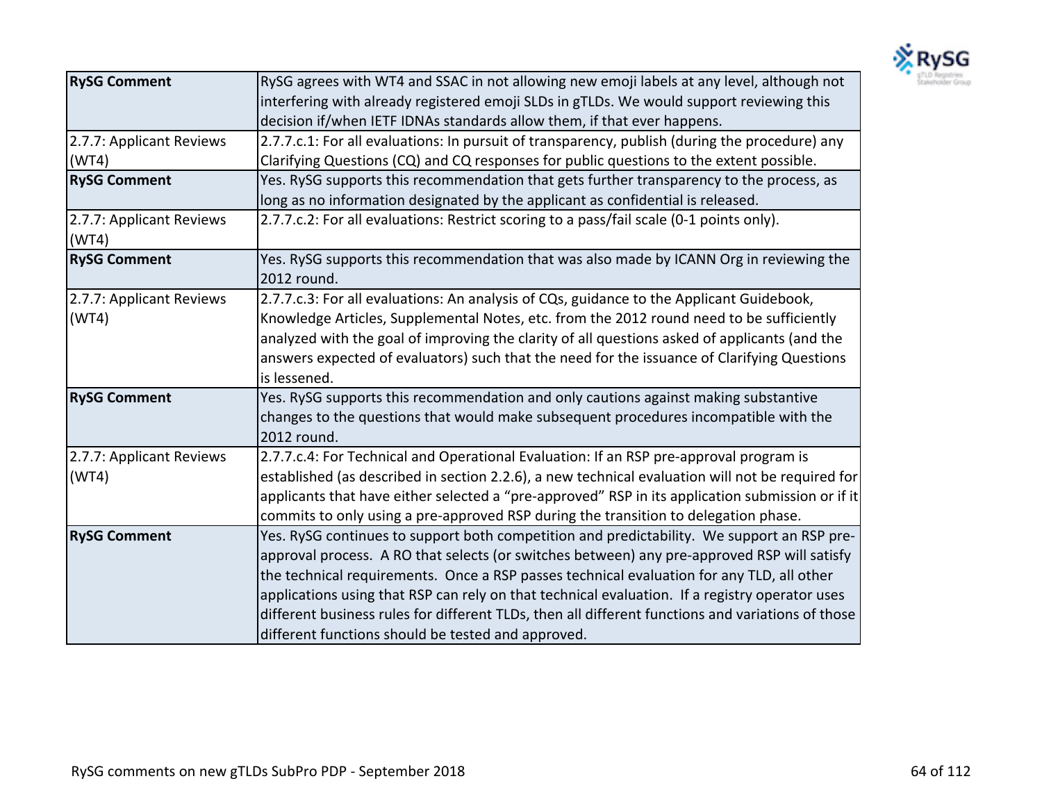| | |
|---|---|
| **RySG Comment** | RySG agrees with WT4 and SSAC in not allowing new emoji labels at any level, although not interfering with already registered emoji SLDs in gTLDs. We would support reviewing this decision if/when IETF IDNAs standards allow them, if that ever happens. |
| 2.7.7: Applicant Reviews (WT4) | 2.7.7.c.1: For all evaluations: In pursuit of transparency, publish (during the procedure) any Clarifying Questions (CQ) and CQ responses for public questions to the extent possible. |
| **RySG Comment** | Yes. RySG supports this recommendation that gets further transparency to the process, as long as no information designated by the applicant as confidential is released. |
| 2.7.7: Applicant Reviews (WT4) | 2.7.7.c.2: For all evaluations: Restrict scoring to a pass/fail scale (0-1 points only). |
| **RySG Comment** | Yes. RySG supports this recommendation that was also made by ICANN Org in reviewing the 2012 round. |
| 2.7.7: Applicant Reviews (WT4) | 2.7.7.c.3: For all evaluations: An analysis of CQs, guidance to the Applicant Guidebook, Knowledge Articles, Supplemental Notes, etc. from the 2012 round need to be sufficiently analyzed with the goal of improving the clarity of all questions asked of applicants (and the answers expected of evaluators) such that the need for the issuance of Clarifying Questions is lessened. |
| **RySG Comment** | Yes. RySG supports this recommendation and only cautions against making substantive changes to the questions that would make subsequent procedures incompatible with the 2012 round. |
| 2.7.7: Applicant Reviews (WT4) | 2.7.7.c.4: For Technical and Operational Evaluation: If an RSP pre-approval program is established (as described in section 2.2.6), a new technical evaluation will not be required for applicants that have either selected a "pre-approved" RSP in its application submission or if it commits to only using a pre-approved RSP during the transition to delegation phase. |
| **RySG Comment** | Yes. RySG continues to support both competition and predictability. We support an RSP pre-approval process. A RO that selects (or switches between) any pre-approved RSP will satisfy the technical requirements. Once a RSP passes technical evaluation for any TLD, all other applications using that RSP can rely on that technical evaluation. If a registry operator uses different business rules for different TLDs, then all different functions and variations of those different functions should be tested and approved. |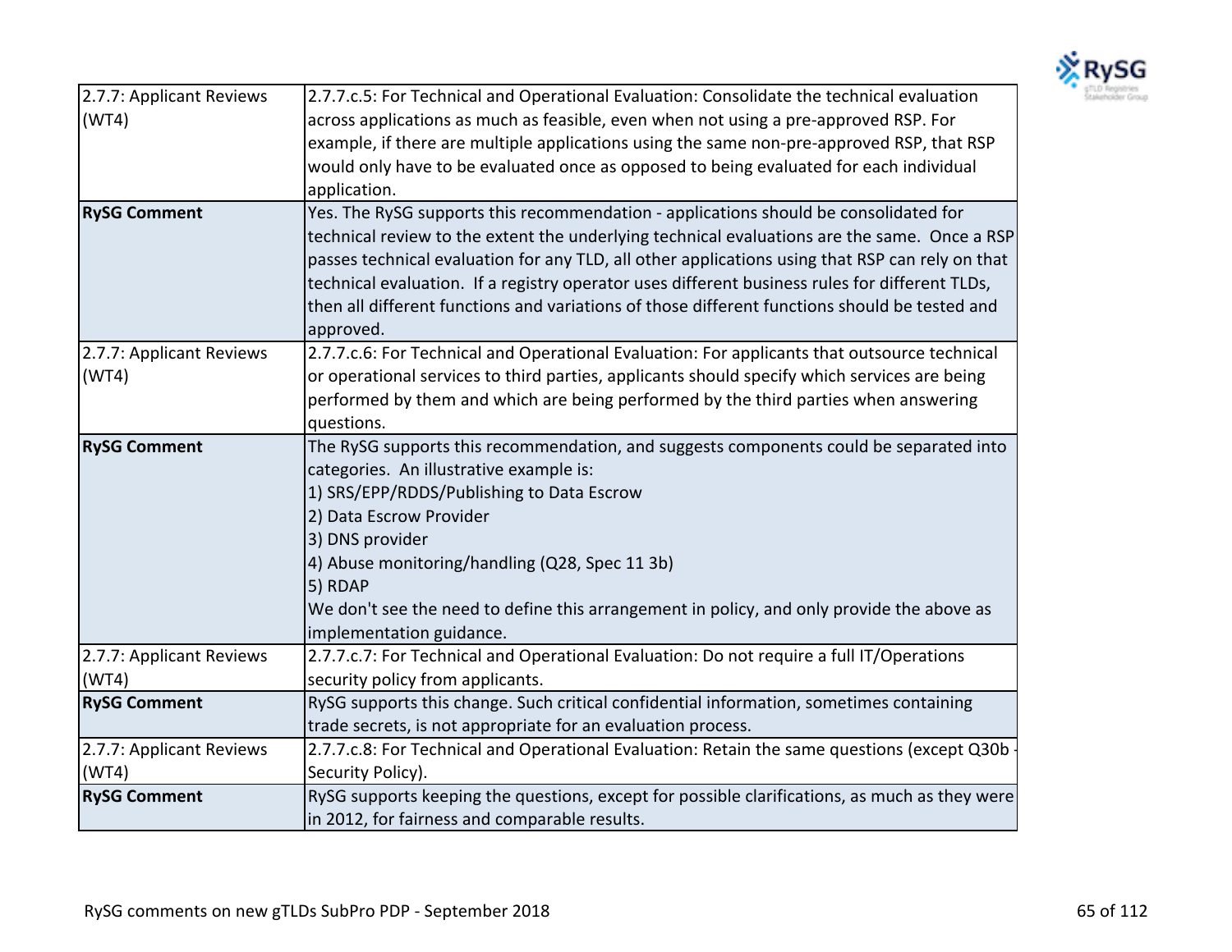| | |
|---|---|
| 2.7.7: Applicant Reviews (WT4) | 2.7.7.c.5: For Technical and Operational Evaluation: Consolidate the technical evaluation across applications as much as feasible, even when not using a pre-approved RSP. For example, if there are multiple applications using the same non-pre-approved RSP, that RSP would only have to be evaluated once as opposed to being evaluated for each individual application. |
| **RySG Comment** | Yes. The RySG supports this recommendation - applications should be consolidated for technical review to the extent the underlying technical evaluations are the same. Once a RSP passes technical evaluation for any TLD, all other applications using that RSP can rely on that technical evaluation. If a registry operator uses different business rules for different TLDs, then all different functions and variations of those different functions should be tested and approved. |
| 2.7.7: Applicant Reviews (WT4) | 2.7.7.c.6: For Technical and Operational Evaluation: For applicants that outsource technical or operational services to third parties, applicants should specify which services are being performed by them and which are being performed by the third parties when answering questions. |
| **RySG Comment** | The RySG supports this recommendation, and suggests components could be separated into categories. An illustrative example is:<br>1) SRS/EPP/RDDS/Publishing to Data Escrow<br>2) Data Escrow Provider<br>3) DNS provider<br>4) Abuse monitoring/handling (Q28, Spec 11 3b)<br>5) RDAP<br>We don't see the need to define this arrangement in policy, and only provide the above as implementation guidance. |
| 2.7.7: Applicant Reviews (WT4) | 2.7.7.c.7: For Technical and Operational Evaluation: Do not require a full IT/Operations security policy from applicants. |
| **RySG Comment** | RySG supports this change. Such critical confidential information, sometimes containing trade secrets, is not appropriate for an evaluation process. |
| 2.7.7: Applicant Reviews (WT4) | 2.7.7.c.8: For Technical and Operational Evaluation: Retain the same questions (except Q30b - Security Policy). |
| **RySG Comment** | RySG supports keeping the questions, except for possible clarifications, as much as they were in 2012, for fairness and comparable results. |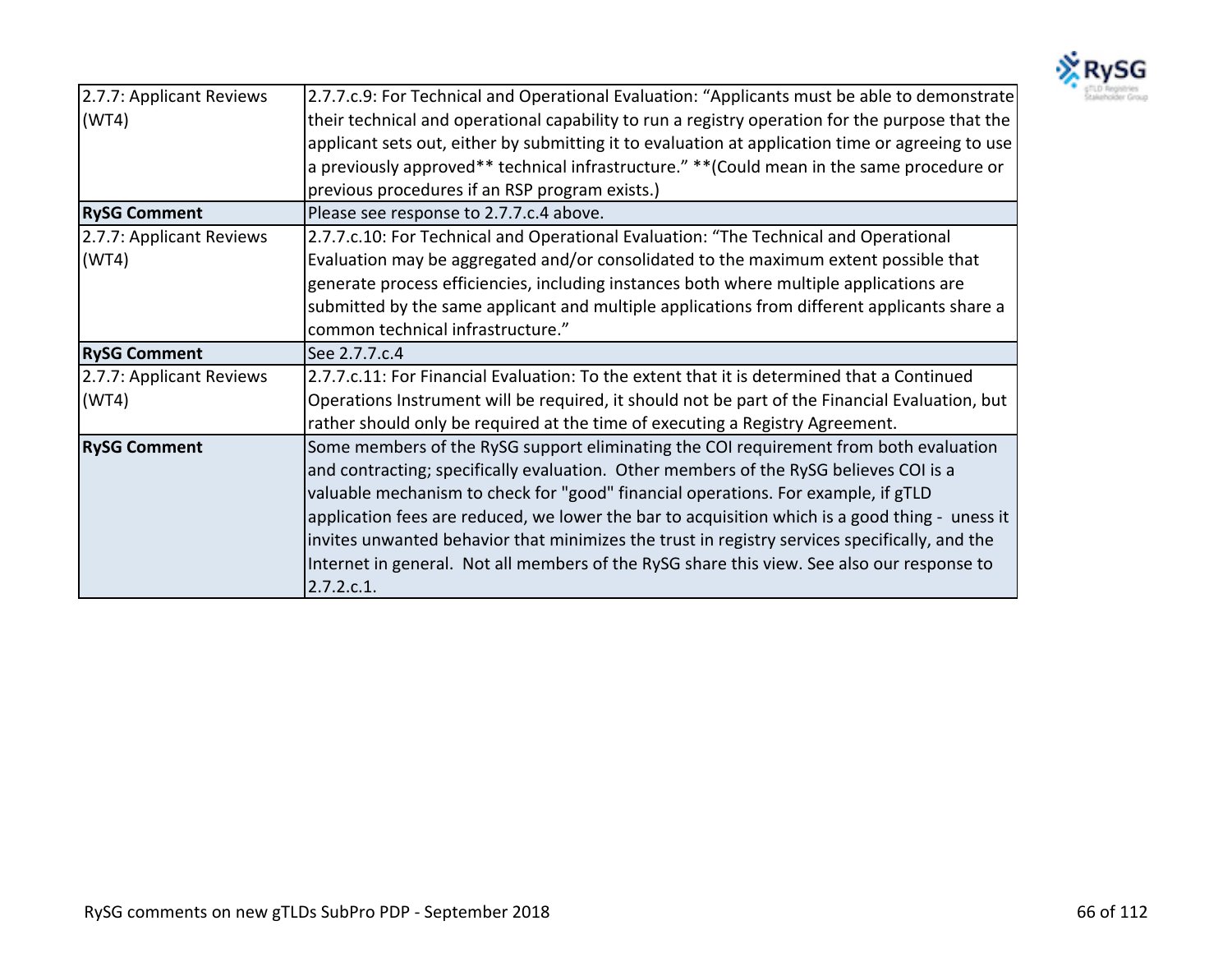| 2.7.7: Applicant Reviews (WT4) | 2.7.7.c.9: For Technical and Operational Evaluation: “Applicants must be able to demonstrate their technical and operational capability to run a registry operation for the purpose that the applicant sets out, either by submitting it to evaluation at application time or agreeing to use a previously approved** technical infrastructure.” **(Could mean in the same procedure or previous procedures if an RSP program exists.) |
|---|---|
| **RySG Comment** | Please see response to 2.7.7.c.4 above. |
| 2.7.7: Applicant Reviews (WT4) | 2.7.7.c.10: For Technical and Operational Evaluation: “The Technical and Operational Evaluation may be aggregated and/or consolidated to the maximum extent possible that generate process efficiencies, including instances both where multiple applications are submitted by the same applicant and multiple applications from different applicants share a common technical infrastructure.” |
| **RySG Comment** | See 2.7.7.c.4 |
| 2.7.7: Applicant Reviews (WT4) | 2.7.7.c.11: For Financial Evaluation: To the extent that it is determined that a Continued Operations Instrument will be required, it should not be part of the Financial Evaluation, but rather should only be required at the time of executing a Registry Agreement. |
| **RySG Comment** | Some members of the RySG support eliminating the COI requirement from both evaluation and contracting; specifically evaluation. Other members of the RySG believes COI is a valuable mechanism to check for "good" financial operations. For example, if gTLD application fees are reduced, we lower the bar to acquisition which is a good thing - uness it invites unwanted behavior that minimizes the trust in registry services specifically, and the Internet in general. Not all members of the RySG share this view. See also our response to 2.7.2.c.1. |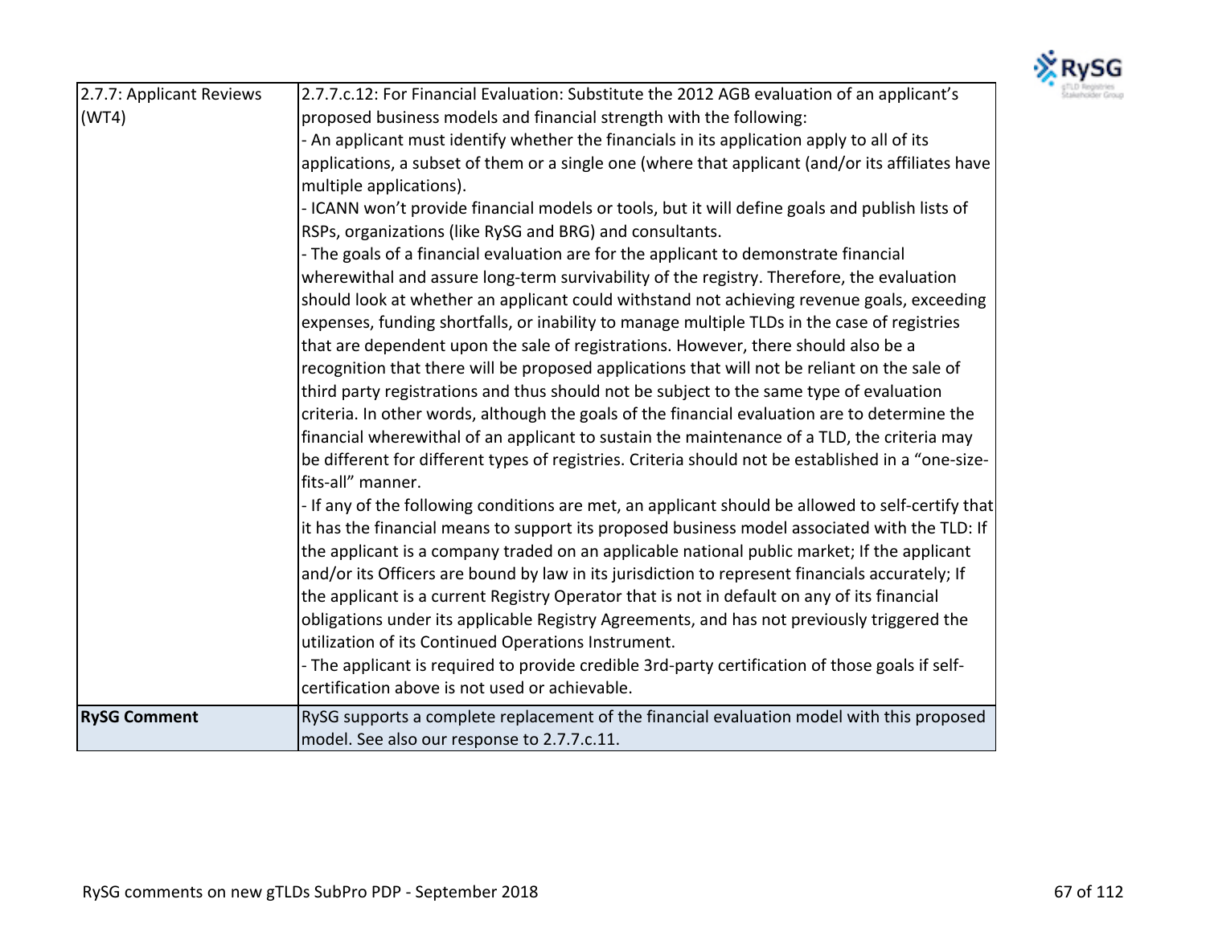| 2.7.7: Applicant Reviews (WT4) | 2.7.7.c.12: For Financial Evaluation: Substitute the 2012 AGB evaluation of an applicant's proposed business models and financial strength with the following:<br>- An applicant must identify whether the financials in its application apply to all of its applications, a subset of them or a single one (where that applicant (and/or its affiliates have multiple applications).<br>- ICANN won't provide financial models or tools, but it will define goals and publish lists of RSPs, organizations (like RySG and BRG) and consultants.<br>- The goals of a financial evaluation are for the applicant to demonstrate financial wherewithal and assure long-term survivability of the registry. Therefore, the evaluation should look at whether an applicant could withstand not achieving revenue goals, exceeding expenses, funding shortfalls, or inability to manage multiple TLDs in the case of registries that are dependent upon the sale of registrations. However, there should also be a recognition that there will be proposed applications that will not be reliant on the sale of third party registrations and thus should not be subject to the same type of evaluation criteria. In other words, although the goals of the financial evaluation are to determine the financial wherewithal of an applicant to sustain the maintenance of a TLD, the criteria may be different for different types of registries. Criteria should not be established in a "one-size-fits-all" manner.<br>- If any of the following conditions are met, an applicant should be allowed to self-certify that it has the financial means to support its proposed business model associated with the TLD: If the applicant is a company traded on an applicable national public market; If the applicant and/or its Officers are bound by law in its jurisdiction to represent financials accurately; If the applicant is a current Registry Operator that is not in default on any of its financial obligations under its applicable Registry Agreements, and has not previously triggered the utilization of its Continued Operations Instrument.<br>- The applicant is required to provide credible 3rd-party certification of those goals if self-certification above is not used or achievable. |
|---|---|
| **RySG Comment** | RySG supports a complete replacement of the financial evaluation model with this proposed model. See also our response to 2.7.7.c.11. |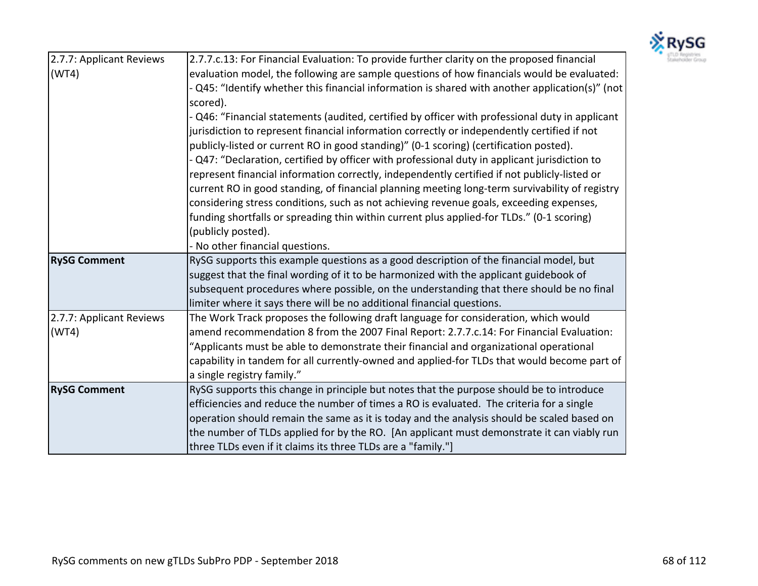| 2.7.7: Applicant Reviews (WT4) | 2.7.7.c.13: For Financial Evaluation: To provide further clarity on the proposed financial evaluation model, the following are sample questions of how financials would be evaluated:<br>- Q45: "Identify whether this financial information is shared with another application(s)" (not scored).<br>- Q46: "Financial statements (audited, certified by officer with professional duty in applicant jurisdiction to represent financial information correctly or independently certified if not publicly-listed or current RO in good standing)" (0-1 scoring) (certification posted).<br>- Q47: "Declaration, certified by officer with professional duty in applicant jurisdiction to represent financial information correctly, independently certified if not publicly-listed or current RO in good standing, of financial planning meeting long-term survivability of registry considering stress conditions, such as not achieving revenue goals, exceeding expenses, funding shortfalls or spreading thin within current plus applied-for TLDs." (0-1 scoring) (publicly posted).<br>- No other financial questions. |
|---|---|
| **RySG Comment** | RySG supports this example questions as a good description of the financial model, but suggest that the final wording of it to be harmonized with the applicant guidebook of subsequent procedures where possible, on the understanding that there should be no final limiter where it says there will be no additional financial questions. |
| 2.7.7: Applicant Reviews (WT4) | The Work Track proposes the following draft language for consideration, which would amend recommendation 8 from the 2007 Final Report: 2.7.7.c.14: For Financial Evaluation: "Applicants must be able to demonstrate their financial and organizational operational capability in tandem for all currently-owned and applied-for TLDs that would become part of a single registry family." |
| **RySG Comment** | RySG supports this change in principle but notes that the purpose should be to introduce efficiencies and reduce the number of times a RO is evaluated. The criteria for a single operation should remain the same as it is today and the analysis should be scaled based on the number of TLDs applied for by the RO. [An applicant must demonstrate it can viably run three TLDs even if it claims its three TLDs are a "family."] |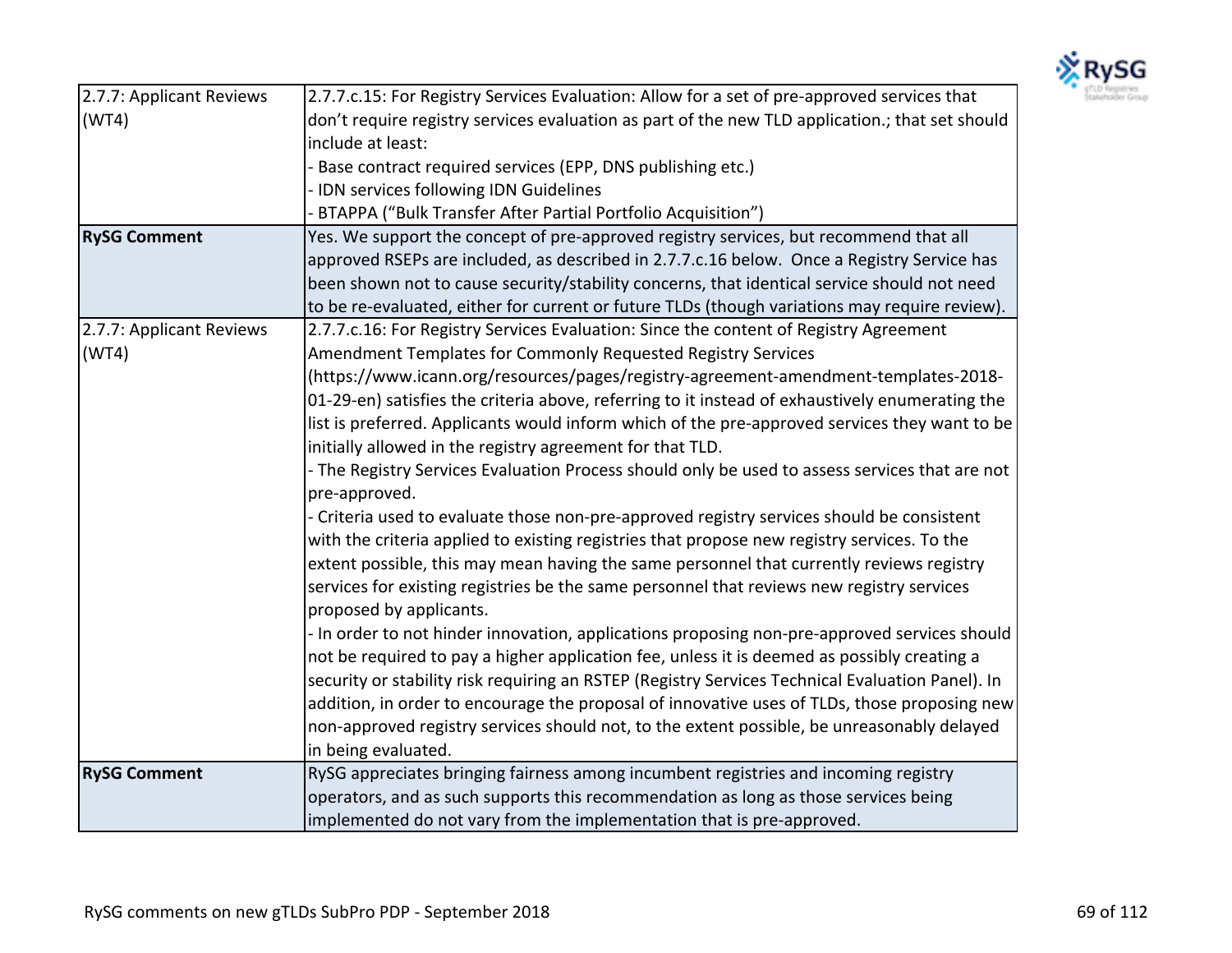| | |
|---|---|
| 2.7.7: Applicant Reviews (WT4) | 2.7.7.c.15: For Registry Services Evaluation: Allow for a set of pre-approved services that don't require registry services evaluation as part of the new TLD application.; that set should include at least:<br>- Base contract required services (EPP, DNS publishing etc.)<br>- IDN services following IDN Guidelines<br>- BTAPPA ("Bulk Transfer After Partial Portfolio Acquisition") |
| **RySG Comment** | Yes. We support the concept of pre-approved registry services, but recommend that all approved RSEPs are included, as described in 2.7.7.c.16 below. Once a Registry Service has been shown not to cause security/stability concerns, that identical service should not need to be re-evaluated, either for current or future TLDs (though variations may require review). |
| 2.7.7: Applicant Reviews (WT4) | 2.7.7.c.16: For Registry Services Evaluation: Since the content of Registry Agreement Amendment Templates for Commonly Requested Registry Services (https://www.icann.org/resources/pages/registry-agreement-amendment-templates-2018-01-29-en) satisfies the criteria above, referring to it instead of exhaustively enumerating the list is preferred. Applicants would inform which of the pre-approved services they want to be initially allowed in the registry agreement for that TLD.<br>- The Registry Services Evaluation Process should only be used to assess services that are not pre-approved.<br>- Criteria used to evaluate those non-pre-approved registry services should be consistent with the criteria applied to existing registries that propose new registry services. To the extent possible, this may mean having the same personnel that currently reviews registry services for existing registries be the same personnel that reviews new registry services proposed by applicants.<br>- In order to not hinder innovation, applications proposing non-pre-approved services should not be required to pay a higher application fee, unless it is deemed as possibly creating a security or stability risk requiring an RSTEP (Registry Services Technical Evaluation Panel). In addition, in order to encourage the proposal of innovative uses of TLDs, those proposing new non-approved registry services should not, to the extent possible, be unreasonably delayed in being evaluated. |
| **RySG Comment** | RySG appreciates bringing fairness among incumbent registries and incoming registry operators, and as such supports this recommendation as long as those services being implemented do not vary from the implementation that is pre-approved. |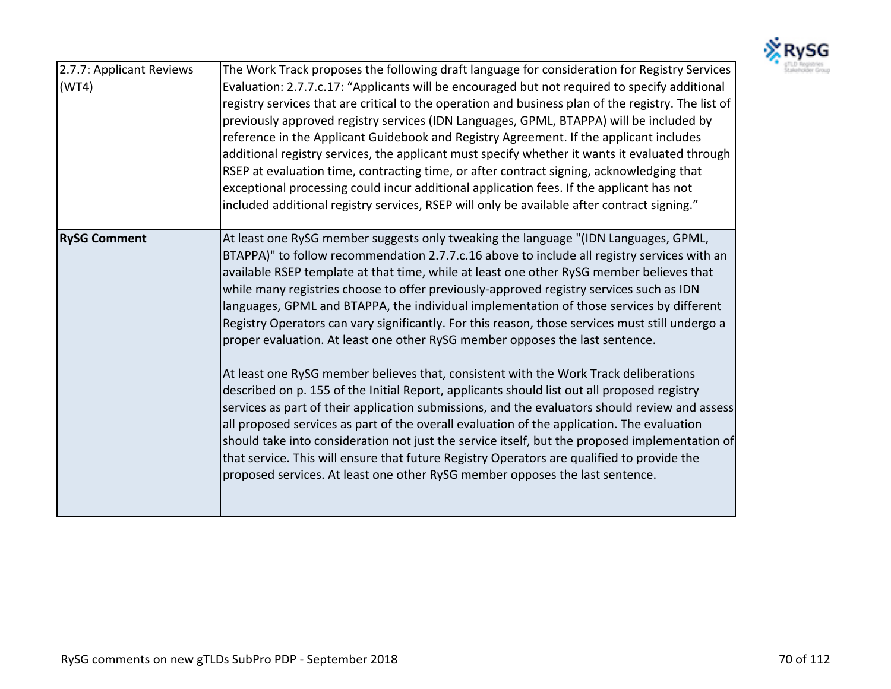| 2.7.7: Applicant Reviews (WT4) | The Work Track proposes the following draft language for consideration for Registry Services Evaluation: 2.7.7.c.17: "Applicants will be encouraged but not required to specify additional registry services that are critical to the operation and business plan of the registry. The list of previously approved registry services (IDN Languages, GPML, BTAPPA) will be included by reference in the Applicant Guidebook and Registry Agreement. If the applicant includes additional registry services, the applicant must specify whether it wants it evaluated through RSEP at evaluation time, contracting time, or after contract signing, acknowledging that exceptional processing could incur additional application fees. If the applicant has not included additional registry services, RSEP will only be available after contract signing." |
|---|---|
| **RySG Comment** | At least one RySG member suggests only tweaking the language "(IDN Languages, GPML, BTAPPA)" to follow recommendation 2.7.7.c.16 above to include all registry services with an available RSEP template at that time, while at least one other RySG member believes that while many registries choose to offer previously-approved registry services such as IDN languages, GPML and BTAPPA, the individual implementation of those services by different Registry Operators can vary significantly. For this reason, those services must still undergo a proper evaluation. At least one other RySG member opposes the last sentence.<br><br>At least one RySG member believes that, consistent with the Work Track deliberations described on p. 155 of the Initial Report, applicants should list out all proposed registry services as part of their application submissions, and the evaluators should review and assess all proposed services as part of the overall evaluation of the application. The evaluation should take into consideration not just the service itself, but the proposed implementation of that service. This will ensure that future Registry Operators are qualified to provide the proposed services. At least one other RySG member opposes the last sentence. |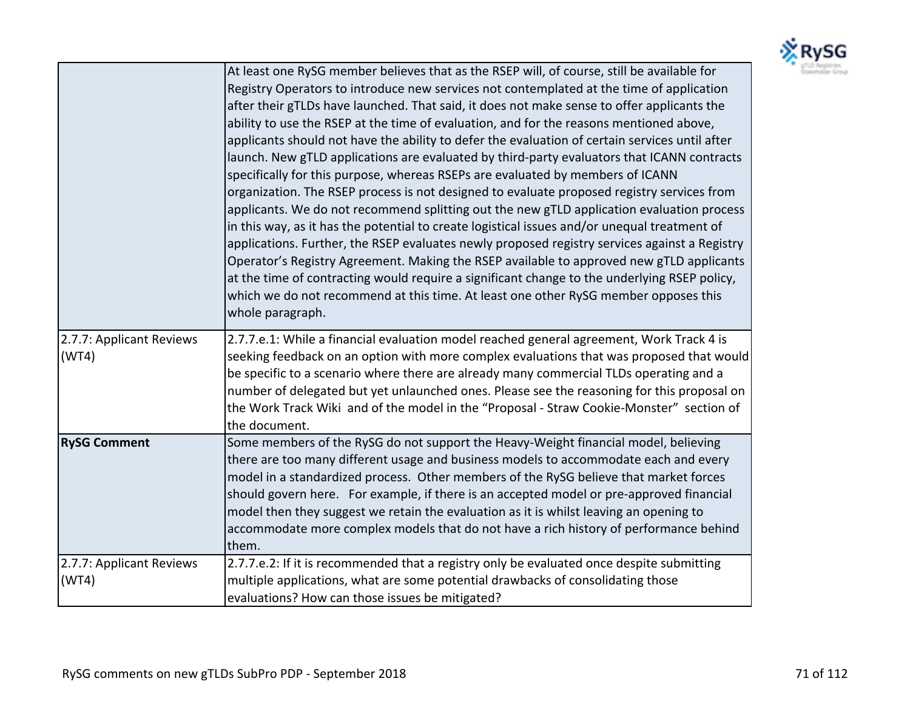| | |
|---|---|
| | At least one RySG member believes that as the RSEP will, of course, still be available for Registry Operators to introduce new services not contemplated at the time of application after their gTLDs have launched. That said, it does not make sense to offer applicants the ability to use the RSEP at the time of evaluation, and for the reasons mentioned above, applicants should not have the ability to defer the evaluation of certain services until after launch. New gTLD applications are evaluated by third-party evaluators that ICANN contracts specifically for this purpose, whereas RSEPs are evaluated by members of ICANN organization. The RSEP process is not designed to evaluate proposed registry services from applicants. We do not recommend splitting out the new gTLD application evaluation process in this way, as it has the potential to create logistical issues and/or unequal treatment of applications. Further, the RSEP evaluates newly proposed registry services against a Registry Operator's Registry Agreement. Making the RSEP available to approved new gTLD applicants at the time of contracting would require a significant change to the underlying RSEP policy, which we do not recommend at this time. At least one other RySG member opposes this whole paragraph. |
| 2.7.7: Applicant Reviews (WT4) | 2.7.7.e.1: While a financial evaluation model reached general agreement, Work Track 4 is seeking feedback on an option with more complex evaluations that was proposed that would be specific to a scenario where there are already many commercial TLDs operating and a number of delegated but yet unlaunched ones. Please see the reasoning for this proposal on the Work Track Wiki and of the model in the "Proposal - Straw Cookie-Monster" section of the document. |
| **RySG Comment** | Some members of the RySG do not support the Heavy-Weight financial model, believing there are too many different usage and business models to accommodate each and every model in a standardized process. Other members of the RySG believe that market forces should govern here. For example, if there is an accepted model or pre-approved financial model then they suggest we retain the evaluation as it is whilst leaving an opening to accommodate more complex models that do not have a rich history of performance behind them. |
| 2.7.7: Applicant Reviews (WT4) | 2.7.7.e.2: If it is recommended that a registry only be evaluated once despite submitting multiple applications, what are some potential drawbacks of consolidating those evaluations? How can those issues be mitigated? |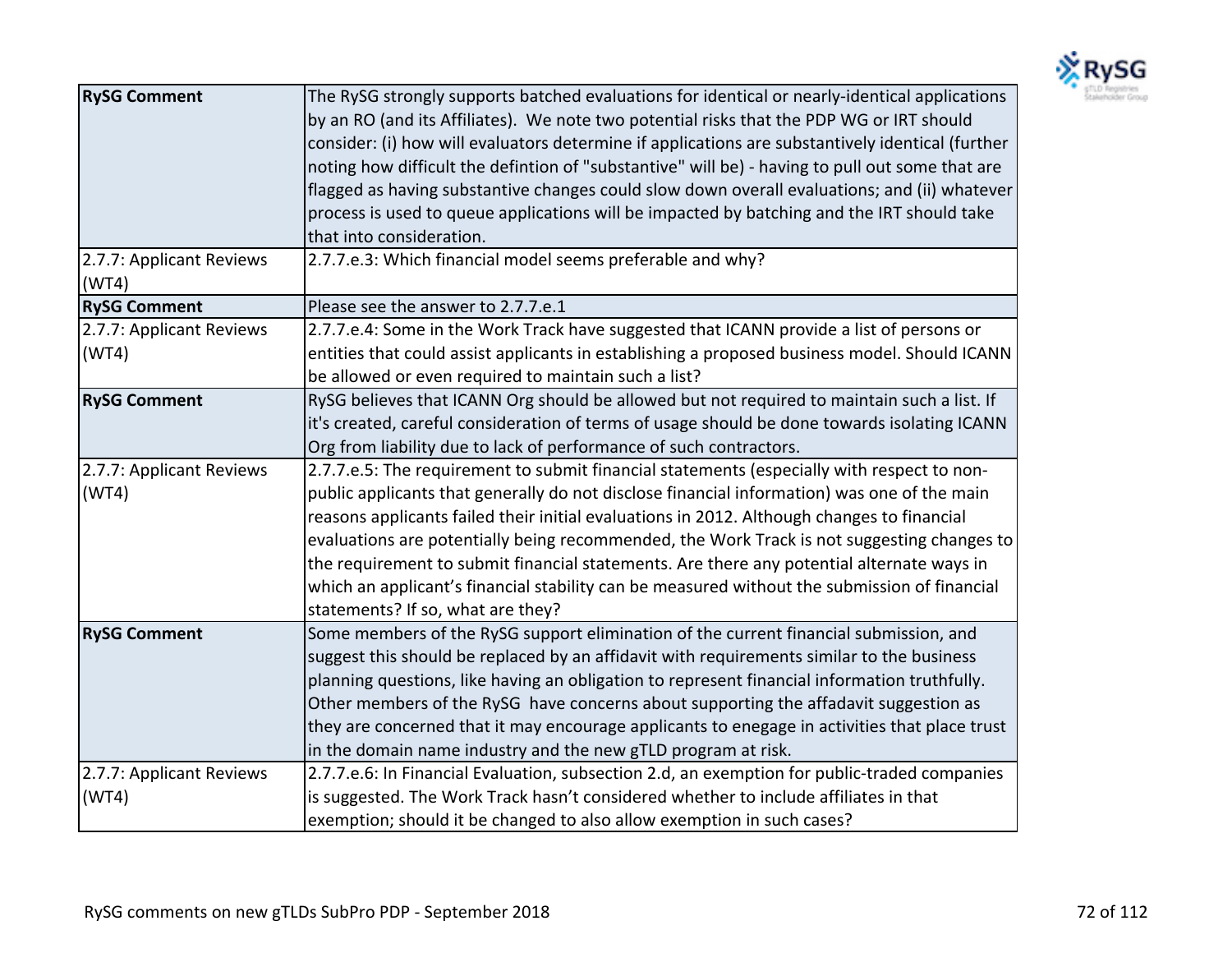| | |
|---|---|
| **RySG Comment** | The RySG strongly supports batched evaluations for identical or nearly-identical applications by an RO (and its Affiliates). We note two potential risks that the PDP WG or IRT should consider: (i) how will evaluators determine if applications are substantively identical (further noting how difficult the defintion of "substantive" will be) - having to pull out some that are flagged as having substantive changes could slow down overall evaluations; and (ii) whatever process is used to queue applications will be impacted by batching and the IRT should take that into consideration. |
| 2.7.7: Applicant Reviews (WT4) | 2.7.7.e.3: Which financial model seems preferable and why? |
| **RySG Comment** | Please see the answer to 2.7.7.e.1 |
| 2.7.7: Applicant Reviews (WT4) | 2.7.7.e.4: Some in the Work Track have suggested that ICANN provide a list of persons or entities that could assist applicants in establishing a proposed business model. Should ICANN be allowed or even required to maintain such a list? |
| **RySG Comment** | RySG believes that ICANN Org should be allowed but not required to maintain such a list. If it's created, careful consideration of terms of usage should be done towards isolating ICANN Org from liability due to lack of performance of such contractors. |
| 2.7.7: Applicant Reviews (WT4) | 2.7.7.e.5: The requirement to submit financial statements (especially with respect to non-public applicants that generally do not disclose financial information) was one of the main reasons applicants failed their initial evaluations in 2012. Although changes to financial evaluations are potentially being recommended, the Work Track is not suggesting changes to the requirement to submit financial statements. Are there any potential alternate ways in which an applicant's financial stability can be measured without the submission of financial statements? If so, what are they? |
| **RySG Comment** | Some members of the RySG support elimination of the current financial submission, and suggest this should be replaced by an affidavit with requirements similar to the business planning questions, like having an obligation to represent financial information truthfully. Other members of the RySG have concerns about supporting the affadavit suggestion as they are concerned that it may encourage applicants to enegage in activities that place trust in the domain name industry and the new gTLD program at risk. |
| 2.7.7: Applicant Reviews (WT4) | 2.7.7.e.6: In Financial Evaluation, subsection 2.d, an exemption for public-traded companies is suggested. The Work Track hasn't considered whether to include affiliates in that exemption; should it be changed to also allow exemption in such cases? |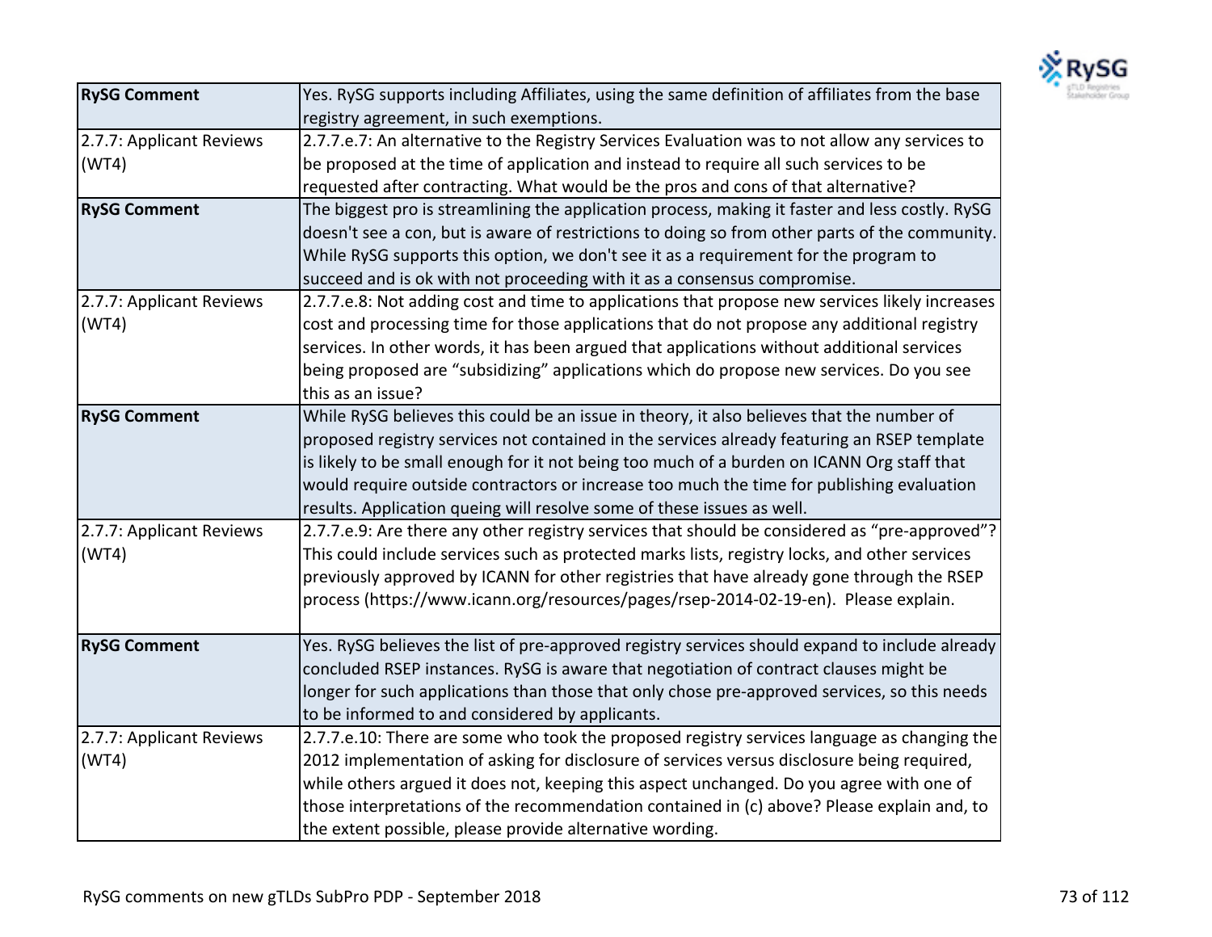| | |
|---|---|
| **RySG Comment** | Yes. RySG supports including Affiliates, using the same definition of affiliates from the base registry agreement, in such exemptions. |
| 2.7.7: Applicant Reviews (WT4) | 2.7.7.e.7: An alternative to the Registry Services Evaluation was to not allow any services to be proposed at the time of application and instead to require all such services to be requested after contracting. What would be the pros and cons of that alternative? |
| **RySG Comment** | The biggest pro is streamlining the application process, making it faster and less costly. RySG doesn't see a con, but is aware of restrictions to doing so from other parts of the community. While RySG supports this option, we don't see it as a requirement for the program to succeed and is ok with not proceeding with it as a consensus compromise. |
| 2.7.7: Applicant Reviews (WT4) | 2.7.7.e.8: Not adding cost and time to applications that propose new services likely increases cost and processing time for those applications that do not propose any additional registry services. In other words, it has been argued that applications without additional services being proposed are "subsidizing" applications which do propose new services. Do you see this as an issue? |
| **RySG Comment** | While RySG believes this could be an issue in theory, it also believes that the number of proposed registry services not contained in the services already featuring an RSEP template is likely to be small enough for it not being too much of a burden on ICANN Org staff that would require outside contractors or increase too much the time for publishing evaluation results. Application queing will resolve some of these issues as well. |
| 2.7.7: Applicant Reviews (WT4) | 2.7.7.e.9: Are there any other registry services that should be considered as "pre-approved"? This could include services such as protected marks lists, registry locks, and other services previously approved by ICANN for other registries that have already gone through the RSEP process (https://www.icann.org/resources/pages/rsep-2014-02-19-en). Please explain. |
| **RySG Comment** | Yes. RySG believes the list of pre-approved registry services should expand to include already concluded RSEP instances. RySG is aware that negotiation of contract clauses might be longer for such applications than those that only chose pre-approved services, so this needs to be informed to and considered by applicants. |
| 2.7.7: Applicant Reviews (WT4) | 2.7.7.e.10: There are some who took the proposed registry services language as changing the 2012 implementation of asking for disclosure of services versus disclosure being required, while others argued it does not, keeping this aspect unchanged. Do you agree with one of those interpretations of the recommendation contained in (c) above? Please explain and, to the extent possible, please provide alternative wording. |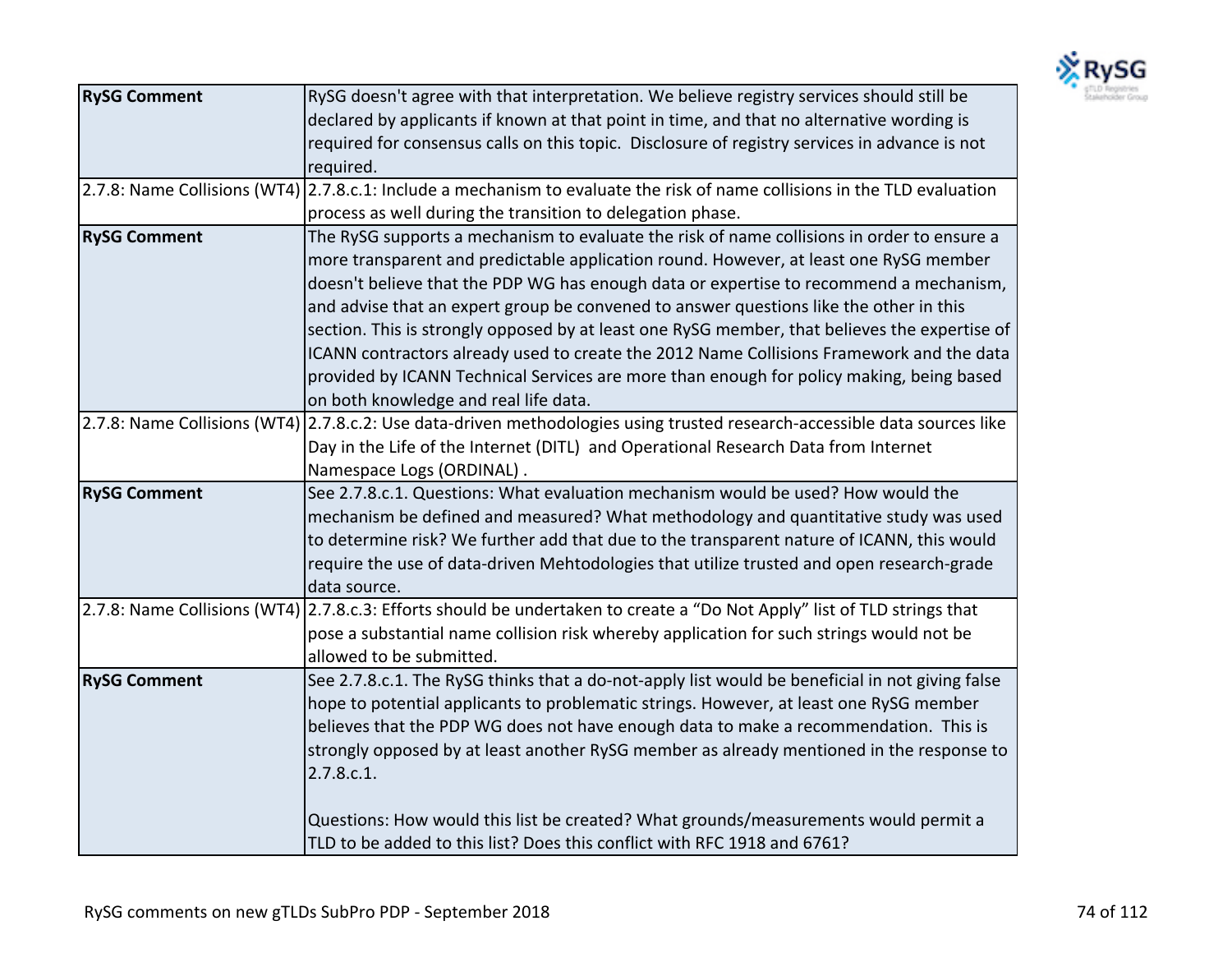| RySG Comment | RySG doesn't agree with that interpretation. We believe registry services should still be declared by applicants if known at that point in time, and that no alternative wording is required for consensus calls on this topic. Disclosure of registry services in advance is not required. |
|---|---|
| 2.7.8: Name Collisions (WT4) | 2.7.8.c.1: Include a mechanism to evaluate the risk of name collisions in the TLD evaluation process as well during the transition to delegation phase. |
| **RySG Comment** | The RySG supports a mechanism to evaluate the risk of name collisions in order to ensure a more transparent and predictable application round. However, at least one RySG member doesn't believe that the PDP WG has enough data or expertise to recommend a mechanism, and advise that an expert group be convened to answer questions like the other in this section. This is strongly opposed by at least one RySG member, that believes the expertise of ICANN contractors already used to create the 2012 Name Collisions Framework and the data provided by ICANN Technical Services are more than enough for policy making, being based on both knowledge and real life data. |
| 2.7.8: Name Collisions (WT4) | 2.7.8.c.2: Use data-driven methodologies using trusted research-accessible data sources like Day in the Life of the Internet (DITL) and Operational Research Data from Internet Namespace Logs (ORDINAL) . |
| **RySG Comment** | See 2.7.8.c.1. Questions: What evaluation mechanism would be used? How would the mechanism be defined and measured? What methodology and quantitative study was used to determine risk? We further add that due to the transparent nature of ICANN, this would require the use of data-driven Mehtodologies that utilize trusted and open research-grade data source. |
| 2.7.8: Name Collisions (WT4) | 2.7.8.c.3: Efforts should be undertaken to create a "Do Not Apply" list of TLD strings that pose a substantial name collision risk whereby application for such strings would not be allowed to be submitted. |
| **RySG Comment** | See 2.7.8.c.1. The RySG thinks that a do-not-apply list would be beneficial in not giving false hope to potential applicants to problematic strings. However, at least one RySG member believes that the PDP WG does not have enough data to make a recommendation. This is strongly opposed by at least another RySG member as already mentioned in the response to 2.7.8.c.1.<br><br>Questions: How would this list be created? What grounds/measurements would permit a TLD to be added to this list? Does this conflict with RFC 1918 and 6761? |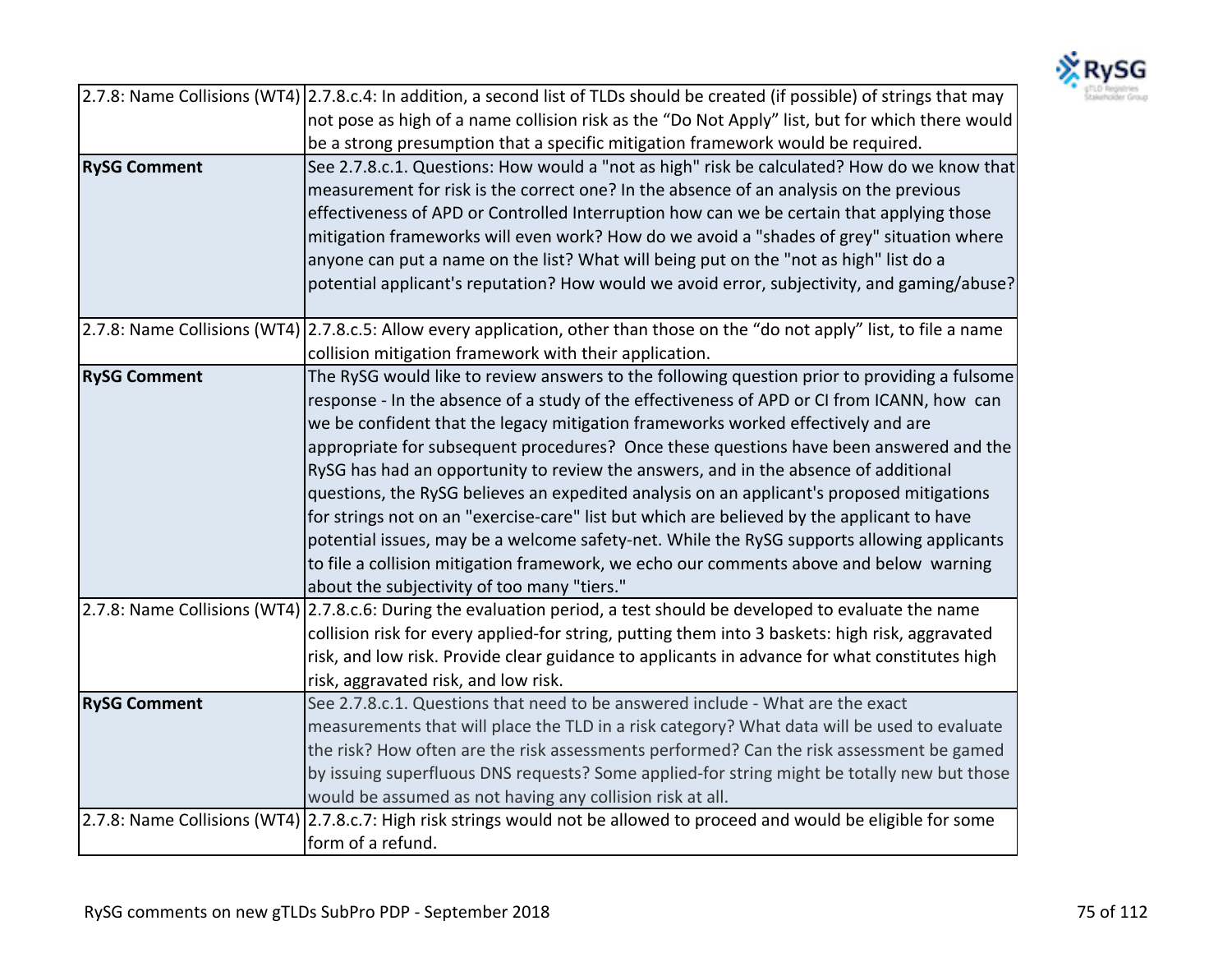| | |
|---|---|
| 2.7.8: Name Collisions (WT4) | 2.7.8.c.4: In addition, a second list of TLDs should be created (if possible) of strings that may not pose as high of a name collision risk as the "Do Not Apply" list, but for which there would be a strong presumption that a specific mitigation framework would be required. |
| **RySG Comment** | See 2.7.8.c.1. Questions: How would a "not as high" risk be calculated? How do we know that measurement for risk is the correct one? In the absence of an analysis on the previous effectiveness of APD or Controlled Interruption how can we be certain that applying those mitigation frameworks will even work? How do we avoid a "shades of grey" situation where anyone can put a name on the list? What will being put on the "not as high" list do a potential applicant's reputation? How would we avoid error, subjectivity, and gaming/abuse? |
| 2.7.8: Name Collisions (WT4) | 2.7.8.c.5: Allow every application, other than those on the "do not apply" list, to file a name collision mitigation framework with their application. |
| **RySG Comment** | The RySG would like to review answers to the following question prior to providing a fulsome response - In the absence of a study of the effectiveness of APD or CI from ICANN, how can we be confident that the legacy mitigation frameworks worked effectively and are appropriate for subsequent procedures? Once these questions have been answered and the RySG has had an opportunity to review the answers, and in the absence of additional questions, the RySG believes an expedited analysis on an applicant's proposed mitigations for strings not on an "exercise-care" list but which are believed by the applicant to have potential issues, may be a welcome safety-net. While the RySG supports allowing applicants to file a collision mitigation framework, we echo our comments above and below warning about the subjectivity of too many "tiers." |
| 2.7.8: Name Collisions (WT4) | 2.7.8.c.6: During the evaluation period, a test should be developed to evaluate the name collision risk for every applied-for string, putting them into 3 baskets: high risk, aggravated risk, and low risk. Provide clear guidance to applicants in advance for what constitutes high risk, aggravated risk, and low risk. |
| **RySG Comment** | See 2.7.8.c.1. Questions that need to be answered include - What are the exact measurements that will place the TLD in a risk category? What data will be used to evaluate the risk? How often are the risk assessments performed? Can the risk assessment be gamed by issuing superfluous DNS requests? Some applied-for string might be totally new but those would be assumed as not having any collision risk at all. |
| 2.7.8: Name Collisions (WT4) | 2.7.8.c.7: High risk strings would not be allowed to proceed and would be eligible for some form of a refund. |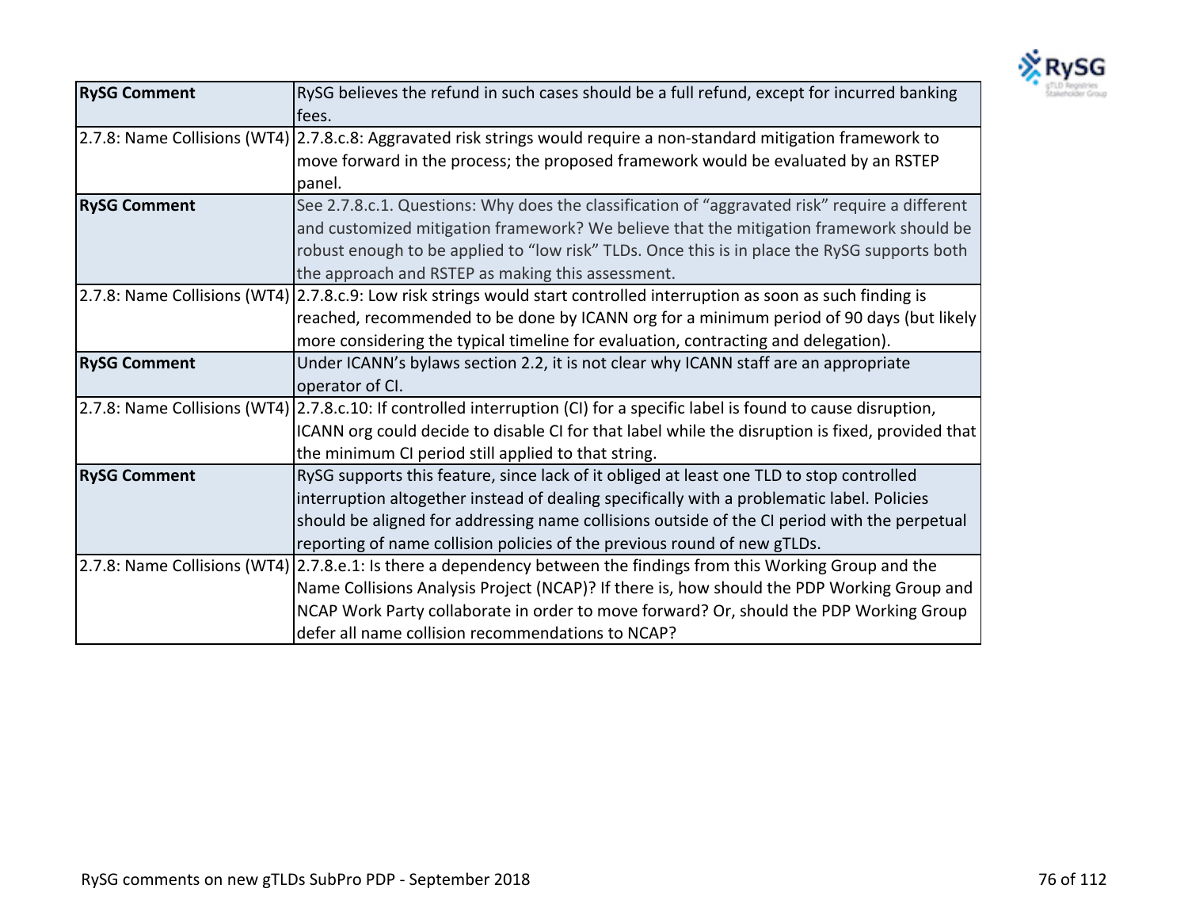| | |
|---|---|
| **RySG Comment** | RySG believes the refund in such cases should be a full refund, except for incurred banking fees. |
| 2.7.8: Name Collisions (WT4) | 2.7.8.c.8: Aggravated risk strings would require a non-standard mitigation framework to move forward in the process; the proposed framework would be evaluated by an RSTEP panel. |
| **RySG Comment** | See 2.7.8.c.1. Questions: Why does the classification of "aggravated risk" require a different and customized mitigation framework? We believe that the mitigation framework should be robust enough to be applied to "low risk" TLDs. Once this is in place the RySG supports both the approach and RSTEP as making this assessment. |
| 2.7.8: Name Collisions (WT4) | 2.7.8.c.9: Low risk strings would start controlled interruption as soon as such finding is reached, recommended to be done by ICANN org for a minimum period of 90 days (but likely more considering the typical timeline for evaluation, contracting and delegation). |
| **RySG Comment** | Under ICANN's bylaws section 2.2, it is not clear why ICANN staff are an appropriate operator of CI. |
| 2.7.8: Name Collisions (WT4) | 2.7.8.c.10: If controlled interruption (CI) for a specific label is found to cause disruption, ICANN org could decide to disable CI for that label while the disruption is fixed, provided that the minimum CI period still applied to that string. |
| **RySG Comment** | RySG supports this feature, since lack of it obliged at least one TLD to stop controlled interruption altogether instead of dealing specifically with a problematic label. Policies should be aligned for addressing name collisions outside of the CI period with the perpetual reporting of name collision policies of the previous round of new gTLDs. |
| 2.7.8: Name Collisions (WT4) | 2.7.8.e.1: Is there a dependency between the findings from this Working Group and the Name Collisions Analysis Project (NCAP)? If there is, how should the PDP Working Group and NCAP Work Party collaborate in order to move forward? Or, should the PDP Working Group defer all name collision recommendations to NCAP? |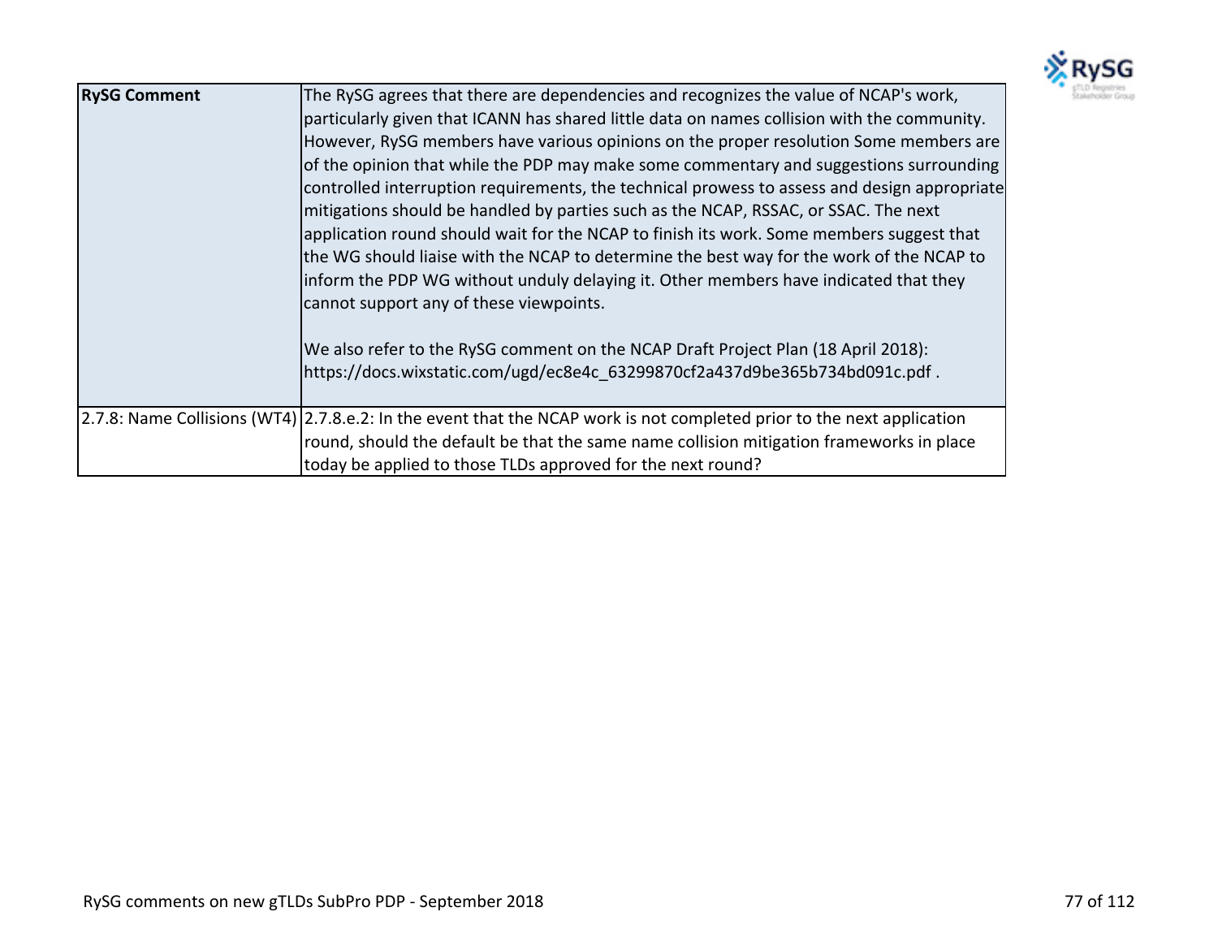| | |
|---|---|
| **RySG Comment** | The RySG agrees that there are dependencies and recognizes the value of NCAP's work, particularly given that ICANN has shared little data on names collision with the community. However, RySG members have various opinions on the proper resolution Some members are of the opinion that while the PDP may make some commentary and suggestions surrounding controlled interruption requirements, the technical prowess to assess and design appropriate mitigations should be handled by parties such as the NCAP, RSSAC, or SSAC. The next application round should wait for the NCAP to finish its work. Some members suggest that the WG should liaise with the NCAP to determine the best way for the work of the NCAP to inform the PDP WG without unduly delaying it. Other members have indicated that they cannot support any of these viewpoints.<br><br>We also refer to the RySG comment on the NCAP Draft Project Plan (18 April 2018): https://docs.wixstatic.com/ugd/ec8e4c_63299870cf2a437d9be365b734bd091c.pdf . |
| 2.7.8: Name Collisions (WT4) | 2.7.8.e.2: In the event that the NCAP work is not completed prior to the next application round, should the default be that the same name collision mitigation frameworks in place today be applied to those TLDs approved for the next round? |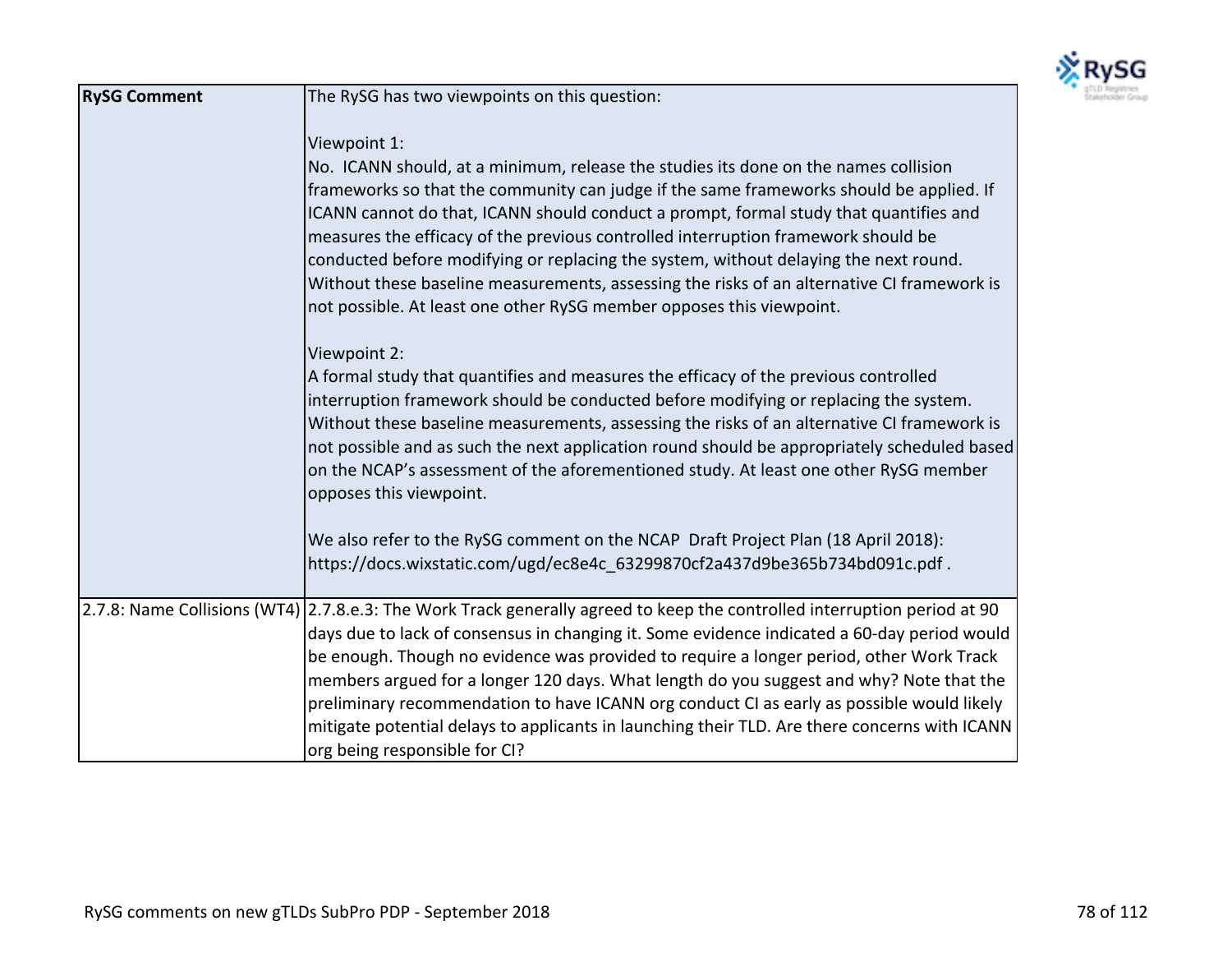| | |
|---|---|
| **RySG Comment** | The RySG has two viewpoints on this question:<br><br>Viewpoint 1:<br>No. ICANN should, at a minimum, release the studies its done on the names collision frameworks so that the community can judge if the same frameworks should be applied. If ICANN cannot do that, ICANN should conduct a prompt, formal study that quantifies and measures the efficacy of the previous controlled interruption framework should be conducted before modifying or replacing the system, without delaying the next round. Without these baseline measurements, assessing the risks of an alternative CI framework is not possible. At least one other RySG member opposes this viewpoint.<br><br>Viewpoint 2:<br>A formal study that quantifies and measures the efficacy of the previous controlled interruption framework should be conducted before modifying or replacing the system. Without these baseline measurements, assessing the risks of an alternative CI framework is not possible and as such the next application round should be appropriately scheduled based on the NCAP's assessment of the aforementioned study. At least one other RySG member opposes this viewpoint.<br><br>We also refer to the RySG comment on the NCAP Draft Project Plan (18 April 2018): https://docs.wixstatic.com/ugd/ec8e4c_63299870cf2a437d9be365b734bd091c.pdf . |
| 2.7.8: Name Collisions (WT4) | 2.7.8.e.3: The Work Track generally agreed to keep the controlled interruption period at 90 days due to lack of consensus in changing it. Some evidence indicated a 60-day period would be enough. Though no evidence was provided to require a longer period, other Work Track members argued for a longer 120 days. What length do you suggest and why? Note that the preliminary recommendation to have ICANN org conduct CI as early as possible would likely mitigate potential delays to applicants in launching their TLD. Are there concerns with ICANN org being responsible for CI? |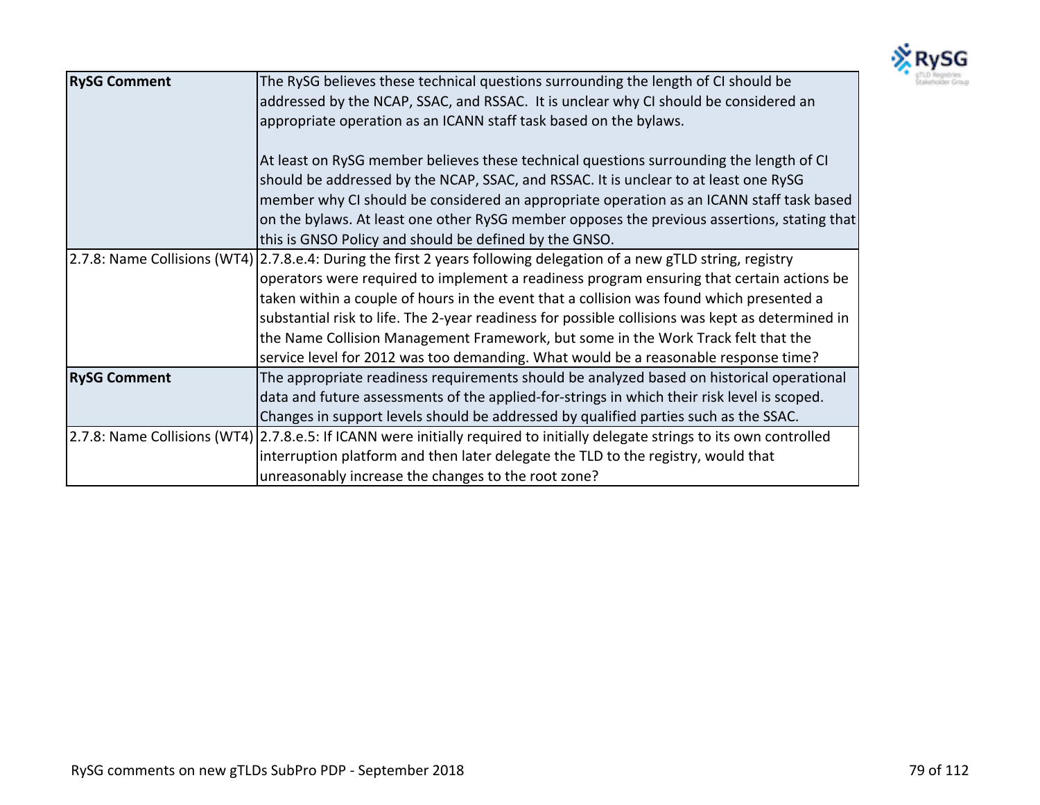| | |
|---|---|
| **RySG Comment** | The RySG believes these technical questions surrounding the length of CI should be addressed by the NCAP, SSAC, and RSSAC. It is unclear why CI should be considered an appropriate operation as an ICANN staff task based on the bylaws.<br><br>At least on RySG member believes these technical questions surrounding the length of CI should be addressed by the NCAP, SSAC, and RSSAC. It is unclear to at least one RySG member why CI should be considered an appropriate operation as an ICANN staff task based on the bylaws. At least one other RySG member opposes the previous assertions, stating that this is GNSO Policy and should be defined by the GNSO. |
| 2.7.8: Name Collisions (WT4) | 2.7.8.e.4: During the first 2 years following delegation of a new gTLD string, registry operators were required to implement a readiness program ensuring that certain actions be taken within a couple of hours in the event that a collision was found which presented a substantial risk to life. The 2-year readiness for possible collisions was kept as determined in the Name Collision Management Framework, but some in the Work Track felt that the service level for 2012 was too demanding. What would be a reasonable response time? |
| **RySG Comment** | The appropriate readiness requirements should be analyzed based on historical operational data and future assessments of the applied-for-strings in which their risk level is scoped. Changes in support levels should be addressed by qualified parties such as the SSAC. |
| 2.7.8: Name Collisions (WT4) | 2.7.8.e.5: If ICANN were initially required to initially delegate strings to its own controlled interruption platform and then later delegate the TLD to the registry, would that unreasonably increase the changes to the root zone? |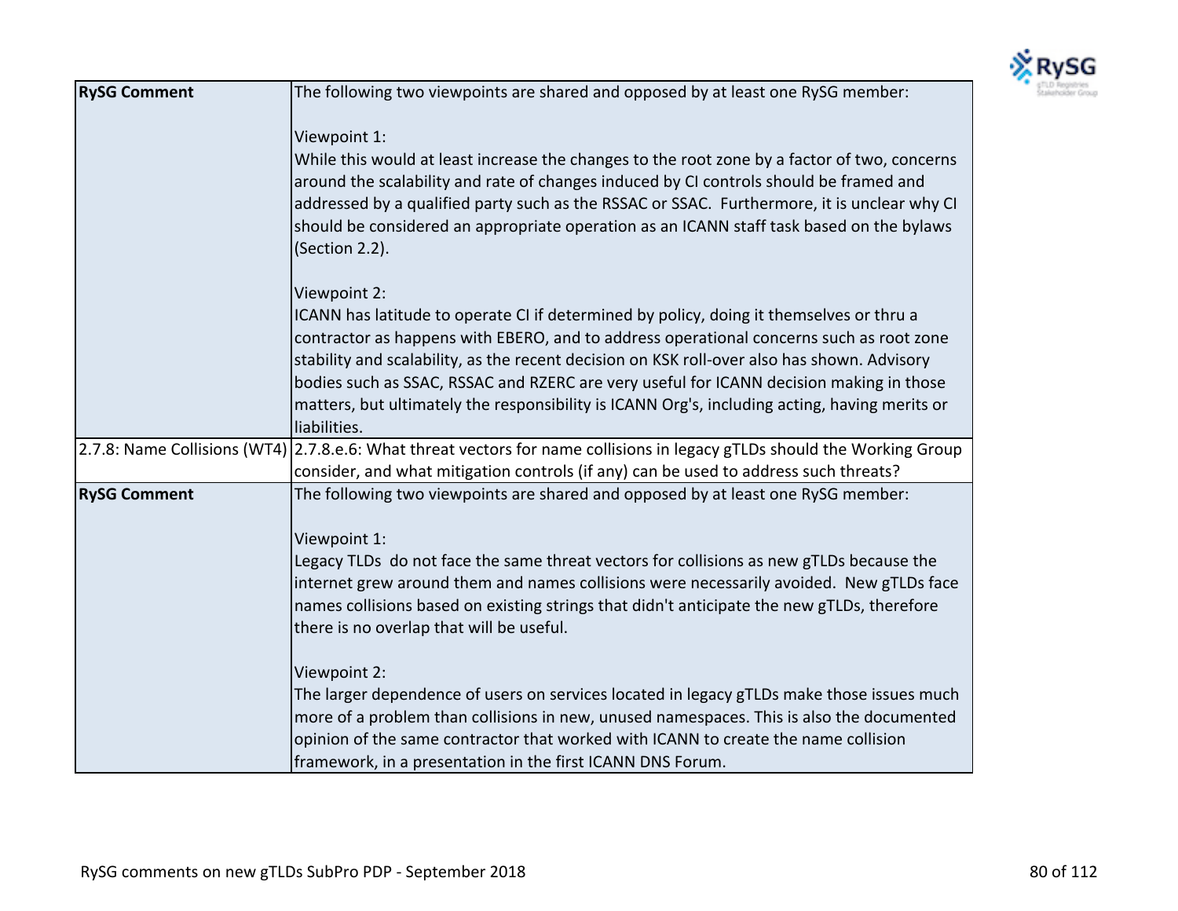| | |
|---|---|
| **RySG Comment** | The following two viewpoints are shared and opposed by at least one RySG member:<br><br>Viewpoint 1:<br>While this would at least increase the changes to the root zone by a factor of two, concerns around the scalability and rate of changes induced by CI controls should be framed and addressed by a qualified party such as the RSSAC or SSAC. Furthermore, it is unclear why CI should be considered an appropriate operation as an ICANN staff task based on the bylaws (Section 2.2).<br><br>Viewpoint 2:<br>ICANN has latitude to operate CI if determined by policy, doing it themselves or thru a contractor as happens with EBERO, and to address operational concerns such as root zone stability and scalability, as the recent decision on KSK roll-over also has shown. Advisory bodies such as SSAC, RSSAC and RZERC are very useful for ICANN decision making in those matters, but ultimately the responsibility is ICANN Org's, including acting, having merits or liabilities. |
| 2.7.8: Name Collisions (WT4) | 2.7.8.e.6: What threat vectors for name collisions in legacy gTLDs should the Working Group consider, and what mitigation controls (if any) can be used to address such threats? |
| **RySG Comment** | The following two viewpoints are shared and opposed by at least one RySG member:<br><br>Viewpoint 1:<br>Legacy TLDs do not face the same threat vectors for collisions as new gTLDs because the internet grew around them and names collisions were necessarily avoided. New gTLDs face names collisions based on existing strings that didn't anticipate the new gTLDs, therefore there is no overlap that will be useful.<br><br>Viewpoint 2:<br>The larger dependence of users on services located in legacy gTLDs make those issues much more of a problem than collisions in new, unused namespaces. This is also the documented opinion of the same contractor that worked with ICANN to create the name collision framework, in a presentation in the first ICANN DNS Forum. |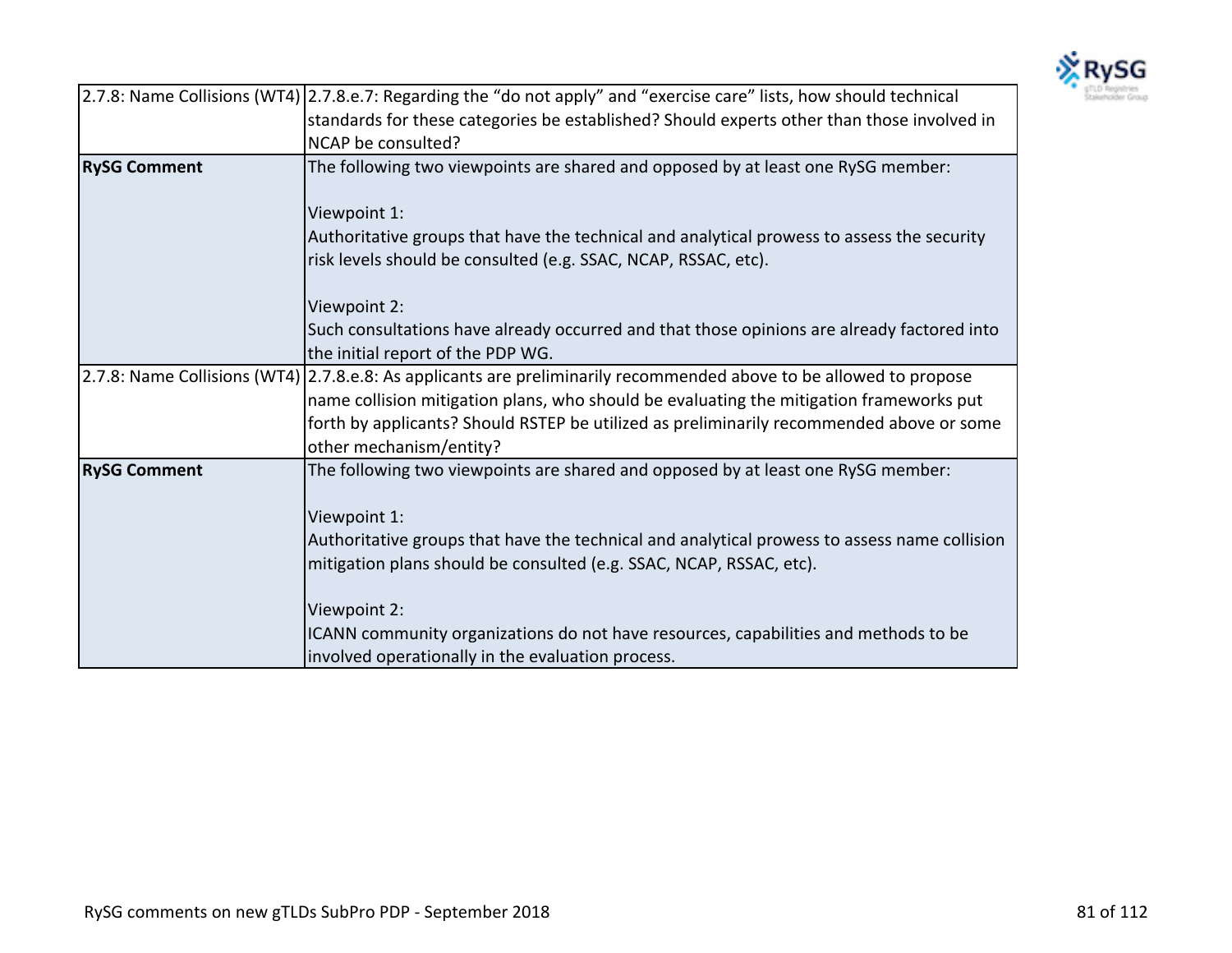| 2.7.8: Name Collisions (WT4) | 2.7.8.e.7: Regarding the "do not apply" and "exercise care" lists, how should technical standards for these categories be established? Should experts other than those involved in NCAP be consulted? |
|---|---|
| **RySG Comment** | The following two viewpoints are shared and opposed by at least one RySG member:<br><br>Viewpoint 1:<br>Authoritative groups that have the technical and analytical prowess to assess the security risk levels should be consulted (e.g. SSAC, NCAP, RSSAC, etc).<br><br>Viewpoint 2:<br>Such consultations have already occurred and that those opinions are already factored into the initial report of the PDP WG. |
| 2.7.8: Name Collisions (WT4) | 2.7.8.e.8: As applicants are preliminarily recommended above to be allowed to propose name collision mitigation plans, who should be evaluating the mitigation frameworks put forth by applicants? Should RSTEP be utilized as preliminarily recommended above or some other mechanism/entity? |
| **RySG Comment** | The following two viewpoints are shared and opposed by at least one RySG member:<br><br>Viewpoint 1:<br>Authoritative groups that have the technical and analytical prowess to assess name collision mitigation plans should be consulted (e.g. SSAC, NCAP, RSSAC, etc).<br><br>Viewpoint 2:<br>ICANN community organizations do not have resources, capabilities and methods to be involved operationally in the evaluation process. |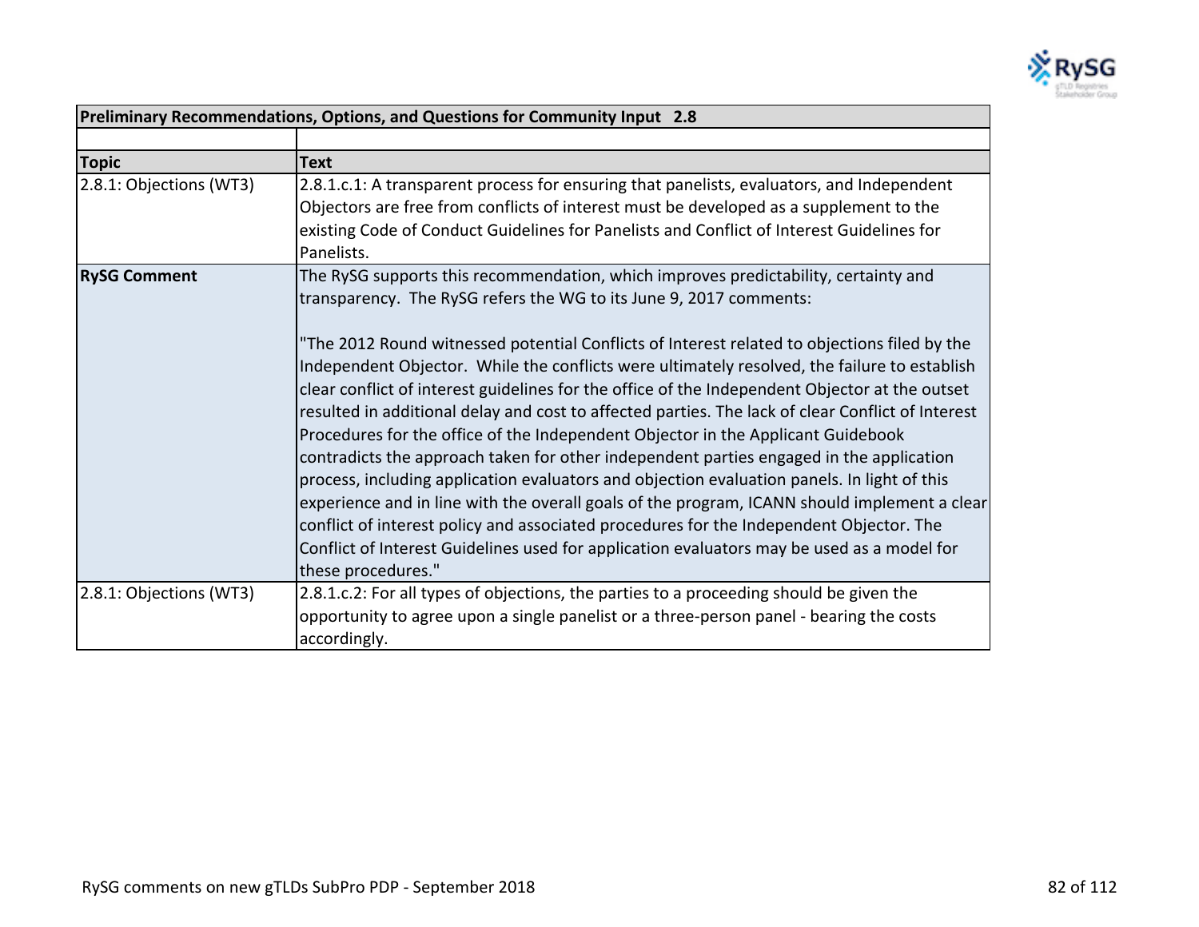| Preliminary Recommendations, Options, and Questions for Community Input 2.8 | |
|---|---|
| | |
| **Topic** | **Text** |
| 2.8.1: Objections (WT3) | 2.8.1.c.1: A transparent process for ensuring that panelists, evaluators, and Independent Objectors are free from conflicts of interest must be developed as a supplement to the existing Code of Conduct Guidelines for Panelists and Conflict of Interest Guidelines for Panelists. |
| **RySG Comment** | The RySG supports this recommendation, which improves predictability, certainty and transparency. The RySG refers the WG to its June 9, 2017 comments:<br><br>"The 2012 Round witnessed potential Conflicts of Interest related to objections filed by the Independent Objector. While the conflicts were ultimately resolved, the failure to establish clear conflict of interest guidelines for the office of the Independent Objector at the outset resulted in additional delay and cost to affected parties. The lack of clear Conflict of Interest Procedures for the office of the Independent Objector in the Applicant Guidebook contradicts the approach taken for other independent parties engaged in the application process, including application evaluators and objection evaluation panels. In light of this experience and in line with the overall goals of the program, ICANN should implement a clear conflict of interest policy and associated procedures for the Independent Objector. The Conflict of Interest Guidelines used for application evaluators may be used as a model for these procedures." |
| 2.8.1: Objections (WT3) | 2.8.1.c.2: For all types of objections, the parties to a proceeding should be given the opportunity to agree upon a single panelist or a three-person panel - bearing the costs accordingly. |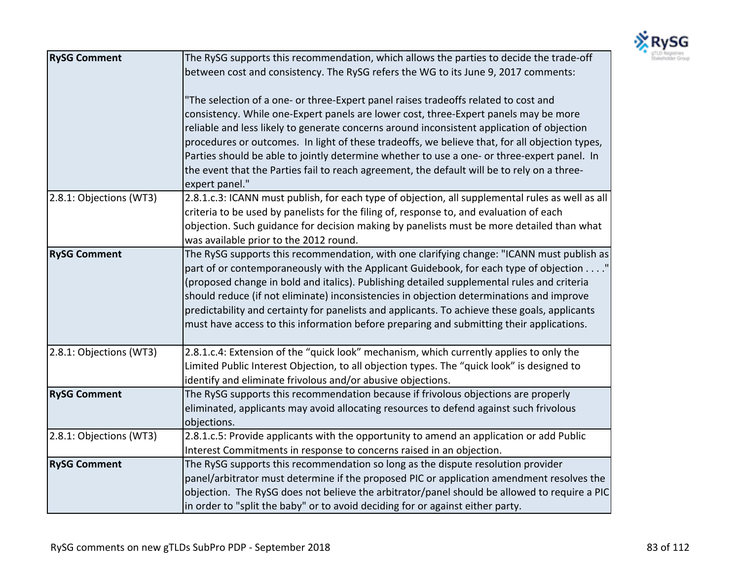| **RySG Comment** | The RySG supports this recommendation, which allows the parties to decide the trade-off between cost and consistency. The RySG refers the WG to its June 9, 2017 comments:<br><br>"The selection of a one- or three-Expert panel raises tradeoffs related to cost and consistency. While one-Expert panels are lower cost, three-Expert panels may be more reliable and less likely to generate concerns around inconsistent application of objection procedures or outcomes. In light of these tradeoffs, we believe that, for all objection types, Parties should be able to jointly determine whether to use a one- or three-expert panel. In the event that the Parties fail to reach agreement, the default will be to rely on a three-expert panel." |
|---|---|
| 2.8.1: Objections (WT3) | 2.8.1.c.3: ICANN must publish, for each type of objection, all supplemental rules as well as all criteria to be used by panelists for the filing of, response to, and evaluation of each objection. Such guidance for decision making by panelists must be more detailed than what was available prior to the 2012 round. |
| **RySG Comment** | The RySG supports this recommendation, with one clarifying change: "ICANN must publish as part of or contemporaneously with the Applicant Guidebook, for each type of objection . . . ." (proposed change in bold and italics). Publishing detailed supplemental rules and criteria should reduce (if not eliminate) inconsistencies in objection determinations and improve predictability and certainty for panelists and applicants. To achieve these goals, applicants must have access to this information before preparing and submitting their applications. |
| 2.8.1: Objections (WT3) | 2.8.1.c.4: Extension of the "quick look" mechanism, which currently applies to only the Limited Public Interest Objection, to all objection types. The "quick look" is designed to identify and eliminate frivolous and/or abusive objections. |
| **RySG Comment** | The RySG supports this recommendation because if frivolous objections are properly eliminated, applicants may avoid allocating resources to defend against such frivolous objections. |
| 2.8.1: Objections (WT3) | 2.8.1.c.5: Provide applicants with the opportunity to amend an application or add Public Interest Commitments in response to concerns raised in an objection. |
| **RySG Comment** | The RySG supports this recommendation so long as the dispute resolution provider panel/arbitrator must determine if the proposed PIC or application amendment resolves the objection. The RySG does not believe the arbitrator/panel should be allowed to require a PIC in order to "split the baby" or to avoid deciding for or against either party. |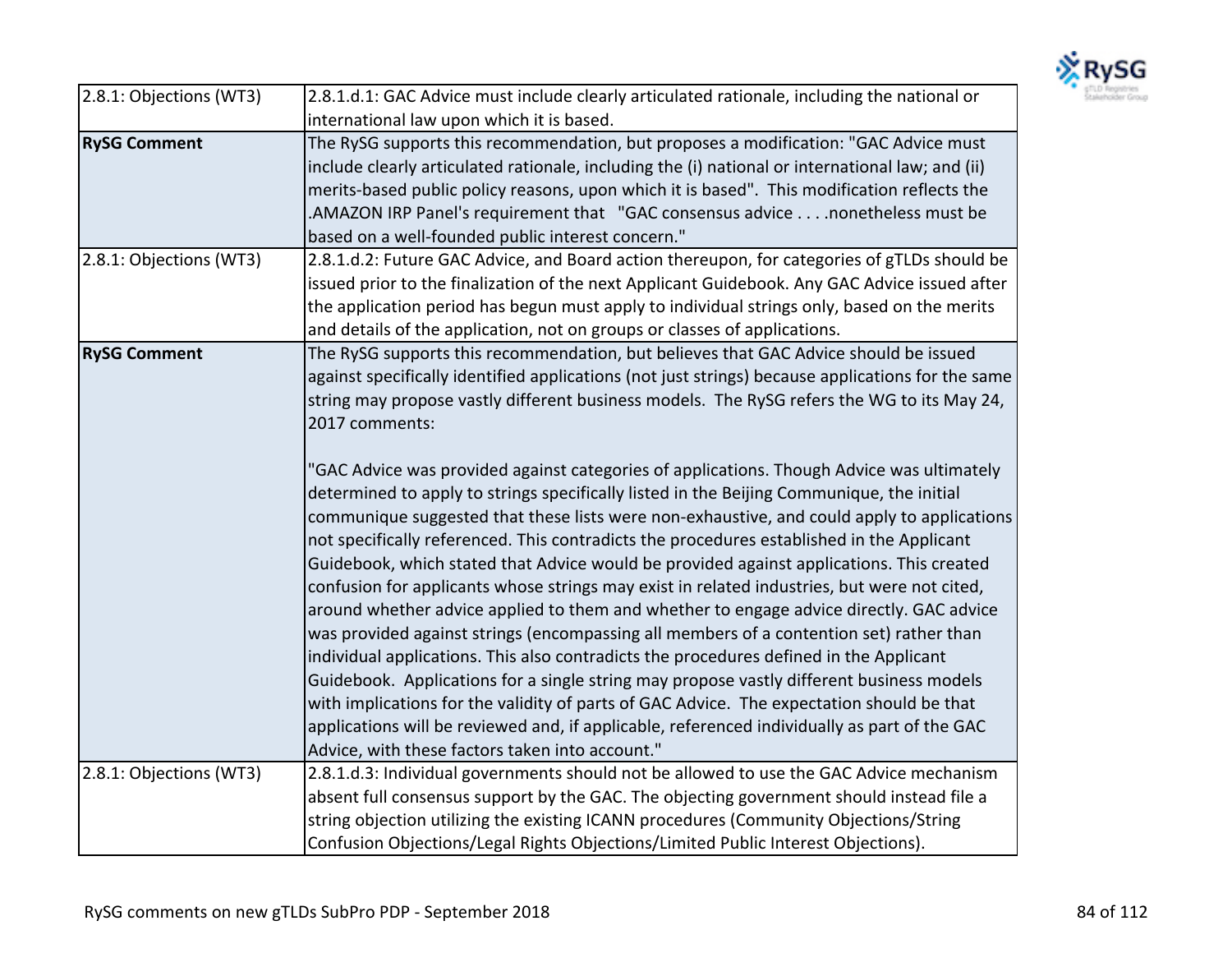| 2.8.1: Objections (WT3) | 2.8.1.d.1: GAC Advice must include clearly articulated rationale, including the national or international law upon which it is based. |
|---|---|
| **RySG Comment** | The RySG supports this recommendation, but proposes a modification: "GAC Advice must include clearly articulated rationale, including the (i) national or international law; and (ii) merits-based public policy reasons, upon which it is based". This modification reflects the .AMAZON IRP Panel's requirement that "GAC consensus advice . . . .nonetheless must be based on a well-founded public interest concern." |
| 2.8.1: Objections (WT3) | 2.8.1.d.2: Future GAC Advice, and Board action thereupon, for categories of gTLDs should be issued prior to the finalization of the next Applicant Guidebook. Any GAC Advice issued after the application period has begun must apply to individual strings only, based on the merits and details of the application, not on groups or classes of applications. |
| **RySG Comment** | The RySG supports this recommendation, but believes that GAC Advice should be issued against specifically identified applications (not just strings) because applications for the same string may propose vastly different business models. The RySG refers the WG to its May 24, 2017 comments:<br><br>"GAC Advice was provided against categories of applications. Though Advice was ultimately determined to apply to strings specifically listed in the Beijing Communique, the initial communique suggested that these lists were non-exhaustive, and could apply to applications not specifically referenced. This contradicts the procedures established in the Applicant Guidebook, which stated that Advice would be provided against applications. This created confusion for applicants whose strings may exist in related industries, but were not cited, around whether advice applied to them and whether to engage advice directly. GAC advice was provided against strings (encompassing all members of a contention set) rather than individual applications. This also contradicts the procedures defined in the Applicant Guidebook. Applications for a single string may propose vastly different business models with implications for the validity of parts of GAC Advice. The expectation should be that applications will be reviewed and, if applicable, referenced individually as part of the GAC Advice, with these factors taken into account." |
| 2.8.1: Objections (WT3) | 2.8.1.d.3: Individual governments should not be allowed to use the GAC Advice mechanism absent full consensus support by the GAC. The objecting government should instead file a string objection utilizing the existing ICANN procedures (Community Objections/String Confusion Objections/Legal Rights Objections/Limited Public Interest Objections). |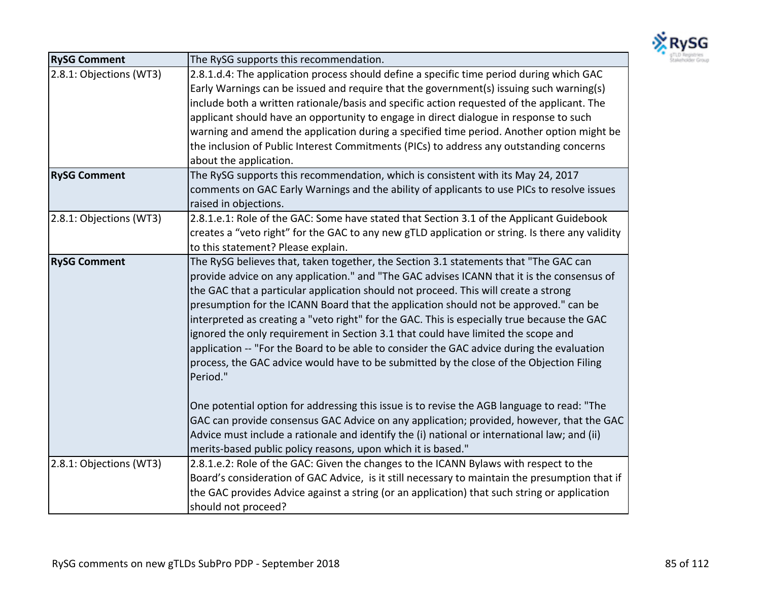| **RySG Comment** | The RySG supports this recommendation. |
|---|---|
| 2.8.1: Objections (WT3) | 2.8.1.d.4: The application process should define a specific time period during which GAC Early Warnings can be issued and require that the government(s) issuing such warning(s) include both a written rationale/basis and specific action requested of the applicant. The applicant should have an opportunity to engage in direct dialogue in response to such warning and amend the application during a specified time period. Another option might be the inclusion of Public Interest Commitments (PICs) to address any outstanding concerns about the application. |
| **RySG Comment** | The RySG supports this recommendation, which is consistent with its May 24, 2017 comments on GAC Early Warnings and the ability of applicants to use PICs to resolve issues raised in objections. |
| 2.8.1: Objections (WT3) | 2.8.1.e.1: Role of the GAC: Some have stated that Section 3.1 of the Applicant Guidebook creates a "veto right" for the GAC to any new gTLD application or string. Is there any validity to this statement? Please explain. |
| **RySG Comment** | The RySG believes that, taken together, the Section 3.1 statements that "The GAC can provide advice on any application." and "The GAC advises ICANN that it is the consensus of the GAC that a particular application should not proceed. This will create a strong presumption for the ICANN Board that the application should not be approved." can be interpreted as creating a "veto right" for the GAC. This is especially true because the GAC ignored the only requirement in Section 3.1 that could have limited the scope and application -- "For the Board to be able to consider the GAC advice during the evaluation process, the GAC advice would have to be submitted by the close of the Objection Filing Period."<br><br>One potential option for addressing this issue is to revise the AGB language to read: "The GAC can provide consensus GAC Advice on any application; provided, however, that the GAC Advice must include a rationale and identify the (i) national or international law; and (ii) merits-based public policy reasons, upon which it is based." |
| 2.8.1: Objections (WT3) | 2.8.1.e.2: Role of the GAC: Given the changes to the ICANN Bylaws with respect to the Board's consideration of GAC Advice, is it still necessary to maintain the presumption that if the GAC provides Advice against a string (or an application) that such string or application should not proceed? |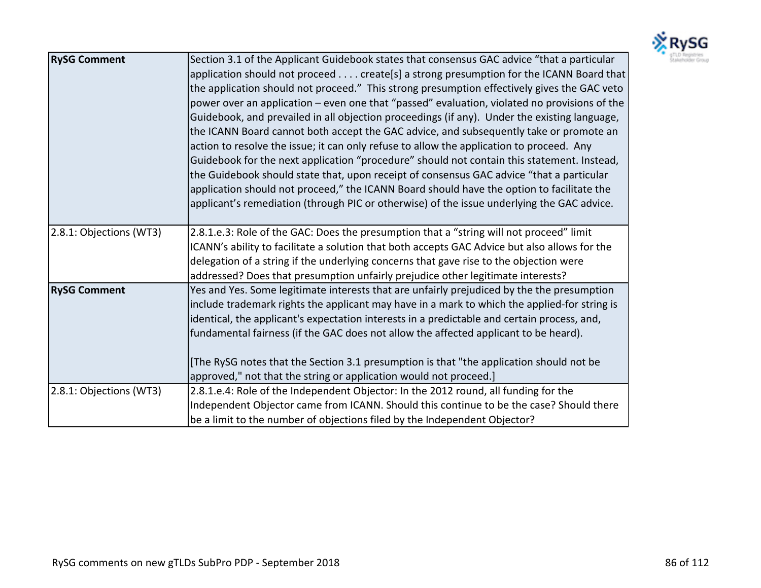| | |
|---|---|
| **RySG Comment** | Section 3.1 of the Applicant Guidebook states that consensus GAC advice "that a particular application should not proceed . . . . create[s] a strong presumption for the ICANN Board that the application should not proceed." This strong presumption effectively gives the GAC veto power over an application – even one that "passed" evaluation, violated no provisions of the Guidebook, and prevailed in all objection proceedings (if any). Under the existing language, the ICANN Board cannot both accept the GAC advice, and subsequently take or promote an action to resolve the issue; it can only refuse to allow the application to proceed. Any Guidebook for the next application "procedure" should not contain this statement. Instead, the Guidebook should state that, upon receipt of consensus GAC advice "that a particular application should not proceed," the ICANN Board should have the option to facilitate the applicant's remediation (through PIC or otherwise) of the issue underlying the GAC advice. |
| 2.8.1: Objections (WT3) | 2.8.1.e.3: Role of the GAC: Does the presumption that a "string will not proceed" limit ICANN's ability to facilitate a solution that both accepts GAC Advice but also allows for the delegation of a string if the underlying concerns that gave rise to the objection were addressed? Does that presumption unfairly prejudice other legitimate interests? |
| **RySG Comment** | Yes and Yes. Some legitimate interests that are unfairly prejudiced by the the presumption include trademark rights the applicant may have in a mark to which the applied-for string is identical, the applicant's expectation interests in a predictable and certain process, and, fundamental fairness (if the GAC does not allow the affected applicant to be heard).<br><br>[The RySG notes that the Section 3.1 presumption is that "the application should not be approved," not that the string or application would not proceed.] |
| 2.8.1: Objections (WT3) | 2.8.1.e.4: Role of the Independent Objector: In the 2012 round, all funding for the Independent Objector came from ICANN. Should this continue to be the case? Should there be a limit to the number of objections filed by the Independent Objector? |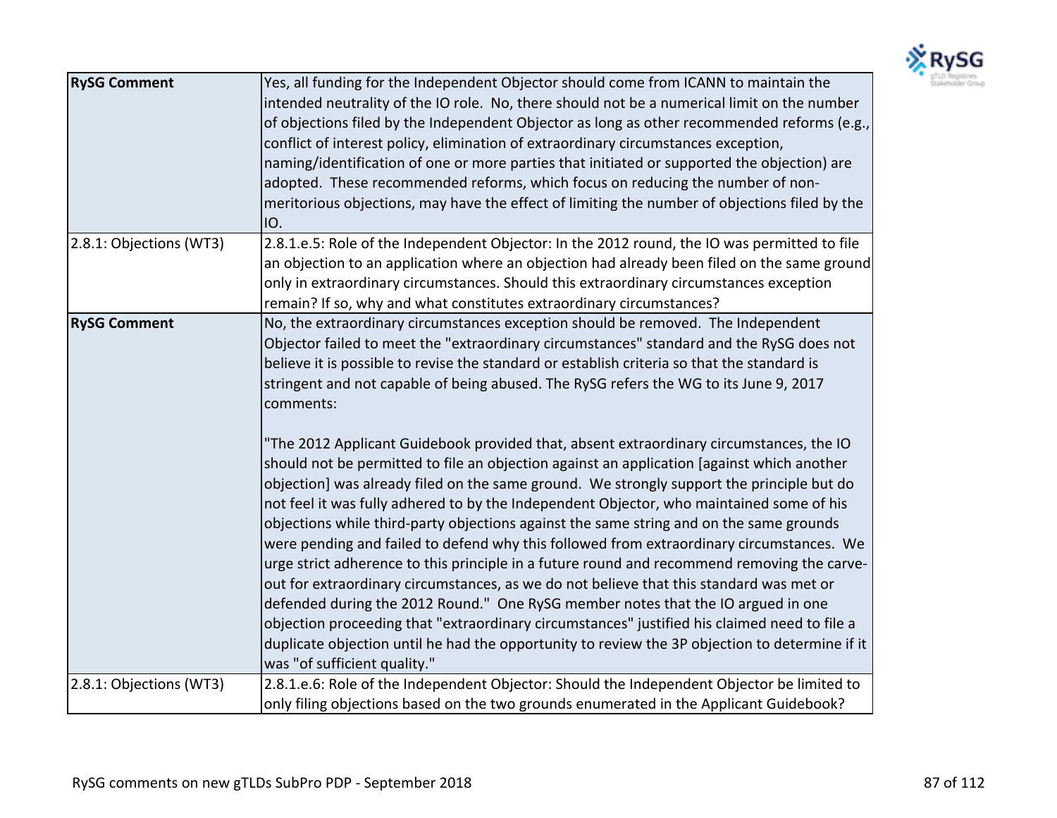| | |
|---|---|
| **RySG Comment** | Yes, all funding for the Independent Objector should come from ICANN to maintain the intended neutrality of the IO role. No, there should not be a numerical limit on the number of objections filed by the Independent Objector as long as other recommended reforms (e.g., conflict of interest policy, elimination of extraordinary circumstances exception, naming/identification of one or more parties that initiated or supported the objection) are adopted. These recommended reforms, which focus on reducing the number of non-meritorious objections, may have the effect of limiting the number of objections filed by the IO. |
| 2.8.1: Objections (WT3) | 2.8.1.e.5: Role of the Independent Objector: In the 2012 round, the IO was permitted to file an objection to an application where an objection had already been filed on the same ground only in extraordinary circumstances. Should this extraordinary circumstances exception remain? If so, why and what constitutes extraordinary circumstances? |
| **RySG Comment** | No, the extraordinary circumstances exception should be removed. The Independent Objector failed to meet the "extraordinary circumstances" standard and the RySG does not believe it is possible to revise the standard or establish criteria so that the standard is stringent and not capable of being abused. The RySG refers the WG to its June 9, 2017 comments:<br><br>"The 2012 Applicant Guidebook provided that, absent extraordinary circumstances, the IO should not be permitted to file an objection against an application [against which another objection] was already filed on the same ground. We strongly support the principle but do not feel it was fully adhered to by the Independent Objector, who maintained some of his objections while third-party objections against the same string and on the same grounds were pending and failed to defend why this followed from extraordinary circumstances. We urge strict adherence to this principle in a future round and recommend removing the carve-out for extraordinary circumstances, as we do not believe that this standard was met or defended during the 2012 Round." One RySG member notes that the IO argued in one objection proceeding that "extraordinary circumstances" justified his claimed need to file a duplicate objection until he had the opportunity to review the 3P objection to determine if it was "of sufficient quality." |
| 2.8.1: Objections (WT3) | 2.8.1.e.6: Role of the Independent Objector: Should the Independent Objector be limited to only filing objections based on the two grounds enumerated in the Applicant Guidebook? |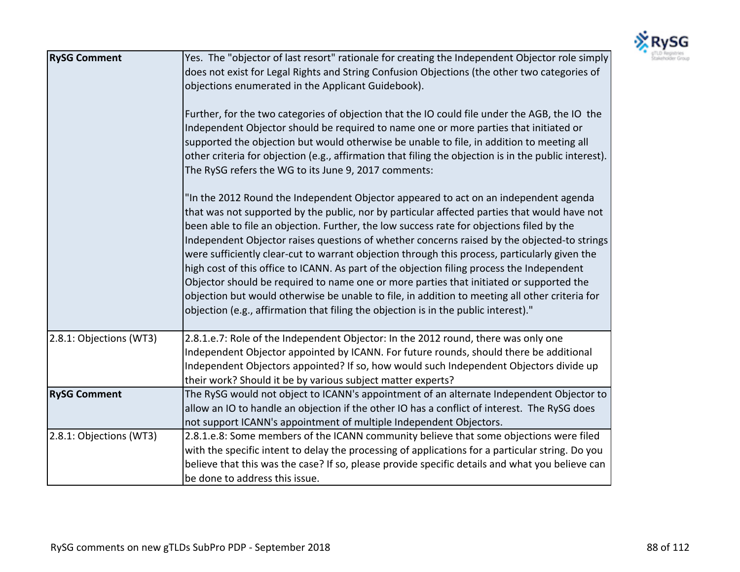| | |
|---|---|
| **RySG Comment** | Yes. The "objector of last resort" rationale for creating the Independent Objector role simply does not exist for Legal Rights and String Confusion Objections (the other two categories of objections enumerated in the Applicant Guidebook).<br><br>Further, for the two categories of objection that the IO could file under the AGB, the IO the Independent Objector should be required to name one or more parties that initiated or supported the objection but would otherwise be unable to file, in addition to meeting all other criteria for objection (e.g., affirmation that filing the objection is in the public interest). The RySG refers the WG to its June 9, 2017 comments:<br><br>"In the 2012 Round the Independent Objector appeared to act on an independent agenda that was not supported by the public, nor by particular affected parties that would have not been able to file an objection. Further, the low success rate for objections filed by the Independent Objector raises questions of whether concerns raised by the objected-to strings were sufficiently clear-cut to warrant objection through this process, particularly given the high cost of this office to ICANN. As part of the objection filing process the Independent Objector should be required to name one or more parties that initiated or supported the objection but would otherwise be unable to file, in addition to meeting all other criteria for objection (e.g., affirmation that filing the objection is in the public interest)." |
| 2.8.1: Objections (WT3) | 2.8.1.e.7: Role of the Independent Objector: In the 2012 round, there was only one Independent Objector appointed by ICANN. For future rounds, should there be additional Independent Objectors appointed? If so, how would such Independent Objectors divide up their work? Should it be by various subject matter experts? |
| **RySG Comment** | The RySG would not object to ICANN's appointment of an alternate Independent Objector to allow an IO to handle an objection if the other IO has a conflict of interest. The RySG does not support ICANN's appointment of multiple Independent Objectors. |
| 2.8.1: Objections (WT3) | 2.8.1.e.8: Some members of the ICANN community believe that some objections were filed with the specific intent to delay the processing of applications for a particular string. Do you believe that this was the case? If so, please provide specific details and what you believe can be done to address this issue. |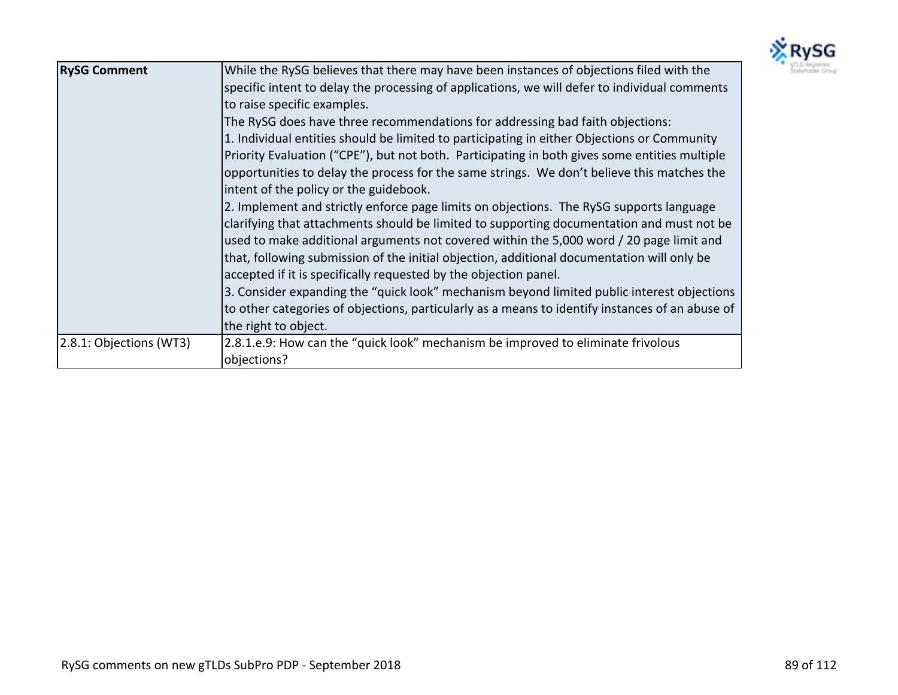| **RySG Comment** | While the RySG believes that there may have been instances of objections filed with the specific intent to delay the processing of applications, we will defer to individual comments to raise specific examples.<br>The RySG does have three recommendations for addressing bad faith objections:<br>1. Individual entities should be limited to participating in either Objections or Community Priority Evaluation ("CPE"), but not both. Participating in both gives some entities multiple opportunities to delay the process for the same strings. We don't believe this matches the intent of the policy or the guidebook.<br>2. Implement and strictly enforce page limits on objections. The RySG supports language clarifying that attachments should be limited to supporting documentation and must not be used to make additional arguments not covered within the 5,000 word / 20 page limit and that, following submission of the initial objection, additional documentation will only be accepted if it is specifically requested by the objection panel.<br>3. Consider expanding the "quick look" mechanism beyond limited public interest objections to other categories of objections, particularly as a means to identify instances of an abuse of the right to object. |
|---|---|
| 2.8.1: Objections (WT3) | 2.8.1.e.9: How can the "quick look" mechanism be improved to eliminate frivolous objections? |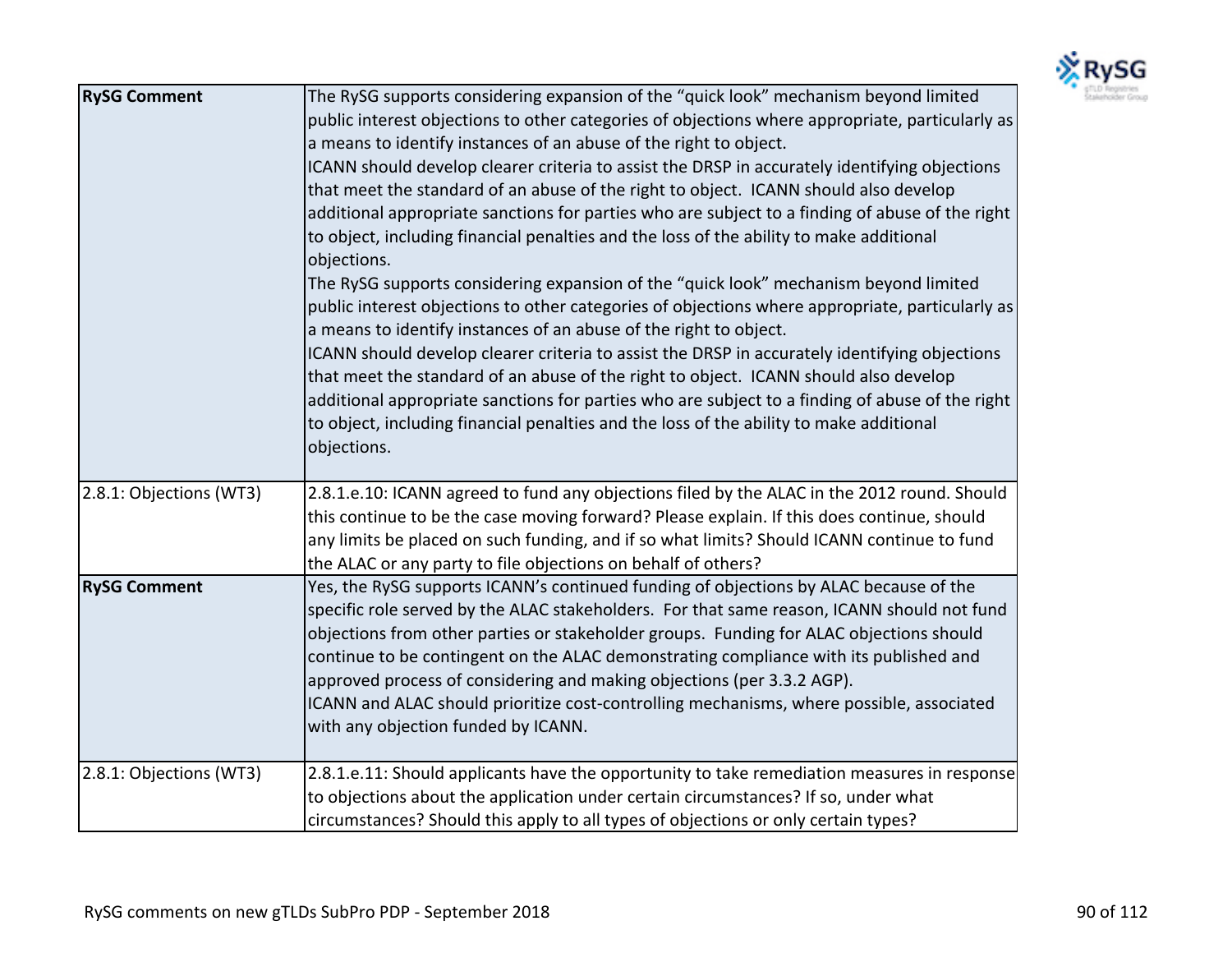| | |
|---|---|
| **RySG Comment** | The RySG supports considering expansion of the "quick look" mechanism beyond limited public interest objections to other categories of objections where appropriate, particularly as a means to identify instances of an abuse of the right to object.<br>ICANN should develop clearer criteria to assist the DRSP in accurately identifying objections that meet the standard of an abuse of the right to object. ICANN should also develop additional appropriate sanctions for parties who are subject to a finding of abuse of the right to object, including financial penalties and the loss of the ability to make additional objections.<br>The RySG supports considering expansion of the "quick look" mechanism beyond limited public interest objections to other categories of objections where appropriate, particularly as a means to identify instances of an abuse of the right to object.<br>ICANN should develop clearer criteria to assist the DRSP in accurately identifying objections that meet the standard of an abuse of the right to object. ICANN should also develop additional appropriate sanctions for parties who are subject to a finding of abuse of the right to object, including financial penalties and the loss of the ability to make additional objections. |
| 2.8.1: Objections (WT3) | 2.8.1.e.10: ICANN agreed to fund any objections filed by the ALAC in the 2012 round. Should this continue to be the case moving forward? Please explain. If this does continue, should any limits be placed on such funding, and if so what limits? Should ICANN continue to fund the ALAC or any party to file objections on behalf of others? |
| **RySG Comment** | Yes, the RySG supports ICANN's continued funding of objections by ALAC because of the specific role served by the ALAC stakeholders. For that same reason, ICANN should not fund objections from other parties or stakeholder groups. Funding for ALAC objections should continue to be contingent on the ALAC demonstrating compliance with its published and approved process of considering and making objections (per 3.3.2 AGP).<br>ICANN and ALAC should prioritize cost-controlling mechanisms, where possible, associated with any objection funded by ICANN. |
| 2.8.1: Objections (WT3) | 2.8.1.e.11: Should applicants have the opportunity to take remediation measures in response to objections about the application under certain circumstances? If so, under what circumstances? Should this apply to all types of objections or only certain types? |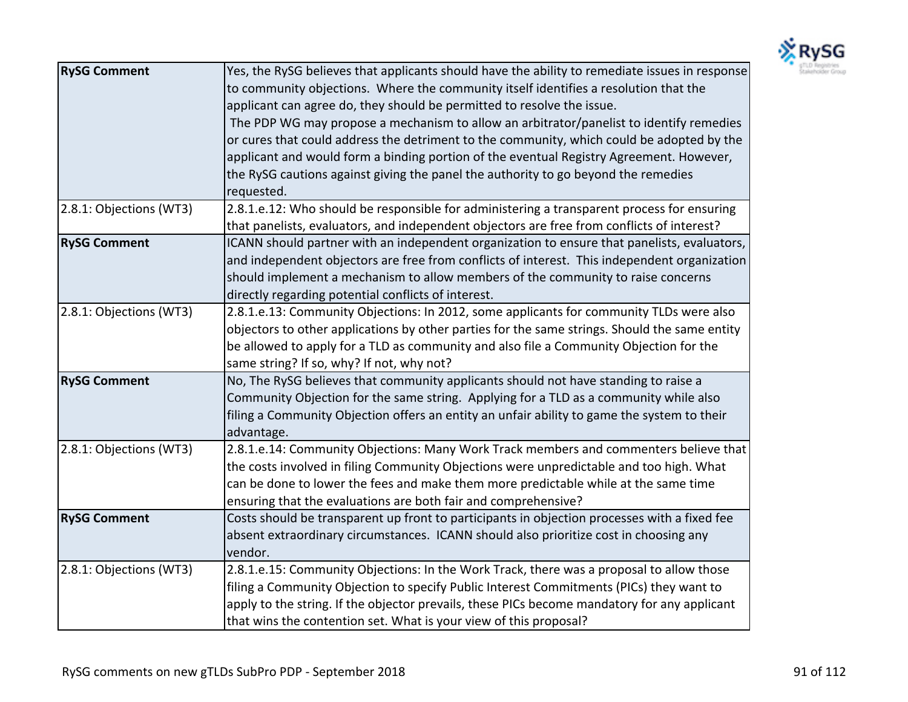| | |
|---|---|
| **RySG Comment** | Yes, the RySG believes that applicants should have the ability to remediate issues in response to community objections. Where the community itself identifies a resolution that the applicant can agree do, they should be permitted to resolve the issue.<br>The PDP WG may propose a mechanism to allow an arbitrator/panelist to identify remedies or cures that could address the detriment to the community, which could be adopted by the applicant and would form a binding portion of the eventual Registry Agreement. However, the RySG cautions against giving the panel the authority to go beyond the remedies requested. |
| 2.8.1: Objections (WT3) | 2.8.1.e.12: Who should be responsible for administering a transparent process for ensuring that panelists, evaluators, and independent objectors are free from conflicts of interest? |
| **RySG Comment** | ICANN should partner with an independent organization to ensure that panelists, evaluators, and independent objectors are free from conflicts of interest. This independent organization should implement a mechanism to allow members of the community to raise concerns directly regarding potential conflicts of interest. |
| 2.8.1: Objections (WT3) | 2.8.1.e.13: Community Objections: In 2012, some applicants for community TLDs were also objectors to other applications by other parties for the same strings. Should the same entity be allowed to apply for a TLD as community and also file a Community Objection for the same string? If so, why? If not, why not? |
| **RySG Comment** | No, The RySG believes that community applicants should not have standing to raise a Community Objection for the same string. Applying for a TLD as a community while also filing a Community Objection offers an entity an unfair ability to game the system to their advantage. |
| 2.8.1: Objections (WT3) | 2.8.1.e.14: Community Objections: Many Work Track members and commenters believe that the costs involved in filing Community Objections were unpredictable and too high. What can be done to lower the fees and make them more predictable while at the same time ensuring that the evaluations are both fair and comprehensive? |
| **RySG Comment** | Costs should be transparent up front to participants in objection processes with a fixed fee absent extraordinary circumstances. ICANN should also prioritize cost in choosing any vendor. |
| 2.8.1: Objections (WT3) | 2.8.1.e.15: Community Objections: In the Work Track, there was a proposal to allow those filing a Community Objection to specify Public Interest Commitments (PICs) they want to apply to the string. If the objector prevails, these PICs become mandatory for any applicant that wins the contention set. What is your view of this proposal? |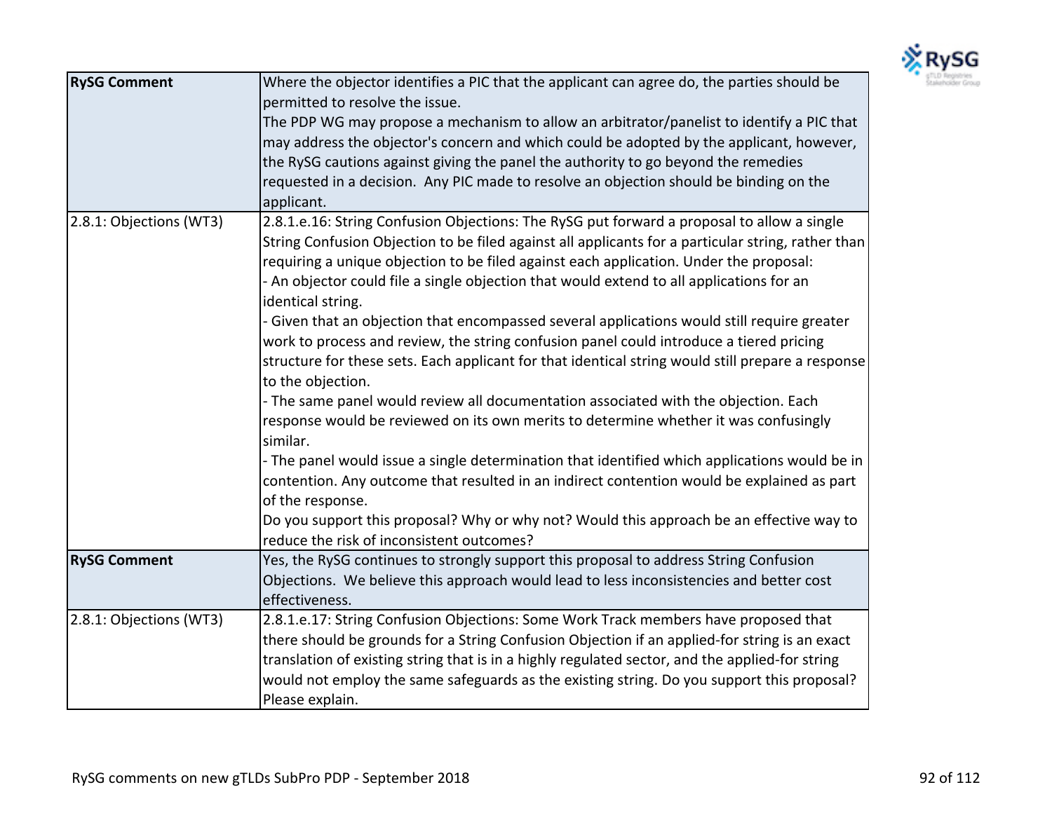| | |
|---|---|
| **RySG Comment** | Where the objector identifies a PIC that the applicant can agree do, the parties should be permitted to resolve the issue.<br>The PDP WG may propose a mechanism to allow an arbitrator/panelist to identify a PIC that may address the objector's concern and which could be adopted by the applicant, however, the RySG cautions against giving the panel the authority to go beyond the remedies requested in a decision.  Any PIC made to resolve an objection should be binding on the applicant. |
| 2.8.1: Objections (WT3) | 2.8.1.e.16: String Confusion Objections: The RySG put forward a proposal to allow a single String Confusion Objection to be filed against all applicants for a particular string, rather than requiring a unique objection to be filed against each application. Under the proposal:<br>- An objector could file a single objection that would extend to all applications for an identical string.<br>- Given that an objection that encompassed several applications would still require greater work to process and review, the string confusion panel could introduce a tiered pricing structure for these sets. Each applicant for that identical string would still prepare a response to the objection.<br>- The same panel would review all documentation associated with the objection. Each response would be reviewed on its own merits to determine whether it was confusingly similar.<br>- The panel would issue a single determination that identified which applications would be in contention. Any outcome that resulted in an indirect contention would be explained as part of the response.<br>Do you support this proposal? Why or why not? Would this approach be an effective way to reduce the risk of inconsistent outcomes? |
| **RySG Comment** | Yes, the RySG continues to strongly support this proposal to address String Confusion Objections.  We believe this approach would lead to less inconsistencies and better cost effectiveness. |
| 2.8.1: Objections (WT3) | 2.8.1.e.17: String Confusion Objections: Some Work Track members have proposed that there should be grounds for a String Confusion Objection if an applied-for string is an exact translation of existing string that is in a highly regulated sector, and the applied-for string would not employ the same safeguards as the existing string. Do you support this proposal? Please explain. |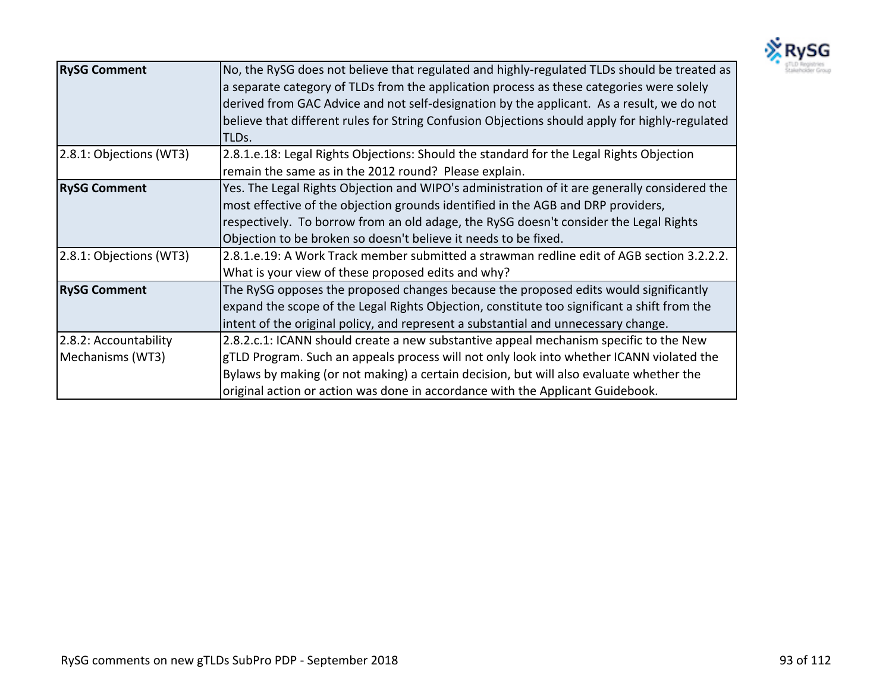| | |
|---|---|
| **RySG Comment** | No, the RySG does not believe that regulated and highly-regulated TLDs should be treated as a separate category of TLDs from the application process as these categories were solely derived from GAC Advice and not self-designation by the applicant. As a result, we do not believe that different rules for String Confusion Objections should apply for highly-regulated TLDs. |
| 2.8.1: Objections (WT3) | 2.8.1.e.18: Legal Rights Objections: Should the standard for the Legal Rights Objection remain the same as in the 2012 round? Please explain. |
| **RySG Comment** | Yes. The Legal Rights Objection and WIPO's administration of it are generally considered the most effective of the objection grounds identified in the AGB and DRP providers, respectively. To borrow from an old adage, the RySG doesn't consider the Legal Rights Objection to be broken so doesn't believe it needs to be fixed. |
| 2.8.1: Objections (WT3) | 2.8.1.e.19: A Work Track member submitted a strawman redline edit of AGB section 3.2.2.2. What is your view of these proposed edits and why? |
| **RySG Comment** | The RySG opposes the proposed changes because the proposed edits would significantly expand the scope of the Legal Rights Objection, constitute too significant a shift from the intent of the original policy, and represent a substantial and unnecessary change. |
| 2.8.2: Accountability Mechanisms (WT3) | 2.8.2.c.1: ICANN should create a new substantive appeal mechanism specific to the New gTLD Program. Such an appeals process will not only look into whether ICANN violated the Bylaws by making (or not making) a certain decision, but will also evaluate whether the original action or action was done in accordance with the Applicant Guidebook. |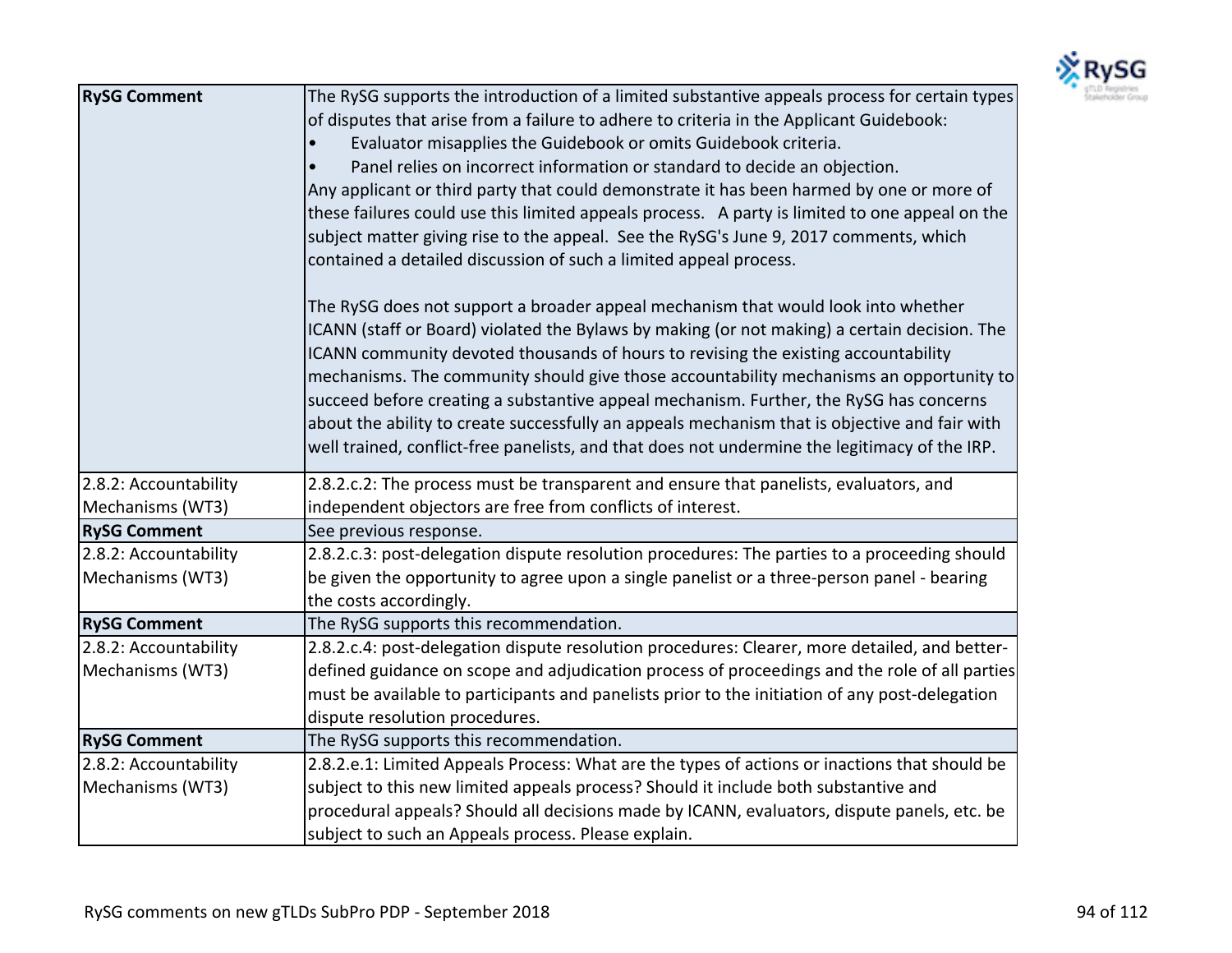| | |
|---|---|
| **RySG Comment** | The RySG supports the introduction of a limited substantive appeals process for certain types of disputes that arise from a failure to adhere to criteria in the Applicant Guidebook:<br>• Evaluator misapplies the Guidebook or omits Guidebook criteria.<br>• Panel relies on incorrect information or standard to decide an objection.<br>Any applicant or third party that could demonstrate it has been harmed by one or more of these failures could use this limited appeals process. A party is limited to one appeal on the subject matter giving rise to the appeal. See the RySG's June 9, 2017 comments, which contained a detailed discussion of such a limited appeal process.<br><br>The RySG does not support a broader appeal mechanism that would look into whether ICANN (staff or Board) violated the Bylaws by making (or not making) a certain decision. The ICANN community devoted thousands of hours to revising the existing accountability mechanisms. The community should give those accountability mechanisms an opportunity to succeed before creating a substantive appeal mechanism. Further, the RySG has concerns about the ability to create successfully an appeals mechanism that is objective and fair with well trained, conflict-free panelists, and that does not undermine the legitimacy of the IRP. |
| 2.8.2: Accountability Mechanisms (WT3) | 2.8.2.c.2: The process must be transparent and ensure that panelists, evaluators, and independent objectors are free from conflicts of interest. |
| **RySG Comment** | See previous response. |
| 2.8.2: Accountability Mechanisms (WT3) | 2.8.2.c.3: post-delegation dispute resolution procedures: The parties to a proceeding should be given the opportunity to agree upon a single panelist or a three-person panel - bearing the costs accordingly. |
| **RySG Comment** | The RySG supports this recommendation. |
| 2.8.2: Accountability Mechanisms (WT3) | 2.8.2.c.4: post-delegation dispute resolution procedures: Clearer, more detailed, and better-defined guidance on scope and adjudication process of proceedings and the role of all parties must be available to participants and panelists prior to the initiation of any post-delegation dispute resolution procedures. |
| **RySG Comment** | The RySG supports this recommendation. |
| 2.8.2: Accountability Mechanisms (WT3) | 2.8.2.e.1: Limited Appeals Process: What are the types of actions or inactions that should be subject to this new limited appeals process? Should it include both substantive and procedural appeals? Should all decisions made by ICANN, evaluators, dispute panels, etc. be subject to such an Appeals process. Please explain. |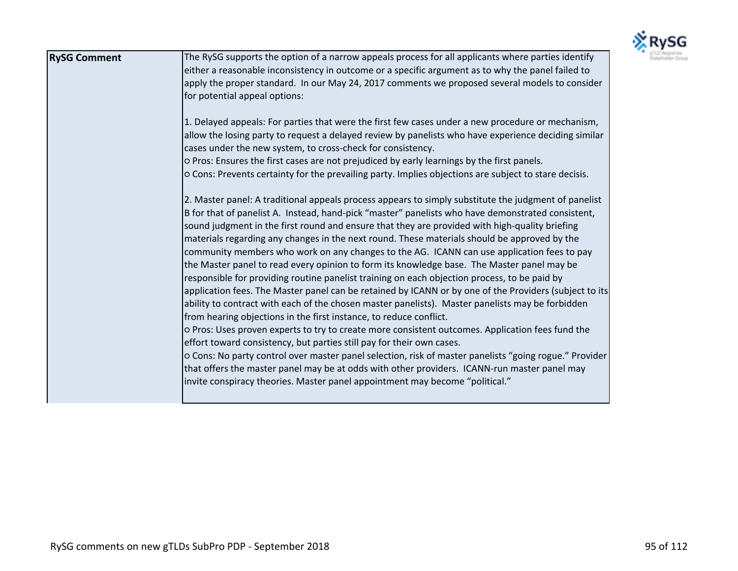| RySG Comment | The RySG supports the option of a narrow appeals process for all applicants where parties identify either a reasonable inconsistency in outcome or a specific argument as to why the panel failed to apply the proper standard. In our May 24, 2017 comments we proposed several models to consider for potential appeal options:<br><br>1. Delayed appeals: For parties that were the first few cases under a new procedure or mechanism, allow the losing party to request a delayed review by panelists who have experience deciding similar cases under the new system, to cross-check for consistency.<br>○ Pros: Ensures the first cases are not prejudiced by early learnings by the first panels.<br>○ Cons: Prevents certainty for the prevailing party. Implies objections are subject to stare decisis.<br><br>2. Master panel: A traditional appeals process appears to simply substitute the judgment of panelist B for that of panelist A. Instead, hand-pick "master" panelists who have demonstrated consistent, sound judgment in the first round and ensure that they are provided with high-quality briefing materials regarding any changes in the next round. These materials should be approved by the community members who work on any changes to the AG. ICANN can use application fees to pay the Master panel to read every opinion to form its knowledge base. The Master panel may be responsible for providing routine panelist training on each objection process, to be paid by application fees. The Master panel can be retained by ICANN or by one of the Providers (subject to its ability to contract with each of the chosen master panelists). Master panelists may be forbidden from hearing objections in the first instance, to reduce conflict.<br>○ Pros: Uses proven experts to try to create more consistent outcomes. Application fees fund the effort toward consistency, but parties still pay for their own cases.<br>○ Cons: No party control over master panel selection, risk of master panelists "going rogue." Provider that offers the master panel may be at odds with other providers. ICANN-run master panel may invite conspiracy theories. Master panel appointment may become "political." |
|---|---|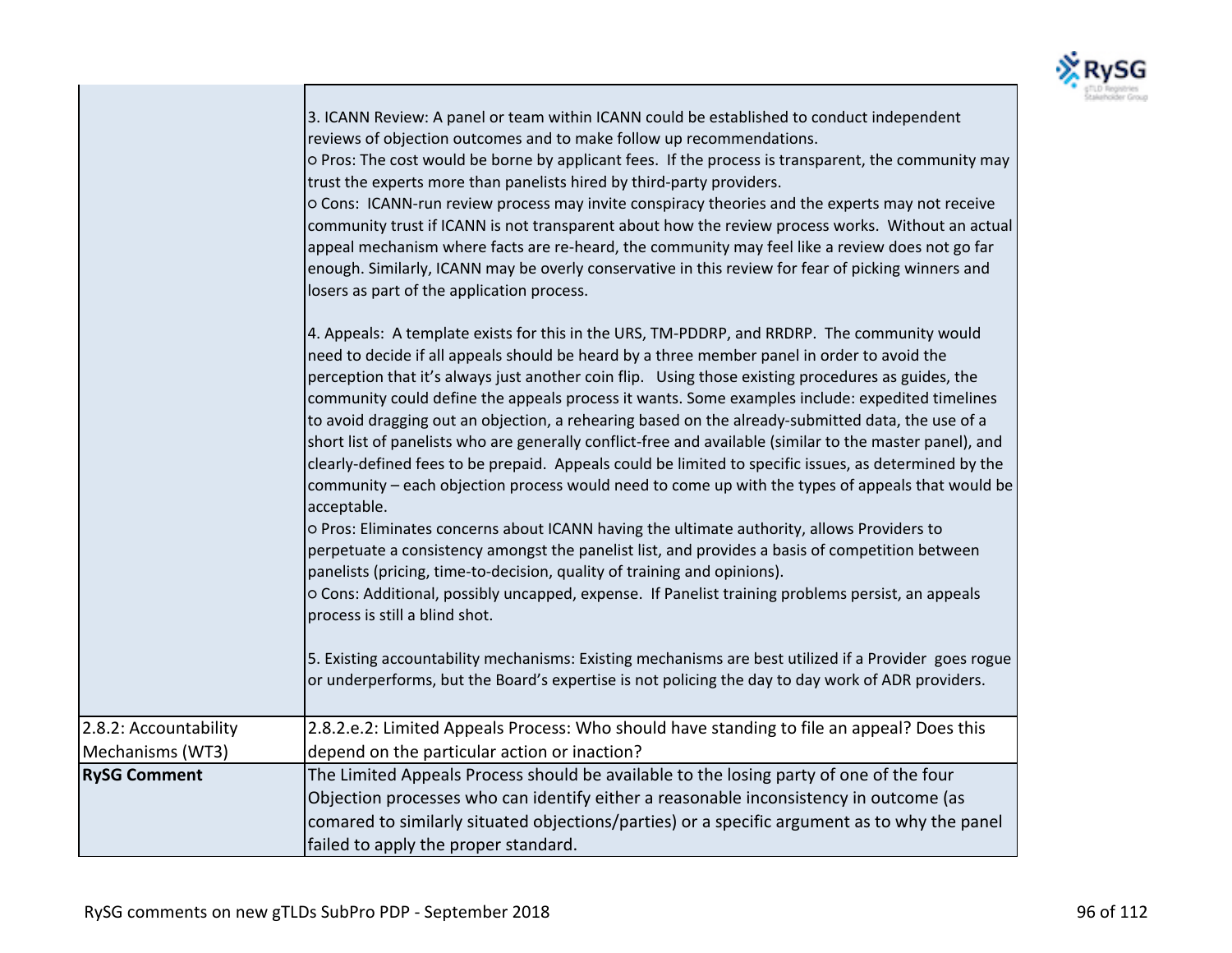| | |
|---|---|
| | 3. ICANN Review: A panel or team within ICANN could be established to conduct independent reviews of objection outcomes and to make follow up recommendations.<br>o Pros: The cost would be borne by applicant fees. If the process is transparent, the community may trust the experts more than panelists hired by third-party providers.<br>o Cons: ICANN-run review process may invite conspiracy theories and the experts may not receive community trust if ICANN is not transparent about how the review process works. Without an actual appeal mechanism where facts are re-heard, the community may feel like a review does not go far enough. Similarly, ICANN may be overly conservative in this review for fear of picking winners and losers as part of the application process.<br><br>4. Appeals: A template exists for this in the URS, TM-PDDRP, and RRDRP. The community would need to decide if all appeals should be heard by a three member panel in order to avoid the perception that it's always just another coin flip. Using those existing procedures as guides, the community could define the appeals process it wants. Some examples include: expedited timelines to avoid dragging out an objection, a rehearing based on the already-submitted data, the use of a short list of panelists who are generally conflict-free and available (similar to the master panel), and clearly-defined fees to be prepaid. Appeals could be limited to specific issues, as determined by the community – each objection process would need to come up with the types of appeals that would be acceptable.<br>o Pros: Eliminates concerns about ICANN having the ultimate authority, allows Providers to perpetuate a consistency amongst the panelist list, and provides a basis of competition between panelists (pricing, time-to-decision, quality of training and opinions).<br>o Cons: Additional, possibly uncapped, expense. If Panelist training problems persist, an appeals process is still a blind shot.<br><br>5. Existing accountability mechanisms: Existing mechanisms are best utilized if a Provider goes rogue or underperforms, but the Board's expertise is not policing the day to day work of ADR providers. |
| 2.8.2: Accountability Mechanisms (WT3) | 2.8.2.e.2: Limited Appeals Process: Who should have standing to file an appeal? Does this depend on the particular action or inaction? |
| **RySG Comment** | The Limited Appeals Process should be available to the losing party of one of the four Objection processes who can identify either a reasonable inconsistency in outcome (as comared to similarly situated objections/parties) or a specific argument as to why the panel failed to apply the proper standard. |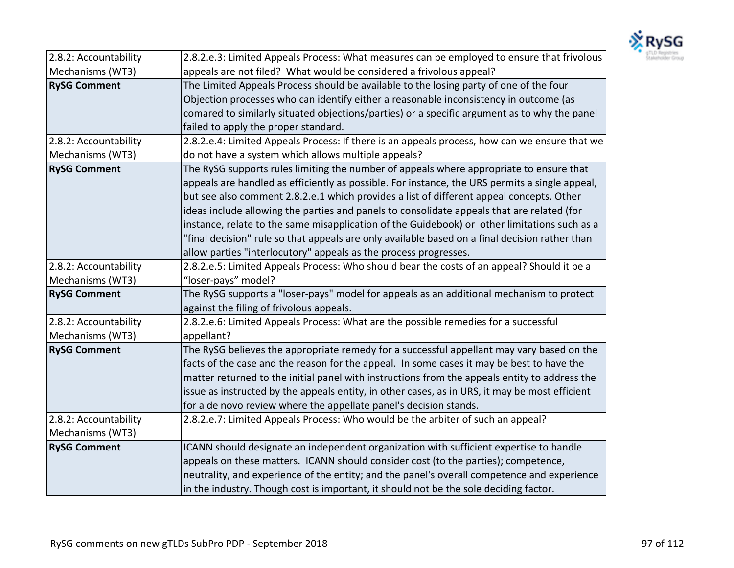| | |
|---|---|
| 2.8.2: Accountability Mechanisms (WT3) | 2.8.2.e.3: Limited Appeals Process: What measures can be employed to ensure that frivolous appeals are not filed? What would be considered a frivolous appeal? |
| **RySG Comment** | The Limited Appeals Process should be available to the losing party of one of the four Objection processes who can identify either a reasonable inconsistency in outcome (as comared to similarly situated objections/parties) or a specific argument as to why the panel failed to apply the proper standard. |
| 2.8.2: Accountability Mechanisms (WT3) | 2.8.2.e.4: Limited Appeals Process: If there is an appeals process, how can we ensure that we do not have a system which allows multiple appeals? |
| **RySG Comment** | The RySG supports rules limiting the number of appeals where appropriate to ensure that appeals are handled as efficiently as possible. For instance, the URS permits a single appeal, but see also comment 2.8.2.e.1 which provides a list of different appeal concepts. Other ideas include allowing the parties and panels to consolidate appeals that are related (for instance, relate to the same misapplication of the Guidebook) or other limitations such as a "final decision" rule so that appeals are only available based on a final decision rather than allow parties "interlocutory" appeals as the process progresses. |
| 2.8.2: Accountability Mechanisms (WT3) | 2.8.2.e.5: Limited Appeals Process: Who should bear the costs of an appeal? Should it be a "loser-pays" model? |
| **RySG Comment** | The RySG supports a "loser-pays" model for appeals as an additional mechanism to protect against the filing of frivolous appeals. |
| 2.8.2: Accountability Mechanisms (WT3) | 2.8.2.e.6: Limited Appeals Process: What are the possible remedies for a successful appellant? |
| **RySG Comment** | The RySG believes the appropriate remedy for a successful appellant may vary based on the facts of the case and the reason for the appeal. In some cases it may be best to have the matter returned to the initial panel with instructions from the appeals entity to address the issue as instructed by the appeals entity, in other cases, as in URS, it may be most efficient for a de novo review where the appellate panel's decision stands. |
| 2.8.2: Accountability Mechanisms (WT3) | 2.8.2.e.7: Limited Appeals Process: Who would be the arbiter of such an appeal? |
| **RySG Comment** | ICANN should designate an independent organization with sufficient expertise to handle appeals on these matters. ICANN should consider cost (to the parties); competence, neutrality, and experience of the entity; and the panel's overall competence and experience in the industry. Though cost is important, it should not be the sole deciding factor. |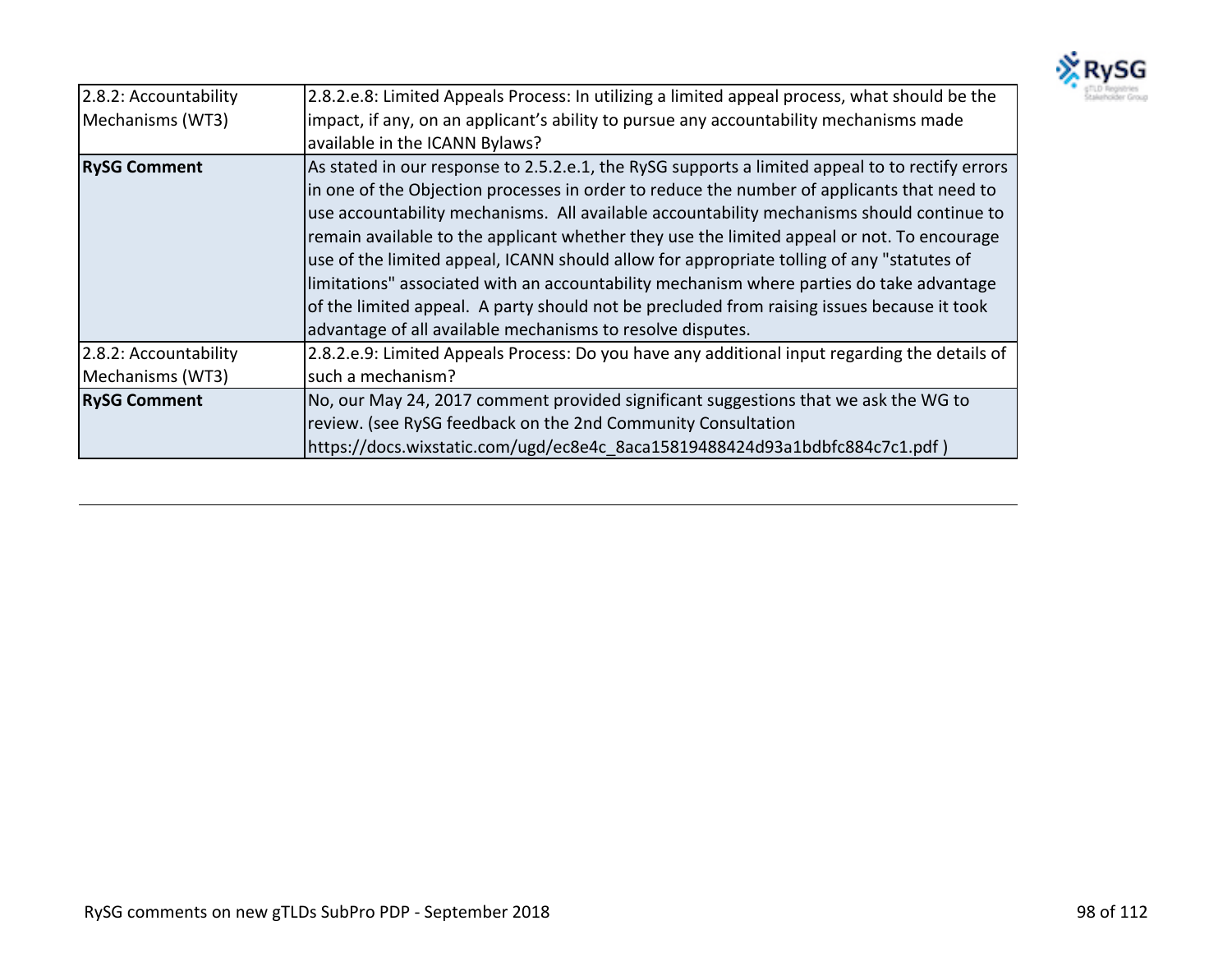| | |
|---|---|
| 2.8.2: Accountability Mechanisms (WT3) | 2.8.2.e.8: Limited Appeals Process: In utilizing a limited appeal process, what should be the impact, if any, on an applicant's ability to pursue any accountability mechanisms made available in the ICANN Bylaws? |
| **RySG Comment** | As stated in our response to 2.5.2.e.1, the RySG supports a limited appeal to to rectify errors in one of the Objection processes in order to reduce the number of applicants that need to use accountability mechanisms. All available accountability mechanisms should continue to remain available to the applicant whether they use the limited appeal or not. To encourage use of the limited appeal, ICANN should allow for appropriate tolling of any "statutes of limitations" associated with an accountability mechanism where parties do take advantage of the limited appeal. A party should not be precluded from raising issues because it took advantage of all available mechanisms to resolve disputes. |
| 2.8.2: Accountability Mechanisms (WT3) | 2.8.2.e.9: Limited Appeals Process: Do you have any additional input regarding the details of such a mechanism? |
| **RySG Comment** | No, our May 24, 2017 comment provided significant suggestions that we ask the WG to review. (see RySG feedback on the 2nd Community Consultation https://docs.wixstatic.com/ugd/ec8e4c_8aca15819488424d93a1bdbfc884c7c1.pdf ) |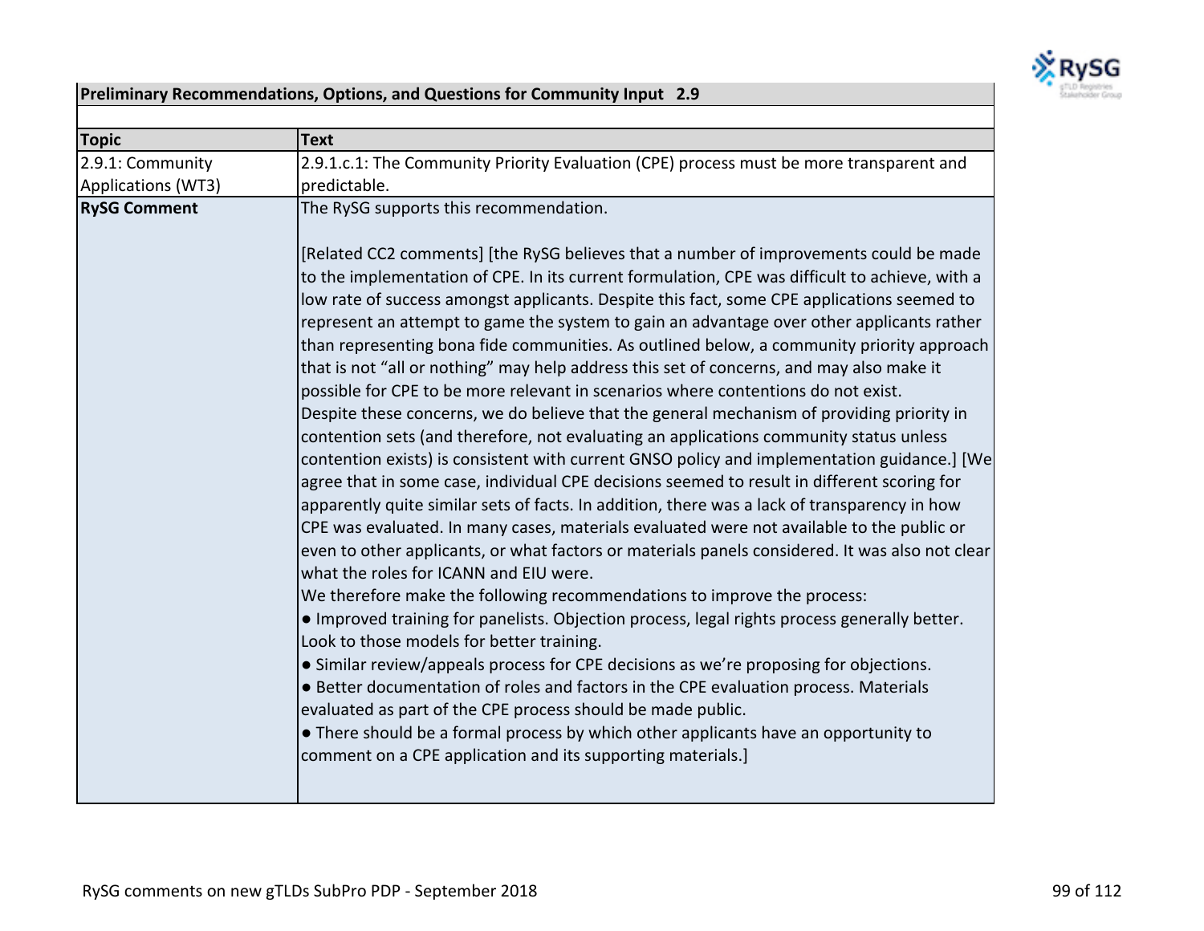| **Preliminary Recommendations, Options, and Questions for Community Input 2.9** | |
|---|---|
| **Topic** | **Text** |
| 2.9.1: Community Applications (WT3) | 2.9.1.c.1: The Community Priority Evaluation (CPE) process must be more transparent and predictable. |
| **RySG Comment** | The RySG supports this recommendation.<br><br>[Related CC2 comments] [the RySG believes that a number of improvements could be made to the implementation of CPE. In its current formulation, CPE was difficult to achieve, with a low rate of success amongst applicants. Despite this fact, some CPE applications seemed to represent an attempt to game the system to gain an advantage over other applicants rather than representing bona fide communities. As outlined below, a community priority approach that is not "all or nothing" may help address this set of concerns, and may also make it possible for CPE to be more relevant in scenarios where contentions do not exist.<br>Despite these concerns, we do believe that the general mechanism of providing priority in contention sets (and therefore, not evaluating an applications community status unless contention exists) is consistent with current GNSO policy and implementation guidance.] [We agree that in some case, individual CPE decisions seemed to result in different scoring for apparently quite similar sets of facts. In addition, there was a lack of transparency in how CPE was evaluated. In many cases, materials evaluated were not available to the public or even to other applicants, or what factors or materials panels considered. It was also not clear what the roles for ICANN and EIU were.<br>We therefore make the following recommendations to improve the process:<br>● Improved training for panelists. Objection process, legal rights process generally better. Look to those models for better training.<br>● Similar review/appeals process for CPE decisions as we're proposing for objections.<br>● Better documentation of roles and factors in the CPE evaluation process. Materials evaluated as part of the CPE process should be made public.<br>● There should be a formal process by which other applicants have an opportunity to comment on a CPE application and its supporting materials.] |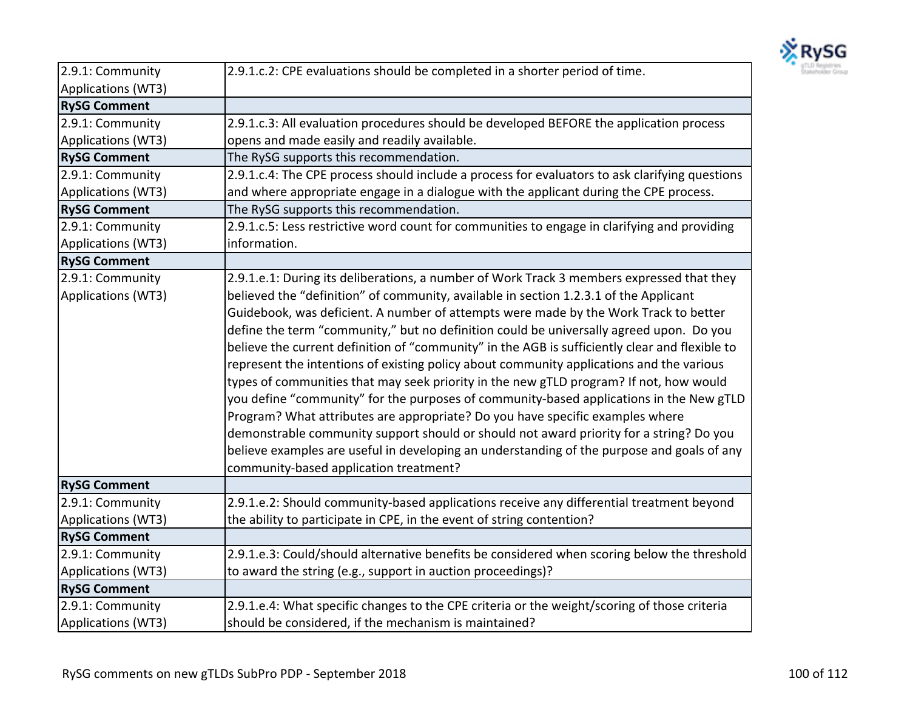| | |
|---|---|
| 2.9.1: Community Applications (WT3) | 2.9.1.c.2: CPE evaluations should be completed in a shorter period of time. |
| **RySG Comment** | |
| 2.9.1: Community Applications (WT3) | 2.9.1.c.3: All evaluation procedures should be developed BEFORE the application process opens and made easily and readily available. |
| **RySG Comment** | The RySG supports this recommendation. |
| 2.9.1: Community Applications (WT3) | 2.9.1.c.4: The CPE process should include a process for evaluators to ask clarifying questions and where appropriate engage in a dialogue with the applicant during the CPE process. |
| **RySG Comment** | The RySG supports this recommendation. |
| 2.9.1: Community Applications (WT3) | 2.9.1.c.5: Less restrictive word count for communities to engage in clarifying and providing information. |
| **RySG Comment** | |
| 2.9.1: Community Applications (WT3) | 2.9.1.e.1: During its deliberations, a number of Work Track 3 members expressed that they believed the "definition" of community, available in section 1.2.3.1 of the Applicant Guidebook, was deficient. A number of attempts were made by the Work Track to better define the term "community," but no definition could be universally agreed upon. Do you believe the current definition of "community" in the AGB is sufficiently clear and flexible to represent the intentions of existing policy about community applications and the various types of communities that may seek priority in the new gTLD program? If not, how would you define "community" for the purposes of community-based applications in the New gTLD Program? What attributes are appropriate? Do you have specific examples where demonstrable community support should or should not award priority for a string? Do you believe examples are useful in developing an understanding of the purpose and goals of any community-based application treatment? |
| **RySG Comment** | |
| 2.9.1: Community Applications (WT3) | 2.9.1.e.2: Should community-based applications receive any differential treatment beyond the ability to participate in CPE, in the event of string contention? |
| **RySG Comment** | |
| 2.9.1: Community Applications (WT3) | 2.9.1.e.3: Could/should alternative benefits be considered when scoring below the threshold to award the string (e.g., support in auction proceedings)? |
| **RySG Comment** | |
| 2.9.1: Community Applications (WT3) | 2.9.1.e.4: What specific changes to the CPE criteria or the weight/scoring of those criteria should be considered, if the mechanism is maintained? |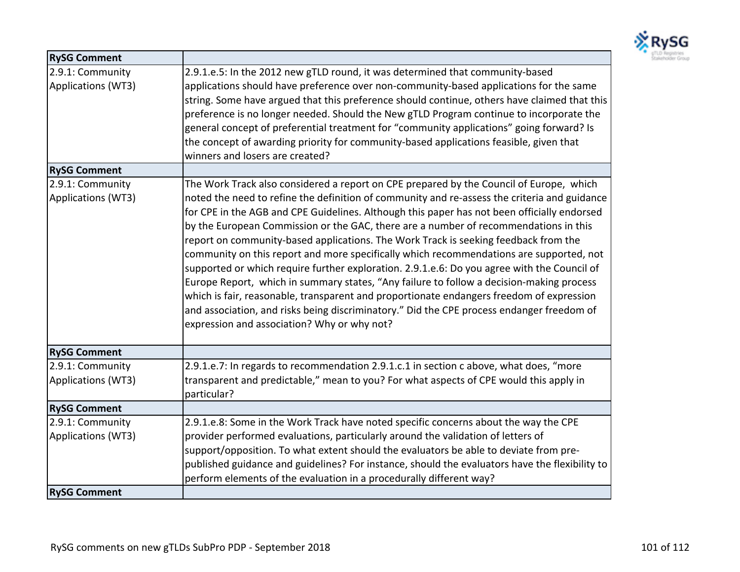| RySG Comment | |
|---|---|
| 2.9.1: Community Applications (WT3) | 2.9.1.e.5: In the 2012 new gTLD round, it was determined that community-based applications should have preference over non-community-based applications for the same string. Some have argued that this preference should continue, others have claimed that this preference is no longer needed. Should the New gTLD Program continue to incorporate the general concept of preferential treatment for "community applications" going forward? Is the concept of awarding priority for community-based applications feasible, given that winners and losers are created? |
| **RySG Comment** | |
| 2.9.1: Community Applications (WT3) | The Work Track also considered a report on CPE prepared by the Council of Europe, which noted the need to refine the definition of community and re-assess the criteria and guidance for CPE in the AGB and CPE Guidelines. Although this paper has not been officially endorsed by the European Commission or the GAC, there are a number of recommendations in this report on community-based applications. The Work Track is seeking feedback from the community on this report and more specifically which recommendations are supported, not supported or which require further exploration. 2.9.1.e.6: Do you agree with the Council of Europe Report, which in summary states, "Any failure to follow a decision-making process which is fair, reasonable, transparent and proportionate endangers freedom of expression and association, and risks being discriminatory." Did the CPE process endanger freedom of expression and association? Why or why not? |
| **RySG Comment** | |
| 2.9.1: Community Applications (WT3) | 2.9.1.e.7: In regards to recommendation 2.9.1.c.1 in section c above, what does, "more transparent and predictable," mean to you? For what aspects of CPE would this apply in particular? |
| **RySG Comment** | |
| 2.9.1: Community Applications (WT3) | 2.9.1.e.8: Some in the Work Track have noted specific concerns about the way the CPE provider performed evaluations, particularly around the validation of letters of support/opposition. To what extent should the evaluators be able to deviate from pre-published guidance and guidelines? For instance, should the evaluators have the flexibility to perform elements of the evaluation in a procedurally different way? |
| **RySG Comment** | |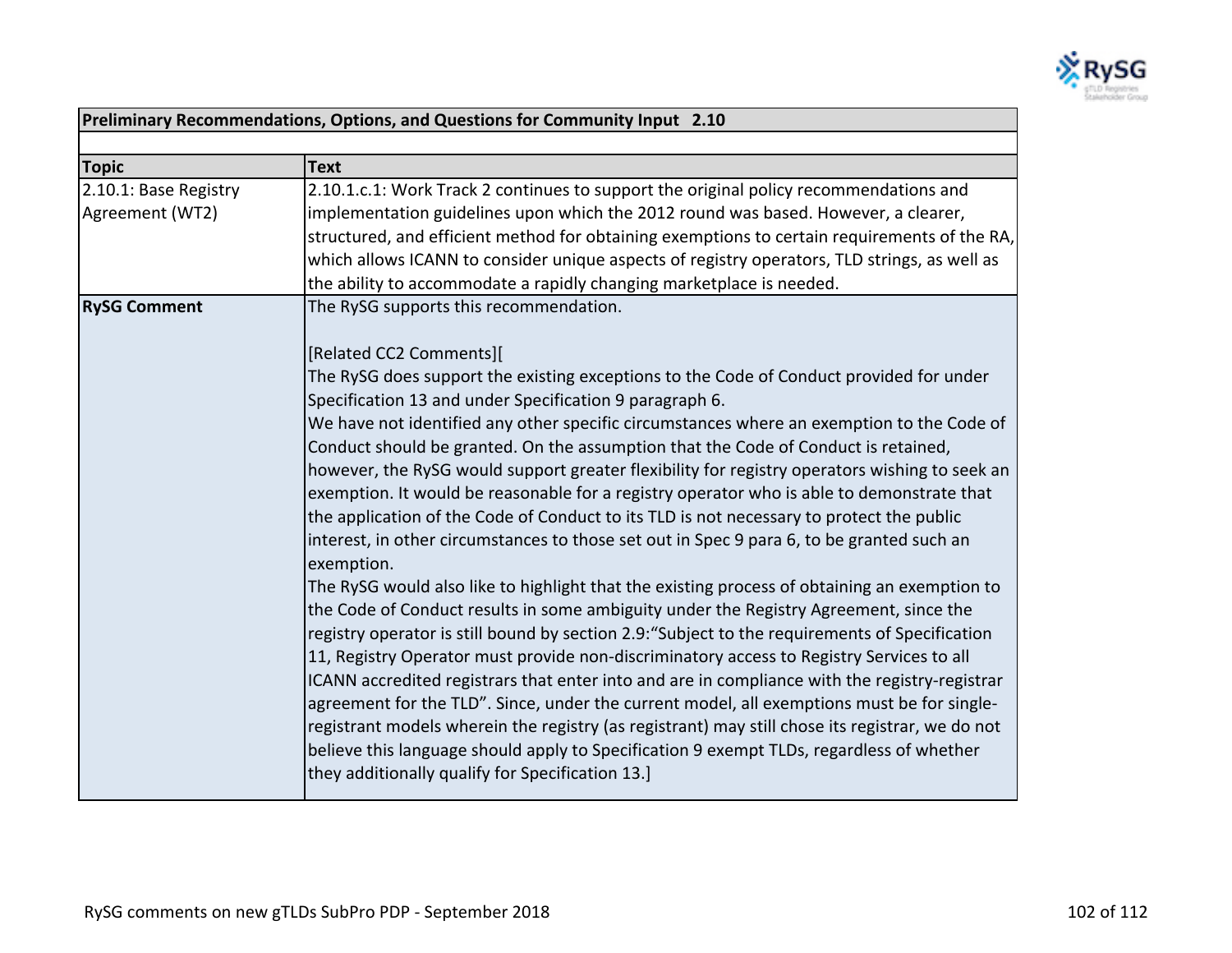| Preliminary Recommendations, Options, and Questions for Community Input 2.10 | |
|---|---|
| | |
| **Topic** | **Text** |
| 2.10.1: Base Registry Agreement (WT2) | 2.10.1.c.1: Work Track 2 continues to support the original policy recommendations and implementation guidelines upon which the 2012 round was based. However, a clearer, structured, and efficient method for obtaining exemptions to certain requirements of the RA, which allows ICANN to consider unique aspects of registry operators, TLD strings, as well as the ability to accommodate a rapidly changing marketplace is needed. |
| **RySG Comment** | The RySG supports this recommendation.<br><br>[Related CC2 Comments][<br>The RySG does support the existing exceptions to the Code of Conduct provided for under Specification 13 and under Specification 9 paragraph 6.<br>We have not identified any other specific circumstances where an exemption to the Code of Conduct should be granted. On the assumption that the Code of Conduct is retained, however, the RySG would support greater flexibility for registry operators wishing to seek an exemption. It would be reasonable for a registry operator who is able to demonstrate that the application of the Code of Conduct to its TLD is not necessary to protect the public interest, in other circumstances to those set out in Spec 9 para 6, to be granted such an exemption.<br>The RySG would also like to highlight that the existing process of obtaining an exemption to the Code of Conduct results in some ambiguity under the Registry Agreement, since the registry operator is still bound by section 2.9:"Subject to the requirements of Specification 11, Registry Operator must provide non-discriminatory access to Registry Services to all ICANN accredited registrars that enter into and are in compliance with the registry-registrar agreement for the TLD". Since, under the current model, all exemptions must be for single-registrant models wherein the registry (as registrant) may still chose its registrar, we do not believe this language should apply to Specification 9 exempt TLDs, regardless of whether they additionally qualify for Specification 13.] |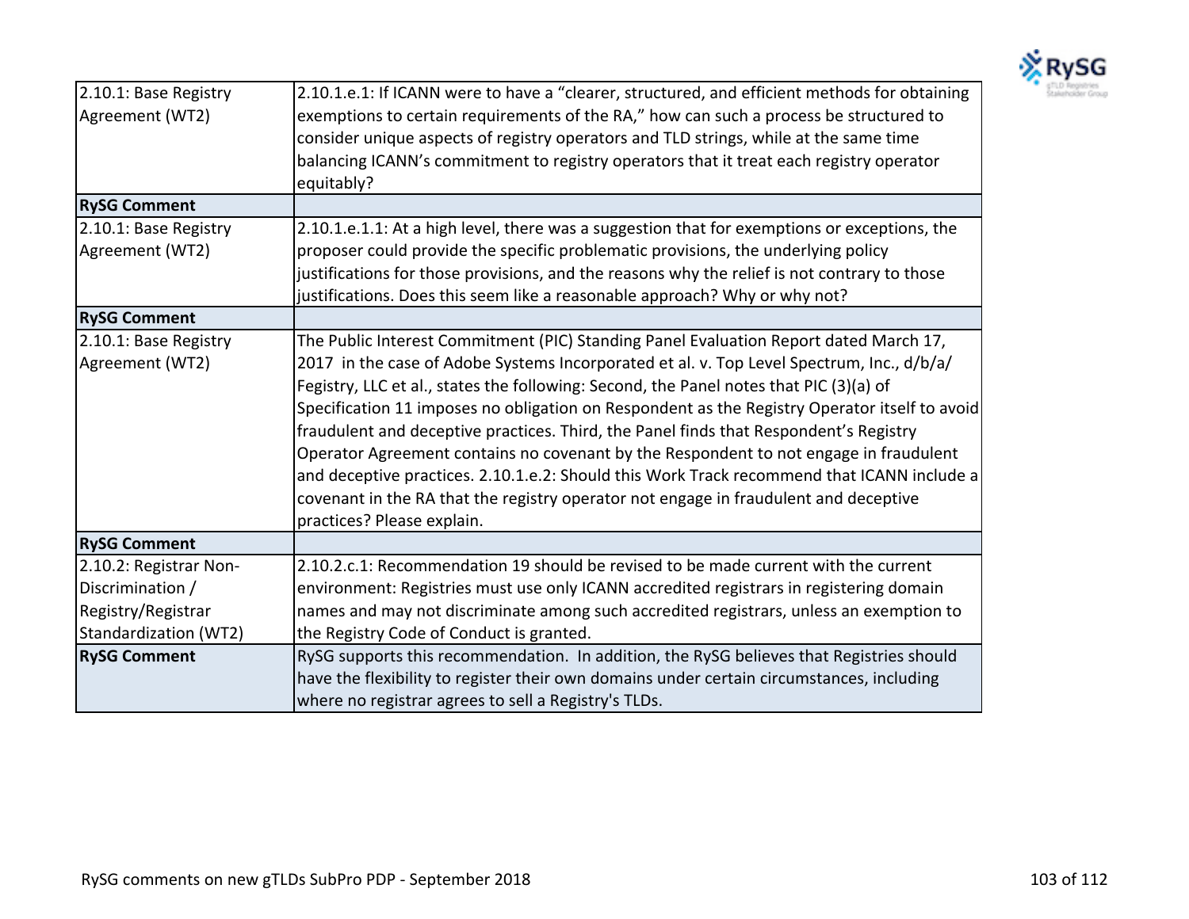| | |
|---|---|
| 2.10.1: Base Registry Agreement (WT2) | 2.10.1.e.1: If ICANN were to have a "clearer, structured, and efficient methods for obtaining exemptions to certain requirements of the RA," how can such a process be structured to consider unique aspects of registry operators and TLD strings, while at the same time balancing ICANN's commitment to registry operators that it treat each registry operator equitably? |
| **RySG Comment** | |
| 2.10.1: Base Registry Agreement (WT2) | 2.10.1.e.1.1: At a high level, there was a suggestion that for exemptions or exceptions, the proposer could provide the specific problematic provisions, the underlying policy justifications for those provisions, and the reasons why the relief is not contrary to those justifications. Does this seem like a reasonable approach? Why or why not? |
| **RySG Comment** | |
| 2.10.1: Base Registry Agreement (WT2) | The Public Interest Commitment (PIC) Standing Panel Evaluation Report dated March 17, 2017 in the case of Adobe Systems Incorporated et al. v. Top Level Spectrum, Inc., d/b/a/ Fegistry, LLC et al., states the following: Second, the Panel notes that PIC (3)(a) of Specification 11 imposes no obligation on Respondent as the Registry Operator itself to avoid fraudulent and deceptive practices. Third, the Panel finds that Respondent's Registry Operator Agreement contains no covenant by the Respondent to not engage in fraudulent and deceptive practices. 2.10.1.e.2: Should this Work Track recommend that ICANN include a covenant in the RA that the registry operator not engage in fraudulent and deceptive practices? Please explain. |
| **RySG Comment** | |
| 2.10.2: Registrar Non-Discrimination / Registry/Registrar Standardization (WT2) | 2.10.2.c.1: Recommendation 19 should be revised to be made current with the current environment: Registries must use only ICANN accredited registrars in registering domain names and may not discriminate among such accredited registrars, unless an exemption to the Registry Code of Conduct is granted. |
| **RySG Comment** | RySG supports this recommendation. In addition, the RySG believes that Registries should have the flexibility to register their own domains under certain circumstances, including where no registrar agrees to sell a Registry's TLDs. |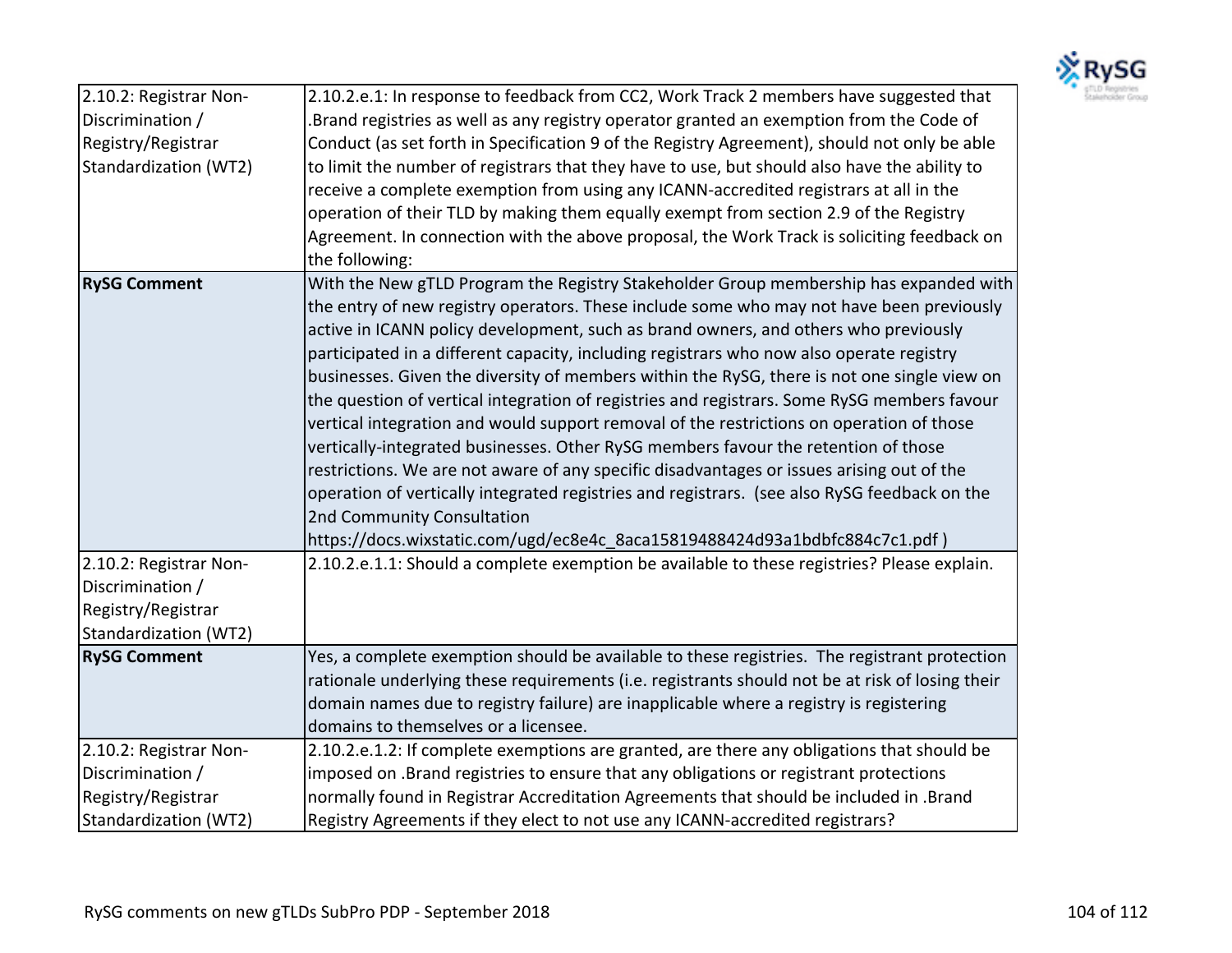| | |
|---|---|
| 2.10.2: Registrar Non-Discrimination / Registry/Registrar Standardization (WT2) | 2.10.2.e.1: In response to feedback from CC2, Work Track 2 members have suggested that .Brand registries as well as any registry operator granted an exemption from the Code of Conduct (as set forth in Specification 9 of the Registry Agreement), should not only be able to limit the number of registrars that they have to use, but should also have the ability to receive a complete exemption from using any ICANN-accredited registrars at all in the operation of their TLD by making them equally exempt from section 2.9 of the Registry Agreement. In connection with the above proposal, the Work Track is soliciting feedback on the following: |
| **RySG Comment** | With the New gTLD Program the Registry Stakeholder Group membership has expanded with the entry of new registry operators. These include some who may not have been previously active in ICANN policy development, such as brand owners, and others who previously participated in a different capacity, including registrars who now also operate registry businesses. Given the diversity of members within the RySG, there is not one single view on the question of vertical integration of registries and registrars. Some RySG members favour vertical integration and would support removal of the restrictions on operation of those vertically-integrated businesses. Other RySG members favour the retention of those restrictions. We are not aware of any specific disadvantages or issues arising out of the operation of vertically integrated registries and registrars. (see also RySG feedback on the 2nd Community Consultation https://docs.wixstatic.com/ugd/ec8e4c_8aca15819488424d93a1bdbfc884c7c1.pdf ) |
| 2.10.2: Registrar Non-Discrimination / Registry/Registrar Standardization (WT2) | 2.10.2.e.1.1: Should a complete exemption be available to these registries? Please explain. |
| **RySG Comment** | Yes, a complete exemption should be available to these registries. The registrant protection rationale underlying these requirements (i.e. registrants should not be at risk of losing their domain names due to registry failure) are inapplicable where a registry is registering domains to themselves or a licensee. |
| 2.10.2: Registrar Non-Discrimination / Registry/Registrar Standardization (WT2) | 2.10.2.e.1.2: If complete exemptions are granted, are there any obligations that should be imposed on .Brand registries to ensure that any obligations or registrant protections normally found in Registrar Accreditation Agreements that should be included in .Brand Registry Agreements if they elect to not use any ICANN-accredited registrars? |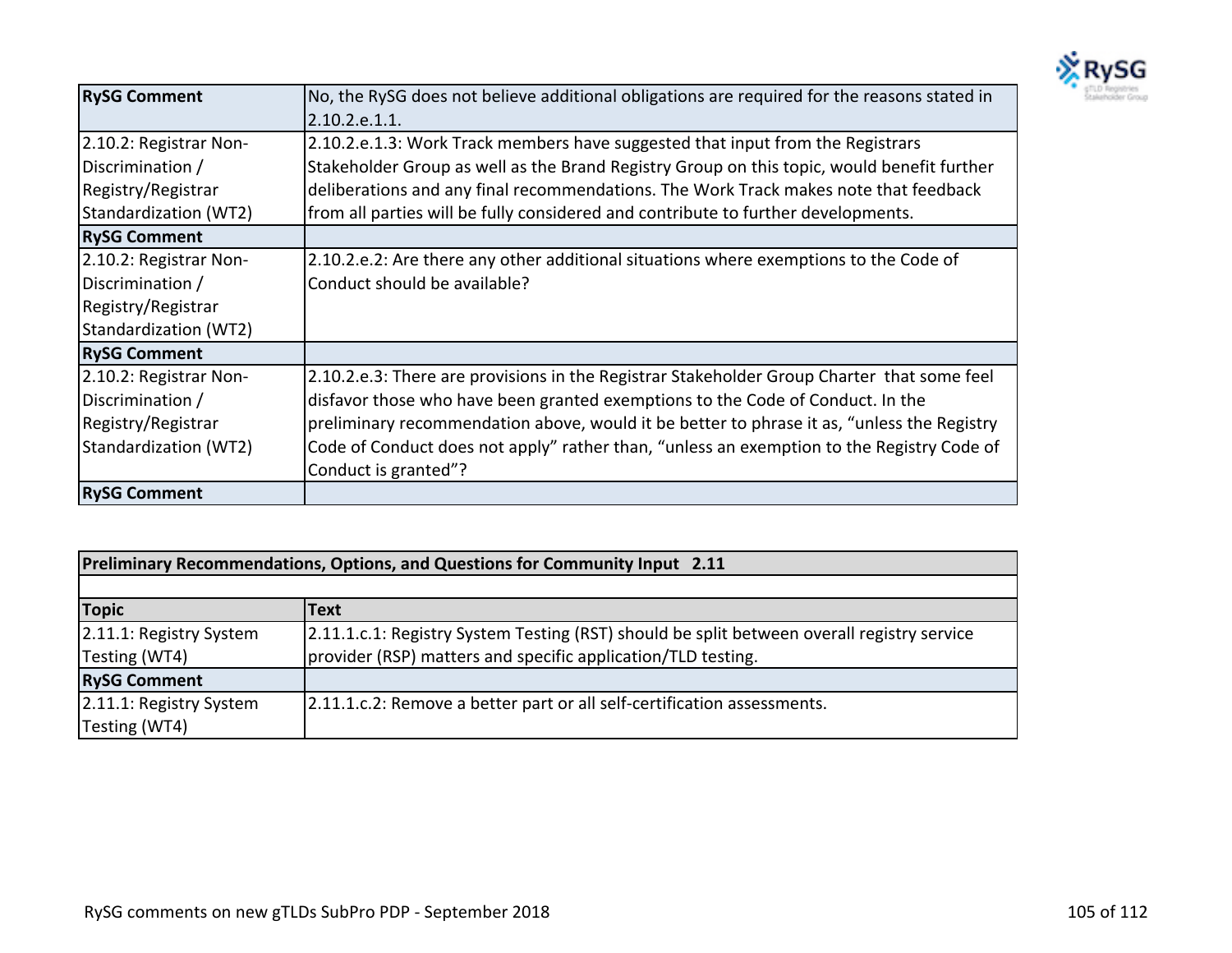| RySG Comment | No, the RySG does not believe additional obligations are required for the reasons stated in 2.10.2.e.1.1. |
|---|---|
| 2.10.2: Registrar Non-Discrimination / Registry/Registrar Standardization (WT2) | 2.10.2.e.1.3: Work Track members have suggested that input from the Registrars Stakeholder Group as well as the Brand Registry Group on this topic, would benefit further deliberations and any final recommendations. The Work Track makes note that feedback from all parties will be fully considered and contribute to further developments. |
| **RySG Comment** | |
| 2.10.2: Registrar Non-Discrimination / Registry/Registrar Standardization (WT2) | 2.10.2.e.2: Are there any other additional situations where exemptions to the Code of Conduct should be available? |
| **RySG Comment** | |
| 2.10.2: Registrar Non-Discrimination / Registry/Registrar Standardization (WT2) | 2.10.2.e.3: There are provisions in the Registrar Stakeholder Group Charter that some feel disfavor those who have been granted exemptions to the Code of Conduct. In the preliminary recommendation above, would it be better to phrase it as, "unless the Registry Code of Conduct does not apply" rather than, "unless an exemption to the Registry Code of Conduct is granted"? |
| **RySG Comment** | |

| **Preliminary Recommendations, Options, and Questions for Community Input 2.11** | |
|---|---|
| | |
| **Topic** | **Text** |
| 2.11.1: Registry System Testing (WT4) | 2.11.1.c.1: Registry System Testing (RST) should be split between overall registry service provider (RSP) matters and specific application/TLD testing. |
| **RySG Comment** | |
| 2.11.1: Registry System Testing (WT4) | 2.11.1.c.2: Remove a better part or all self-certification assessments. |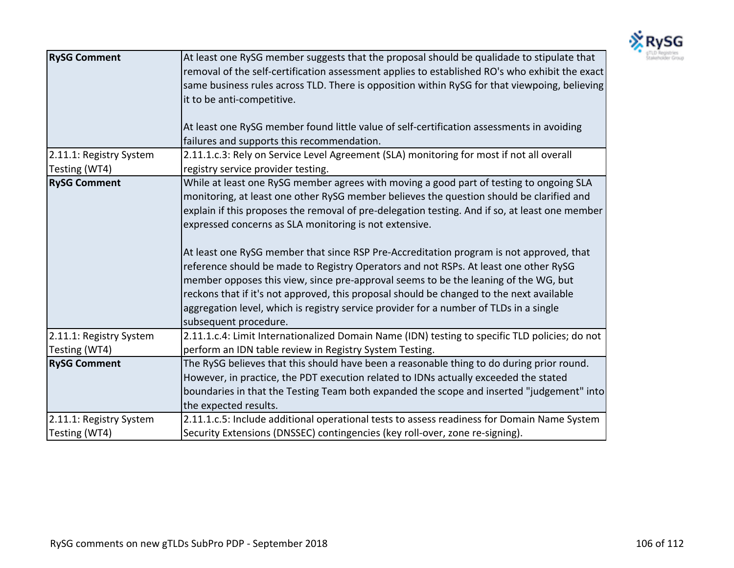| | |
|---|---|
| **RySG Comment** | At least one RySG member suggests that the proposal should be qualidade to stipulate that removal of the self-certification assessment applies to established RO's who exhibit the exact same business rules across TLD. There is opposition within RySG for that viewpoing, believing it to be anti-competitive.<br><br>At least one RySG member found little value of self-certification assessments in avoiding failures and supports this recommendation. |
| 2.11.1: Registry System Testing (WT4) | 2.11.1.c.3: Rely on Service Level Agreement (SLA) monitoring for most if not all overall registry service provider testing. |
| **RySG Comment** | While at least one RySG member agrees with moving a good part of testing to ongoing SLA monitoring, at least one other RySG member believes the question should be clarified and explain if this proposes the removal of pre-delegation testing. And if so, at least one member expressed concerns as SLA monitoring is not extensive.<br><br>At least one RySG member that since RSP Pre-Accreditation program is not approved, that reference should be made to Registry Operators and not RSPs. At least one other RySG member opposes this view, since pre-approval seems to be the leaning of the WG, but reckons that if it's not approved, this proposal should be changed to the next available aggregation level, which is registry service provider for a number of TLDs in a single subsequent procedure. |
| 2.11.1: Registry System Testing (WT4) | 2.11.1.c.4: Limit Internationalized Domain Name (IDN) testing to specific TLD policies; do not perform an IDN table review in Registry System Testing. |
| **RySG Comment** | The RySG believes that this should have been a reasonable thing to do during prior round. However, in practice, the PDT execution related to IDNs actually exceeded the stated boundaries in that the Testing Team both expanded the scope and inserted "judgement" into the expected results. |
| 2.11.1: Registry System Testing (WT4) | 2.11.1.c.5: Include additional operational tests to assess readiness for Domain Name System Security Extensions (DNSSEC) contingencies (key roll-over, zone re-signing). |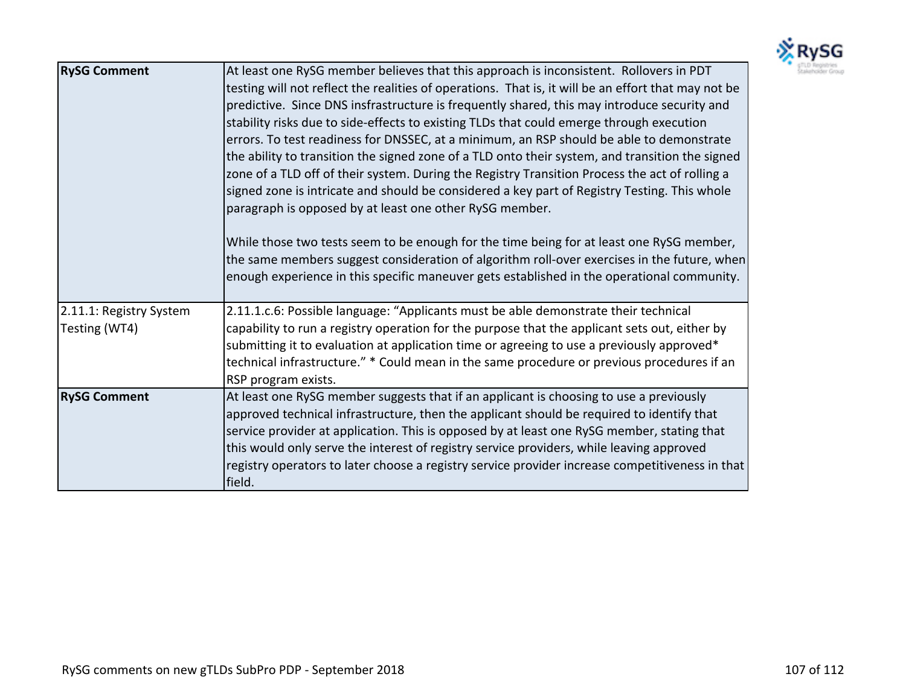| RySG Comment | At least one RySG member believes that this approach is inconsistent. Rollovers in PDT testing will not reflect the realities of operations. That is, it will be an effort that may not be predictive. Since DNS insfrastructure is frequently shared, this may introduce security and stability risks due to side-effects to existing TLDs that could emerge through execution errors. To test readiness for DNSSEC, at a minimum, an RSP should be able to demonstrate the ability to transition the signed zone of a TLD onto their system, and transition the signed zone of a TLD off of their system. During the Registry Transition Process the act of rolling a signed zone is intricate and should be considered a key part of Registry Testing. This whole paragraph is opposed by at least one other RySG member.<br><br>While those two tests seem to be enough for the time being for at least one RySG member, the same members suggest consideration of algorithm roll-over exercises in the future, when enough experience in this specific maneuver gets established in the operational community. |
|---|---|
| 2.11.1: Registry System Testing (WT4) | 2.11.1.c.6: Possible language: "Applicants must be able demonstrate their technical capability to run a registry operation for the purpose that the applicant sets out, either by submitting it to evaluation at application time or agreeing to use a previously approved* technical infrastructure." * Could mean in the same procedure or previous procedures if an RSP program exists. |
| **RySG Comment** | At least one RySG member suggests that if an applicant is choosing to use a previously approved technical infrastructure, then the applicant should be required to identify that service provider at application. This is opposed by at least one RySG member, stating that this would only serve the interest of registry service providers, while leaving approved registry operators to later choose a registry service provider increase competitiveness in that field. |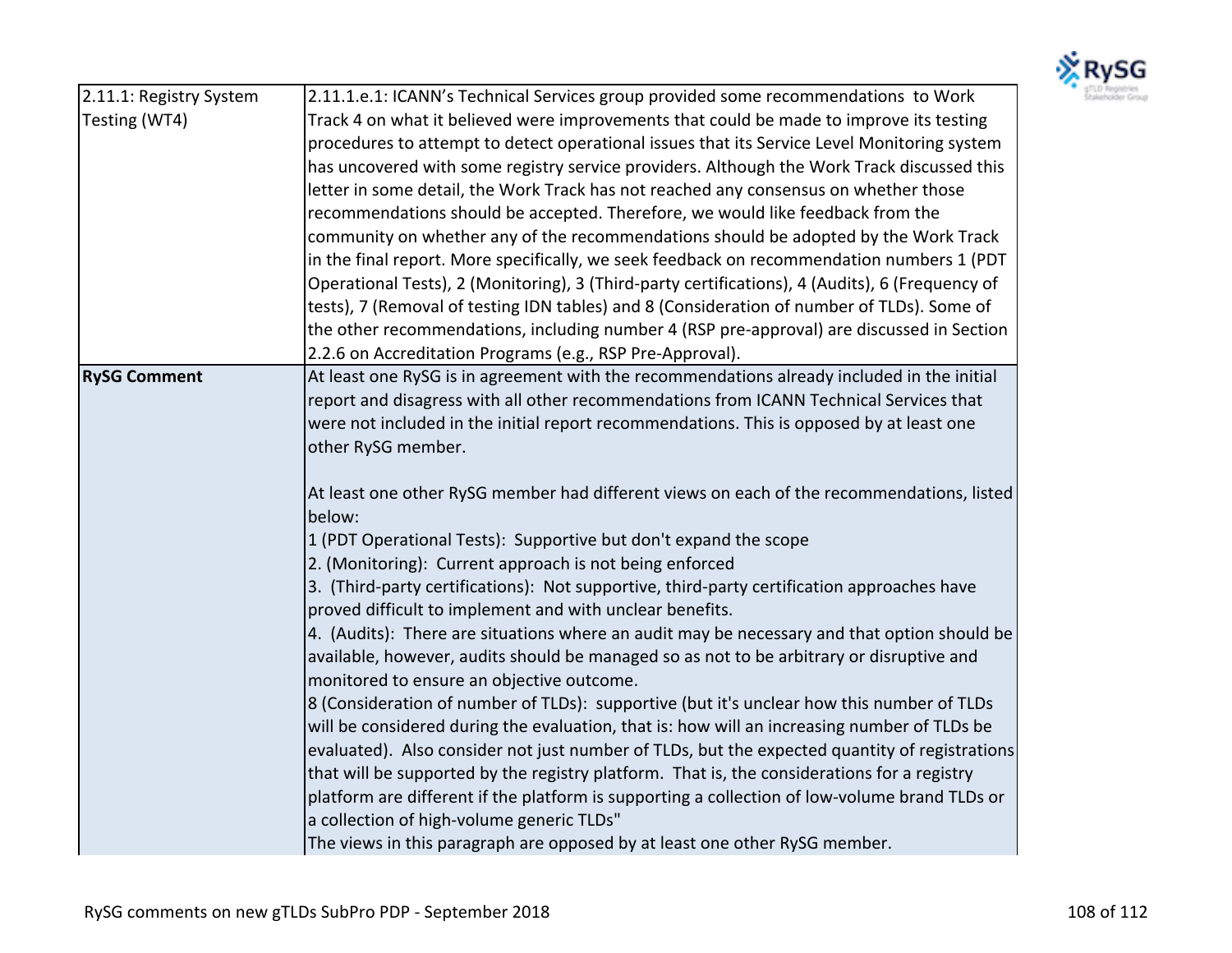| 2.11.1: Registry System Testing (WT4) | 2.11.1.e.1: ICANN's Technical Services group provided some recommendations to Work Track 4 on what it believed were improvements that could be made to improve its testing procedures to attempt to detect operational issues that its Service Level Monitoring system has uncovered with some registry service providers. Although the Work Track discussed this letter in some detail, the Work Track has not reached any consensus on whether those recommendations should be accepted. Therefore, we would like feedback from the community on whether any of the recommendations should be adopted by the Work Track in the final report. More specifically, we seek feedback on recommendation numbers 1 (PDT Operational Tests), 2 (Monitoring), 3 (Third-party certifications), 4 (Audits), 6 (Frequency of tests), 7 (Removal of testing IDN tables) and 8 (Consideration of number of TLDs). Some of the other recommendations, including number 4 (RSP pre-approval) are discussed in Section 2.2.6 on Accreditation Programs (e.g., RSP Pre-Approval). |
|---|---|
| **RySG Comment** | At least one RySG is in agreement with the recommendations already included in the initial report and disagress with all other recommendations from ICANN Technical Services that were not included in the initial report recommendations. This is opposed by at least one other RySG member.<br><br>At least one other RySG member had different views on each of the recommendations, listed below:<br>1 (PDT Operational Tests): Supportive but don't expand the scope<br>2. (Monitoring): Current approach is not being enforced<br>3. (Third-party certifications): Not supportive, third-party certification approaches have proved difficult to implement and with unclear benefits.<br>4. (Audits): There are situations where an audit may be necessary and that option should be available, however, audits should be managed so as not to be arbitrary or disruptive and monitored to ensure an objective outcome.<br>8 (Consideration of number of TLDs): supportive (but it's unclear how this number of TLDs will be considered during the evaluation, that is: how will an increasing number of TLDs be evaluated). Also consider not just number of TLDs, but the expected quantity of registrations that will be supported by the registry platform. That is, the considerations for a registry platform are different if the platform is supporting a collection of low-volume brand TLDs or a collection of high-volume generic TLDs"<br>The views in this paragraph are opposed by at least one other RySG member. |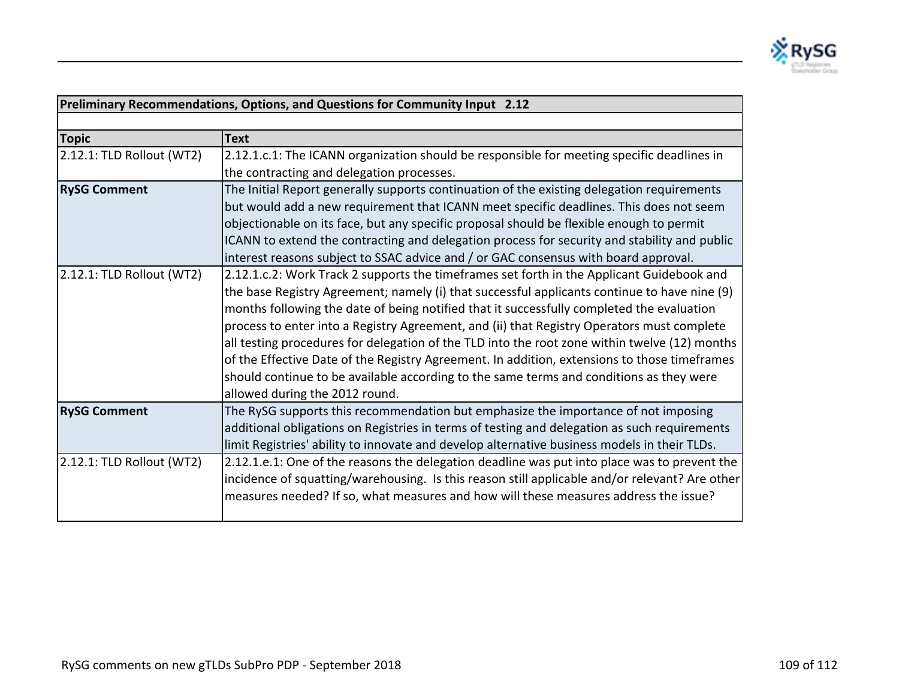| Preliminary Recommendations, Options, and Questions for Community Input 2.12 | |
|---|---|
| | |
| **Topic** | **Text** |
| 2.12.1: TLD Rollout (WT2) | 2.12.1.c.1: The ICANN organization should be responsible for meeting specific deadlines in the contracting and delegation processes. |
| **RySG Comment** | The Initial Report generally supports continuation of the existing delegation requirements but would add a new requirement that ICANN meet specific deadlines. This does not seem objectionable on its face, but any specific proposal should be flexible enough to permit ICANN to extend the contracting and delegation process for security and stability and public interest reasons subject to SSAC advice and / or GAC consensus with board approval. |
| 2.12.1: TLD Rollout (WT2) | 2.12.1.c.2: Work Track 2 supports the timeframes set forth in the Applicant Guidebook and the base Registry Agreement; namely (i) that successful applicants continue to have nine (9) months following the date of being notified that it successfully completed the evaluation process to enter into a Registry Agreement, and (ii) that Registry Operators must complete all testing procedures for delegation of the TLD into the root zone within twelve (12) months of the Effective Date of the Registry Agreement. In addition, extensions to those timeframes should continue to be available according to the same terms and conditions as they were allowed during the 2012 round. |
| **RySG Comment** | The RySG supports this recommendation but emphasize the importance of not imposing additional obligations on Registries in terms of testing and delegation as such requirements limit Registries' ability to innovate and develop alternative business models in their TLDs. |
| 2.12.1: TLD Rollout (WT2) | 2.12.1.e.1: One of the reasons the delegation deadline was put into place was to prevent the incidence of squatting/warehousing. Is this reason still applicable and/or relevant? Are other measures needed? If so, what measures and how will these measures address the issue? |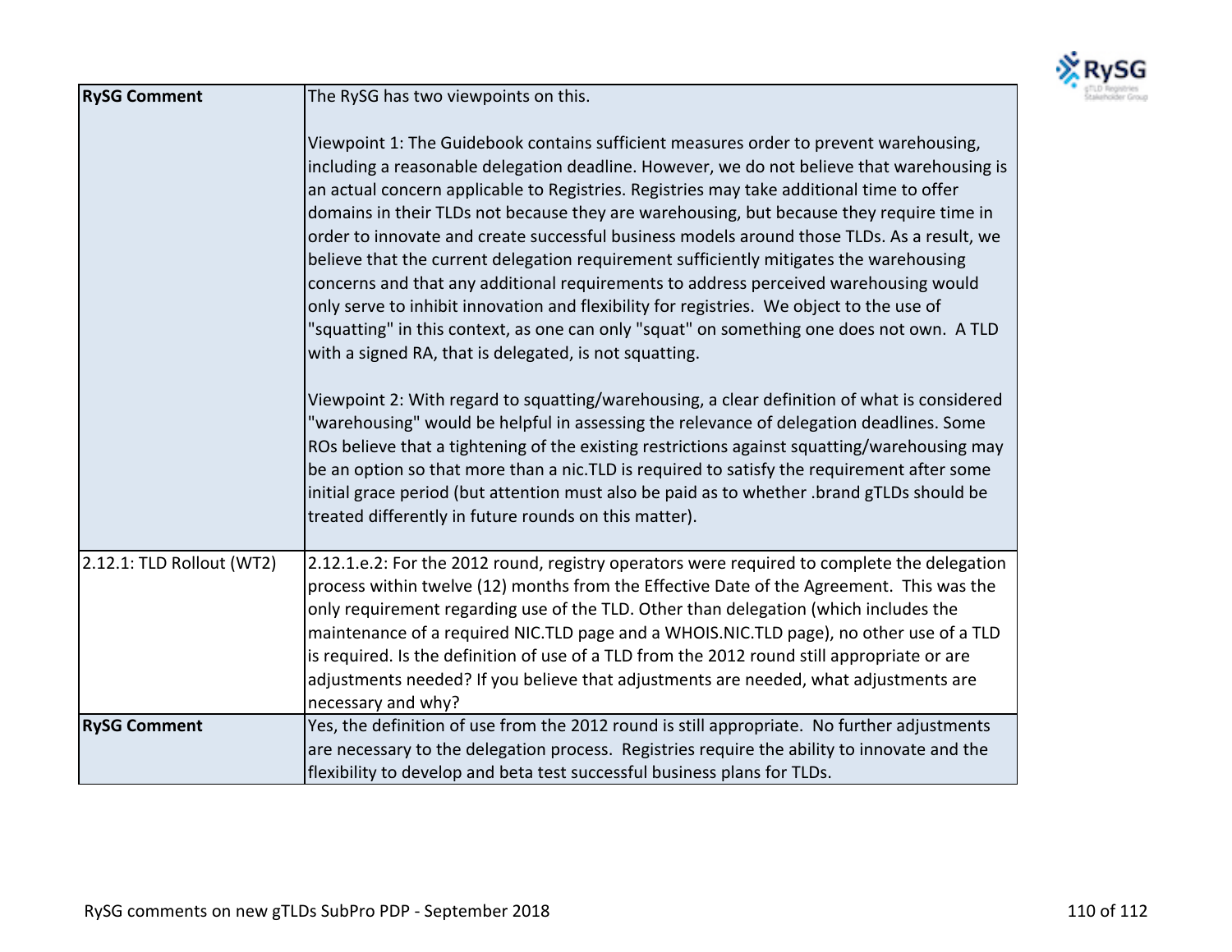| | |
|---|---|
| **RySG Comment** | The RySG has two viewpoints on this.<br><br>Viewpoint 1: The Guidebook contains sufficient measures order to prevent warehousing, including a reasonable delegation deadline. However, we do not believe that warehousing is an actual concern applicable to Registries. Registries may take additional time to offer domains in their TLDs not because they are warehousing, but because they require time in order to innovate and create successful business models around those TLDs. As a result, we believe that the current delegation requirement sufficiently mitigates the warehousing concerns and that any additional requirements to address perceived warehousing would only serve to inhibit innovation and flexibility for registries. We object to the use of "squatting" in this context, as one can only "squat" on something one does not own. A TLD with a signed RA, that is delegated, is not squatting.<br><br>Viewpoint 2: With regard to squatting/warehousing, a clear definition of what is considered "warehousing" would be helpful in assessing the relevance of delegation deadlines. Some ROs believe that a tightening of the existing restrictions against squatting/warehousing may be an option so that more than a nic.TLD is required to satisfy the requirement after some initial grace period (but attention must also be paid as to whether .brand gTLDs should be treated differently in future rounds on this matter). |
| 2.12.1: TLD Rollout (WT2) | 2.12.1.e.2: For the 2012 round, registry operators were required to complete the delegation process within twelve (12) months from the Effective Date of the Agreement. This was the only requirement regarding use of the TLD. Other than delegation (which includes the maintenance of a required NIC.TLD page and a WHOIS.NIC.TLD page), no other use of a TLD is required. Is the definition of use of a TLD from the 2012 round still appropriate or are adjustments needed? If you believe that adjustments are needed, what adjustments are necessary and why? |
| **RySG Comment** | Yes, the definition of use from the 2012 round is still appropriate. No further adjustments are necessary to the delegation process. Registries require the ability to innovate and the flexibility to develop and beta test successful business plans for TLDs. |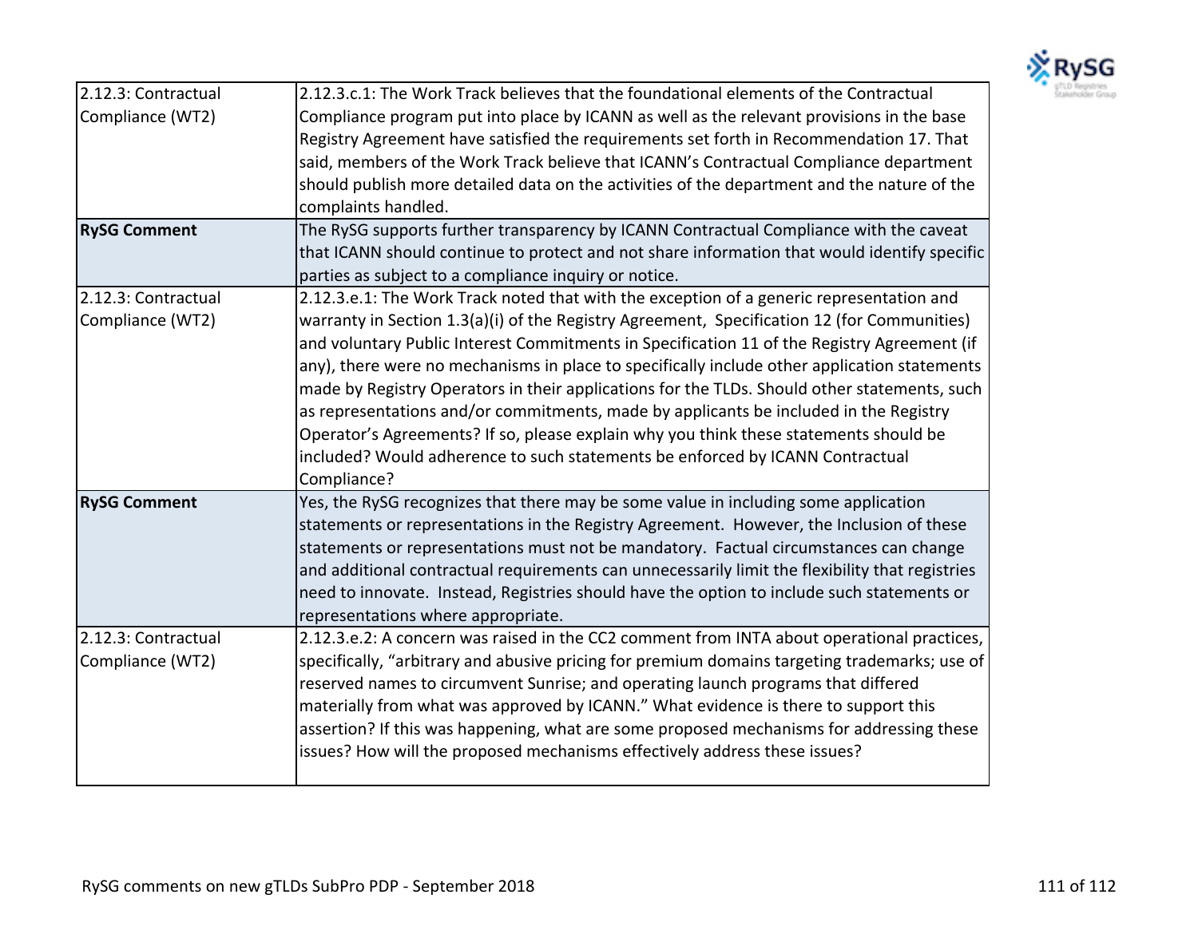| | |
|---|---|
| 2.12.3: Contractual Compliance (WT2) | 2.12.3.c.1: The Work Track believes that the foundational elements of the Contractual Compliance program put into place by ICANN as well as the relevant provisions in the base Registry Agreement have satisfied the requirements set forth in Recommendation 17. That said, members of the Work Track believe that ICANN's Contractual Compliance department should publish more detailed data on the activities of the department and the nature of the complaints handled. |
| **RySG Comment** | The RySG supports further transparency by ICANN Contractual Compliance with the caveat that ICANN should continue to protect and not share information that would identify specific parties as subject to a compliance inquiry or notice. |
| 2.12.3: Contractual Compliance (WT2) | 2.12.3.e.1: The Work Track noted that with the exception of a generic representation and warranty in Section 1.3(a)(i) of the Registry Agreement, Specification 12 (for Communities) and voluntary Public Interest Commitments in Specification 11 of the Registry Agreement (if any), there were no mechanisms in place to specifically include other application statements made by Registry Operators in their applications for the TLDs. Should other statements, such as representations and/or commitments, made by applicants be included in the Registry Operator's Agreements? If so, please explain why you think these statements should be included? Would adherence to such statements be enforced by ICANN Contractual Compliance? |
| **RySG Comment** | Yes, the RySG recognizes that there may be some value in including some application statements or representations in the Registry Agreement. However, the Inclusion of these statements or representations must not be mandatory. Factual circumstances can change and additional contractual requirements can unnecessarily limit the flexibility that registries need to innovate. Instead, Registries should have the option to include such statements or representations where appropriate. |
| 2.12.3: Contractual Compliance (WT2) | 2.12.3.e.2: A concern was raised in the CC2 comment from INTA about operational practices, specifically, "arbitrary and abusive pricing for premium domains targeting trademarks; use of reserved names to circumvent Sunrise; and operating launch programs that differed materially from what was approved by ICANN." What evidence is there to support this assertion? If this was happening, what are some proposed mechanisms for addressing these issues? How will the proposed mechanisms effectively address these issues? |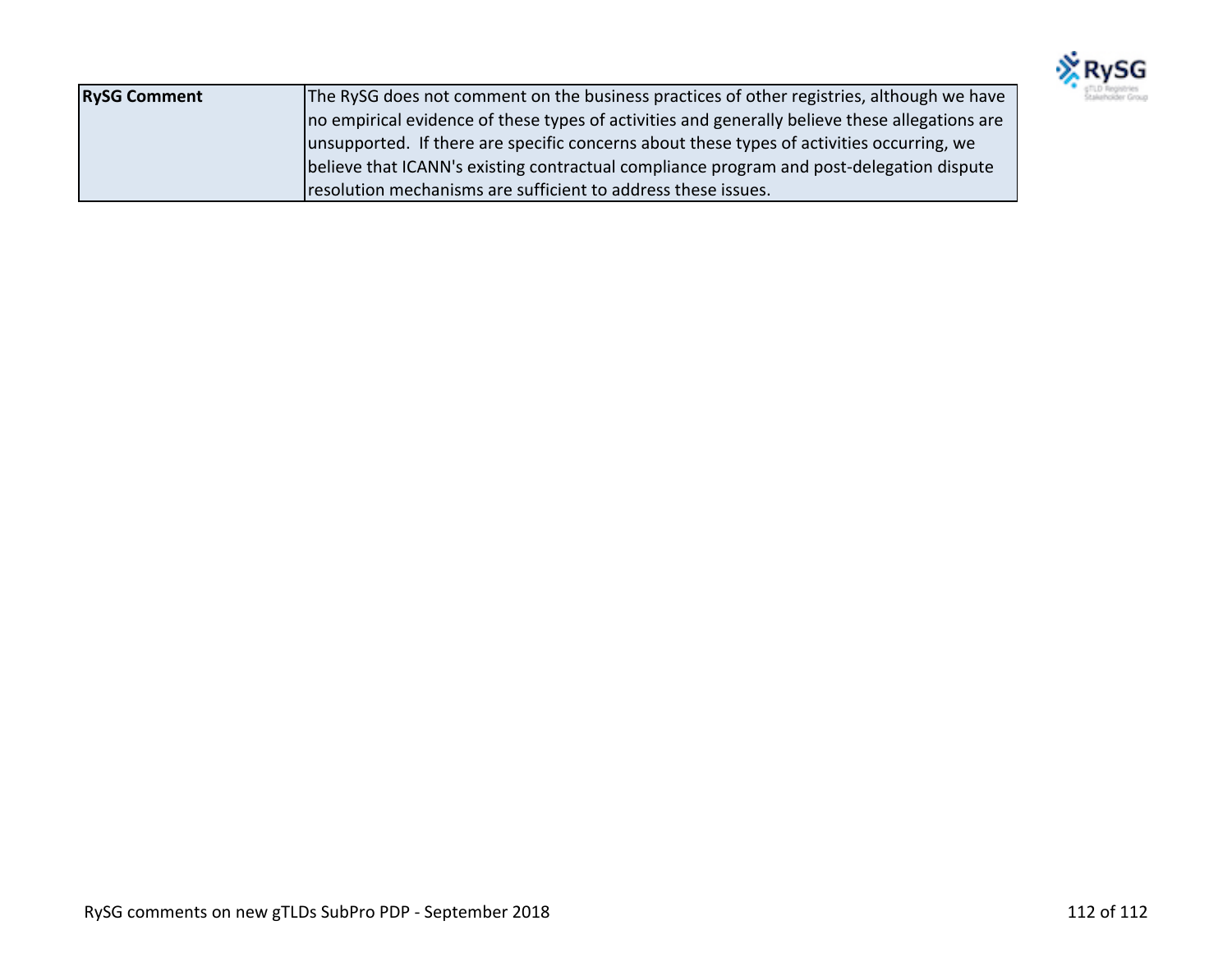| | |
|---|---|
| **RySG Comment** | The RySG does not comment on the business practices of other registries, although we have no empirical evidence of these types of activities and generally believe these allegations are unsupported. If there are specific concerns about these types of activities occurring, we believe that ICANN's existing contractual compliance program and post-delegation dispute resolution mechanisms are sufficient to address these issues. |